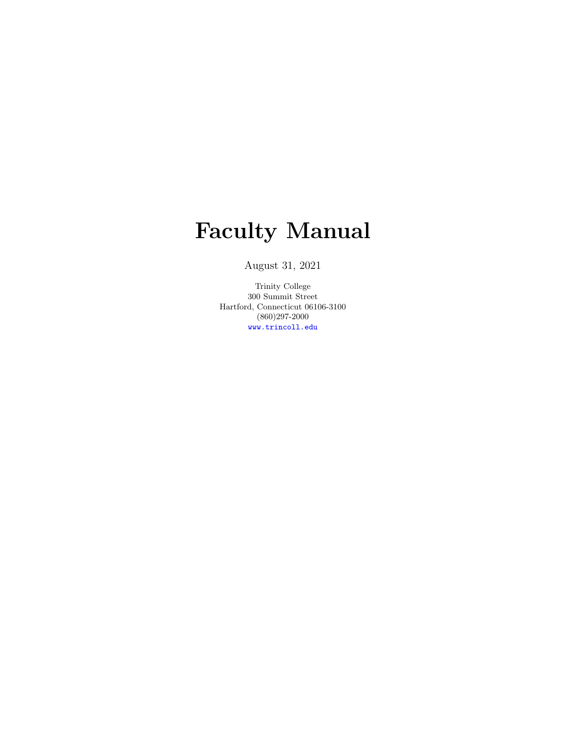# Faculty Manual

August 31, 2021

Trinity College
300 Summit Street
Hartford, Connecticut 06106-3100
(860)297-2000
www.trincoll.edu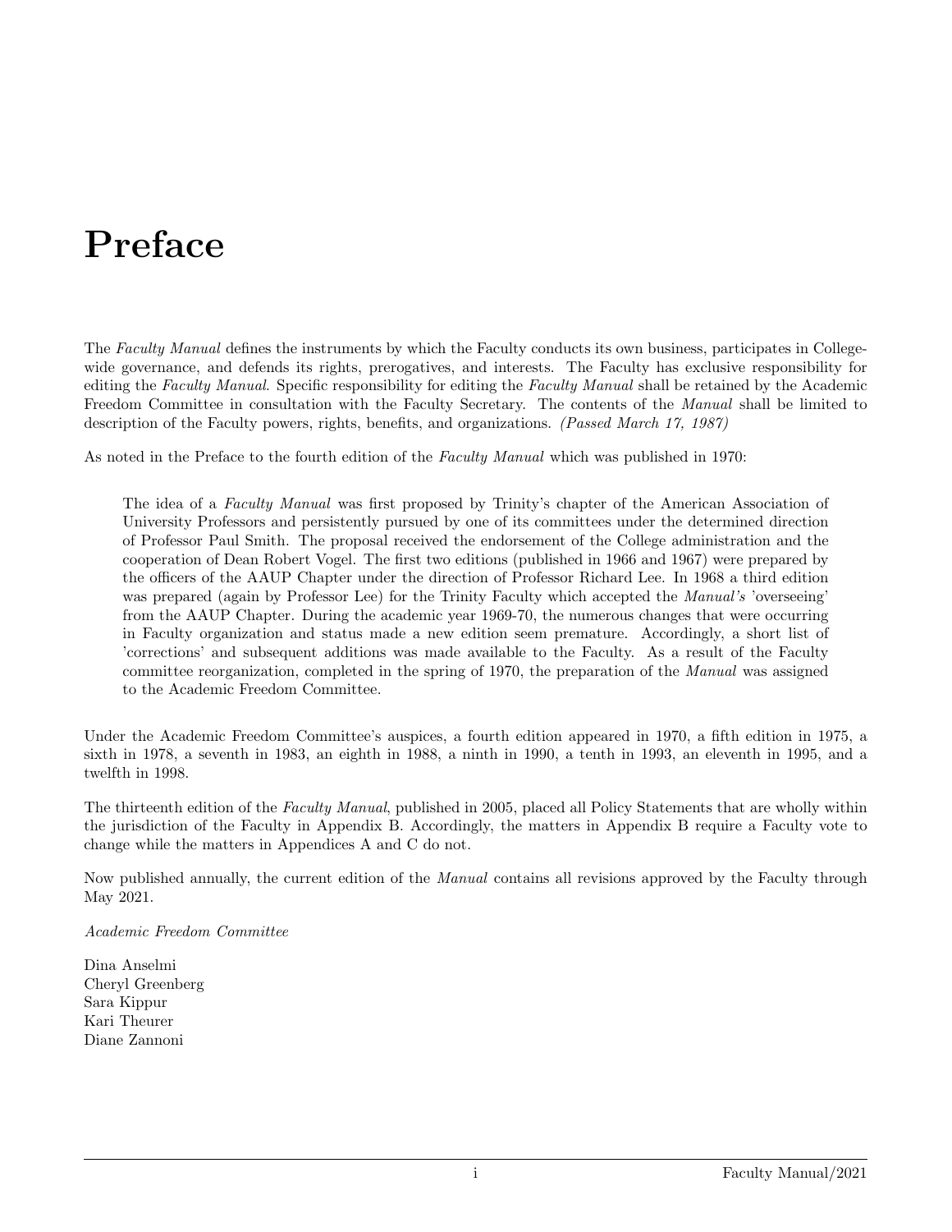# Preface

The *Faculty Manual* defines the instruments by which the Faculty conducts its own business, participates in College-wide governance, and defends its rights, prerogatives, and interests. The Faculty has exclusive responsibility for editing the *Faculty Manual*. Specific responsibility for editing the *Faculty Manual* shall be retained by the Academic Freedom Committee in consultation with the Faculty Secretary. The contents of the *Manual* shall be limited to description of the Faculty powers, rights, benefits, and organizations. *(Passed March 17, 1987)*

As noted in the Preface to the fourth edition of the *Faculty Manual* which was published in 1970:

> The idea of a *Faculty Manual* was first proposed by Trinity's chapter of the American Association of University Professors and persistently pursued by one of its committees under the determined direction of Professor Paul Smith. The proposal received the endorsement of the College administration and the cooperation of Dean Robert Vogel. The first two editions (published in 1966 and 1967) were prepared by the officers of the AAUP Chapter under the direction of Professor Richard Lee. In 1968 a third edition was prepared (again by Professor Lee) for the Trinity Faculty which accepted the *Manual's* 'overseeing' from the AAUP Chapter. During the academic year 1969-70, the numerous changes that were occurring in Faculty organization and status made a new edition seem premature. Accordingly, a short list of 'corrections' and subsequent additions was made available to the Faculty. As a result of the Faculty committee reorganization, completed in the spring of 1970, the preparation of the *Manual* was assigned to the Academic Freedom Committee.

Under the Academic Freedom Committee's auspices, a fourth edition appeared in 1970, a fifth edition in 1975, a sixth in 1978, a seventh in 1983, an eighth in 1988, a ninth in 1990, a tenth in 1993, an eleventh in 1995, and a twelfth in 1998.

The thirteenth edition of the *Faculty Manual*, published in 2005, placed all Policy Statements that are wholly within the jurisdiction of the Faculty in Appendix B. Accordingly, the matters in Appendix B require a Faculty vote to change while the matters in Appendices A and C do not.

Now published annually, the current edition of the *Manual* contains all revisions approved by the Faculty through May 2021.

*Academic Freedom Committee*

Dina Anselmi  
Cheryl Greenberg  
Sara Kippur  
Kari Theurer  
Diane Zannoni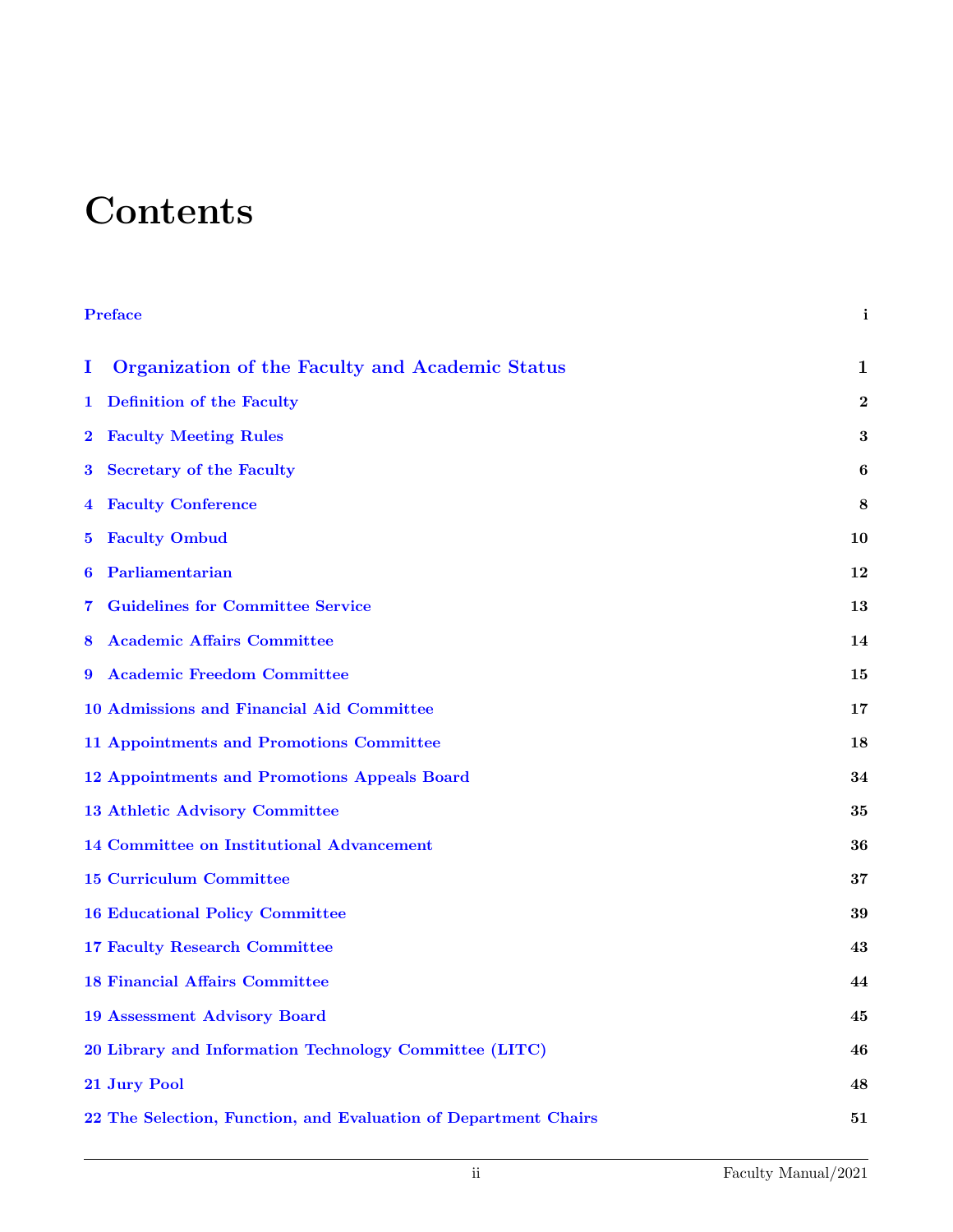# Contents

Preface i

**I Organization of the Faculty and Academic Status 1**

1 Definition of the Faculty 2

2 Faculty Meeting Rules 3

3 Secretary of the Faculty 6

4 Faculty Conference 8

5 Faculty Ombud 10

6 Parliamentarian 12

7 Guidelines for Committee Service 13

8 Academic Affairs Committee 14

9 Academic Freedom Committee 15

10 Admissions and Financial Aid Committee 17

11 Appointments and Promotions Committee 18

12 Appointments and Promotions Appeals Board 34

13 Athletic Advisory Committee 35

14 Committee on Institutional Advancement 36

15 Curriculum Committee 37

16 Educational Policy Committee 39

17 Faculty Research Committee 43

18 Financial Affairs Committee 44

19 Assessment Advisory Board 45

20 Library and Information Technology Committee (LITC) 46

21 Jury Pool 48

22 The Selection, Function, and Evaluation of Department Chairs 51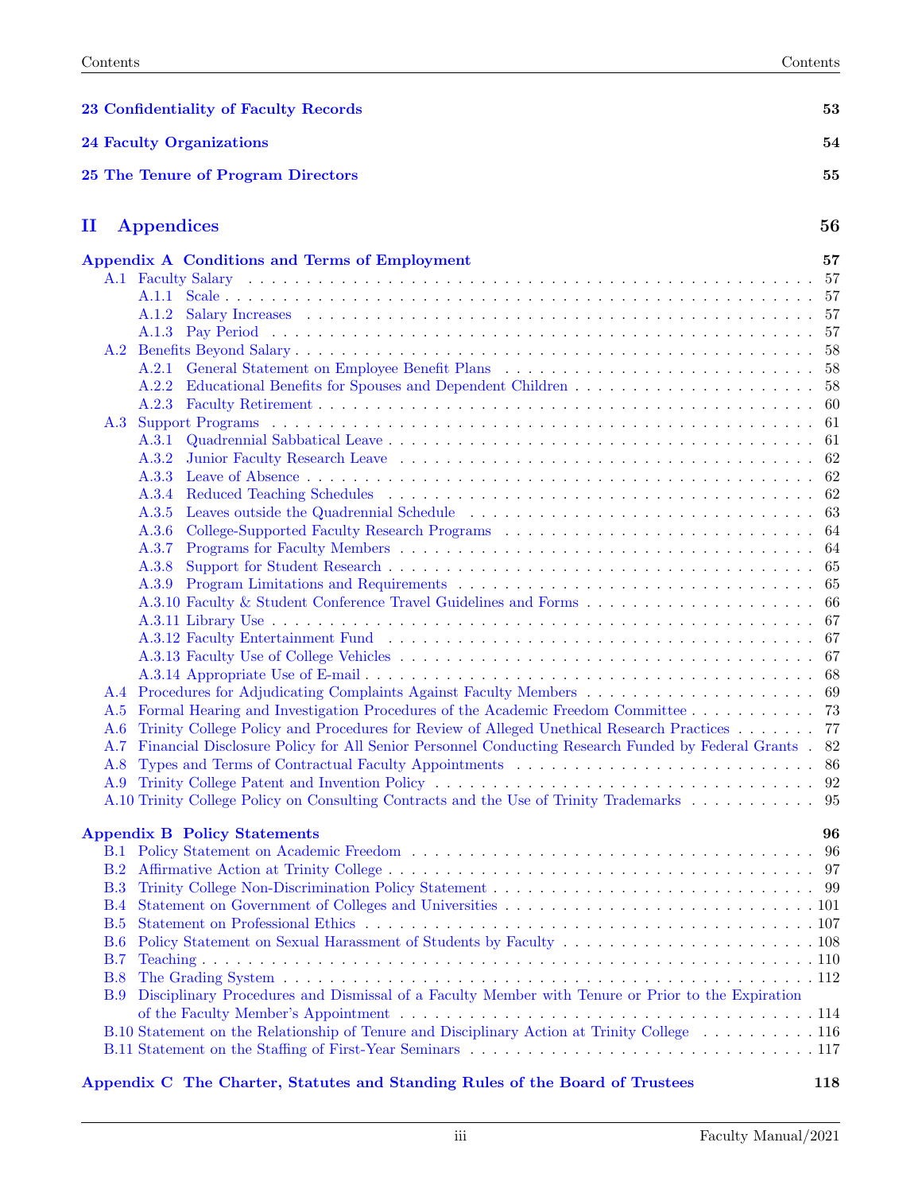**23 Confidentiality of Faculty Records** 53

**24 Faculty Organizations** 54

**25 The Tenure of Program Directors** 55

## II Appendices 56

**Appendix A Conditions and Terms of Employment** 57

- A.1 Faculty Salary . . . 57
  - A.1.1 Scale . . . 57
  - A.1.2 Salary Increases . . . 57
  - A.1.3 Pay Period . . . 57
- A.2 Benefits Beyond Salary . . . 58
  - A.2.1 General Statement on Employee Benefit Plans . . . 58
  - A.2.2 Educational Benefits for Spouses and Dependent Children . . . 58
  - A.2.3 Faculty Retirement . . . 60
- A.3 Support Programs . . . 61
  - A.3.1 Quadrennial Sabbatical Leave . . . 61
  - A.3.2 Junior Faculty Research Leave . . . 62
  - A.3.3 Leave of Absence . . . 62
  - A.3.4 Reduced Teaching Schedules . . . 62
  - A.3.5 Leaves outside the Quadrennial Schedule . . . 63
  - A.3.6 College-Supported Faculty Research Programs . . . 64
  - A.3.7 Programs for Faculty Members . . . 64
  - A.3.8 Support for Student Research . . . 65
  - A.3.9 Program Limitations and Requirements . . . 65
  - A.3.10 Faculty & Student Conference Travel Guidelines and Forms . . . 66
  - A.3.11 Library Use . . . 67
  - A.3.12 Faculty Entertainment Fund . . . 67
  - A.3.13 Faculty Use of College Vehicles . . . 67
  - A.3.14 Appropriate Use of E-mail . . . 68
- A.4 Procedures for Adjudicating Complaints Against Faculty Members . . . 69
- A.5 Formal Hearing and Investigation Procedures of the Academic Freedom Committee . . . 73
- A.6 Trinity College Policy and Procedures for Review of Alleged Unethical Research Practices . . . 77
- A.7 Financial Disclosure Policy for All Senior Personnel Conducting Research Funded by Federal Grants . 82
- A.8 Types and Terms of Contractual Faculty Appointments . . . 86
- A.9 Trinity College Patent and Invention Policy . . . 92
- A.10 Trinity College Policy on Consulting Contracts and the Use of Trinity Trademarks . . . 95

**Appendix B Policy Statements** 96

- B.1 Policy Statement on Academic Freedom . . . 96
- B.2 Affirmative Action at Trinity College . . . 97
- B.3 Trinity College Non-Discrimination Policy Statement . . . 99
- B.4 Statement on Government of Colleges and Universities . . . 101
- B.5 Statement on Professional Ethics . . . 107
- B.6 Policy Statement on Sexual Harassment of Students by Faculty . . . 108
- B.7 Teaching . . . 110
- B.8 The Grading System . . . 112
- B.9 Disciplinary Procedures and Dismissal of a Faculty Member with Tenure or Prior to the Expiration of the Faculty Member's Appointment . . . 114
- B.10 Statement on the Relationship of Tenure and Disciplinary Action at Trinity College . . . 116
- B.11 Statement on the Staffing of First-Year Seminars . . . 117

**Appendix C The Charter, Statutes and Standing Rules of the Board of Trustees** 118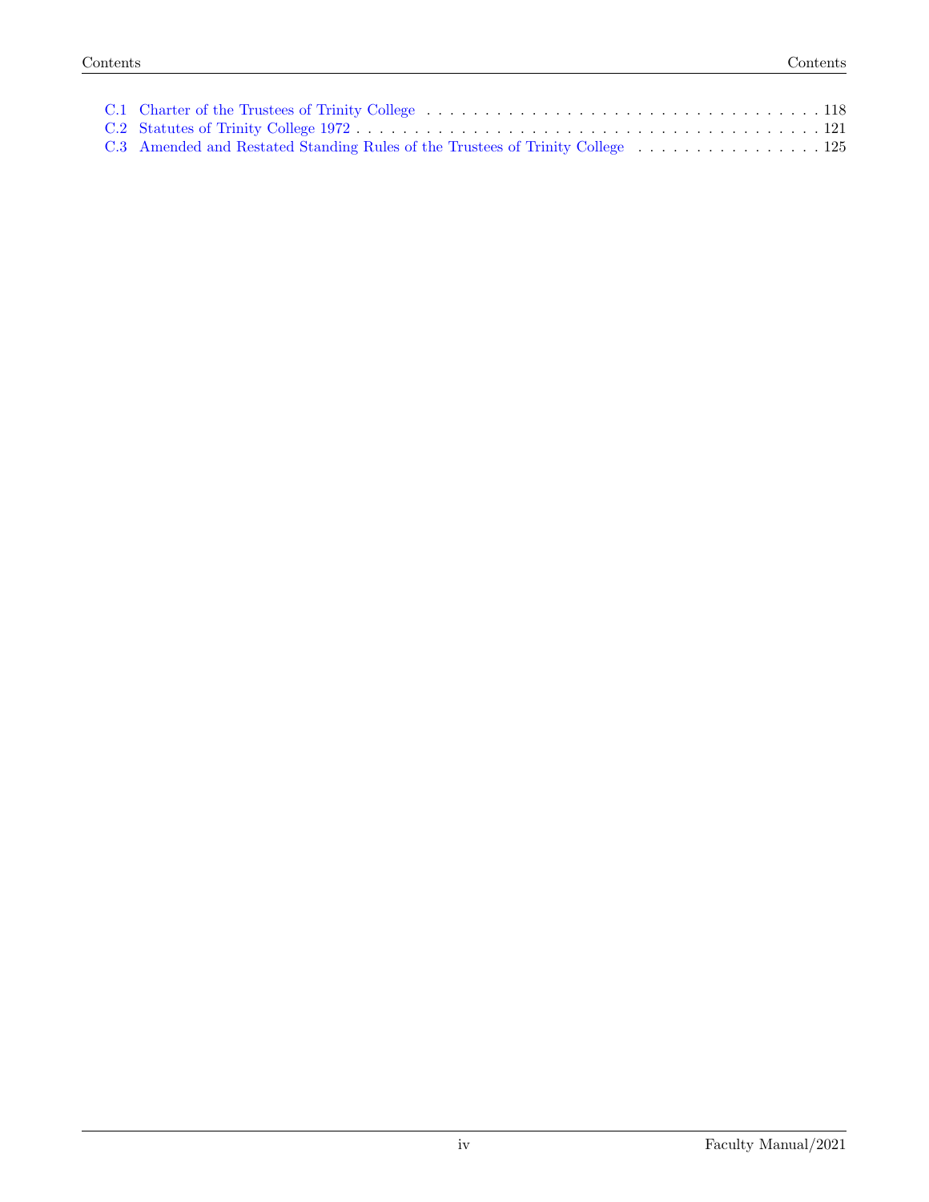C.1 Charter of the Trustees of Trinity College . . . . . . . . . . . . . . . . . . . . . . . . . . . . . . . . . . 118
C.2 Statutes of Trinity College 1972 . . . . . . . . . . . . . . . . . . . . . . . . . . . . . . . . . . . . . . . 121
C.3 Amended and Restated Standing Rules of the Trustees of Trinity College . . . . . . . . . . . . . . . . 125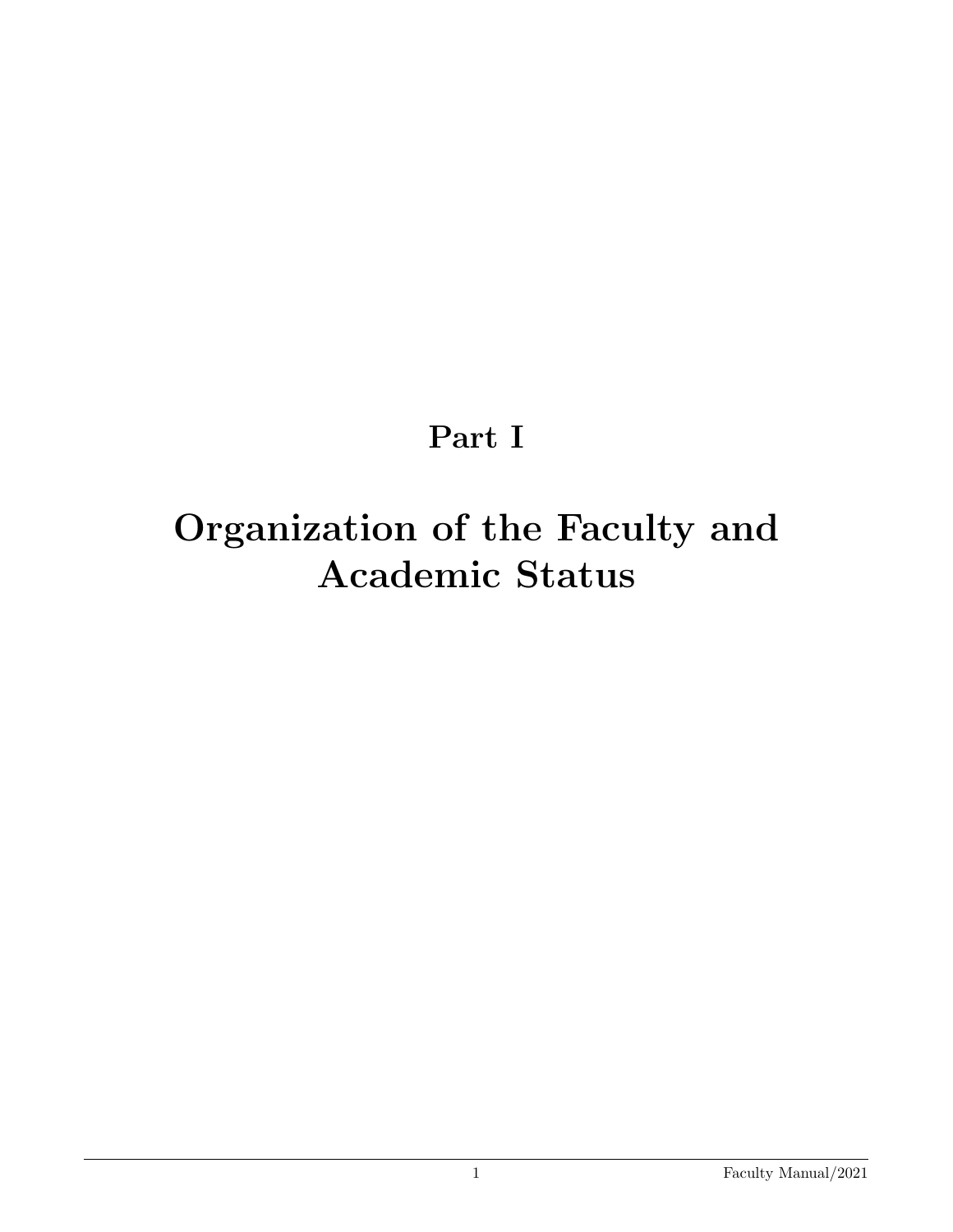# Part I

# Organization of the Faculty and Academic Status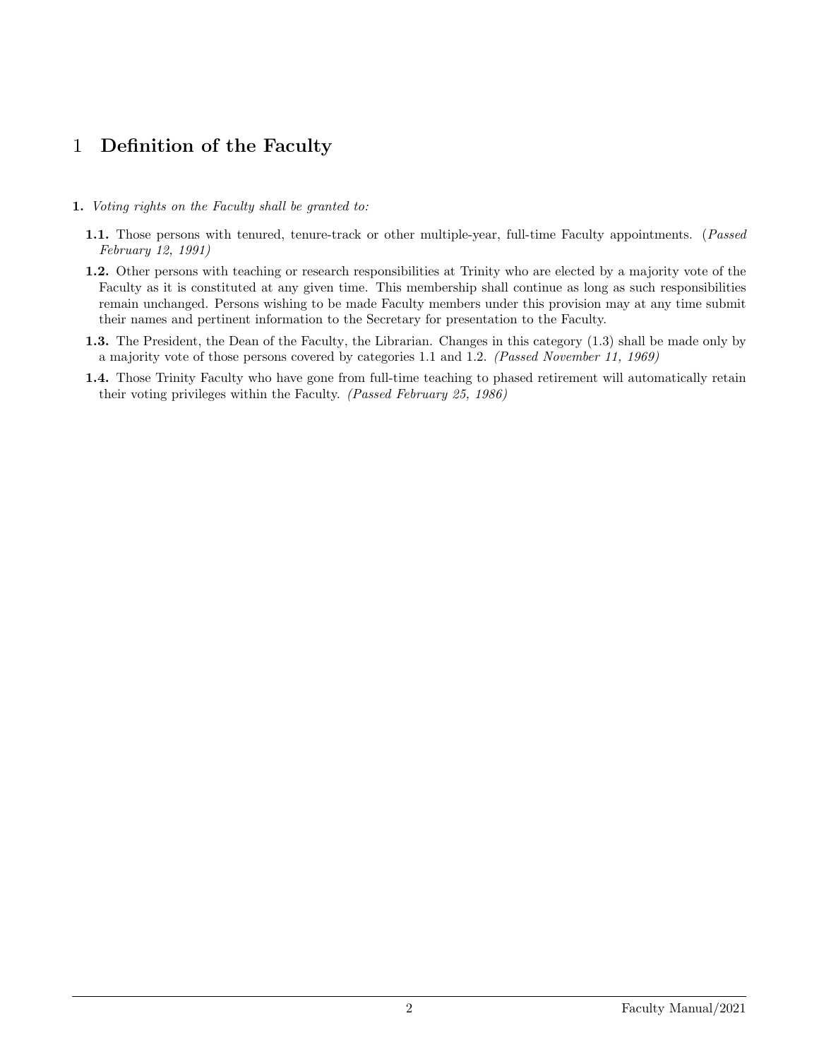# 1 Definition of the Faculty

**1.** *Voting rights on the Faculty shall be granted to:*

- **1.1.** Those persons with tenured, tenure-track or other multiple-year, full-time Faculty appointments. (*Passed February 12, 1991)*
- **1.2.** Other persons with teaching or research responsibilities at Trinity who are elected by a majority vote of the Faculty as it is constituted at any given time. This membership shall continue as long as such responsibilities remain unchanged. Persons wishing to be made Faculty members under this provision may at any time submit their names and pertinent information to the Secretary for presentation to the Faculty.
- **1.3.** The President, the Dean of the Faculty, the Librarian. Changes in this category (1.3) shall be made only by a majority vote of those persons covered by categories 1.1 and 1.2. *(Passed November 11, 1969)*
- **1.4.** Those Trinity Faculty who have gone from full-time teaching to phased retirement will automatically retain their voting privileges within the Faculty. *(Passed February 25, 1986)*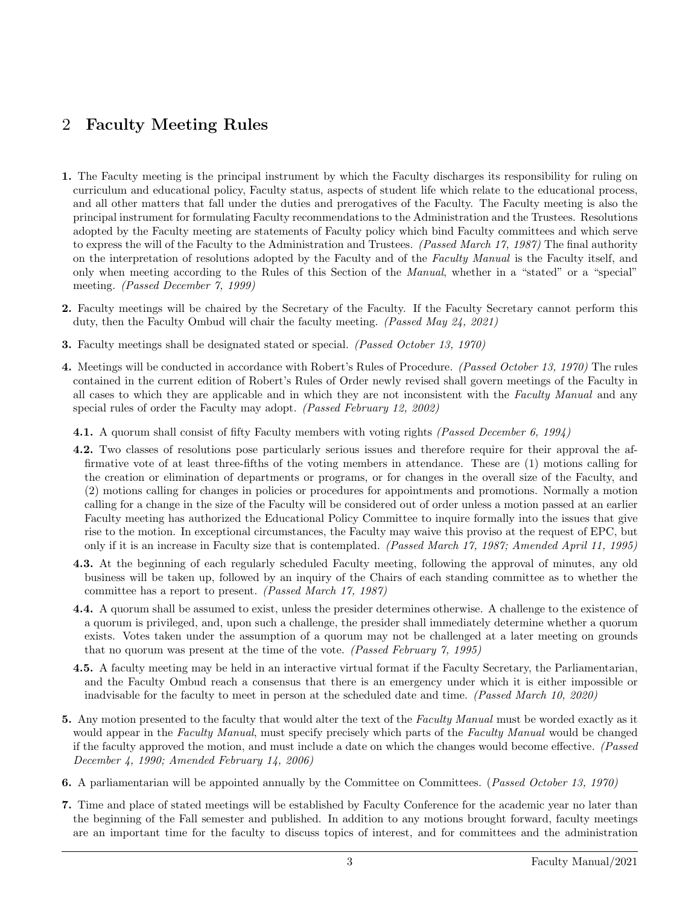## 2 Faculty Meeting Rules

**1.** The Faculty meeting is the principal instrument by which the Faculty discharges its responsibility for ruling on curriculum and educational policy, Faculty status, aspects of student life which relate to the educational process, and all other matters that fall under the duties and prerogatives of the Faculty. The Faculty meeting is also the principal instrument for formulating Faculty recommendations to the Administration and the Trustees. Resolutions adopted by the Faculty meeting are statements of Faculty policy which bind Faculty committees and which serve to express the will of the Faculty to the Administration and Trustees. *(Passed March 17, 1987)* The final authority on the interpretation of resolutions adopted by the Faculty and of the *Faculty Manual* is the Faculty itself, and only when meeting according to the Rules of this Section of the *Manual*, whether in a "stated" or a "special" meeting. *(Passed December 7, 1999)*

**2.** Faculty meetings will be chaired by the Secretary of the Faculty. If the Faculty Secretary cannot perform this duty, then the Faculty Ombud will chair the faculty meeting. *(Passed May 24, 2021)*

**3.** Faculty meetings shall be designated stated or special. *(Passed October 13, 1970)*

**4.** Meetings will be conducted in accordance with Robert's Rules of Procedure. *(Passed October 13, 1970)* The rules contained in the current edition of Robert's Rules of Order newly revised shall govern meetings of the Faculty in all cases to which they are applicable and in which they are not inconsistent with the *Faculty Manual* and any special rules of order the Faculty may adopt. *(Passed February 12, 2002)*

**4.1.** A quorum shall consist of fifty Faculty members with voting rights *(Passed December 6, 1994)*

**4.2.** Two classes of resolutions pose particularly serious issues and therefore require for their approval the affirmative vote of at least three-fifths of the voting members in attendance. These are (1) motions calling for the creation or elimination of departments or programs, or for changes in the overall size of the Faculty, and (2) motions calling for changes in policies or procedures for appointments and promotions. Normally a motion calling for a change in the size of the Faculty will be considered out of order unless a motion passed at an earlier Faculty meeting has authorized the Educational Policy Committee to inquire formally into the issues that give rise to the motion. In exceptional circumstances, the Faculty may waive this proviso at the request of EPC, but only if it is an increase in Faculty size that is contemplated. *(Passed March 17, 1987; Amended April 11, 1995)*

**4.3.** At the beginning of each regularly scheduled Faculty meeting, following the approval of minutes, any old business will be taken up, followed by an inquiry of the Chairs of each standing committee as to whether the committee has a report to present. *(Passed March 17, 1987)*

**4.4.** A quorum shall be assumed to exist, unless the presider determines otherwise. A challenge to the existence of a quorum is privileged, and, upon such a challenge, the presider shall immediately determine whether a quorum exists. Votes taken under the assumption of a quorum may not be challenged at a later meeting on grounds that no quorum was present at the time of the vote. *(Passed February 7, 1995)*

**4.5.** A faculty meeting may be held in an interactive virtual format if the Faculty Secretary, the Parliamentarian, and the Faculty Ombud reach a consensus that there is an emergency under which it is either impossible or inadvisable for the faculty to meet in person at the scheduled date and time. *(Passed March 10, 2020)*

**5.** Any motion presented to the faculty that would alter the text of the *Faculty Manual* must be worded exactly as it would appear in the *Faculty Manual*, must specify precisely which parts of the *Faculty Manual* would be changed if the faculty approved the motion, and must include a date on which the changes would become effective. *(Passed December 4, 1990; Amended February 14, 2006)*

**6.** A parliamentarian will be appointed annually by the Committee on Committees. (*Passed October 13, 1970)*

**7.** Time and place of stated meetings will be established by Faculty Conference for the academic year no later than the beginning of the Fall semester and published. In addition to any motions brought forward, faculty meetings are an important time for the faculty to discuss topics of interest, and for committees and the administration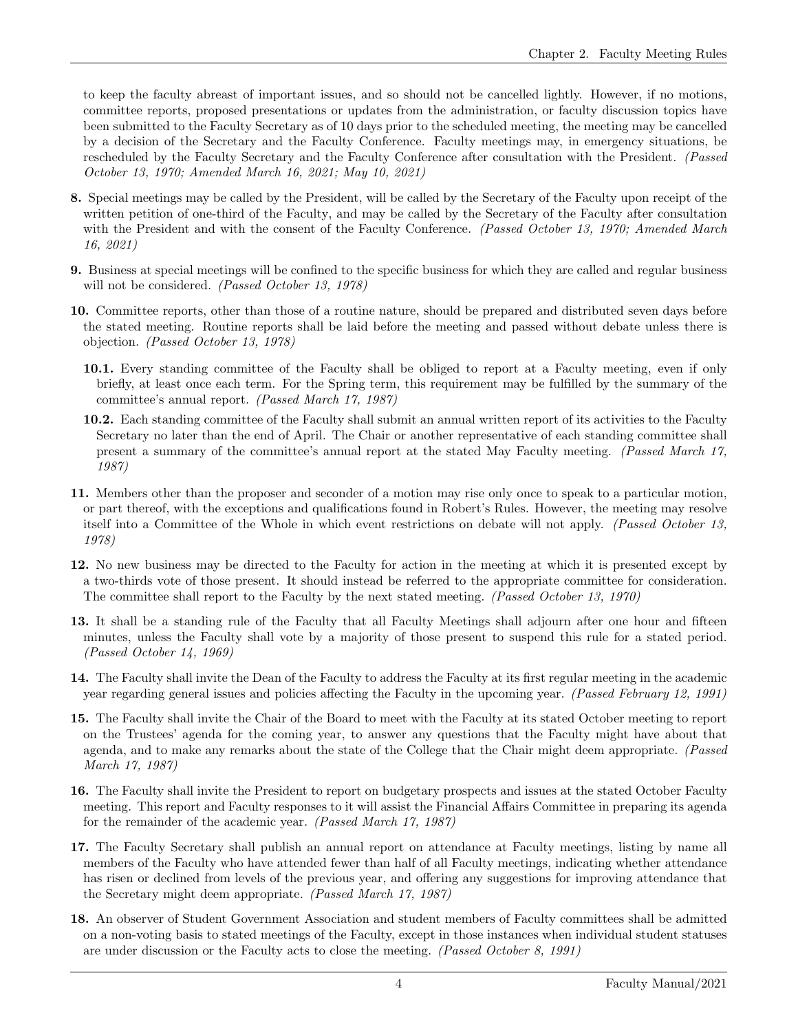to keep the faculty abreast of important issues, and so should not be cancelled lightly. However, if no motions, committee reports, proposed presentations or updates from the administration, or faculty discussion topics have been submitted to the Faculty Secretary as of 10 days prior to the scheduled meeting, the meeting may be cancelled by a decision of the Secretary and the Faculty Conference. Faculty meetings may, in emergency situations, be rescheduled by the Faculty Secretary and the Faculty Conference after consultation with the President. *(Passed October 13, 1970; Amended March 16, 2021; May 10, 2021)*

**8.** Special meetings may be called by the President, will be called by the Secretary of the Faculty upon receipt of the written petition of one-third of the Faculty, and may be called by the Secretary of the Faculty after consultation with the President and with the consent of the Faculty Conference. *(Passed October 13, 1970; Amended March 16, 2021)*

**9.** Business at special meetings will be confined to the specific business for which they are called and regular business will not be considered. *(Passed October 13, 1978)*

**10.** Committee reports, other than those of a routine nature, should be prepared and distributed seven days before the stated meeting. Routine reports shall be laid before the meeting and passed without debate unless there is objection. *(Passed October 13, 1978)*

> **10.1.** Every standing committee of the Faculty shall be obliged to report at a Faculty meeting, even if only briefly, at least once each term. For the Spring term, this requirement may be fulfilled by the summary of the committee's annual report. *(Passed March 17, 1987)*
>
> **10.2.** Each standing committee of the Faculty shall submit an annual written report of its activities to the Faculty Secretary no later than the end of April. The Chair or another representative of each standing committee shall present a summary of the committee's annual report at the stated May Faculty meeting. *(Passed March 17, 1987)*

**11.** Members other than the proposer and seconder of a motion may rise only once to speak to a particular motion, or part thereof, with the exceptions and qualifications found in Robert's Rules. However, the meeting may resolve itself into a Committee of the Whole in which event restrictions on debate will not apply. *(Passed October 13, 1978)*

**12.** No new business may be directed to the Faculty for action in the meeting at which it is presented except by a two-thirds vote of those present. It should instead be referred to the appropriate committee for consideration. The committee shall report to the Faculty by the next stated meeting. *(Passed October 13, 1970)*

**13.** It shall be a standing rule of the Faculty that all Faculty Meetings shall adjourn after one hour and fifteen minutes, unless the Faculty shall vote by a majority of those present to suspend this rule for a stated period. *(Passed October 14, 1969)*

**14.** The Faculty shall invite the Dean of the Faculty to address the Faculty at its first regular meeting in the academic year regarding general issues and policies affecting the Faculty in the upcoming year. *(Passed February 12, 1991)*

**15.** The Faculty shall invite the Chair of the Board to meet with the Faculty at its stated October meeting to report on the Trustees' agenda for the coming year, to answer any questions that the Faculty might have about that agenda, and to make any remarks about the state of the College that the Chair might deem appropriate. *(Passed March 17, 1987)*

**16.** The Faculty shall invite the President to report on budgetary prospects and issues at the stated October Faculty meeting. This report and Faculty responses to it will assist the Financial Affairs Committee in preparing its agenda for the remainder of the academic year. *(Passed March 17, 1987)*

**17.** The Faculty Secretary shall publish an annual report on attendance at Faculty meetings, listing by name all members of the Faculty who have attended fewer than half of all Faculty meetings, indicating whether attendance has risen or declined from levels of the previous year, and offering any suggestions for improving attendance that the Secretary might deem appropriate. *(Passed March 17, 1987)*

**18.** An observer of Student Government Association and student members of Faculty committees shall be admitted on a non-voting basis to stated meetings of the Faculty, except in those instances when individual student statuses are under discussion or the Faculty acts to close the meeting. *(Passed October 8, 1991)*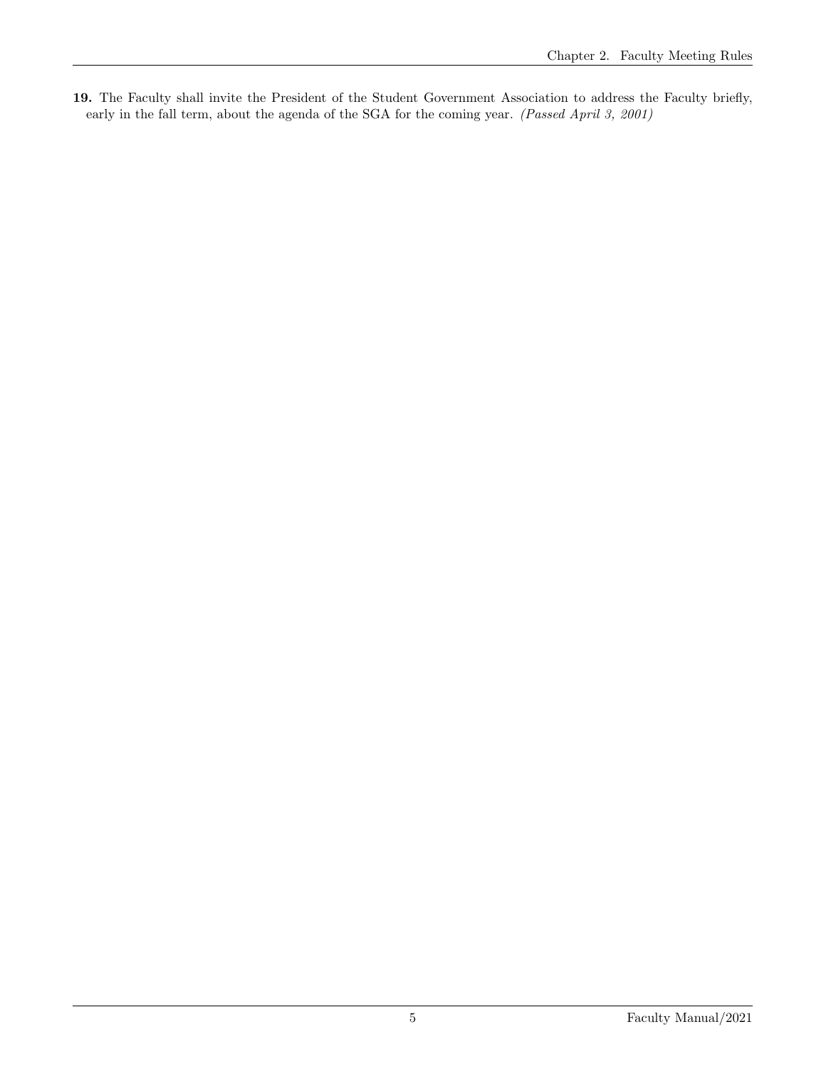**19.** The Faculty shall invite the President of the Student Government Association to address the Faculty briefly, early in the fall term, about the agenda of the SGA for the coming year. *(Passed April 3, 2001)*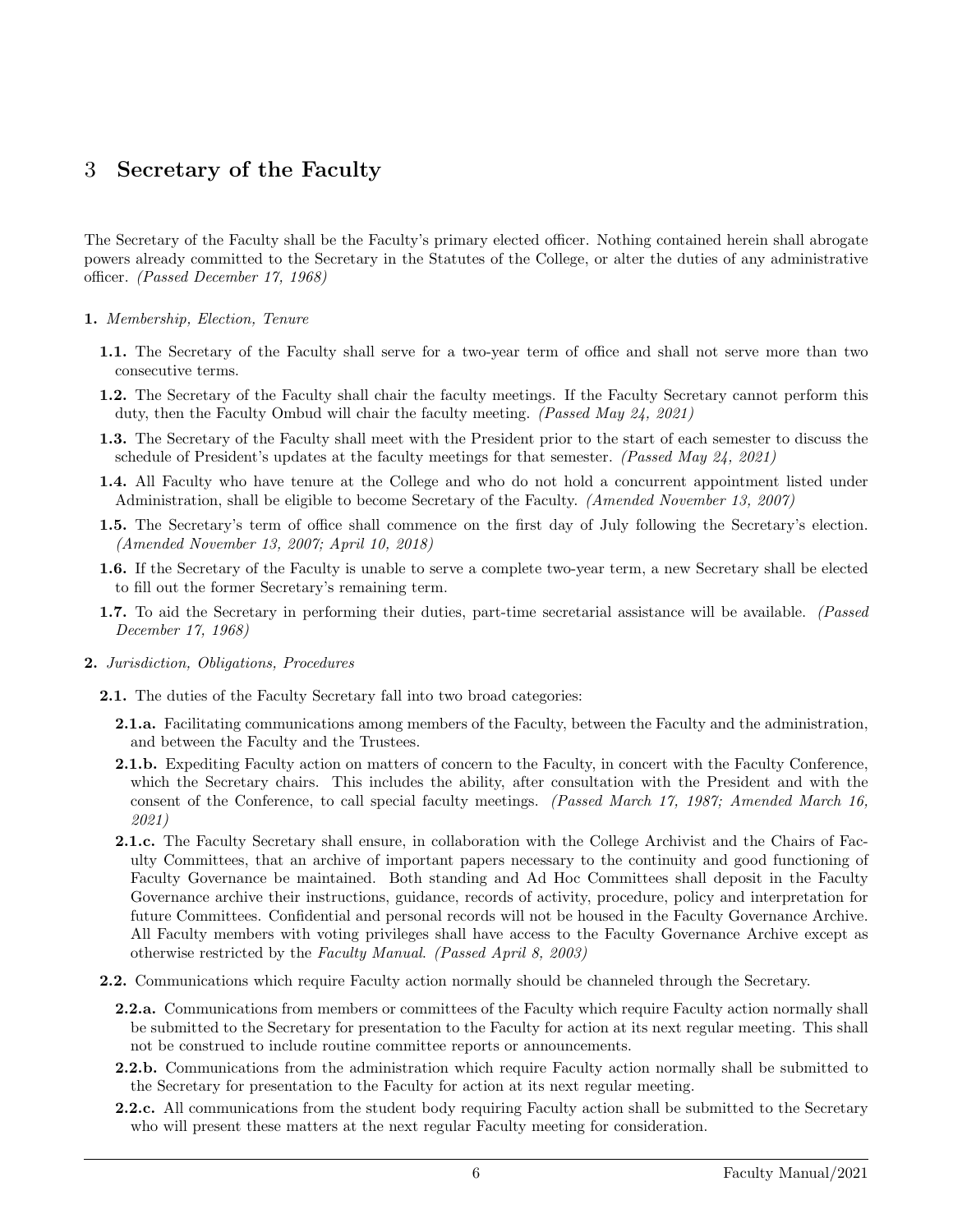# 3 Secretary of the Faculty

The Secretary of the Faculty shall be the Faculty's primary elected officer. Nothing contained herein shall abrogate powers already committed to the Secretary in the Statutes of the College, or alter the duties of any administrative officer. *(Passed December 17, 1968)*

**1.** *Membership, Election, Tenure*

- **1.1.** The Secretary of the Faculty shall serve for a two-year term of office and shall not serve more than two consecutive terms.
- **1.2.** The Secretary of the Faculty shall chair the faculty meetings. If the Faculty Secretary cannot perform this duty, then the Faculty Ombud will chair the faculty meeting. *(Passed May 24, 2021)*
- **1.3.** The Secretary of the Faculty shall meet with the President prior to the start of each semester to discuss the schedule of President's updates at the faculty meetings for that semester. *(Passed May 24, 2021)*
- **1.4.** All Faculty who have tenure at the College and who do not hold a concurrent appointment listed under Administration, shall be eligible to become Secretary of the Faculty. *(Amended November 13, 2007)*
- **1.5.** The Secretary's term of office shall commence on the first day of July following the Secretary's election. *(Amended November 13, 2007; April 10, 2018)*
- **1.6.** If the Secretary of the Faculty is unable to serve a complete two-year term, a new Secretary shall be elected to fill out the former Secretary's remaining term.
- **1.7.** To aid the Secretary in performing their duties, part-time secretarial assistance will be available. *(Passed December 17, 1968)*

**2.** *Jurisdiction, Obligations, Procedures*

- **2.1.** The duties of the Faculty Secretary fall into two broad categories:
  - **2.1.a.** Facilitating communications among members of the Faculty, between the Faculty and the administration, and between the Faculty and the Trustees.
  - **2.1.b.** Expediting Faculty action on matters of concern to the Faculty, in concert with the Faculty Conference, which the Secretary chairs. This includes the ability, after consultation with the President and with the consent of the Conference, to call special faculty meetings. *(Passed March 17, 1987; Amended March 16, 2021)*
  - **2.1.c.** The Faculty Secretary shall ensure, in collaboration with the College Archivist and the Chairs of Faculty Committees, that an archive of important papers necessary to the continuity and good functioning of Faculty Governance be maintained. Both standing and Ad Hoc Committees shall deposit in the Faculty Governance archive their instructions, guidance, records of activity, procedure, policy and interpretation for future Committees. Confidential and personal records will not be housed in the Faculty Governance Archive. All Faculty members with voting privileges shall have access to the Faculty Governance Archive except as otherwise restricted by the *Faculty Manual*. *(Passed April 8, 2003)*
- **2.2.** Communications which require Faculty action normally should be channeled through the Secretary.
  - **2.2.a.** Communications from members or committees of the Faculty which require Faculty action normally shall be submitted to the Secretary for presentation to the Faculty for action at its next regular meeting. This shall not be construed to include routine committee reports or announcements.
  - **2.2.b.** Communications from the administration which require Faculty action normally shall be submitted to the Secretary for presentation to the Faculty for action at its next regular meeting.
  - **2.2.c.** All communications from the student body requiring Faculty action shall be submitted to the Secretary who will present these matters at the next regular Faculty meeting for consideration.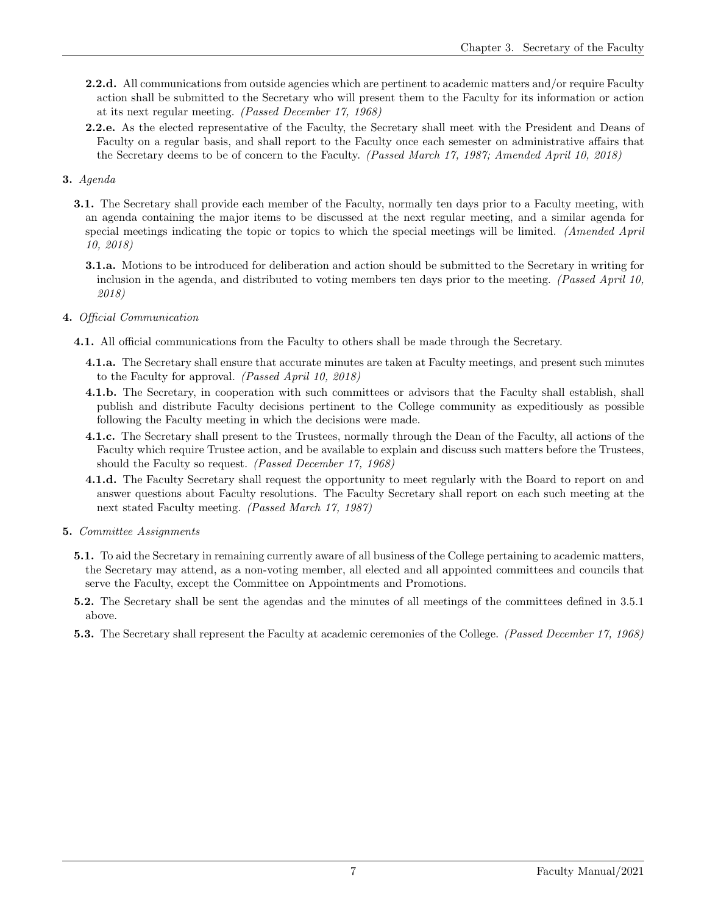**2.2.d.** All communications from outside agencies which are pertinent to academic matters and/or require Faculty action shall be submitted to the Secretary who will present them to the Faculty for its information or action at its next regular meeting. *(Passed December 17, 1968)*

**2.2.e.** As the elected representative of the Faculty, the Secretary shall meet with the President and Deans of Faculty on a regular basis, and shall report to the Faculty once each semester on administrative affairs that the Secretary deems to be of concern to the Faculty. *(Passed March 17, 1987; Amended April 10, 2018)*

**3.** *Agenda*

**3.1.** The Secretary shall provide each member of the Faculty, normally ten days prior to a Faculty meeting, with an agenda containing the major items to be discussed at the next regular meeting, and a similar agenda for special meetings indicating the topic or topics to which the special meetings will be limited. *(Amended April 10, 2018)*

**3.1.a.** Motions to be introduced for deliberation and action should be submitted to the Secretary in writing for inclusion in the agenda, and distributed to voting members ten days prior to the meeting. *(Passed April 10, 2018)*

**4.** *Official Communication*

**4.1.** All official communications from the Faculty to others shall be made through the Secretary.

**4.1.a.** The Secretary shall ensure that accurate minutes are taken at Faculty meetings, and present such minutes to the Faculty for approval. *(Passed April 10, 2018)*

**4.1.b.** The Secretary, in cooperation with such committees or advisors that the Faculty shall establish, shall publish and distribute Faculty decisions pertinent to the College community as expeditiously as possible following the Faculty meeting in which the decisions were made.

**4.1.c.** The Secretary shall present to the Trustees, normally through the Dean of the Faculty, all actions of the Faculty which require Trustee action, and be available to explain and discuss such matters before the Trustees, should the Faculty so request. *(Passed December 17, 1968)*

**4.1.d.** The Faculty Secretary shall request the opportunity to meet regularly with the Board to report on and answer questions about Faculty resolutions. The Faculty Secretary shall report on each such meeting at the next stated Faculty meeting. *(Passed March 17, 1987)*

**5.** *Committee Assignments*

**5.1.** To aid the Secretary in remaining currently aware of all business of the College pertaining to academic matters, the Secretary may attend, as a non-voting member, all elected and all appointed committees and councils that serve the Faculty, except the Committee on Appointments and Promotions.

**5.2.** The Secretary shall be sent the agendas and the minutes of all meetings of the committees defined in 3.5.1 above.

**5.3.** The Secretary shall represent the Faculty at academic ceremonies of the College. *(Passed December 17, 1968)*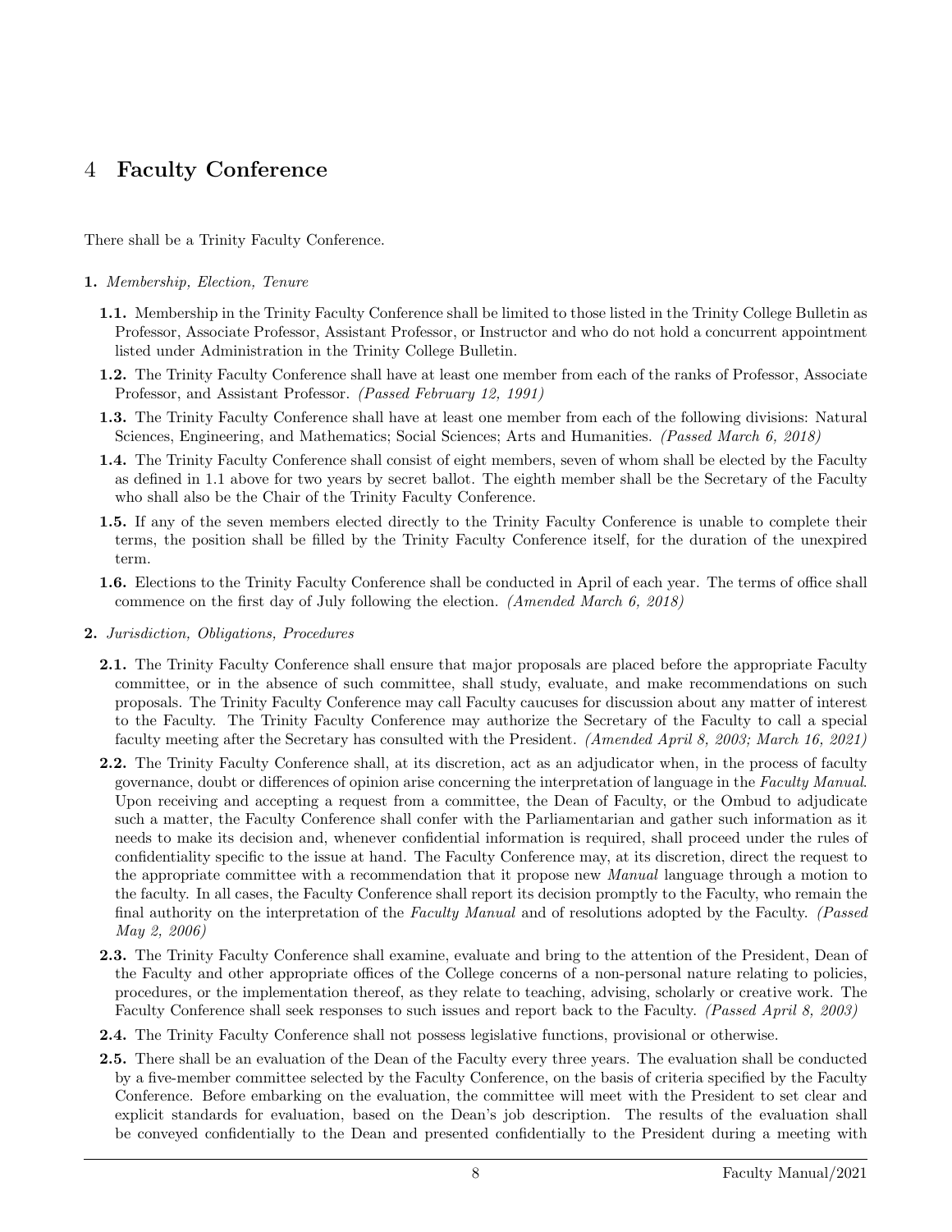# 4 Faculty Conference

There shall be a Trinity Faculty Conference.

**1.** *Membership, Election, Tenure*

**1.1.** Membership in the Trinity Faculty Conference shall be limited to those listed in the Trinity College Bulletin as Professor, Associate Professor, Assistant Professor, or Instructor and who do not hold a concurrent appointment listed under Administration in the Trinity College Bulletin.

**1.2.** The Trinity Faculty Conference shall have at least one member from each of the ranks of Professor, Associate Professor, and Assistant Professor. *(Passed February 12, 1991)*

**1.3.** The Trinity Faculty Conference shall have at least one member from each of the following divisions: Natural Sciences, Engineering, and Mathematics; Social Sciences; Arts and Humanities. *(Passed March 6, 2018)*

**1.4.** The Trinity Faculty Conference shall consist of eight members, seven of whom shall be elected by the Faculty as defined in 1.1 above for two years by secret ballot. The eighth member shall be the Secretary of the Faculty who shall also be the Chair of the Trinity Faculty Conference.

**1.5.** If any of the seven members elected directly to the Trinity Faculty Conference is unable to complete their terms, the position shall be filled by the Trinity Faculty Conference itself, for the duration of the unexpired term.

**1.6.** Elections to the Trinity Faculty Conference shall be conducted in April of each year. The terms of office shall commence on the first day of July following the election. *(Amended March 6, 2018)*

**2.** *Jurisdiction, Obligations, Procedures*

**2.1.** The Trinity Faculty Conference shall ensure that major proposals are placed before the appropriate Faculty committee, or in the absence of such committee, shall study, evaluate, and make recommendations on such proposals. The Trinity Faculty Conference may call Faculty caucuses for discussion about any matter of interest to the Faculty. The Trinity Faculty Conference may authorize the Secretary of the Faculty to call a special faculty meeting after the Secretary has consulted with the President. *(Amended April 8, 2003; March 16, 2021)*

**2.2.** The Trinity Faculty Conference shall, at its discretion, act as an adjudicator when, in the process of faculty governance, doubt or differences of opinion arise concerning the interpretation of language in the *Faculty Manual*. Upon receiving and accepting a request from a committee, the Dean of Faculty, or the Ombud to adjudicate such a matter, the Faculty Conference shall confer with the Parliamentarian and gather such information as it needs to make its decision and, whenever confidential information is required, shall proceed under the rules of confidentiality specific to the issue at hand. The Faculty Conference may, at its discretion, direct the request to the appropriate committee with a recommendation that it propose new *Manual* language through a motion to the faculty. In all cases, the Faculty Conference shall report its decision promptly to the Faculty, who remain the final authority on the interpretation of the *Faculty Manual* and of resolutions adopted by the Faculty. *(Passed May 2, 2006)*

**2.3.** The Trinity Faculty Conference shall examine, evaluate and bring to the attention of the President, Dean of the Faculty and other appropriate offices of the College concerns of a non-personal nature relating to policies, procedures, or the implementation thereof, as they relate to teaching, advising, scholarly or creative work. The Faculty Conference shall seek responses to such issues and report back to the Faculty. *(Passed April 8, 2003)*

**2.4.** The Trinity Faculty Conference shall not possess legislative functions, provisional or otherwise.

**2.5.** There shall be an evaluation of the Dean of the Faculty every three years. The evaluation shall be conducted by a five-member committee selected by the Faculty Conference, on the basis of criteria specified by the Faculty Conference. Before embarking on the evaluation, the committee will meet with the President to set clear and explicit standards for evaluation, based on the Dean's job description. The results of the evaluation shall be conveyed confidentially to the Dean and presented confidentially to the President during a meeting with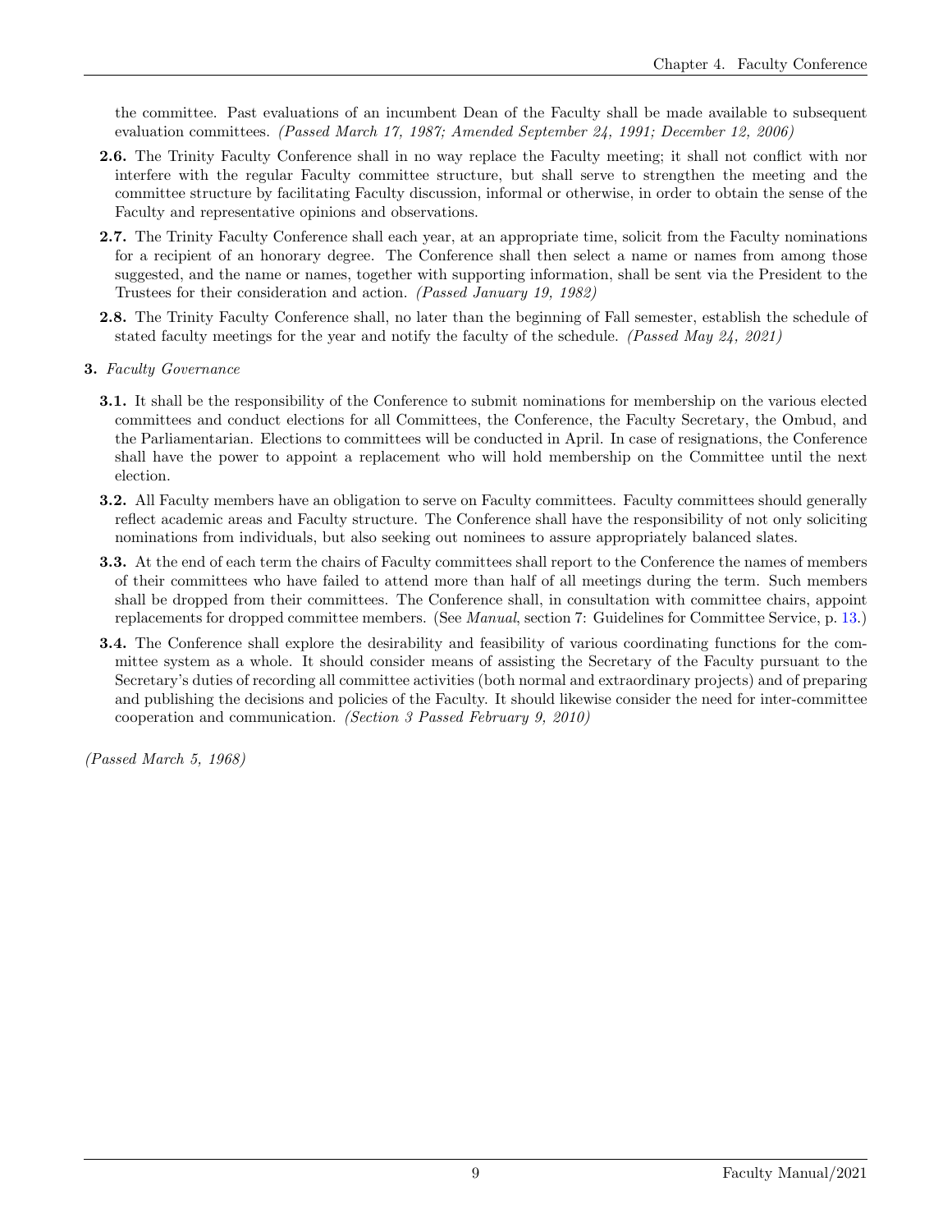the committee. Past evaluations of an incumbent Dean of the Faculty shall be made available to subsequent evaluation committees. *(Passed March 17, 1987; Amended September 24, 1991; December 12, 2006)*

**2.6.** The Trinity Faculty Conference shall in no way replace the Faculty meeting; it shall not conflict with nor interfere with the regular Faculty committee structure, but shall serve to strengthen the meeting and the committee structure by facilitating Faculty discussion, informal or otherwise, in order to obtain the sense of the Faculty and representative opinions and observations.

**2.7.** The Trinity Faculty Conference shall each year, at an appropriate time, solicit from the Faculty nominations for a recipient of an honorary degree. The Conference shall then select a name or names from among those suggested, and the name or names, together with supporting information, shall be sent via the President to the Trustees for their consideration and action. *(Passed January 19, 1982)*

**2.8.** The Trinity Faculty Conference shall, no later than the beginning of Fall semester, establish the schedule of stated faculty meetings for the year and notify the faculty of the schedule. *(Passed May 24, 2021)*

**3.** *Faculty Governance*

**3.1.** It shall be the responsibility of the Conference to submit nominations for membership on the various elected committees and conduct elections for all Committees, the Conference, the Faculty Secretary, the Ombud, and the Parliamentarian. Elections to committees will be conducted in April. In case of resignations, the Conference shall have the power to appoint a replacement who will hold membership on the Committee until the next election.

**3.2.** All Faculty members have an obligation to serve on Faculty committees. Faculty committees should generally reflect academic areas and Faculty structure. The Conference shall have the responsibility of not only soliciting nominations from individuals, but also seeking out nominees to assure appropriately balanced slates.

**3.3.** At the end of each term the chairs of Faculty committees shall report to the Conference the names of members of their committees who have failed to attend more than half of all meetings during the term. Such members shall be dropped from their committees. The Conference shall, in consultation with committee chairs, appoint replacements for dropped committee members. (See *Manual*, section 7: Guidelines for Committee Service, p. 13.)

**3.4.** The Conference shall explore the desirability and feasibility of various coordinating functions for the committee system as a whole. It should consider means of assisting the Secretary of the Faculty pursuant to the Secretary's duties of recording all committee activities (both normal and extraordinary projects) and of preparing and publishing the decisions and policies of the Faculty. It should likewise consider the need for inter-committee cooperation and communication. *(Section 3 Passed February 9, 2010)*

*(Passed March 5, 1968)*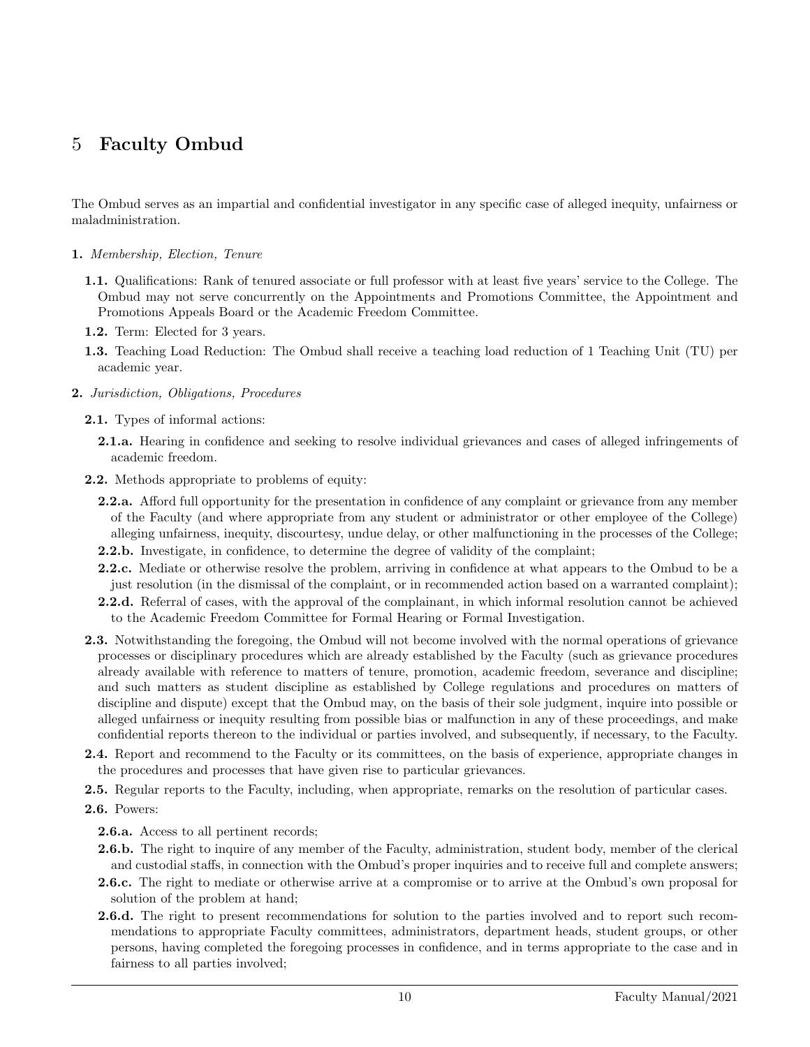# 5 Faculty Ombud

The Ombud serves as an impartial and confidential investigator in any specific case of alleged inequity, unfairness or maladministration.

**1.** *Membership, Election, Tenure*

- **1.1.** Qualifications: Rank of tenured associate or full professor with at least five years' service to the College. The Ombud may not serve concurrently on the Appointments and Promotions Committee, the Appointment and Promotions Appeals Board or the Academic Freedom Committee.
- **1.2.** Term: Elected for 3 years.
- **1.3.** Teaching Load Reduction: The Ombud shall receive a teaching load reduction of 1 Teaching Unit (TU) per academic year.

**2.** *Jurisdiction, Obligations, Procedures*

- **2.1.** Types of informal actions:
  - **2.1.a.** Hearing in confidence and seeking to resolve individual grievances and cases of alleged infringements of academic freedom.
- **2.2.** Methods appropriate to problems of equity:
  - **2.2.a.** Afford full opportunity for the presentation in confidence of any complaint or grievance from any member of the Faculty (and where appropriate from any student or administrator or other employee of the College) alleging unfairness, inequity, discourtesy, undue delay, or other malfunctioning in the processes of the College;
  - **2.2.b.** Investigate, in confidence, to determine the degree of validity of the complaint;
  - **2.2.c.** Mediate or otherwise resolve the problem, arriving in confidence at what appears to the Ombud to be a just resolution (in the dismissal of the complaint, or in recommended action based on a warranted complaint);
  - **2.2.d.** Referral of cases, with the approval of the complainant, in which informal resolution cannot be achieved to the Academic Freedom Committee for Formal Hearing or Formal Investigation.
- **2.3.** Notwithstanding the foregoing, the Ombud will not become involved with the normal operations of grievance processes or disciplinary procedures which are already established by the Faculty (such as grievance procedures already available with reference to matters of tenure, promotion, academic freedom, severance and discipline; and such matters as student discipline as established by College regulations and procedures on matters of discipline and dispute) except that the Ombud may, on the basis of their sole judgment, inquire into possible or alleged unfairness or inequity resulting from possible bias or malfunction in any of these proceedings, and make confidential reports thereon to the individual or parties involved, and subsequently, if necessary, to the Faculty.
- **2.4.** Report and recommend to the Faculty or its committees, on the basis of experience, appropriate changes in the procedures and processes that have given rise to particular grievances.
- **2.5.** Regular reports to the Faculty, including, when appropriate, remarks on the resolution of particular cases.
- **2.6.** Powers:
  - **2.6.a.** Access to all pertinent records;
  - **2.6.b.** The right to inquire of any member of the Faculty, administration, student body, member of the clerical and custodial staffs, in connection with the Ombud's proper inquiries and to receive full and complete answers;
  - **2.6.c.** The right to mediate or otherwise arrive at a compromise or to arrive at the Ombud's own proposal for solution of the problem at hand;
  - **2.6.d.** The right to present recommendations for solution to the parties involved and to report such recommendations to appropriate Faculty committees, administrators, department heads, student groups, or other persons, having completed the foregoing processes in confidence, and in terms appropriate to the case and in fairness to all parties involved;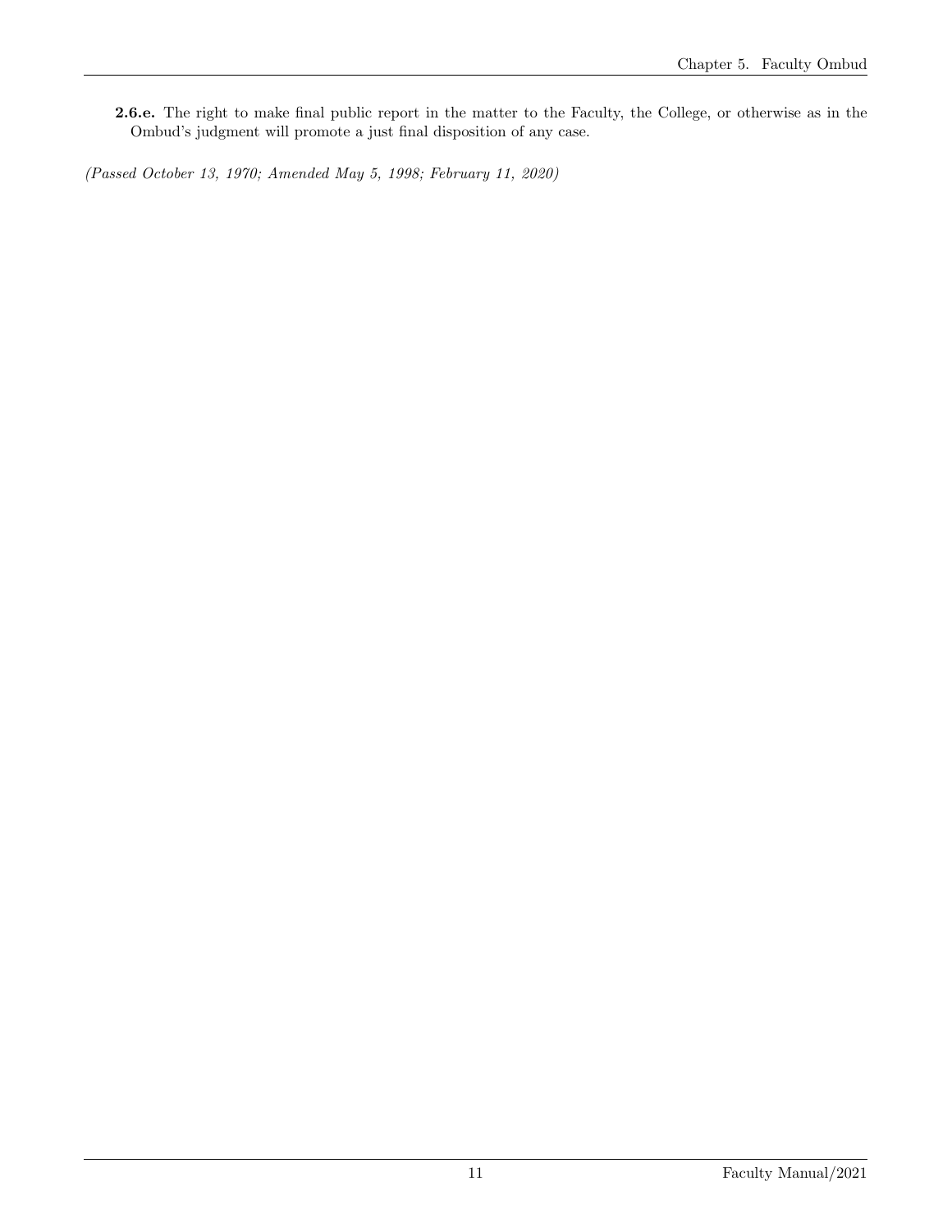**2.6.e.** The right to make final public report in the matter to the Faculty, the College, or otherwise as in the Ombud's judgment will promote a just final disposition of any case.

*(Passed October 13, 1970; Amended May 5, 1998; February 11, 2020)*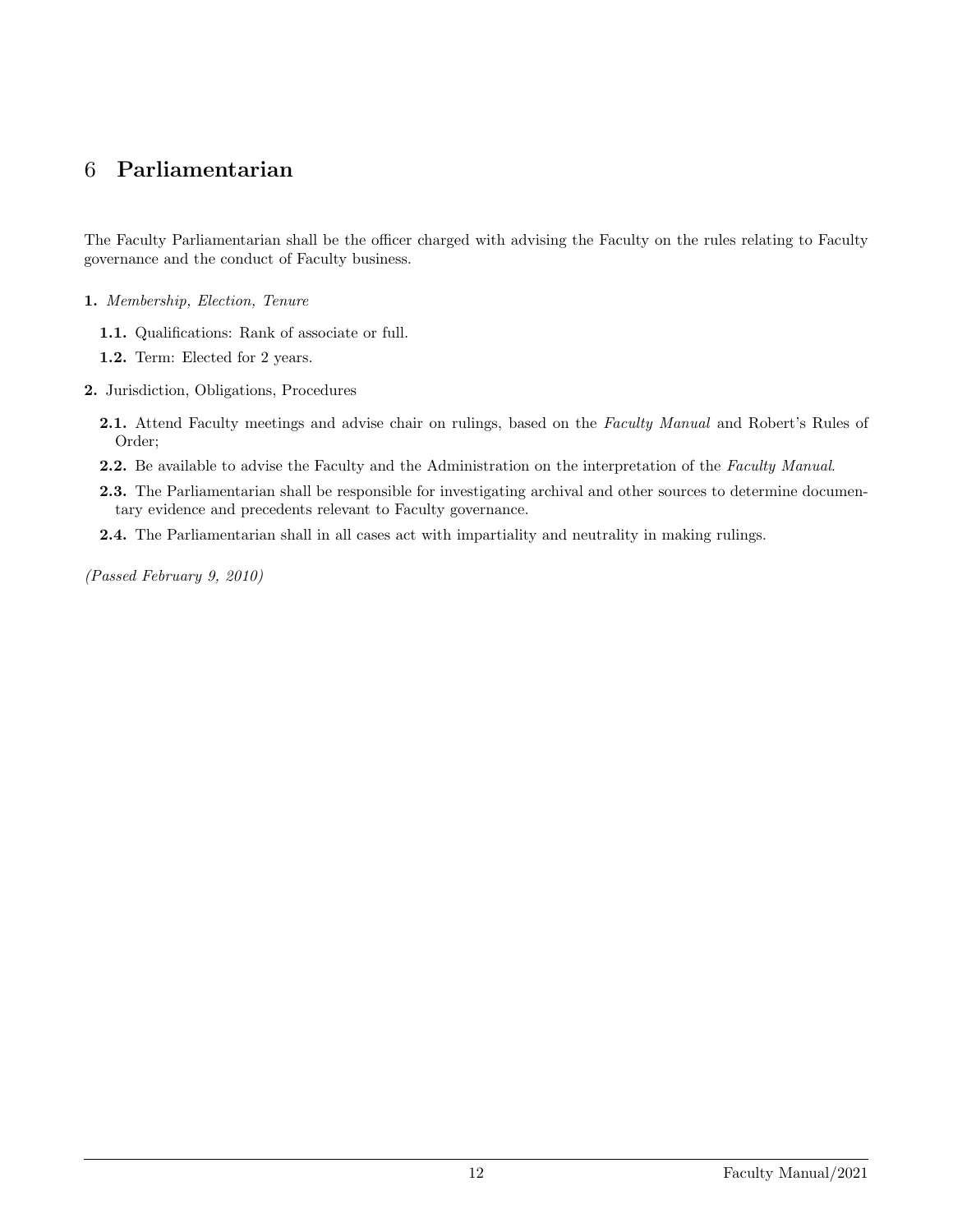# 6 Parliamentarian

The Faculty Parliamentarian shall be the officer charged with advising the Faculty on the rules relating to Faculty governance and the conduct of Faculty business.

**1.** *Membership, Election, Tenure*

- **1.1.** Qualifications: Rank of associate or full.
- **1.2.** Term: Elected for 2 years.

**2.** Jurisdiction, Obligations, Procedures

- **2.1.** Attend Faculty meetings and advise chair on rulings, based on the *Faculty Manual* and Robert's Rules of Order;
- **2.2.** Be available to advise the Faculty and the Administration on the interpretation of the *Faculty Manual*.
- **2.3.** The Parliamentarian shall be responsible for investigating archival and other sources to determine documentary evidence and precedents relevant to Faculty governance.
- **2.4.** The Parliamentarian shall in all cases act with impartiality and neutrality in making rulings.

*(Passed February 9, 2010)*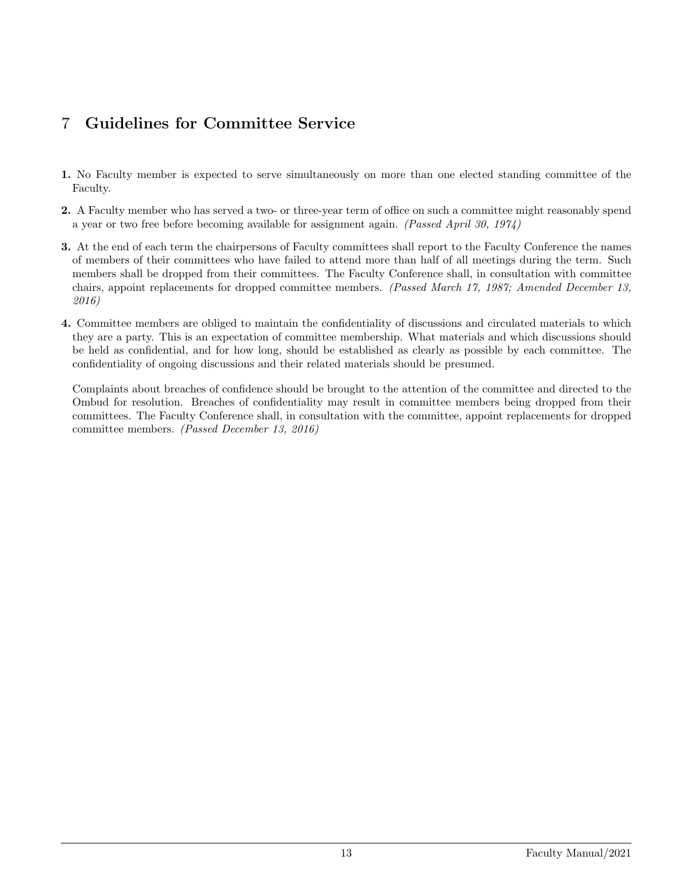# 7 Guidelines for Committee Service

**1.** No Faculty member is expected to serve simultaneously on more than one elected standing committee of the Faculty.

**2.** A Faculty member who has served a two- or three-year term of office on such a committee might reasonably spend a year or two free before becoming available for assignment again. *(Passed April 30, 1974)*

**3.** At the end of each term the chairpersons of Faculty committees shall report to the Faculty Conference the names of members of their committees who have failed to attend more than half of all meetings during the term. Such members shall be dropped from their committees. The Faculty Conference shall, in consultation with committee chairs, appoint replacements for dropped committee members. *(Passed March 17, 1987; Amended December 13, 2016)*

**4.** Committee members are obliged to maintain the confidentiality of discussions and circulated materials to which they are a party. This is an expectation of committee membership. What materials and which discussions should be held as confidential, and for how long, should be established as clearly as possible by each committee. The confidentiality of ongoing discussions and their related materials should be presumed.

Complaints about breaches of confidence should be brought to the attention of the committee and directed to the Ombud for resolution. Breaches of confidentiality may result in committee members being dropped from their committees. The Faculty Conference shall, in consultation with the committee, appoint replacements for dropped committee members. *(Passed December 13, 2016)*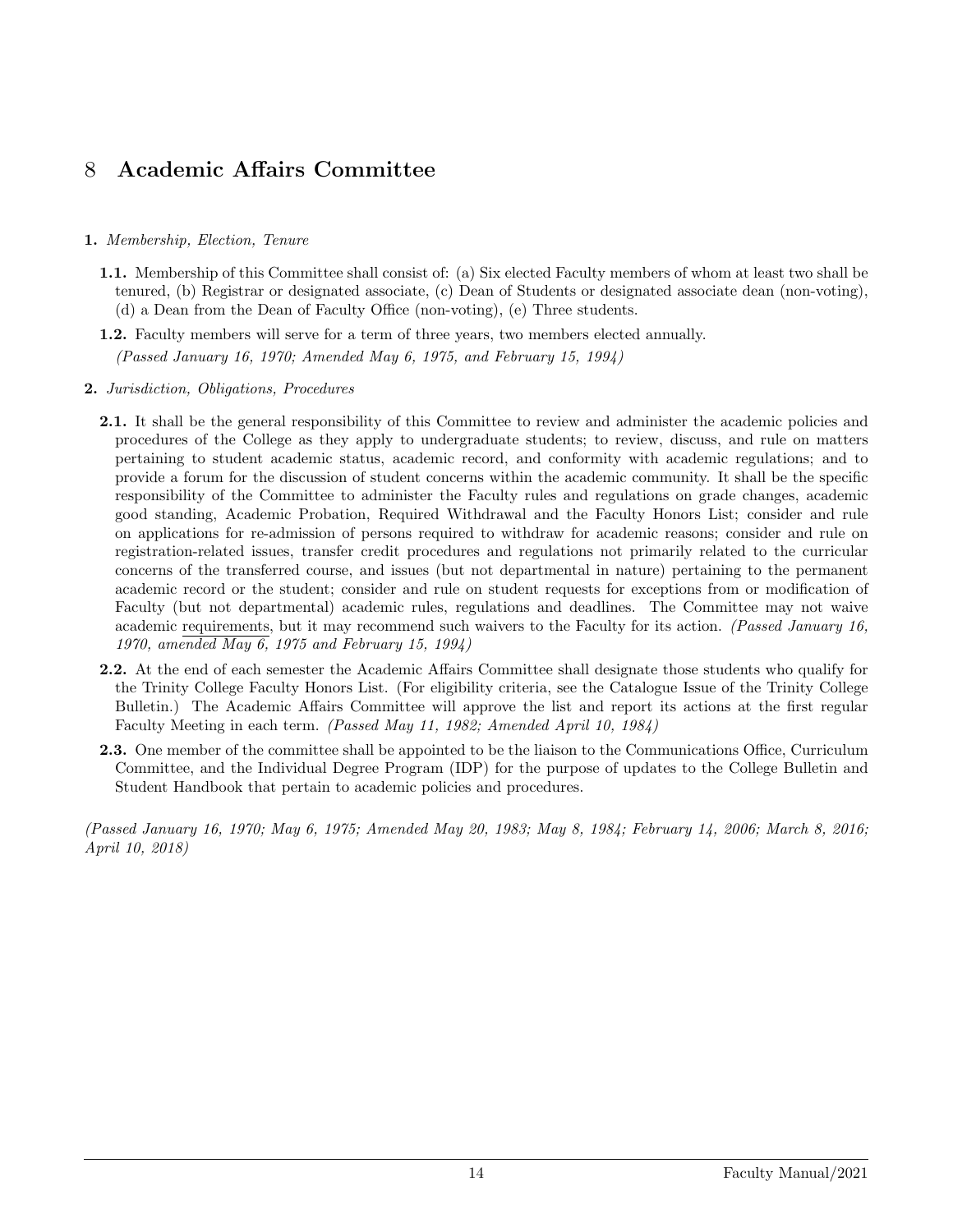# 8 Academic Affairs Committee

**1.** *Membership, Election, Tenure*

**1.1.** Membership of this Committee shall consist of: (a) Six elected Faculty members of whom at least two shall be tenured, (b) Registrar or designated associate, (c) Dean of Students or designated associate dean (non-voting), (d) a Dean from the Dean of Faculty Office (non-voting), (e) Three students.

**1.2.** Faculty members will serve for a term of three years, two members elected annually.

*(Passed January 16, 1970; Amended May 6, 1975, and February 15, 1994)*

**2.** *Jurisdiction, Obligations, Procedures*

**2.1.** It shall be the general responsibility of this Committee to review and administer the academic policies and procedures of the College as they apply to undergraduate students; to review, discuss, and rule on matters pertaining to student academic status, academic record, and conformity with academic regulations; and to provide a forum for the discussion of student concerns within the academic community. It shall be the specific responsibility of the Committee to administer the Faculty rules and regulations on grade changes, academic good standing, Academic Probation, Required Withdrawal and the Faculty Honors List; consider and rule on applications for re-admission of persons required to withdraw for academic reasons; consider and rule on registration-related issues, transfer credit procedures and regulations not primarily related to the curricular concerns of the transferred course, and issues (but not departmental in nature) pertaining to the permanent academic record or the student; consider and rule on student requests for exceptions from or modification of Faculty (but not departmental) academic rules, regulations and deadlines. The Committee may not waive academic requirements, but it may recommend such waivers to the Faculty for its action. *(Passed January 16, 1970, amended May 6, 1975 and February 15, 1994)*

**2.2.** At the end of each semester the Academic Affairs Committee shall designate those students who qualify for the Trinity College Faculty Honors List. (For eligibility criteria, see the Catalogue Issue of the Trinity College Bulletin.) The Academic Affairs Committee will approve the list and report its actions at the first regular Faculty Meeting in each term. *(Passed May 11, 1982; Amended April 10, 1984)*

**2.3.** One member of the committee shall be appointed to be the liaison to the Communications Office, Curriculum Committee, and the Individual Degree Program (IDP) for the purpose of updates to the College Bulletin and Student Handbook that pertain to academic policies and procedures.

*(Passed January 16, 1970; May 6, 1975; Amended May 20, 1983; May 8, 1984; February 14, 2006; March 8, 2016; April 10, 2018)*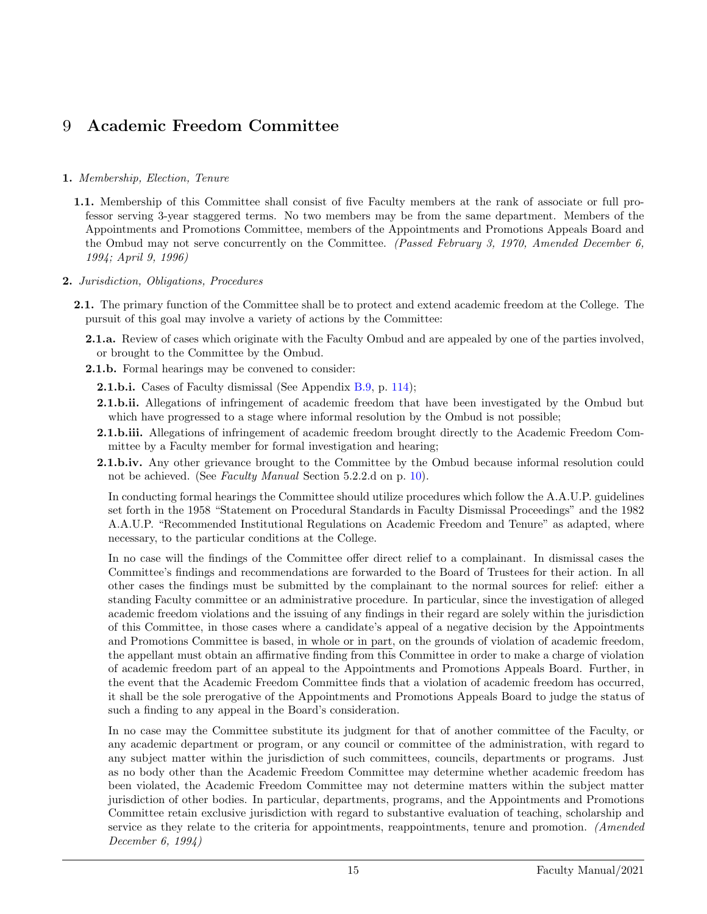# 9 Academic Freedom Committee

**1.** *Membership, Election, Tenure*

**1.1.** Membership of this Committee shall consist of five Faculty members at the rank of associate or full professor serving 3-year staggered terms. No two members may be from the same department. Members of the Appointments and Promotions Committee, members of the Appointments and Promotions Appeals Board and the Ombud may not serve concurrently on the Committee. *(Passed February 3, 1970, Amended December 6, 1994; April 9, 1996)*

**2.** *Jurisdiction, Obligations, Procedures*

**2.1.** The primary function of the Committee shall be to protect and extend academic freedom at the College. The pursuit of this goal may involve a variety of actions by the Committee:

**2.1.a.** Review of cases which originate with the Faculty Ombud and are appealed by one of the parties involved, or brought to the Committee by the Ombud.

**2.1.b.** Formal hearings may be convened to consider:

**2.1.b.i.** Cases of Faculty dismissal (See Appendix B.9, p. 114);

**2.1.b.ii.** Allegations of infringement of academic freedom that have been investigated by the Ombud but which have progressed to a stage where informal resolution by the Ombud is not possible;

**2.1.b.iii.** Allegations of infringement of academic freedom brought directly to the Academic Freedom Committee by a Faculty member for formal investigation and hearing;

**2.1.b.iv.** Any other grievance brought to the Committee by the Ombud because informal resolution could not be achieved. (See *Faculty Manual* Section 5.2.2.d on p. 10).

In conducting formal hearings the Committee should utilize procedures which follow the A.A.U.P. guidelines set forth in the 1958 "Statement on Procedural Standards in Faculty Dismissal Proceedings" and the 1982 A.A.U.P. "Recommended Institutional Regulations on Academic Freedom and Tenure" as adapted, where necessary, to the particular conditions at the College.

In no case will the findings of the Committee offer direct relief to a complainant. In dismissal cases the Committee's findings and recommendations are forwarded to the Board of Trustees for their action. In all other cases the findings must be submitted by the complainant to the normal sources for relief: either a standing Faculty committee or an administrative procedure. In particular, since the investigation of alleged academic freedom violations and the issuing of any findings in their regard are solely within the jurisdiction of this Committee, in those cases where a candidate's appeal of a negative decision by the Appointments and Promotions Committee is based, in whole or in part, on the grounds of violation of academic freedom, the appellant must obtain an affirmative finding from this Committee in order to make a charge of violation of academic freedom part of an appeal to the Appointments and Promotions Appeals Board. Further, in the event that the Academic Freedom Committee finds that a violation of academic freedom has occurred, it shall be the sole prerogative of the Appointments and Promotions Appeals Board to judge the status of such a finding to any appeal in the Board's consideration.

In no case may the Committee substitute its judgment for that of another committee of the Faculty, or any academic department or program, or any council or committee of the administration, with regard to any subject matter within the jurisdiction of such committees, councils, departments or programs. Just as no body other than the Academic Freedom Committee may determine whether academic freedom has been violated, the Academic Freedom Committee may not determine matters within the subject matter jurisdiction of other bodies. In particular, departments, programs, and the Appointments and Promotions Committee retain exclusive jurisdiction with regard to substantive evaluation of teaching, scholarship and service as they relate to the criteria for appointments, reappointments, tenure and promotion. *(Amended December 6, 1994)*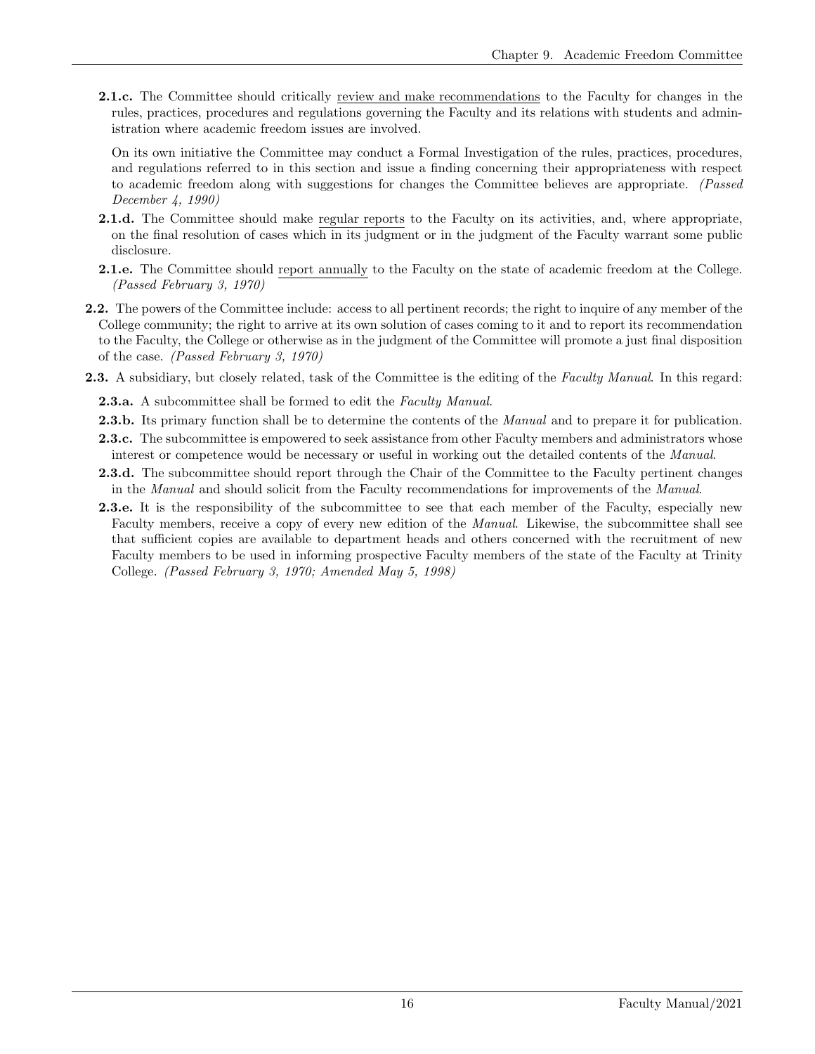**2.1.c.** The Committee should critically review and make recommendations to the Faculty for changes in the rules, practices, procedures and regulations governing the Faculty and its relations with students and administration where academic freedom issues are involved.

On its own initiative the Committee may conduct a Formal Investigation of the rules, practices, procedures, and regulations referred to in this section and issue a finding concerning their appropriateness with respect to academic freedom along with suggestions for changes the Committee believes are appropriate. *(Passed December 4, 1990)*

**2.1.d.** The Committee should make regular reports to the Faculty on its activities, and, where appropriate, on the final resolution of cases which in its judgment or in the judgment of the Faculty warrant some public disclosure.

**2.1.e.** The Committee should report annually to the Faculty on the state of academic freedom at the College. *(Passed February 3, 1970)*

**2.2.** The powers of the Committee include: access to all pertinent records; the right to inquire of any member of the College community; the right to arrive at its own solution of cases coming to it and to report its recommendation to the Faculty, the College or otherwise as in the judgment of the Committee will promote a just final disposition of the case. *(Passed February 3, 1970)*

**2.3.** A subsidiary, but closely related, task of the Committee is the editing of the *Faculty Manual*. In this regard:

**2.3.a.** A subcommittee shall be formed to edit the *Faculty Manual*.

**2.3.b.** Its primary function shall be to determine the contents of the *Manual* and to prepare it for publication.

**2.3.c.** The subcommittee is empowered to seek assistance from other Faculty members and administrators whose interest or competence would be necessary or useful in working out the detailed contents of the *Manual*.

**2.3.d.** The subcommittee should report through the Chair of the Committee to the Faculty pertinent changes in the *Manual* and should solicit from the Faculty recommendations for improvements of the *Manual*.

**2.3.e.** It is the responsibility of the subcommittee to see that each member of the Faculty, especially new Faculty members, receive a copy of every new edition of the *Manual*. Likewise, the subcommittee shall see that sufficient copies are available to department heads and others concerned with the recruitment of new Faculty members to be used in informing prospective Faculty members of the state of the Faculty at Trinity College. *(Passed February 3, 1970; Amended May 5, 1998)*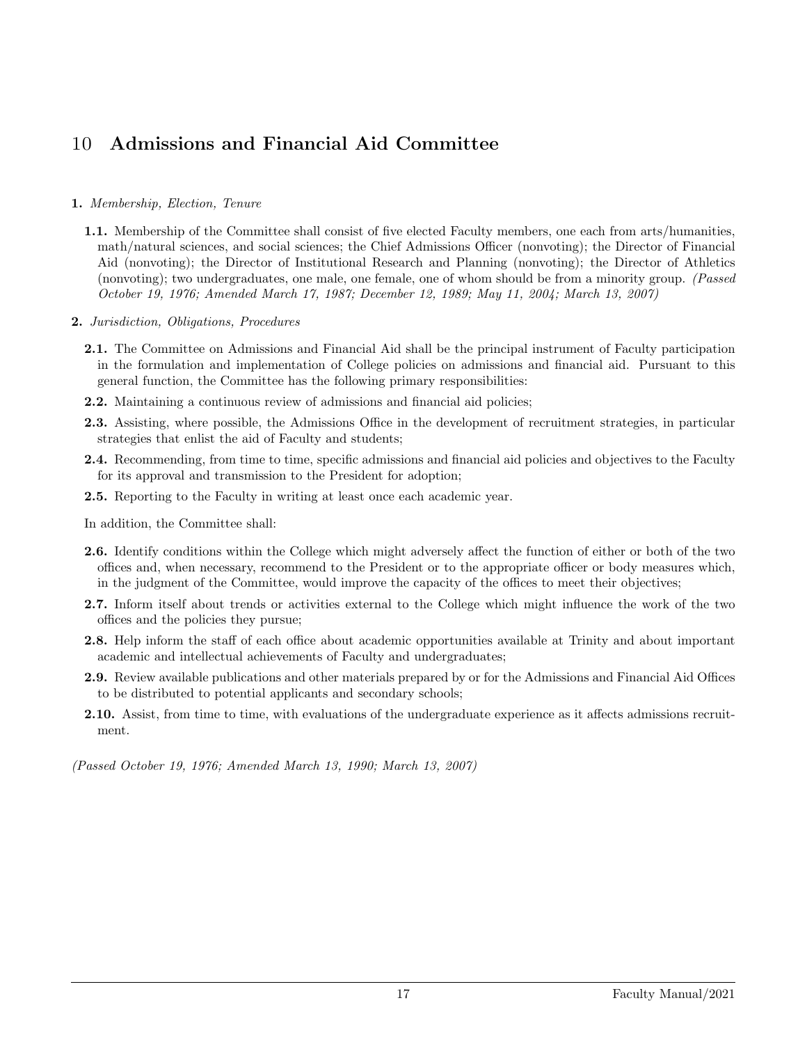# 10 Admissions and Financial Aid Committee

**1.** *Membership, Election, Tenure*

**1.1.** Membership of the Committee shall consist of five elected Faculty members, one each from arts/humanities, math/natural sciences, and social sciences; the Chief Admissions Officer (nonvoting); the Director of Financial Aid (nonvoting); the Director of Institutional Research and Planning (nonvoting); the Director of Athletics (nonvoting); two undergraduates, one male, one female, one of whom should be from a minority group. *(Passed October 19, 1976; Amended March 17, 1987; December 12, 1989; May 11, 2004; March 13, 2007)*

**2.** *Jurisdiction, Obligations, Procedures*

**2.1.** The Committee on Admissions and Financial Aid shall be the principal instrument of Faculty participation in the formulation and implementation of College policies on admissions and financial aid. Pursuant to this general function, the Committee has the following primary responsibilities:

**2.2.** Maintaining a continuous review of admissions and financial aid policies;

**2.3.** Assisting, where possible, the Admissions Office in the development of recruitment strategies, in particular strategies that enlist the aid of Faculty and students;

**2.4.** Recommending, from time to time, specific admissions and financial aid policies and objectives to the Faculty for its approval and transmission to the President for adoption;

**2.5.** Reporting to the Faculty in writing at least once each academic year.

In addition, the Committee shall:

**2.6.** Identify conditions within the College which might adversely affect the function of either or both of the two offices and, when necessary, recommend to the President or to the appropriate officer or body measures which, in the judgment of the Committee, would improve the capacity of the offices to meet their objectives;

**2.7.** Inform itself about trends or activities external to the College which might influence the work of the two offices and the policies they pursue;

**2.8.** Help inform the staff of each office about academic opportunities available at Trinity and about important academic and intellectual achievements of Faculty and undergraduates;

**2.9.** Review available publications and other materials prepared by or for the Admissions and Financial Aid Offices to be distributed to potential applicants and secondary schools;

**2.10.** Assist, from time to time, with evaluations of the undergraduate experience as it affects admissions recruitment.

*(Passed October 19, 1976; Amended March 13, 1990; March 13, 2007)*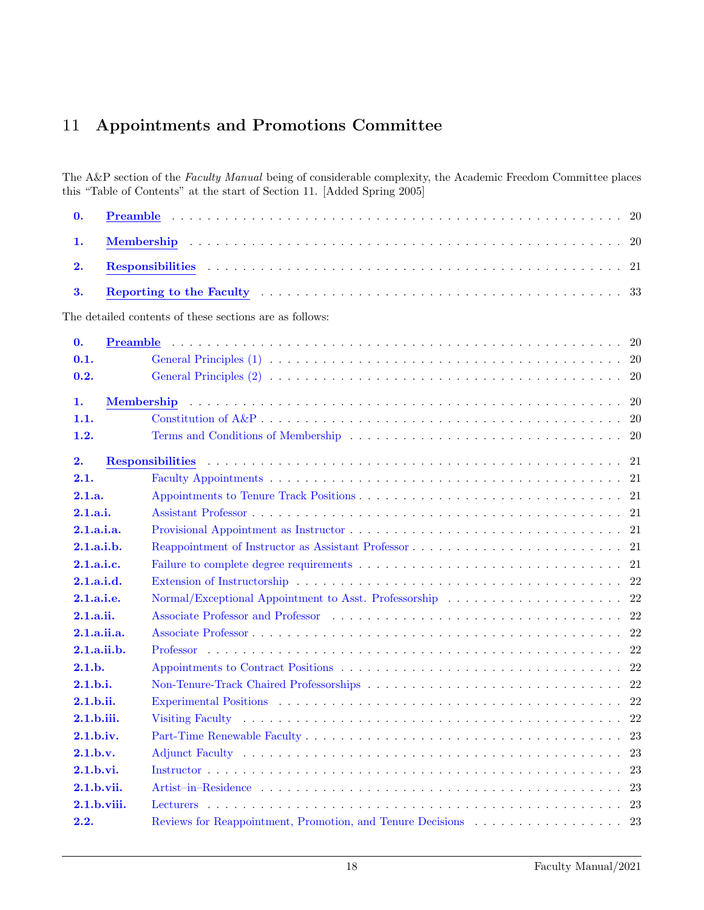# 11 Appointments and Promotions Committee

The A&P section of the *Faculty Manual* being of considerable complexity, the Academic Freedom Committee places this "Table of Contents" at the start of Section 11. [Added Spring 2005]

| | | |
|---|---|---|
| **0.** | **Preamble** | 20 |
| **1.** | **Membership** | 20 |
| **2.** | **Responsibilities** | 21 |
| **3.** | **Reporting to the Faculty** | 33 |

The detailed contents of these sections are as follows:

| | | |
|---|---|---|
| **0.** | **Preamble** | 20 |
| **0.1.** | General Principles (1) | 20 |
| **0.2.** | General Principles (2) | 20 |
| **1.** | **Membership** | 20 |
| **1.1.** | Constitution of A&P | 20 |
| **1.2.** | Terms and Conditions of Membership | 20 |
| **2.** | **Responsibilities** | 21 |
| **2.1.** | Faculty Appointments | 21 |
| **2.1.a.** | Appointments to Tenure Track Positions | 21 |
| **2.1.a.i.** | Assistant Professor | 21 |
| **2.1.a.i.a.** | Provisional Appointment as Instructor | 21 |
| **2.1.a.i.b.** | Reappointment of Instructor as Assistant Professor | 21 |
| **2.1.a.i.c.** | Failure to complete degree requirements | 21 |
| **2.1.a.i.d.** | Extension of Instructorship | 22 |
| **2.1.a.i.e.** | Normal/Exceptional Appointment to Asst. Professorship | 22 |
| **2.1.a.ii.** | Associate Professor and Professor | 22 |
| **2.1.a.ii.a.** | Associate Professor | 22 |
| **2.1.a.ii.b.** | Professor | 22 |
| **2.1.b.** | Appointments to Contract Positions | 22 |
| **2.1.b.i.** | Non-Tenure-Track Chaired Professorships | 22 |
| **2.1.b.ii.** | Experimental Positions | 22 |
| **2.1.b.iii.** | Visiting Faculty | 22 |
| **2.1.b.iv.** | Part-Time Renewable Faculty | 23 |
| **2.1.b.v.** | Adjunct Faculty | 23 |
| **2.1.b.vi.** | Instructor | 23 |
| **2.1.b.vii.** | Artist–in–Residence | 23 |
| **2.1.b.viii.** | Lecturers | 23 |
| **2.2.** | Reviews for Reappointment, Promotion, and Tenure Decisions | 23 |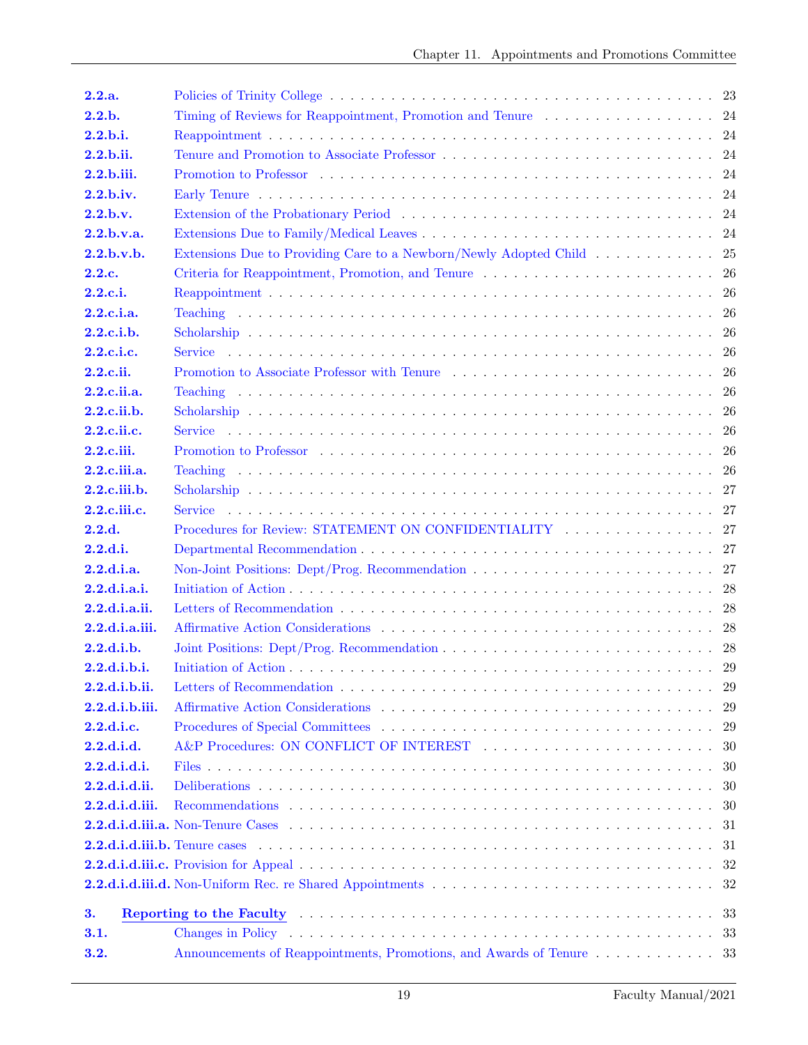| | | |
|---|---|---|
| **2.2.a.** | Policies of Trinity College | 23 |
| **2.2.b.** | Timing of Reviews for Reappointment, Promotion and Tenure | 24 |
| **2.2.b.i.** | Reappointment | 24 |
| **2.2.b.ii.** | Tenure and Promotion to Associate Professor | 24 |
| **2.2.b.iii.** | Promotion to Professor | 24 |
| **2.2.b.iv.** | Early Tenure | 24 |
| **2.2.b.v.** | Extension of the Probationary Period | 24 |
| **2.2.b.v.a.** | Extensions Due to Family/Medical Leaves | 24 |
| **2.2.b.v.b.** | Extensions Due to Providing Care to a Newborn/Newly Adopted Child | 25 |
| **2.2.c.** | Criteria for Reappointment, Promotion, and Tenure | 26 |
| **2.2.c.i.** | Reappointment | 26 |
| **2.2.c.i.a.** | Teaching | 26 |
| **2.2.c.i.b.** | Scholarship | 26 |
| **2.2.c.i.c.** | Service | 26 |
| **2.2.c.ii.** | Promotion to Associate Professor with Tenure | 26 |
| **2.2.c.ii.a.** | Teaching | 26 |
| **2.2.c.ii.b.** | Scholarship | 26 |
| **2.2.c.ii.c.** | Service | 26 |
| **2.2.c.iii.** | Promotion to Professor | 26 |
| **2.2.c.iii.a.** | Teaching | 26 |
| **2.2.c.iii.b.** | Scholarship | 27 |
| **2.2.c.iii.c.** | Service | 27 |
| **2.2.d.** | Procedures for Review: STATEMENT ON CONFIDENTIALITY | 27 |
| **2.2.d.i.** | Departmental Recommendation | 27 |
| **2.2.d.i.a.** | Non-Joint Positions: Dept/Prog. Recommendation | 27 |
| **2.2.d.i.a.i.** | Initiation of Action | 28 |
| **2.2.d.i.a.ii.** | Letters of Recommendation | 28 |
| **2.2.d.i.a.iii.** | Affirmative Action Considerations | 28 |
| **2.2.d.i.b.** | Joint Positions: Dept/Prog. Recommendation | 28 |
| **2.2.d.i.b.i.** | Initiation of Action | 29 |
| **2.2.d.i.b.ii.** | Letters of Recommendation | 29 |
| **2.2.d.i.b.iii.** | Affirmative Action Considerations | 29 |
| **2.2.d.i.c.** | Procedures of Special Committees | 29 |
| **2.2.d.i.d.** | A&P Procedures: ON CONFLICT OF INTEREST | 30 |
| **2.2.d.i.d.i.** | Files | 30 |
| **2.2.d.i.d.ii.** | Deliberations | 30 |
| **2.2.d.i.d.iii.** | Recommendations | 30 |
| **2.2.d.i.d.iii.a.** | Non-Tenure Cases | 31 |
| **2.2.d.i.d.iii.b.** | Tenure cases | 31 |
| **2.2.d.i.d.iii.c.** | Provision for Appeal | 32 |
| **2.2.d.i.d.iii.d.** | Non-Uniform Rec. re Shared Appointments | 32 |
| **3.** | **Reporting to the Faculty** | 33 |
| **3.1.** | Changes in Policy | 33 |
| **3.2.** | Announcements of Reappointments, Promotions, and Awards of Tenure | 33 |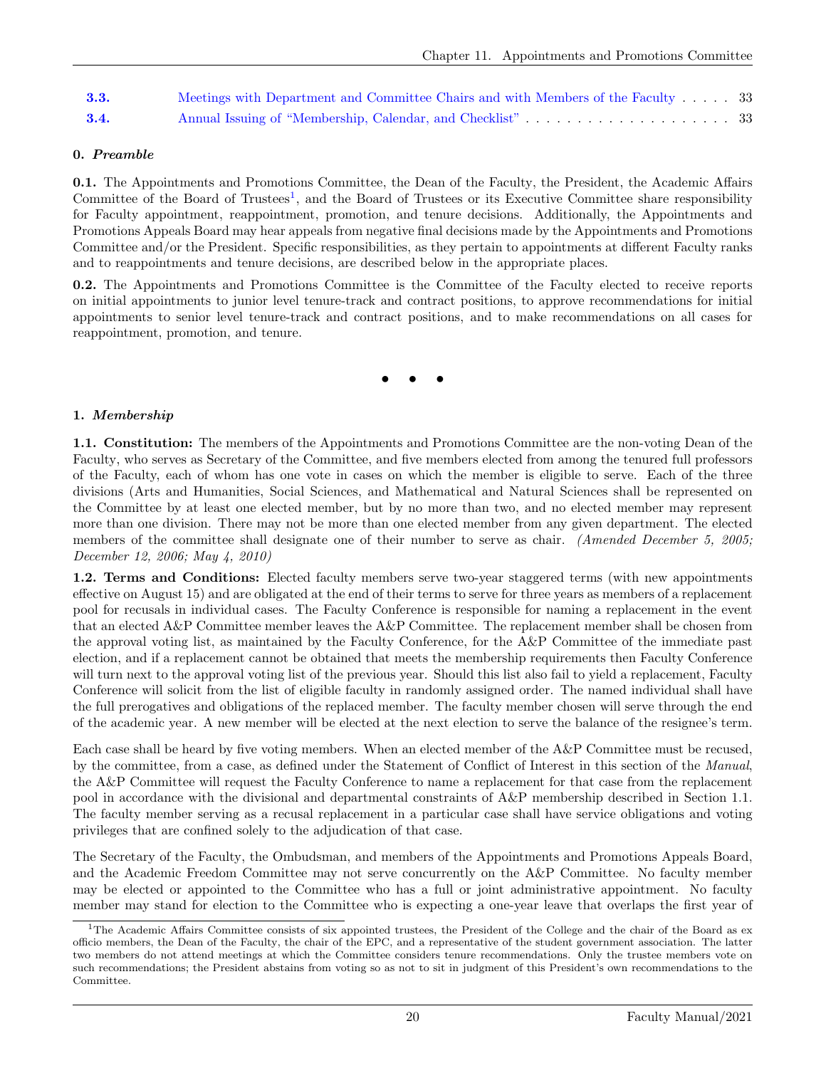| | | |
|---|---|---|
| **3.3.** | Meetings with Department and Committee Chairs and with Members of the Faculty | 33 |
| **3.4.** | Annual Issuing of "Membership, Calendar, and Checklist" | 33 |

**0.** ***Preamble***

**0.1.** The Appointments and Promotions Committee, the Dean of the Faculty, the President, the Academic Affairs Committee of the Board of Trustees[1], and the Board of Trustees or its Executive Committee share responsibility for Faculty appointment, reappointment, promotion, and tenure decisions. Additionally, the Appointments and Promotions Appeals Board may hear appeals from negative final decisions made by the Appointments and Promotions Committee and/or the President. Specific responsibilities, as they pertain to appointments at different Faculty ranks and to reappointments and tenure decisions, are described below in the appropriate places.

**0.2.** The Appointments and Promotions Committee is the Committee of the Faculty elected to receive reports on initial appointments to junior level tenure-track and contract positions, to approve recommendations for initial appointments to senior level tenure-track and contract positions, and to make recommendations on all cases for reappointment, promotion, and tenure.

• • •

**1.** ***Membership***

**1.1. Constitution:** The members of the Appointments and Promotions Committee are the non-voting Dean of the Faculty, who serves as Secretary of the Committee, and five members elected from among the tenured full professors of the Faculty, each of whom has one vote in cases on which the member is eligible to serve. Each of the three divisions (Arts and Humanities, Social Sciences, and Mathematical and Natural Sciences shall be represented on the Committee by at least one elected member, but by no more than two, and no elected member may represent more than one division. There may not be more than one elected member from any given department. The elected members of the committee shall designate one of their number to serve as chair. *(Amended December 5, 2005; December 12, 2006; May 4, 2010)*

**1.2. Terms and Conditions:** Elected faculty members serve two-year staggered terms (with new appointments effective on August 15) and are obligated at the end of their terms to serve for three years as members of a replacement pool for recusals in individual cases. The Faculty Conference is responsible for naming a replacement in the event that an elected A&P Committee member leaves the A&P Committee. The replacement member shall be chosen from the approval voting list, as maintained by the Faculty Conference, for the A&P Committee of the immediate past election, and if a replacement cannot be obtained that meets the membership requirements then Faculty Conference will turn next to the approval voting list of the previous year. Should this list also fail to yield a replacement, Faculty Conference will solicit from the list of eligible faculty in randomly assigned order. The named individual shall have the full prerogatives and obligations of the replaced member. The faculty member chosen will serve through the end of the academic year. A new member will be elected at the next election to serve the balance of the resignee's term.

Each case shall be heard by five voting members. When an elected member of the A&P Committee must be recused, by the committee, from a case, as defined under the Statement of Conflict of Interest in this section of the *Manual*, the A&P Committee will request the Faculty Conference to name a replacement for that case from the replacement pool in accordance with the divisional and departmental constraints of A&P membership described in Section 1.1. The faculty member serving as a recusal replacement in a particular case shall have service obligations and voting privileges that are confined solely to the adjudication of that case.

The Secretary of the Faculty, the Ombudsman, and members of the Appointments and Promotions Appeals Board, and the Academic Freedom Committee may not serve concurrently on the A&P Committee. No faculty member may be elected or appointed to the Committee who has a full or joint administrative appointment. No faculty member may stand for election to the Committee who is expecting a one-year leave that overlaps the first year of

---

[1] The Academic Affairs Committee consists of six appointed trustees, the President of the College and the chair of the Board as ex officio members, the Dean of the Faculty, the chair of the EPC, and a representative of the student government association. The latter two members do not attend meetings at which the Committee considers tenure recommendations. Only the trustee members vote on such recommendations; the President abstains from voting so as not to sit in judgment of this President's own recommendations to the Committee.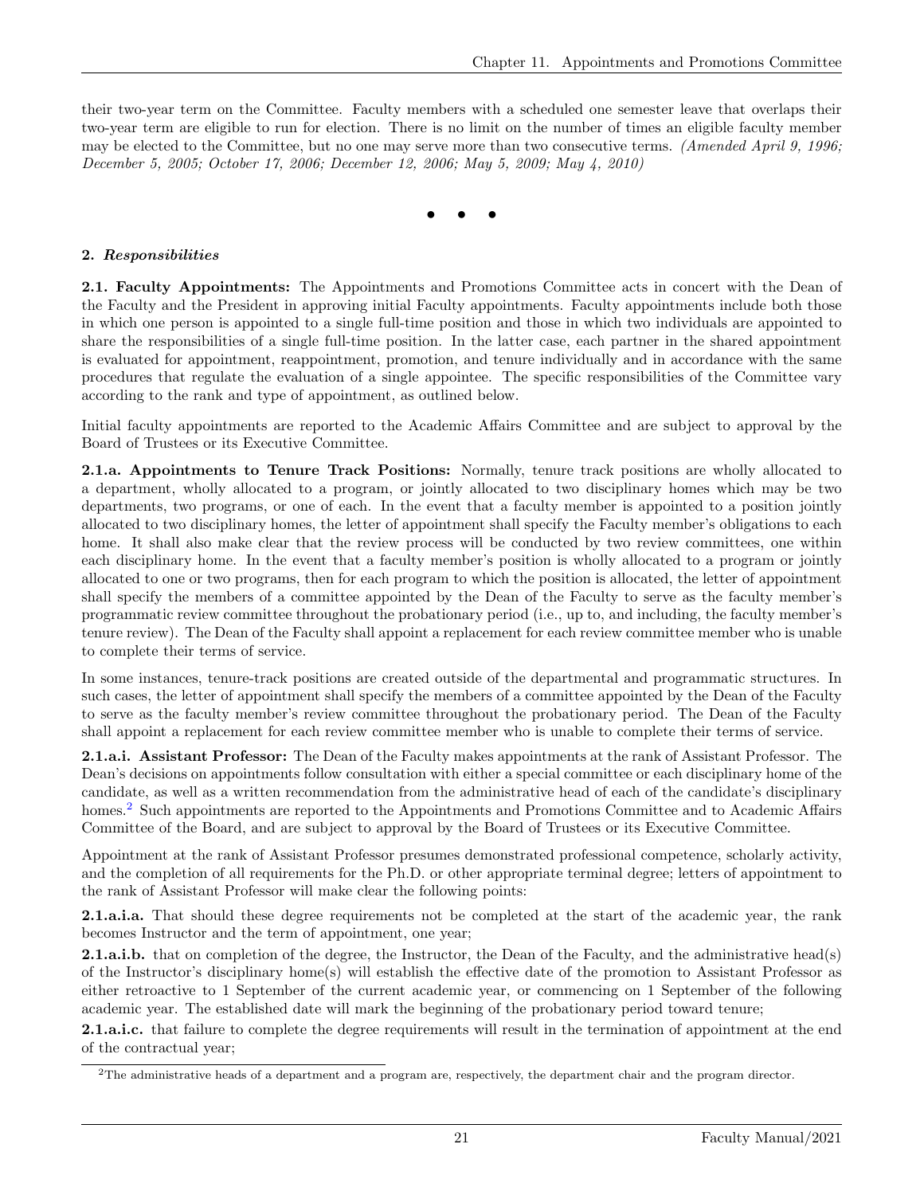their two-year term on the Committee. Faculty members with a scheduled one semester leave that overlaps their two-year term are eligible to run for election. There is no limit on the number of times an eligible faculty member may be elected to the Committee, but no one may serve more than two consecutive terms. *(Amended April 9, 1996; December 5, 2005; October 17, 2006; December 12, 2006; May 5, 2009; May 4, 2010)*

• • •

**2. *Responsibilities***

**2.1. Faculty Appointments:** The Appointments and Promotions Committee acts in concert with the Dean of the Faculty and the President in approving initial Faculty appointments. Faculty appointments include both those in which one person is appointed to a single full-time position and those in which two individuals are appointed to share the responsibilities of a single full-time position. In the latter case, each partner in the shared appointment is evaluated for appointment, reappointment, promotion, and tenure individually and in accordance with the same procedures that regulate the evaluation of a single appointee. The specific responsibilities of the Committee vary according to the rank and type of appointment, as outlined below.

Initial faculty appointments are reported to the Academic Affairs Committee and are subject to approval by the Board of Trustees or its Executive Committee.

**2.1.a. Appointments to Tenure Track Positions:** Normally, tenure track positions are wholly allocated to a department, wholly allocated to a program, or jointly allocated to two disciplinary homes which may be two departments, two programs, or one of each. In the event that a faculty member is appointed to a position jointly allocated to two disciplinary homes, the letter of appointment shall specify the Faculty member's obligations to each home. It shall also make clear that the review process will be conducted by two review committees, one within each disciplinary home. In the event that a faculty member's position is wholly allocated to a program or jointly allocated to one or two programs, then for each program to which the position is allocated, the letter of appointment shall specify the members of a committee appointed by the Dean of the Faculty to serve as the faculty member's programmatic review committee throughout the probationary period (i.e., up to, and including, the faculty member's tenure review). The Dean of the Faculty shall appoint a replacement for each review committee member who is unable to complete their terms of service.

In some instances, tenure-track positions are created outside of the departmental and programmatic structures. In such cases, the letter of appointment shall specify the members of a committee appointed by the Dean of the Faculty to serve as the faculty member's review committee throughout the probationary period. The Dean of the Faculty shall appoint a replacement for each review committee member who is unable to complete their terms of service.

**2.1.a.i. Assistant Professor:** The Dean of the Faculty makes appointments at the rank of Assistant Professor. The Dean's decisions on appointments follow consultation with either a special committee or each disciplinary home of the candidate, as well as a written recommendation from the administrative head of each of the candidate's disciplinary homes.[2] Such appointments are reported to the Appointments and Promotions Committee and to Academic Affairs Committee of the Board, and are subject to approval by the Board of Trustees or its Executive Committee.

Appointment at the rank of Assistant Professor presumes demonstrated professional competence, scholarly activity, and the completion of all requirements for the Ph.D. or other appropriate terminal degree; letters of appointment to the rank of Assistant Professor will make clear the following points:

**2.1.a.i.a.** That should these degree requirements not be completed at the start of the academic year, the rank becomes Instructor and the term of appointment, one year;

**2.1.a.i.b.** that on completion of the degree, the Instructor, the Dean of the Faculty, and the administrative head(s) of the Instructor's disciplinary home(s) will establish the effective date of the promotion to Assistant Professor as either retroactive to 1 September of the current academic year, or commencing on 1 September of the following academic year. The established date will mark the beginning of the probationary period toward tenure;

**2.1.a.i.c.** that failure to complete the degree requirements will result in the termination of appointment at the end of the contractual year;

[2] The administrative heads of a department and a program are, respectively, the department chair and the program director.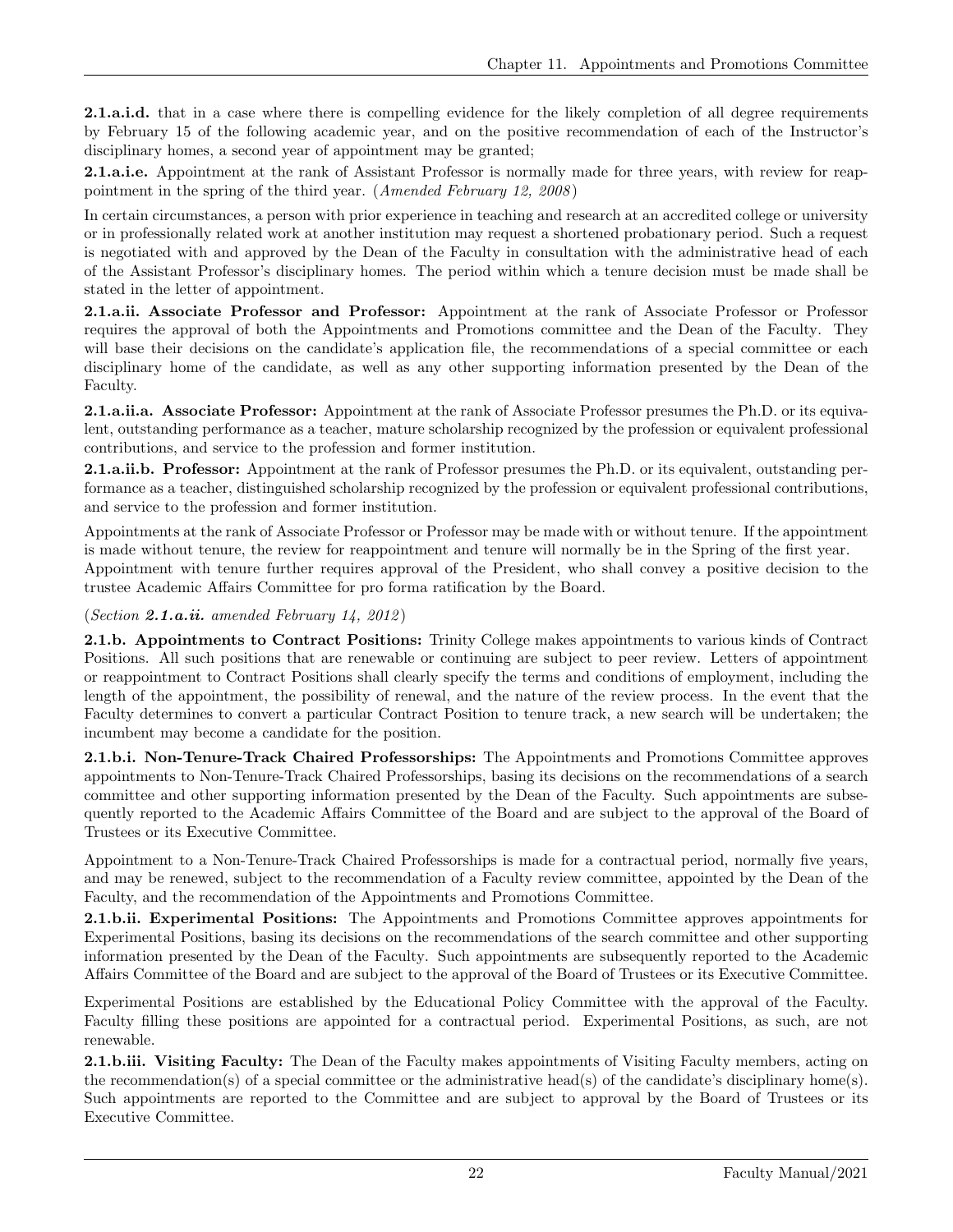**2.1.a.i.d.** that in a case where there is compelling evidence for the likely completion of all degree requirements by February 15 of the following academic year, and on the positive recommendation of each of the Instructor's disciplinary homes, a second year of appointment may be granted;

**2.1.a.i.e.** Appointment at the rank of Assistant Professor is normally made for three years, with review for reappointment in the spring of the third year. (*Amended February 12, 2008*)

In certain circumstances, a person with prior experience in teaching and research at an accredited college or university or in professionally related work at another institution may request a shortened probationary period. Such a request is negotiated with and approved by the Dean of the Faculty in consultation with the administrative head of each of the Assistant Professor's disciplinary homes. The period within which a tenure decision must be made shall be stated in the letter of appointment.

**2.1.a.ii. Associate Professor and Professor:** Appointment at the rank of Associate Professor or Professor requires the approval of both the Appointments and Promotions committee and the Dean of the Faculty. They will base their decisions on the candidate's application file, the recommendations of a special committee or each disciplinary home of the candidate, as well as any other supporting information presented by the Dean of the Faculty.

**2.1.a.ii.a. Associate Professor:** Appointment at the rank of Associate Professor presumes the Ph.D. or its equivalent, outstanding performance as a teacher, mature scholarship recognized by the profession or equivalent professional contributions, and service to the profession and former institution.

**2.1.a.ii.b. Professor:** Appointment at the rank of Professor presumes the Ph.D. or its equivalent, outstanding performance as a teacher, distinguished scholarship recognized by the profession or equivalent professional contributions, and service to the profession and former institution.

Appointments at the rank of Associate Professor or Professor may be made with or without tenure. If the appointment is made without tenure, the review for reappointment and tenure will normally be in the Spring of the first year. Appointment with tenure further requires approval of the President, who shall convey a positive decision to the trustee Academic Affairs Committee for pro forma ratification by the Board.

(*Section **2.1.a.ii.** amended February 14, 2012*)

**2.1.b. Appointments to Contract Positions:** Trinity College makes appointments to various kinds of Contract Positions. All such positions that are renewable or continuing are subject to peer review. Letters of appointment or reappointment to Contract Positions shall clearly specify the terms and conditions of employment, including the length of the appointment, the possibility of renewal, and the nature of the review process. In the event that the Faculty determines to convert a particular Contract Position to tenure track, a new search will be undertaken; the incumbent may become a candidate for the position.

**2.1.b.i. Non-Tenure-Track Chaired Professorships:** The Appointments and Promotions Committee approves appointments to Non-Tenure-Track Chaired Professorships, basing its decisions on the recommendations of a search committee and other supporting information presented by the Dean of the Faculty. Such appointments are subsequently reported to the Academic Affairs Committee of the Board and are subject to the approval of the Board of Trustees or its Executive Committee.

Appointment to a Non-Tenure-Track Chaired Professorships is made for a contractual period, normally five years, and may be renewed, subject to the recommendation of a Faculty review committee, appointed by the Dean of the Faculty, and the recommendation of the Appointments and Promotions Committee.

**2.1.b.ii. Experimental Positions:** The Appointments and Promotions Committee approves appointments for Experimental Positions, basing its decisions on the recommendations of the search committee and other supporting information presented by the Dean of the Faculty. Such appointments are subsequently reported to the Academic Affairs Committee of the Board and are subject to the approval of the Board of Trustees or its Executive Committee.

Experimental Positions are established by the Educational Policy Committee with the approval of the Faculty. Faculty filling these positions are appointed for a contractual period. Experimental Positions, as such, are not renewable.

**2.1.b.iii. Visiting Faculty:** The Dean of the Faculty makes appointments of Visiting Faculty members, acting on the recommendation(s) of a special committee or the administrative head(s) of the candidate's disciplinary home(s). Such appointments are reported to the Committee and are subject to approval by the Board of Trustees or its Executive Committee.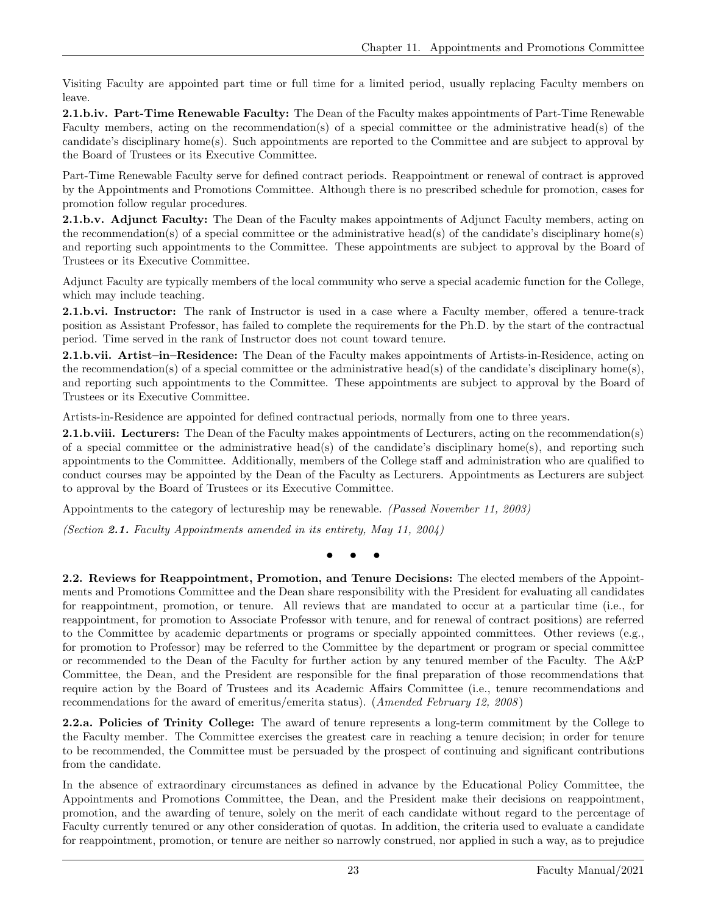Visiting Faculty are appointed part time or full time for a limited period, usually replacing Faculty members on leave.

**2.1.b.iv. Part-Time Renewable Faculty:** The Dean of the Faculty makes appointments of Part-Time Renewable Faculty members, acting on the recommendation(s) of a special committee or the administrative head(s) of the candidate's disciplinary home(s). Such appointments are reported to the Committee and are subject to approval by the Board of Trustees or its Executive Committee.

Part-Time Renewable Faculty serve for defined contract periods. Reappointment or renewal of contract is approved by the Appointments and Promotions Committee. Although there is no prescribed schedule for promotion, cases for promotion follow regular procedures.

**2.1.b.v. Adjunct Faculty:** The Dean of the Faculty makes appointments of Adjunct Faculty members, acting on the recommendation(s) of a special committee or the administrative head(s) of the candidate's disciplinary home(s) and reporting such appointments to the Committee. These appointments are subject to approval by the Board of Trustees or its Executive Committee.

Adjunct Faculty are typically members of the local community who serve a special academic function for the College, which may include teaching.

**2.1.b.vi. Instructor:** The rank of Instructor is used in a case where a Faculty member, offered a tenure-track position as Assistant Professor, has failed to complete the requirements for the Ph.D. by the start of the contractual period. Time served in the rank of Instructor does not count toward tenure.

**2.1.b.vii. Artist–in–Residence:** The Dean of the Faculty makes appointments of Artists-in-Residence, acting on the recommendation(s) of a special committee or the administrative head(s) of the candidate's disciplinary home(s), and reporting such appointments to the Committee. These appointments are subject to approval by the Board of Trustees or its Executive Committee.

Artists-in-Residence are appointed for defined contractual periods, normally from one to three years.

**2.1.b.viii. Lecturers:** The Dean of the Faculty makes appointments of Lecturers, acting on the recommendation(s) of a special committee or the administrative head(s) of the candidate's disciplinary home(s), and reporting such appointments to the Committee. Additionally, members of the College staff and administration who are qualified to conduct courses may be appointed by the Dean of the Faculty as Lecturers. Appointments as Lecturers are subject to approval by the Board of Trustees or its Executive Committee.

Appointments to the category of lectureship may be renewable. *(Passed November 11, 2003)*

*(Section* ***2.1.*** *Faculty Appointments amended in its entirety, May 11, 2004)*

• • •

**2.2. Reviews for Reappointment, Promotion, and Tenure Decisions:** The elected members of the Appointments and Promotions Committee and the Dean share responsibility with the President for evaluating all candidates for reappointment, promotion, or tenure. All reviews that are mandated to occur at a particular time (i.e., for reappointment, for promotion to Associate Professor with tenure, and for renewal of contract positions) are referred to the Committee by academic departments or programs or specially appointed committees. Other reviews (e.g., for promotion to Professor) may be referred to the Committee by the department or program or special committee or recommended to the Dean of the Faculty for further action by any tenured member of the Faculty. The A&P Committee, the Dean, and the President are responsible for the final preparation of those recommendations that require action by the Board of Trustees and its Academic Affairs Committee (i.e., tenure recommendations and recommendations for the award of emeritus/emerita status). (*Amended February 12, 2008*)

**2.2.a. Policies of Trinity College:** The award of tenure represents a long-term commitment by the College to the Faculty member. The Committee exercises the greatest care in reaching a tenure decision; in order for tenure to be recommended, the Committee must be persuaded by the prospect of continuing and significant contributions from the candidate.

In the absence of extraordinary circumstances as defined in advance by the Educational Policy Committee, the Appointments and Promotions Committee, the Dean, and the President make their decisions on reappointment, promotion, and the awarding of tenure, solely on the merit of each candidate without regard to the percentage of Faculty currently tenured or any other consideration of quotas. In addition, the criteria used to evaluate a candidate for reappointment, promotion, or tenure are neither so narrowly construed, nor applied in such a way, as to prejudice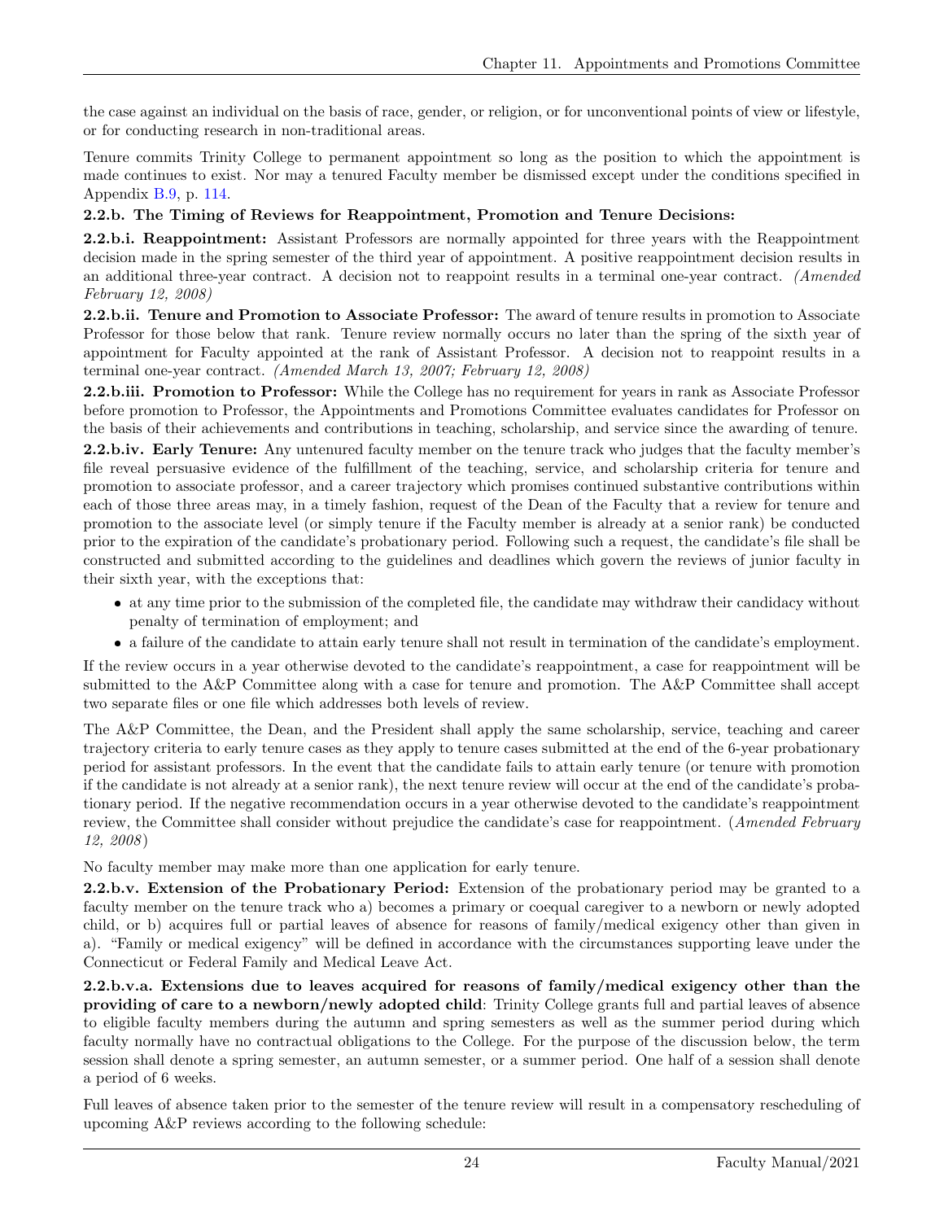the case against an individual on the basis of race, gender, or religion, or for unconventional points of view or lifestyle, or for conducting research in non-traditional areas.

Tenure commits Trinity College to permanent appointment so long as the position to which the appointment is made continues to exist. Nor may a tenured Faculty member be dismissed except under the conditions specified in Appendix B.9, p. 114.

**2.2.b. The Timing of Reviews for Reappointment, Promotion and Tenure Decisions:**

**2.2.b.i. Reappointment:** Assistant Professors are normally appointed for three years with the Reappointment decision made in the spring semester of the third year of appointment. A positive reappointment decision results in an additional three-year contract. A decision not to reappoint results in a terminal one-year contract. *(Amended February 12, 2008)*

**2.2.b.ii. Tenure and Promotion to Associate Professor:** The award of tenure results in promotion to Associate Professor for those below that rank. Tenure review normally occurs no later than the spring of the sixth year of appointment for Faculty appointed at the rank of Assistant Professor. A decision not to reappoint results in a terminal one-year contract. *(Amended March 13, 2007; February 12, 2008)*

**2.2.b.iii. Promotion to Professor:** While the College has no requirement for years in rank as Associate Professor before promotion to Professor, the Appointments and Promotions Committee evaluates candidates for Professor on the basis of their achievements and contributions in teaching, scholarship, and service since the awarding of tenure.

**2.2.b.iv. Early Tenure:** Any untenured faculty member on the tenure track who judges that the faculty member's file reveal persuasive evidence of the fulfillment of the teaching, service, and scholarship criteria for tenure and promotion to associate professor, and a career trajectory which promises continued substantive contributions within each of those three areas may, in a timely fashion, request of the Dean of the Faculty that a review for tenure and promotion to the associate level (or simply tenure if the Faculty member is already at a senior rank) be conducted prior to the expiration of the candidate's probationary period. Following such a request, the candidate's file shall be constructed and submitted according to the guidelines and deadlines which govern the reviews of junior faculty in their sixth year, with the exceptions that:

- at any time prior to the submission of the completed file, the candidate may withdraw their candidacy without penalty of termination of employment; and
- a failure of the candidate to attain early tenure shall not result in termination of the candidate's employment.

If the review occurs in a year otherwise devoted to the candidate's reappointment, a case for reappointment will be submitted to the A&P Committee along with a case for tenure and promotion. The A&P Committee shall accept two separate files or one file which addresses both levels of review.

The A&P Committee, the Dean, and the President shall apply the same scholarship, service, teaching and career trajectory criteria to early tenure cases as they apply to tenure cases submitted at the end of the 6-year probationary period for assistant professors. In the event that the candidate fails to attain early tenure (or tenure with promotion if the candidate is not already at a senior rank), the next tenure review will occur at the end of the candidate's probationary period. If the negative recommendation occurs in a year otherwise devoted to the candidate's reappointment review, the Committee shall consider without prejudice the candidate's case for reappointment. (*Amended February 12, 2008*)

No faculty member may make more than one application for early tenure.

**2.2.b.v. Extension of the Probationary Period:** Extension of the probationary period may be granted to a faculty member on the tenure track who a) becomes a primary or coequal caregiver to a newborn or newly adopted child, or b) acquires full or partial leaves of absence for reasons of family/medical exigency other than given in a). "Family or medical exigency" will be defined in accordance with the circumstances supporting leave under the Connecticut or Federal Family and Medical Leave Act.

**2.2.b.v.a. Extensions due to leaves acquired for reasons of family/medical exigency other than the providing of care to a newborn/newly adopted child**: Trinity College grants full and partial leaves of absence to eligible faculty members during the autumn and spring semesters as well as the summer period during which faculty normally have no contractual obligations to the College. For the purpose of the discussion below, the term session shall denote a spring semester, an autumn semester, or a summer period. One half of a session shall denote a period of 6 weeks.

Full leaves of absence taken prior to the semester of the tenure review will result in a compensatory rescheduling of upcoming A&P reviews according to the following schedule: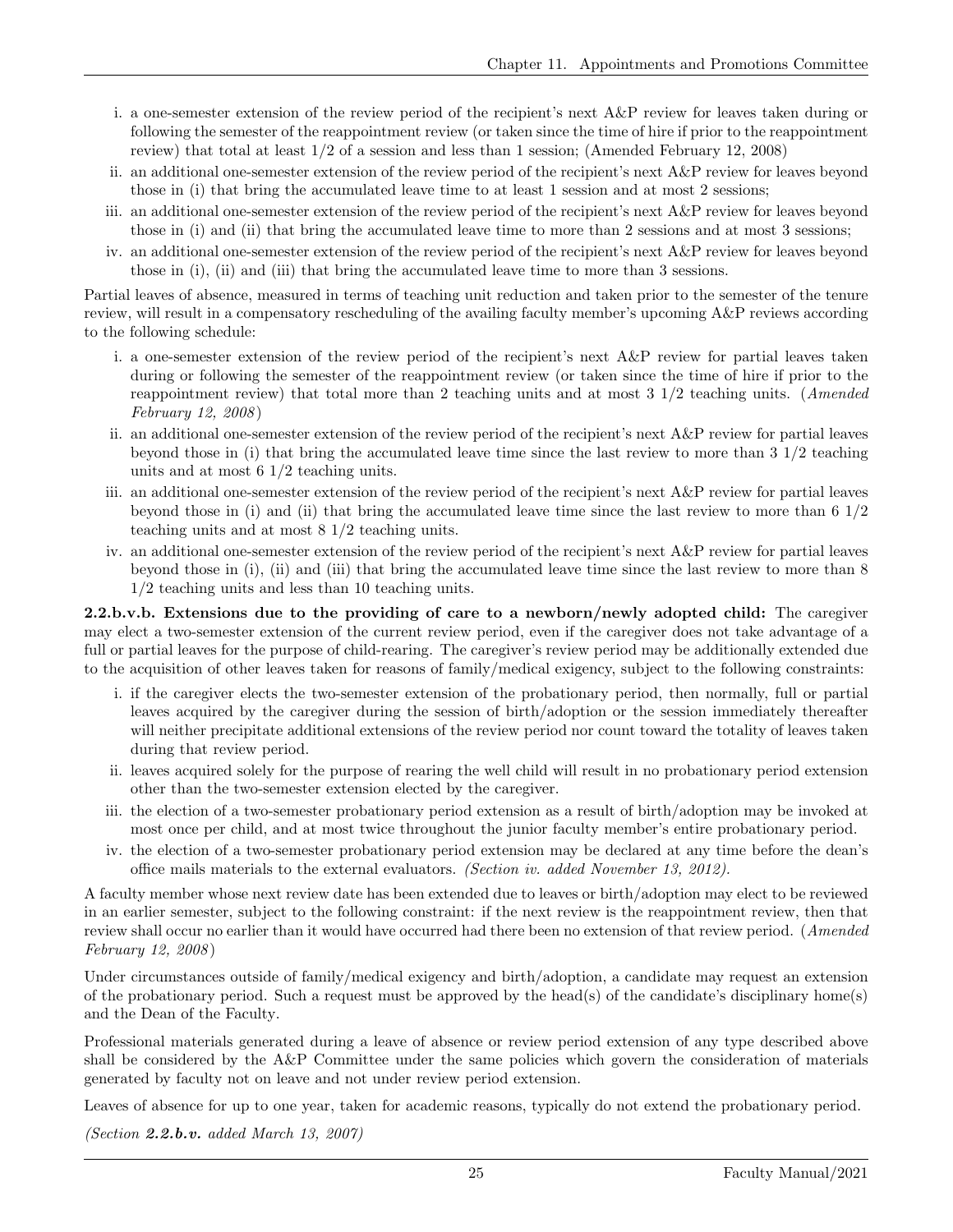i. a one-semester extension of the review period of the recipient's next A&P review for leaves taken during or following the semester of the reappointment review (or taken since the time of hire if prior to the reappointment review) that total at least 1/2 of a session and less than 1 session; (Amended February 12, 2008)

ii. an additional one-semester extension of the review period of the recipient's next A&P review for leaves beyond those in (i) that bring the accumulated leave time to at least 1 session and at most 2 sessions;

iii. an additional one-semester extension of the review period of the recipient's next A&P review for leaves beyond those in (i) and (ii) that bring the accumulated leave time to more than 2 sessions and at most 3 sessions;

iv. an additional one-semester extension of the review period of the recipient's next A&P review for leaves beyond those in (i), (ii) and (iii) that bring the accumulated leave time to more than 3 sessions.

Partial leaves of absence, measured in terms of teaching unit reduction and taken prior to the semester of the tenure review, will result in a compensatory rescheduling of the availing faculty member's upcoming A&P reviews according to the following schedule:

i. a one-semester extension of the review period of the recipient's next A&P review for partial leaves taken during or following the semester of the reappointment review (or taken since the time of hire if prior to the reappointment review) that total more than 2 teaching units and at most 3 1/2 teaching units. (*Amended February 12, 2008*)

ii. an additional one-semester extension of the review period of the recipient's next A&P review for partial leaves beyond those in (i) that bring the accumulated leave time since the last review to more than 3 1/2 teaching units and at most 6 1/2 teaching units.

iii. an additional one-semester extension of the review period of the recipient's next A&P review for partial leaves beyond those in (i) and (ii) that bring the accumulated leave time since the last review to more than 6 1/2 teaching units and at most 8 1/2 teaching units.

iv. an additional one-semester extension of the review period of the recipient's next A&P review for partial leaves beyond those in (i), (ii) and (iii) that bring the accumulated leave time since the last review to more than 8 1/2 teaching units and less than 10 teaching units.

**2.2.b.v.b. Extensions due to the providing of care to a newborn/newly adopted child:** The caregiver may elect a two-semester extension of the current review period, even if the caregiver does not take advantage of a full or partial leaves for the purpose of child-rearing. The caregiver's review period may be additionally extended due to the acquisition of other leaves taken for reasons of family/medical exigency, subject to the following constraints:

i. if the caregiver elects the two-semester extension of the probationary period, then normally, full or partial leaves acquired by the caregiver during the session of birth/adoption or the session immediately thereafter will neither precipitate additional extensions of the review period nor count toward the totality of leaves taken during that review period.

ii. leaves acquired solely for the purpose of rearing the well child will result in no probationary period extension other than the two-semester extension elected by the caregiver.

iii. the election of a two-semester probationary period extension as a result of birth/adoption may be invoked at most once per child, and at most twice throughout the junior faculty member's entire probationary period.

iv. the election of a two-semester probationary period extension may be declared at any time before the dean's office mails materials to the external evaluators. *(Section iv. added November 13, 2012).*

A faculty member whose next review date has been extended due to leaves or birth/adoption may elect to be reviewed in an earlier semester, subject to the following constraint: if the next review is the reappointment review, then that review shall occur no earlier than it would have occurred had there been no extension of that review period. (*Amended February 12, 2008*)

Under circumstances outside of family/medical exigency and birth/adoption, a candidate may request an extension of the probationary period. Such a request must be approved by the head(s) of the candidate's disciplinary home(s) and the Dean of the Faculty.

Professional materials generated during a leave of absence or review period extension of any type described above shall be considered by the A&P Committee under the same policies which govern the consideration of materials generated by faculty not on leave and not under review period extension.

Leaves of absence for up to one year, taken for academic reasons, typically do not extend the probationary period.

*(Section **2.2.b.v.** added March 13, 2007)*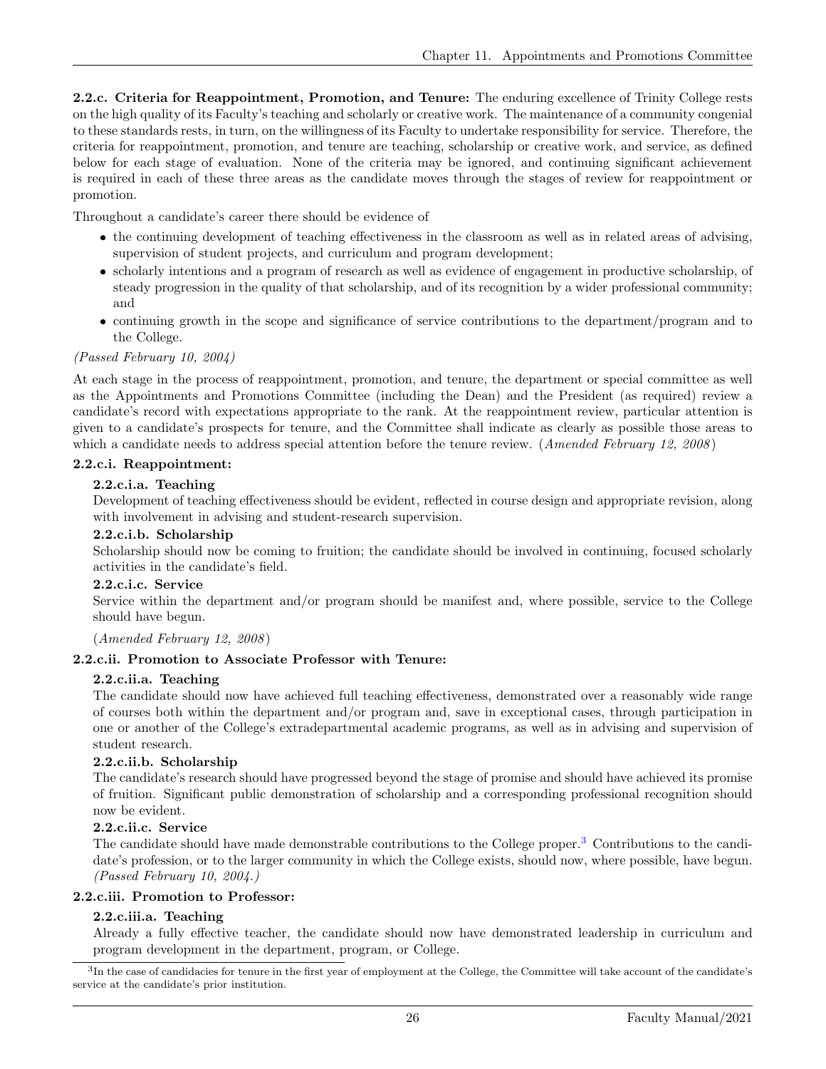**2.2.c. Criteria for Reappointment, Promotion, and Tenure:** The enduring excellence of Trinity College rests on the high quality of its Faculty's teaching and scholarly or creative work. The maintenance of a community congenial to these standards rests, in turn, on the willingness of its Faculty to undertake responsibility for service. Therefore, the criteria for reappointment, promotion, and tenure are teaching, scholarship or creative work, and service, as defined below for each stage of evaluation. None of the criteria may be ignored, and continuing significant achievement is required in each of these three areas as the candidate moves through the stages of review for reappointment or promotion.

Throughout a candidate's career there should be evidence of

- the continuing development of teaching effectiveness in the classroom as well as in related areas of advising, supervision of student projects, and curriculum and program development;
- scholarly intentions and a program of research as well as evidence of engagement in productive scholarship, of steady progression in the quality of that scholarship, and of its recognition by a wider professional community; and
- continuing growth in the scope and significance of service contributions to the department/program and to the College.

*(Passed February 10, 2004)*

At each stage in the process of reappointment, promotion, and tenure, the department or special committee as well as the Appointments and Promotions Committee (including the Dean) and the President (as required) review a candidate's record with expectations appropriate to the rank. At the reappointment review, particular attention is given to a candidate's prospects for tenure, and the Committee shall indicate as clearly as possible those areas to which a candidate needs to address special attention before the tenure review. (*Amended February 12, 2008*)

**2.2.c.i. Reappointment:**

**2.2.c.i.a. Teaching**

Development of teaching effectiveness should be evident, reflected in course design and appropriate revision, along with involvement in advising and student-research supervision.

**2.2.c.i.b. Scholarship**

Scholarship should now be coming to fruition; the candidate should be involved in continuing, focused scholarly activities in the candidate's field.

**2.2.c.i.c. Service**

Service within the department and/or program should be manifest and, where possible, service to the College should have begun.

(*Amended February 12, 2008*)

**2.2.c.ii. Promotion to Associate Professor with Tenure:**

**2.2.c.ii.a. Teaching**

The candidate should now have achieved full teaching effectiveness, demonstrated over a reasonably wide range of courses both within the department and/or program and, save in exceptional cases, through participation in one or another of the College's extradepartmental academic programs, as well as in advising and supervision of student research.

**2.2.c.ii.b. Scholarship**

The candidate's research should have progressed beyond the stage of promise and should have achieved its promise of fruition. Significant public demonstration of scholarship and a corresponding professional recognition should now be evident.

**2.2.c.ii.c. Service**

The candidate should have made demonstrable contributions to the College proper.[3] Contributions to the candidate's profession, or to the larger community in which the College exists, should now, where possible, have begun. *(Passed February 10, 2004.)*

**2.2.c.iii. Promotion to Professor:**

**2.2.c.iii.a. Teaching**

Already a fully effective teacher, the candidate should now have demonstrated leadership in curriculum and program development in the department, program, or College.

[3] In the case of candidacies for tenure in the first year of employment at the College, the Committee will take account of the candidate's service at the candidate's prior institution.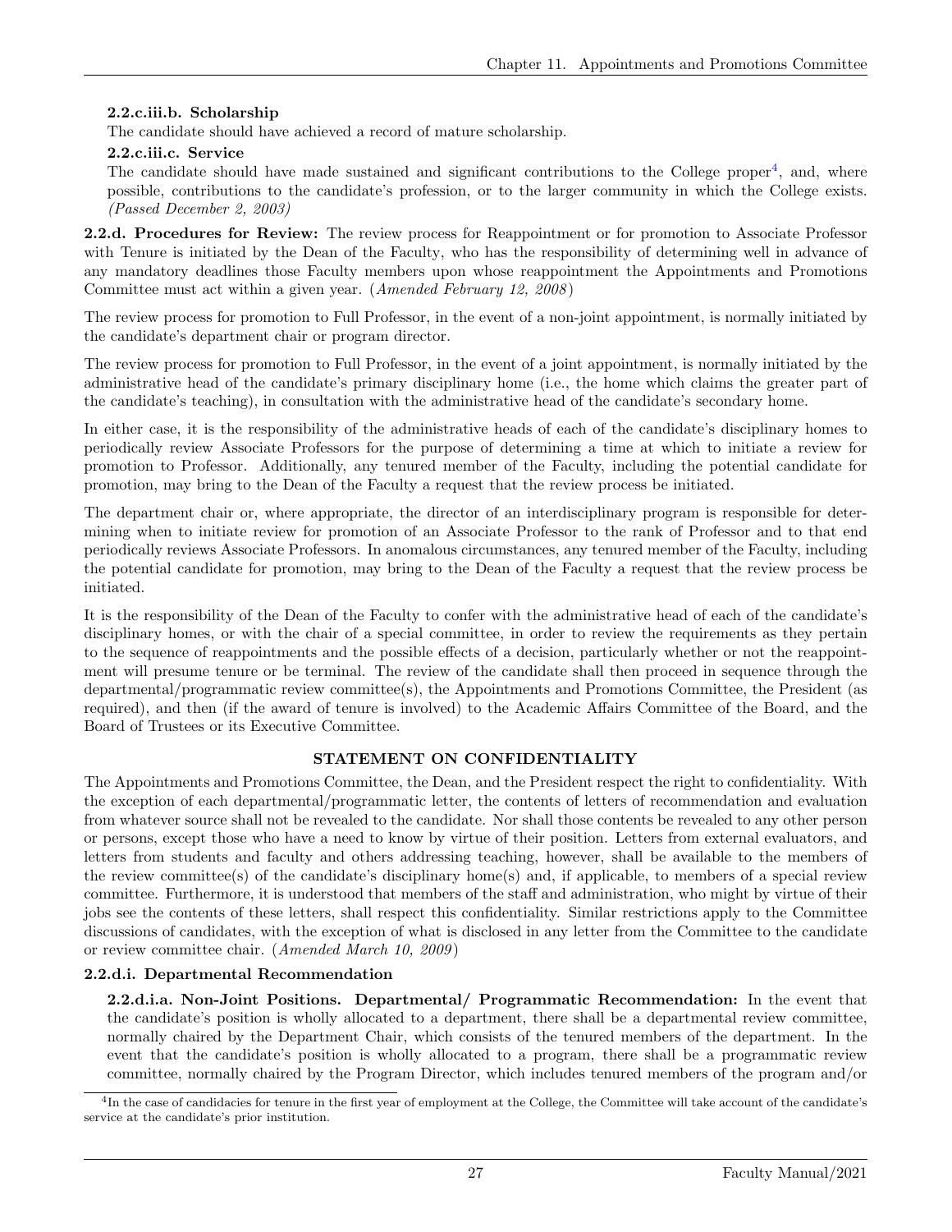**2.2.c.iii.b. Scholarship**

The candidate should have achieved a record of mature scholarship.

**2.2.c.iii.c. Service**

The candidate should have made sustained and significant contributions to the College proper[4], and, where possible, contributions to the candidate's profession, or to the larger community in which the College exists. *(Passed December 2, 2003)*

**2.2.d. Procedures for Review:** The review process for Reappointment or for promotion to Associate Professor with Tenure is initiated by the Dean of the Faculty, who has the responsibility of determining well in advance of any mandatory deadlines those Faculty members upon whose reappointment the Appointments and Promotions Committee must act within a given year. (*Amended February 12, 2008*)

The review process for promotion to Full Professor, in the event of a non-joint appointment, is normally initiated by the candidate's department chair or program director.

The review process for promotion to Full Professor, in the event of a joint appointment, is normally initiated by the administrative head of the candidate's primary disciplinary home (i.e., the home which claims the greater part of the candidate's teaching), in consultation with the administrative head of the candidate's secondary home.

In either case, it is the responsibility of the administrative heads of each of the candidate's disciplinary homes to periodically review Associate Professors for the purpose of determining a time at which to initiate a review for promotion to Professor. Additionally, any tenured member of the Faculty, including the potential candidate for promotion, may bring to the Dean of the Faculty a request that the review process be initiated.

The department chair or, where appropriate, the director of an interdisciplinary program is responsible for determining when to initiate review for promotion of an Associate Professor to the rank of Professor and to that end periodically reviews Associate Professors. In anomalous circumstances, any tenured member of the Faculty, including the potential candidate for promotion, may bring to the Dean of the Faculty a request that the review process be initiated.

It is the responsibility of the Dean of the Faculty to confer with the administrative head of each of the candidate's disciplinary homes, or with the chair of a special committee, in order to review the requirements as they pertain to the sequence of reappointments and the possible effects of a decision, particularly whether or not the reappointment will presume tenure or be terminal. The review of the candidate shall then proceed in sequence through the departmental/programmatic review committee(s), the Appointments and Promotions Committee, the President (as required), and then (if the award of tenure is involved) to the Academic Affairs Committee of the Board, and the Board of Trustees or its Executive Committee.

**STATEMENT ON CONFIDENTIALITY**

The Appointments and Promotions Committee, the Dean, and the President respect the right to confidentiality. With the exception of each departmental/programmatic letter, the contents of letters of recommendation and evaluation from whatever source shall not be revealed to the candidate. Nor shall those contents be revealed to any other person or persons, except those who have a need to know by virtue of their position. Letters from external evaluators, and letters from students and faculty and others addressing teaching, however, shall be available to the members of the review committee(s) of the candidate's disciplinary home(s) and, if applicable, to members of a special review committee. Furthermore, it is understood that members of the staff and administration, who might by virtue of their jobs see the contents of these letters, shall respect this confidentiality. Similar restrictions apply to the Committee discussions of candidates, with the exception of what is disclosed in any letter from the Committee to the candidate or review committee chair. (*Amended March 10, 2009*)

**2.2.d.i. Departmental Recommendation**

**2.2.d.i.a. Non-Joint Positions. Departmental/ Programmatic Recommendation:** In the event that the candidate's position is wholly allocated to a department, there shall be a departmental review committee, normally chaired by the Department Chair, which consists of the tenured members of the department. In the event that the candidate's position is wholly allocated to a program, there shall be a programmatic review committee, normally chaired by the Program Director, which includes tenured members of the program and/or

[4] In the case of candidacies for tenure in the first year of employment at the College, the Committee will take account of the candidate's service at the candidate's prior institution.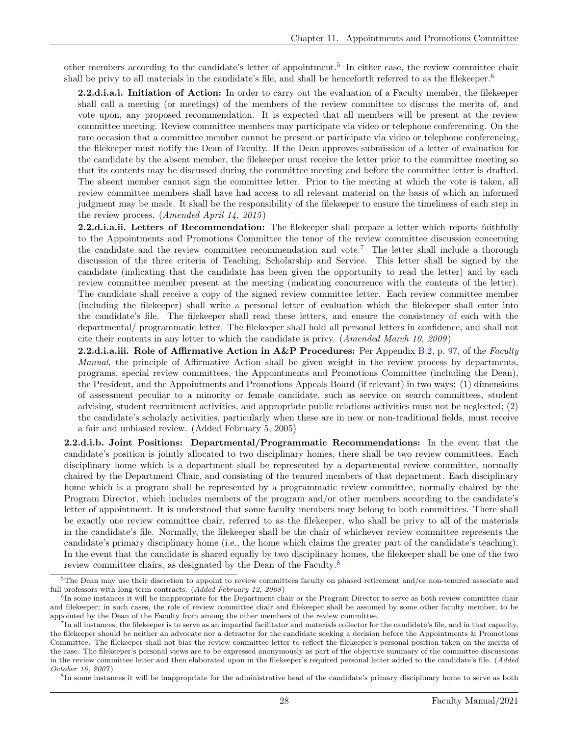other members according to the candidate's letter of appointment.[5] In either case, the review committee chair shall be privy to all materials in the candidate's file, and shall be henceforth referred to as the filekeeper.[6]

**2.2.d.i.a.i. Initiation of Action:** In order to carry out the evaluation of a Faculty member, the filekeeper shall call a meeting (or meetings) of the members of the review committee to discuss the merits of, and vote upon, any proposed recommendation. It is expected that all members will be present at the review committee meeting. Review committee members may participate via video or telephone conferencing. On the rare occasion that a committee member cannot be present or participate via video or telephone conferencing, the filekeeper must notify the Dean of Faculty. If the Dean approves submission of a letter of evaluation for the candidate by the absent member, the filekeeper must receive the letter prior to the committee meeting so that its contents may be discussed during the committee meeting and before the committee letter is drafted. The absent member cannot sign the committee letter. Prior to the meeting at which the vote is taken, all review committee members shall have had access to all relevant material on the basis of which an informed judgment may be made. It shall be the responsibility of the filekeeper to ensure the timeliness of each step in the review process. (*Amended April 14, 2015*)

**2.2.d.i.a.ii. Letters of Recommendation:** The filekeeper shall prepare a letter which reports faithfully to the Appointments and Promotions Committee the tenor of the review committee discussion concerning the candidate and the review committee recommendation and vote.[7] The letter shall include a thorough discussion of the three criteria of Teaching, Scholarship and Service. This letter shall be signed by the candidate (indicating that the candidate has been given the opportunity to read the letter) and by each review committee member present at the meeting (indicating concurrence with the contents of the letter). The candidate shall receive a copy of the signed review committee letter. Each review committee member (including the filekeeper) shall write a personal letter of evaluation which the filekeeper shall enter into the candidate's file. The filekeeper shall read these letters, and ensure the consistency of each with the departmental/ programmatic letter. The filekeeper shall hold all personal letters in confidence, and shall not cite their contents in any letter to which the candidate is privy. (*Amended March 10, 2009*)

**2.2.d.i.a.iii. Role of Affirmative Action in A&P Procedures:** Per Appendix B.2, p. 97, of the *Faculty Manual*, the principle of Affirmative Action shall be given weight in the review process by departments, programs, special review committees, the Appointments and Promotions Committee (including the Dean), the President, and the Appointments and Promotions Appeals Board (if relevant) in two ways: (1) dimensions of assessment peculiar to a minority or female candidate, such as service on search committees, student advising, student recruitment activities, and appropriate public relations activities must not be neglected; (2) the candidate's scholarly activities, particularly when these are in new or non-traditional fields, must receive a fair and unbiased review. (Added February 5, 2005)

**2.2.d.i.b. Joint Positions: Departmental/Programmatic Recommendations:** In the event that the candidate's position is jointly allocated to two disciplinary homes, there shall be two review committees. Each disciplinary home which is a department shall be represented by a departmental review committee, normally chaired by the Department Chair, and consisting of the tenured members of that department. Each disciplinary home which is a program shall be represented by a programmatic review committee, normally chaired by the Program Director, which includes members of the program and/or other members according to the candidate's letter of appointment. It is understood that some faculty members may belong to both committees. There shall be exactly one review committee chair, referred to as the filekeeper, who shall be privy to all of the materials in the candidate's file. Normally, the filekeeper shall be the chair of whichever review committee represents the candidate's primary disciplinary home (i.e., the home which claims the greater part of the candidate's teaching). In the event that the candidate is shared equally by two disciplinary homes, the filekeeper shall be one of the two review committee chairs, as designated by the Dean of the Faculty.[8]

---

[5] The Dean may use their discretion to appoint to review committees faculty on phased retirement and/or non-tenured associate and full professors with long-term contracts. (*Added February 12, 2008*)

[6] In some instances it will be inappropriate for the Department chair or the Program Director to serve as both review committee chair and filekeeper; in such cases, the role of review committee chair and filekeeper shall be assumed by some other faculty member, to be appointed by the Dean of the Faculty from among the other members of the review committee.

[7] In all instances, the filekeeper is to serve as an impartial facilitator and materials collector for the candidate's file, and in that capacity, the filekeeper should be neither an advocate nor a detractor for the candidate seeking a decision before the Appointments & Promotions Committee. The filekeeper shall not bias the review committee letter to reflect the filekeeper's personal position taken on the merits of the case. The filekeeper's personal views are to be expressed anonymously as part of the objective summary of the committee discussions in the review committee letter and then elaborated upon in the filekeeper's required personal letter added to the candidate's file. (*Added October 16, 2007*)

[8] In some instances it will be inappropriate for the administrative head of the candidate's primary disciplinary home to serve as both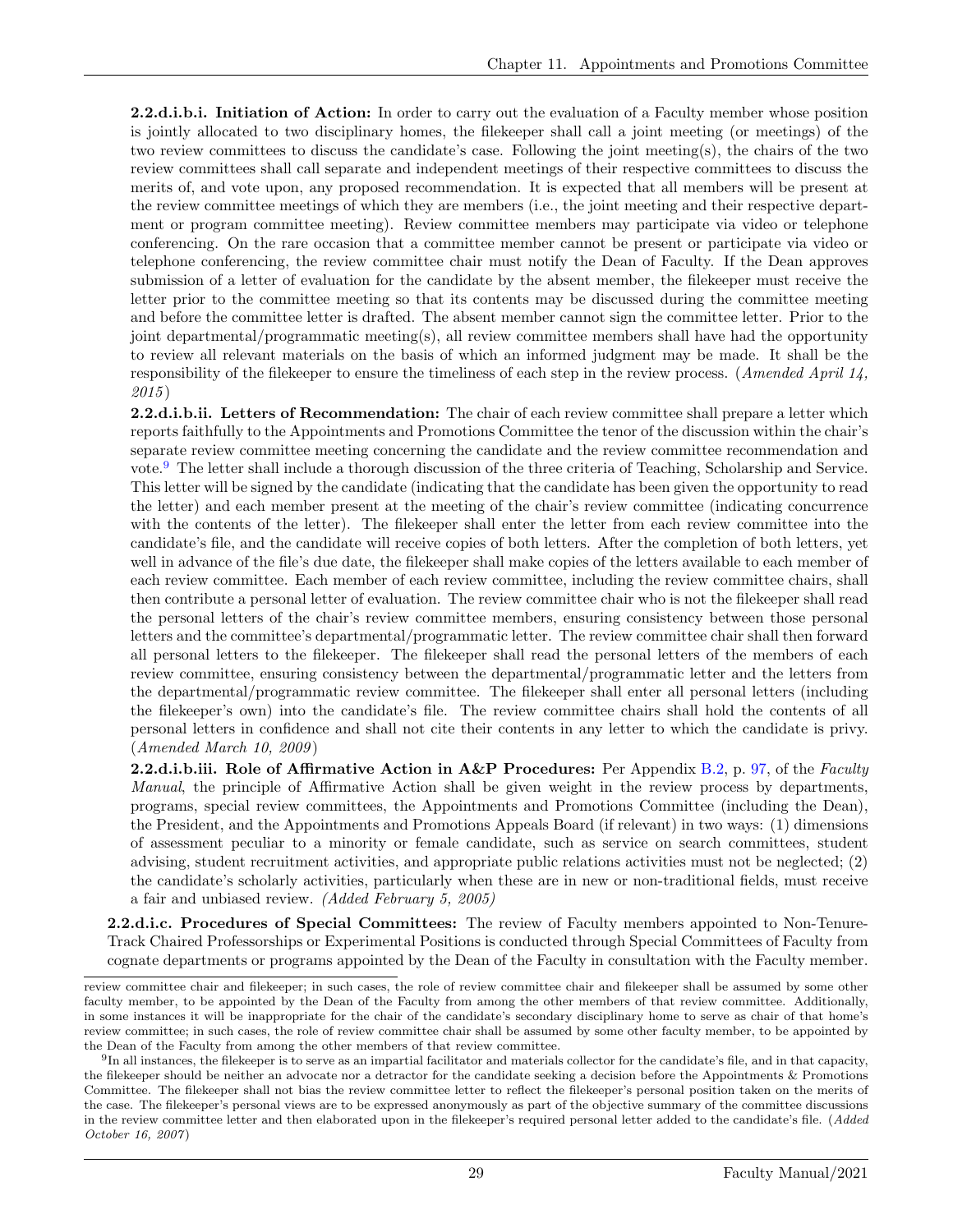**2.2.d.i.b.i. Initiation of Action:** In order to carry out the evaluation of a Faculty member whose position is jointly allocated to two disciplinary homes, the filekeeper shall call a joint meeting (or meetings) of the two review committees to discuss the candidate's case. Following the joint meeting(s), the chairs of the two review committees shall call separate and independent meetings of their respective committees to discuss the merits of, and vote upon, any proposed recommendation. It is expected that all members will be present at the review committee meetings of which they are members (i.e., the joint meeting and their respective department or program committee meeting). Review committee members may participate via video or telephone conferencing. On the rare occasion that a committee member cannot be present or participate via video or telephone conferencing, the review committee chair must notify the Dean of Faculty. If the Dean approves submission of a letter of evaluation for the candidate by the absent member, the filekeeper must receive the letter prior to the committee meeting so that its contents may be discussed during the committee meeting and before the committee letter is drafted. The absent member cannot sign the committee letter. Prior to the joint departmental/programmatic meeting(s), all review committee members shall have had the opportunity to review all relevant materials on the basis of which an informed judgment may be made. It shall be the responsibility of the filekeeper to ensure the timeliness of each step in the review process. (*Amended April 14, 2015*)

**2.2.d.i.b.ii. Letters of Recommendation:** The chair of each review committee shall prepare a letter which reports faithfully to the Appointments and Promotions Committee the tenor of the discussion within the chair's separate review committee meeting concerning the candidate and the review committee recommendation and vote.[9] The letter shall include a thorough discussion of the three criteria of Teaching, Scholarship and Service. This letter will be signed by the candidate (indicating that the candidate has been given the opportunity to read the letter) and each member present at the meeting of the chair's review committee (indicating concurrence with the contents of the letter). The filekeeper shall enter the letter from each review committee into the candidate's file, and the candidate will receive copies of both letters. After the completion of both letters, yet well in advance of the file's due date, the filekeeper shall make copies of the letters available to each member of each review committee. Each member of each review committee, including the review committee chairs, shall then contribute a personal letter of evaluation. The review committee chair who is not the filekeeper shall read the personal letters of the chair's review committee members, ensuring consistency between those personal letters and the committee's departmental/programmatic letter. The review committee chair shall then forward all personal letters to the filekeeper. The filekeeper shall read the personal letters of the members of each review committee, ensuring consistency between the departmental/programmatic letter and the letters from the departmental/programmatic review committee. The filekeeper shall enter all personal letters (including the filekeeper's own) into the candidate's file. The review committee chairs shall hold the contents of all personal letters in confidence and shall not cite their contents in any letter to which the candidate is privy. (*Amended March 10, 2009*)

**2.2.d.i.b.iii. Role of Affirmative Action in A&P Procedures:** Per Appendix B.2, p. 97, of the *Faculty Manual*, the principle of Affirmative Action shall be given weight in the review process by departments, programs, special review committees, the Appointments and Promotions Committee (including the Dean), the President, and the Appointments and Promotions Appeals Board (if relevant) in two ways: (1) dimensions of assessment peculiar to a minority or female candidate, such as service on search committees, student advising, student recruitment activities, and appropriate public relations activities must not be neglected; (2) the candidate's scholarly activities, particularly when these are in new or non-traditional fields, must receive a fair and unbiased review. *(Added February 5, 2005)*

**2.2.d.i.c. Procedures of Special Committees:** The review of Faculty members appointed to Non-Tenure-Track Chaired Professorships or Experimental Positions is conducted through Special Committees of Faculty from cognate departments or programs appointed by the Dean of the Faculty in consultation with the Faculty member.

---

review committee chair and filekeeper; in such cases, the role of review committee chair and filekeeper shall be assumed by some other faculty member, to be appointed by the Dean of the Faculty from among the other members of that review committee. Additionally, in some instances it will be inappropriate for the chair of the candidate's secondary disciplinary home to serve as chair of that home's review committee; in such cases, the role of review committee chair shall be assumed by some other faculty member, to be appointed by the Dean of the Faculty from among the other members of that review committee.

[9] In all instances, the filekeeper is to serve as an impartial facilitator and materials collector for the candidate's file, and in that capacity, the filekeeper should be neither an advocate nor a detractor for the candidate seeking a decision before the Appointments & Promotions Committee. The filekeeper shall not bias the review committee letter to reflect the filekeeper's personal position taken on the merits of the case. The filekeeper's personal views are to be expressed anonymously as part of the objective summary of the committee discussions in the review committee letter and then elaborated upon in the filekeeper's required personal letter added to the candidate's file. (*Added October 16, 2007*)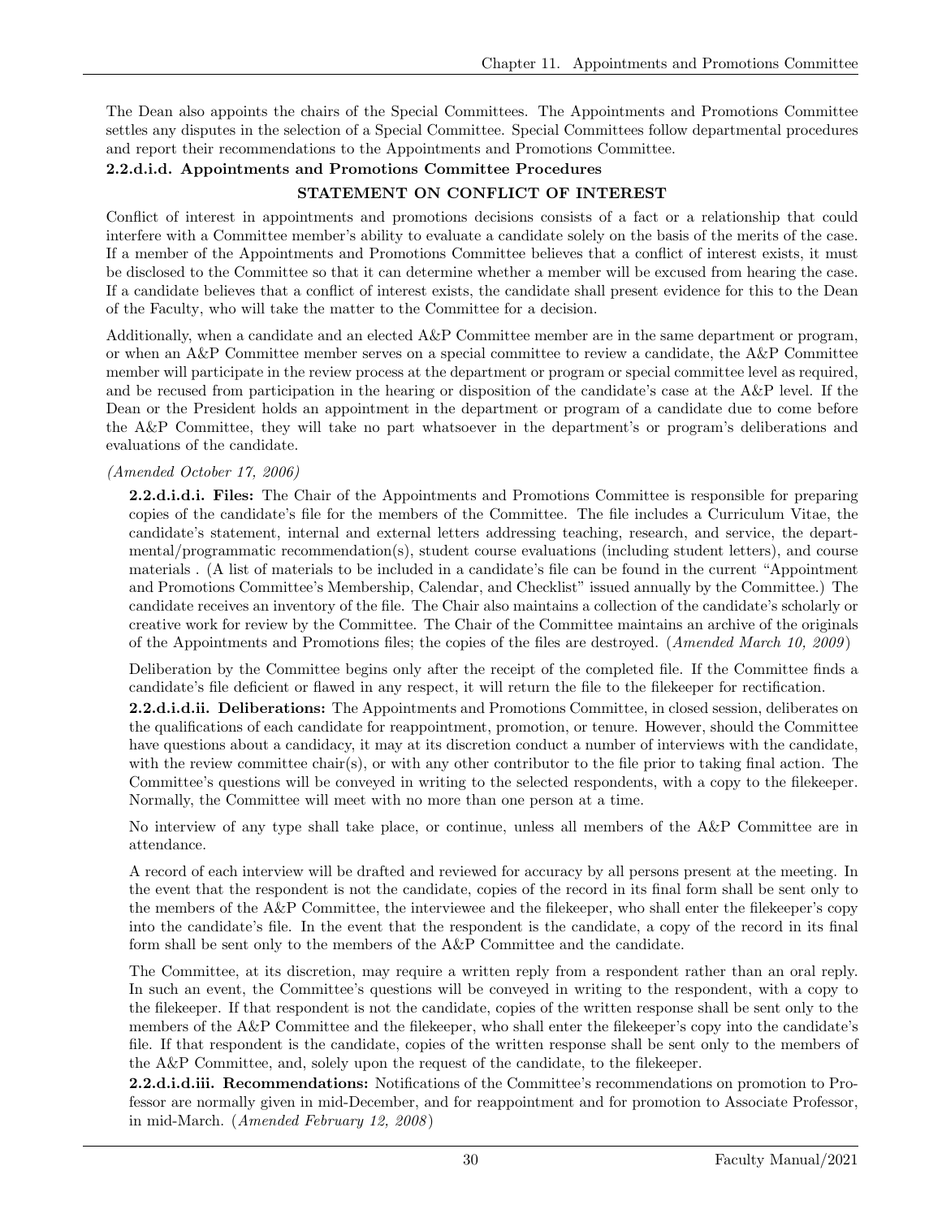The Dean also appoints the chairs of the Special Committees. The Appointments and Promotions Committee settles any disputes in the selection of a Special Committee. Special Committees follow departmental procedures and report their recommendations to the Appointments and Promotions Committee.

**2.2.d.i.d. Appointments and Promotions Committee Procedures**

**STATEMENT ON CONFLICT OF INTEREST**

Conflict of interest in appointments and promotions decisions consists of a fact or a relationship that could interfere with a Committee member's ability to evaluate a candidate solely on the basis of the merits of the case. If a member of the Appointments and Promotions Committee believes that a conflict of interest exists, it must be disclosed to the Committee so that it can determine whether a member will be excused from hearing the case. If a candidate believes that a conflict of interest exists, the candidate shall present evidence for this to the Dean of the Faculty, who will take the matter to the Committee for a decision.

Additionally, when a candidate and an elected A&P Committee member are in the same department or program, or when an A&P Committee member serves on a special committee to review a candidate, the A&P Committee member will participate in the review process at the department or program or special committee level as required, and be recused from participation in the hearing or disposition of the candidate's case at the A&P level. If the Dean or the President holds an appointment in the department or program of a candidate due to come before the A&P Committee, they will take no part whatsoever in the department's or program's deliberations and evaluations of the candidate.

*(Amended October 17, 2006)*

**2.2.d.i.d.i. Files:** The Chair of the Appointments and Promotions Committee is responsible for preparing copies of the candidate's file for the members of the Committee. The file includes a Curriculum Vitae, the candidate's statement, internal and external letters addressing teaching, research, and service, the departmental/programmatic recommendation(s), student course evaluations (including student letters), and course materials . (A list of materials to be included in a candidate's file can be found in the current "Appointment and Promotions Committee's Membership, Calendar, and Checklist" issued annually by the Committee.) The candidate receives an inventory of the file. The Chair also maintains a collection of the candidate's scholarly or creative work for review by the Committee. The Chair of the Committee maintains an archive of the originals of the Appointments and Promotions files; the copies of the files are destroyed. (*Amended March 10, 2009*)

Deliberation by the Committee begins only after the receipt of the completed file. If the Committee finds a candidate's file deficient or flawed in any respect, it will return the file to the filekeeper for rectification.

**2.2.d.i.d.ii. Deliberations:** The Appointments and Promotions Committee, in closed session, deliberates on the qualifications of each candidate for reappointment, promotion, or tenure. However, should the Committee have questions about a candidacy, it may at its discretion conduct a number of interviews with the candidate, with the review committee chair(s), or with any other contributor to the file prior to taking final action. The Committee's questions will be conveyed in writing to the selected respondents, with a copy to the filekeeper. Normally, the Committee will meet with no more than one person at a time.

No interview of any type shall take place, or continue, unless all members of the A&P Committee are in attendance.

A record of each interview will be drafted and reviewed for accuracy by all persons present at the meeting. In the event that the respondent is not the candidate, copies of the record in its final form shall be sent only to the members of the A&P Committee, the interviewee and the filekeeper, who shall enter the filekeeper's copy into the candidate's file. In the event that the respondent is the candidate, a copy of the record in its final form shall be sent only to the members of the A&P Committee and the candidate.

The Committee, at its discretion, may require a written reply from a respondent rather than an oral reply. In such an event, the Committee's questions will be conveyed in writing to the respondent, with a copy to the filekeeper. If that respondent is not the candidate, copies of the written response shall be sent only to the members of the A&P Committee and the filekeeper, who shall enter the filekeeper's copy into the candidate's file. If that respondent is the candidate, copies of the written response shall be sent only to the members of the A&P Committee, and, solely upon the request of the candidate, to the filekeeper.

**2.2.d.i.d.iii. Recommendations:** Notifications of the Committee's recommendations on promotion to Professor are normally given in mid-December, and for reappointment and for promotion to Associate Professor, in mid-March. (*Amended February 12, 2008*)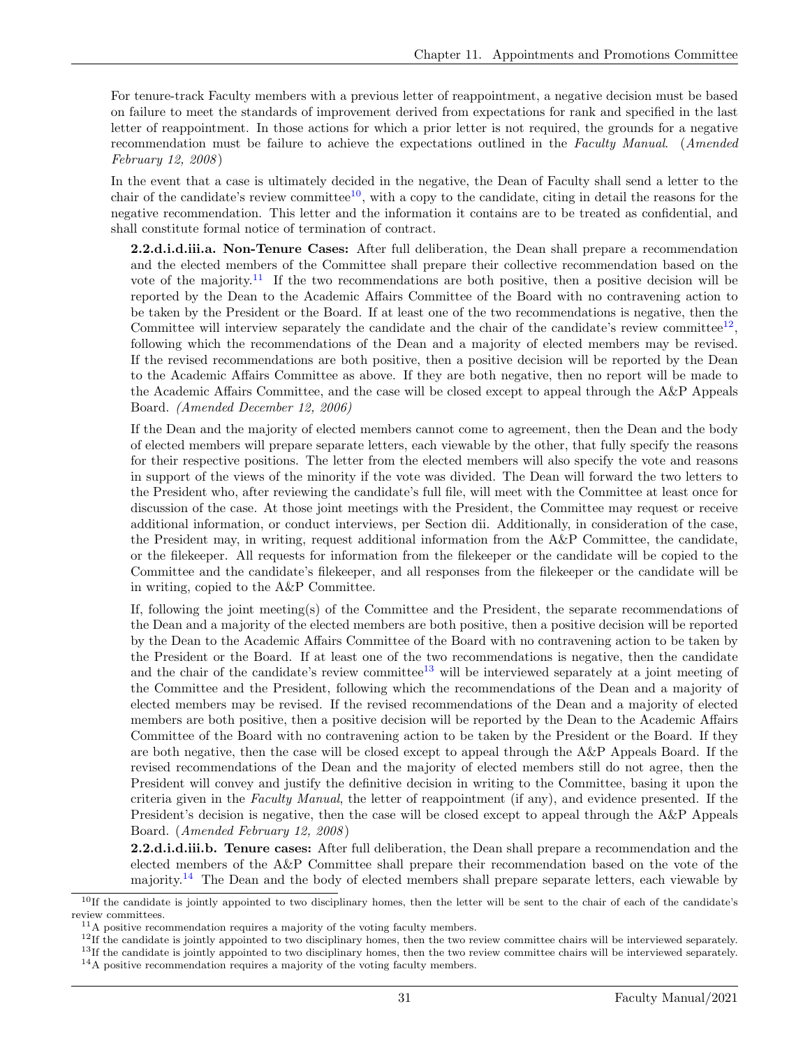For tenure-track Faculty members with a previous letter of reappointment, a negative decision must be based on failure to meet the standards of improvement derived from expectations for rank and specified in the last letter of reappointment. In those actions for which a prior letter is not required, the grounds for a negative recommendation must be failure to achieve the expectations outlined in the *Faculty Manual*. (*Amended February 12, 2008*)

In the event that a case is ultimately decided in the negative, the Dean of Faculty shall send a letter to the chair of the candidate's review committee[10], with a copy to the candidate, citing in detail the reasons for the negative recommendation. This letter and the information it contains are to be treated as confidential, and shall constitute formal notice of termination of contract.

**2.2.d.i.d.iii.a. Non-Tenure Cases:** After full deliberation, the Dean shall prepare a recommendation and the elected members of the Committee shall prepare their collective recommendation based on the vote of the majority.[11] If the two recommendations are both positive, then a positive decision will be reported by the Dean to the Academic Affairs Committee of the Board with no contravening action to be taken by the President or the Board. If at least one of the two recommendations is negative, then the Committee will interview separately the candidate and the chair of the candidate's review committee[12], following which the recommendations of the Dean and a majority of elected members may be revised. If the revised recommendations are both positive, then a positive decision will be reported by the Dean to the Academic Affairs Committee as above. If they are both negative, then no report will be made to the Academic Affairs Committee, and the case will be closed except to appeal through the A&P Appeals Board. *(Amended December 12, 2006)*

If the Dean and the majority of elected members cannot come to agreement, then the Dean and the body of elected members will prepare separate letters, each viewable by the other, that fully specify the reasons for their respective positions. The letter from the elected members will also specify the vote and reasons in support of the views of the minority if the vote was divided. The Dean will forward the two letters to the President who, after reviewing the candidate's full file, will meet with the Committee at least once for discussion of the case. At those joint meetings with the President, the Committee may request or receive additional information, or conduct interviews, per Section dii. Additionally, in consideration of the case, the President may, in writing, request additional information from the A&P Committee, the candidate, or the filekeeper. All requests for information from the filekeeper or the candidate will be copied to the Committee and the candidate's filekeeper, and all responses from the filekeeper or the candidate will be in writing, copied to the A&P Committee.

If, following the joint meeting(s) of the Committee and the President, the separate recommendations of the Dean and a majority of the elected members are both positive, then a positive decision will be reported by the Dean to the Academic Affairs Committee of the Board with no contravening action to be taken by the President or the Board. If at least one of the two recommendations is negative, then the candidate and the chair of the candidate's review committee[13] will be interviewed separately at a joint meeting of the Committee and the President, following which the recommendations of the Dean and a majority of elected members may be revised. If the revised recommendations of the Dean and a majority of elected members are both positive, then a positive decision will be reported by the Dean to the Academic Affairs Committee of the Board with no contravening action to be taken by the President or the Board. If they are both negative, then the case will be closed except to appeal through the A&P Appeals Board. If the revised recommendations of the Dean and the majority of elected members still do not agree, then the President will convey and justify the definitive decision in writing to the Committee, basing it upon the criteria given in the *Faculty Manual*, the letter of reappointment (if any), and evidence presented. If the President's decision is negative, then the case will be closed except to appeal through the A&P Appeals Board. (*Amended February 12, 2008*)

**2.2.d.i.d.iii.b. Tenure cases:** After full deliberation, the Dean shall prepare a recommendation and the elected members of the A&P Committee shall prepare their recommendation based on the vote of the majority.[14] The Dean and the body of elected members shall prepare separate letters, each viewable by

[10] If the candidate is jointly appointed to two disciplinary homes, then the letter will be sent to the chair of each of the candidate's review committees.

[11] A positive recommendation requires a majority of the voting faculty members.

[12] If the candidate is jointly appointed to two disciplinary homes, then the two review committee chairs will be interviewed separately.

[13] If the candidate is jointly appointed to two disciplinary homes, then the two review committee chairs will be interviewed separately.

[14] A positive recommendation requires a majority of the voting faculty members.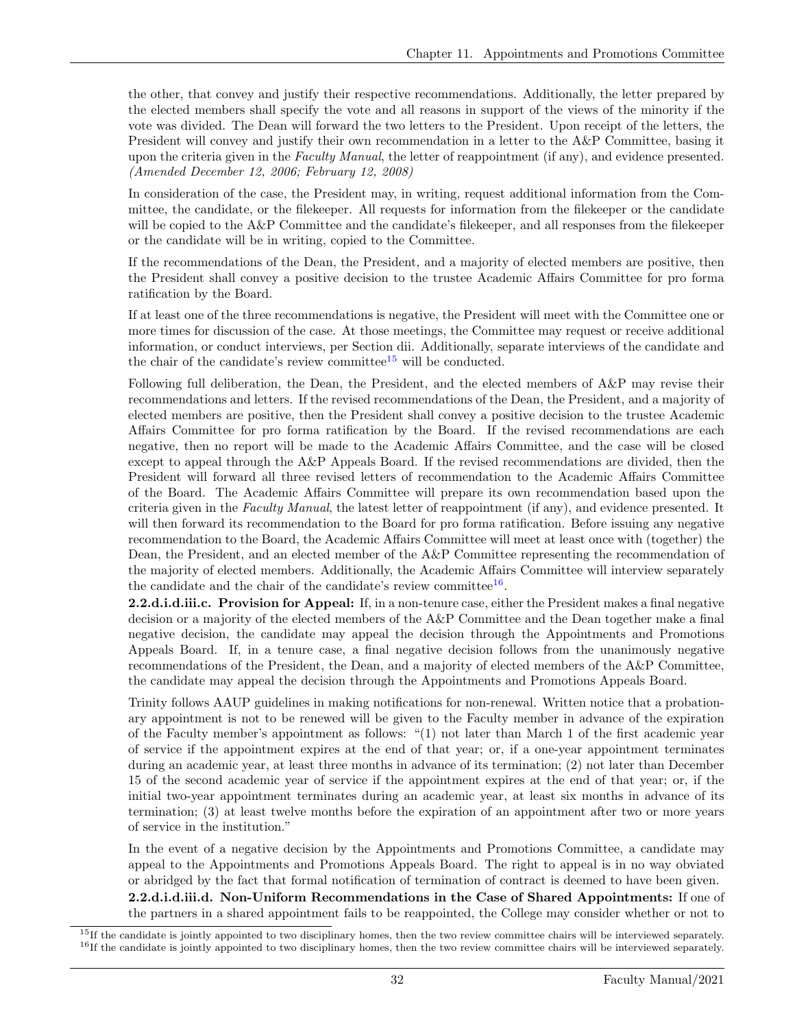the other, that convey and justify their respective recommendations. Additionally, the letter prepared by the elected members shall specify the vote and all reasons in support of the views of the minority if the vote was divided. The Dean will forward the two letters to the President. Upon receipt of the letters, the President will convey and justify their own recommendation in a letter to the A&P Committee, basing it upon the criteria given in the *Faculty Manual*, the letter of reappointment (if any), and evidence presented. *(Amended December 12, 2006; February 12, 2008)*

In consideration of the case, the President may, in writing, request additional information from the Committee, the candidate, or the filekeeper. All requests for information from the filekeeper or the candidate will be copied to the A&P Committee and the candidate's filekeeper, and all responses from the filekeeper or the candidate will be in writing, copied to the Committee.

If the recommendations of the Dean, the President, and a majority of elected members are positive, then the President shall convey a positive decision to the trustee Academic Affairs Committee for pro forma ratification by the Board.

If at least one of the three recommendations is negative, the President will meet with the Committee one or more times for discussion of the case. At those meetings, the Committee may request or receive additional information, or conduct interviews, per Section dii. Additionally, separate interviews of the candidate and the chair of the candidate's review committee[15] will be conducted.

Following full deliberation, the Dean, the President, and the elected members of A&P may revise their recommendations and letters. If the revised recommendations of the Dean, the President, and a majority of elected members are positive, then the President shall convey a positive decision to the trustee Academic Affairs Committee for pro forma ratification by the Board. If the revised recommendations are each negative, then no report will be made to the Academic Affairs Committee, and the case will be closed except to appeal through the A&P Appeals Board. If the revised recommendations are divided, then the President will forward all three revised letters of recommendation to the Academic Affairs Committee of the Board. The Academic Affairs Committee will prepare its own recommendation based upon the criteria given in the *Faculty Manual*, the latest letter of reappointment (if any), and evidence presented. It will then forward its recommendation to the Board for pro forma ratification. Before issuing any negative recommendation to the Board, the Academic Affairs Committee will meet at least once with (together) the Dean, the President, and an elected member of the A&P Committee representing the recommendation of the majority of elected members. Additionally, the Academic Affairs Committee will interview separately the candidate and the chair of the candidate's review committee[16].

**2.2.d.i.d.iii.c. Provision for Appeal:** If, in a non-tenure case, either the President makes a final negative decision or a majority of the elected members of the A&P Committee and the Dean together make a final negative decision, the candidate may appeal the decision through the Appointments and Promotions Appeals Board. If, in a tenure case, a final negative decision follows from the unanimously negative recommendations of the President, the Dean, and a majority of elected members of the A&P Committee, the candidate may appeal the decision through the Appointments and Promotions Appeals Board.

Trinity follows AAUP guidelines in making notifications for non-renewal. Written notice that a probationary appointment is not to be renewed will be given to the Faculty member in advance of the expiration of the Faculty member's appointment as follows: "(1) not later than March 1 of the first academic year of service if the appointment expires at the end of that year; or, if a one-year appointment terminates during an academic year, at least three months in advance of its termination; (2) not later than December 15 of the second academic year of service if the appointment expires at the end of that year; or, if the initial two-year appointment terminates during an academic year, at least six months in advance of its termination; (3) at least twelve months before the expiration of an appointment after two or more years of service in the institution."

In the event of a negative decision by the Appointments and Promotions Committee, a candidate may appeal to the Appointments and Promotions Appeals Board. The right to appeal is in no way obviated or abridged by the fact that formal notification of termination of contract is deemed to have been given.

**2.2.d.i.d.iii.d. Non-Uniform Recommendations in the Case of Shared Appointments:** If one of the partners in a shared appointment fails to be reappointed, the College may consider whether or not to

[15] If the candidate is jointly appointed to two disciplinary homes, then the two review committee chairs will be interviewed separately.

[16] If the candidate is jointly appointed to two disciplinary homes, then the two review committee chairs will be interviewed separately.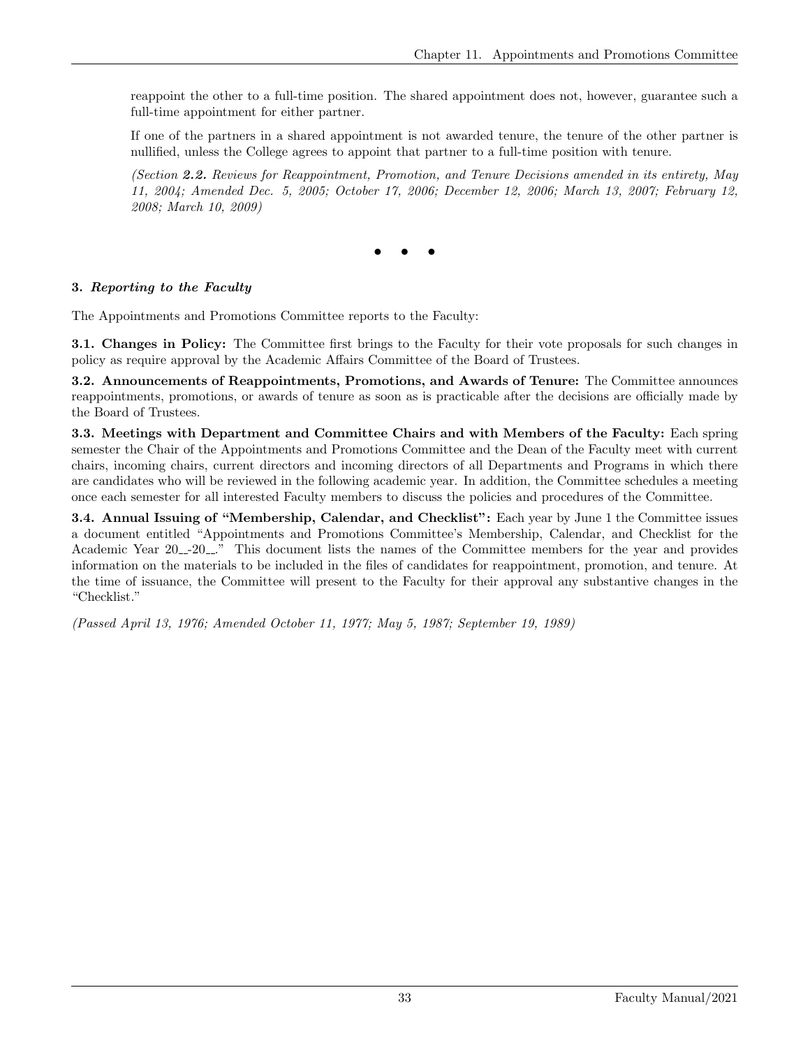reappoint the other to a full-time position. The shared appointment does not, however, guarantee such a full-time appointment for either partner.

If one of the partners in a shared appointment is not awarded tenure, the tenure of the other partner is nullified, unless the College agrees to appoint that partner to a full-time position with tenure.

*(Section **2.2.** Reviews for Reappointment, Promotion, and Tenure Decisions amended in its entirety, May 11, 2004; Amended Dec. 5, 2005; October 17, 2006; December 12, 2006; March 13, 2007; February 12, 2008; March 10, 2009)*

• • •

### 3. *Reporting to the Faculty*

The Appointments and Promotions Committee reports to the Faculty:

**3.1. Changes in Policy:** The Committee first brings to the Faculty for their vote proposals for such changes in policy as require approval by the Academic Affairs Committee of the Board of Trustees.

**3.2. Announcements of Reappointments, Promotions, and Awards of Tenure:** The Committee announces reappointments, promotions, or awards of tenure as soon as is practicable after the decisions are officially made by the Board of Trustees.

**3.3. Meetings with Department and Committee Chairs and with Members of the Faculty:** Each spring semester the Chair of the Appointments and Promotions Committee and the Dean of the Faculty meet with current chairs, incoming chairs, current directors and incoming directors of all Departments and Programs in which there are candidates who will be reviewed in the following academic year. In addition, the Committee schedules a meeting once each semester for all interested Faculty members to discuss the policies and procedures of the Committee.

**3.4. Annual Issuing of "Membership, Calendar, and Checklist":** Each year by June 1 the Committee issues a document entitled "Appointments and Promotions Committee's Membership, Calendar, and Checklist for the Academic Year 20__-20__." This document lists the names of the Committee members for the year and provides information on the materials to be included in the files of candidates for reappointment, promotion, and tenure. At the time of issuance, the Committee will present to the Faculty for their approval any substantive changes in the "Checklist."

*(Passed April 13, 1976; Amended October 11, 1977; May 5, 1987; September 19, 1989)*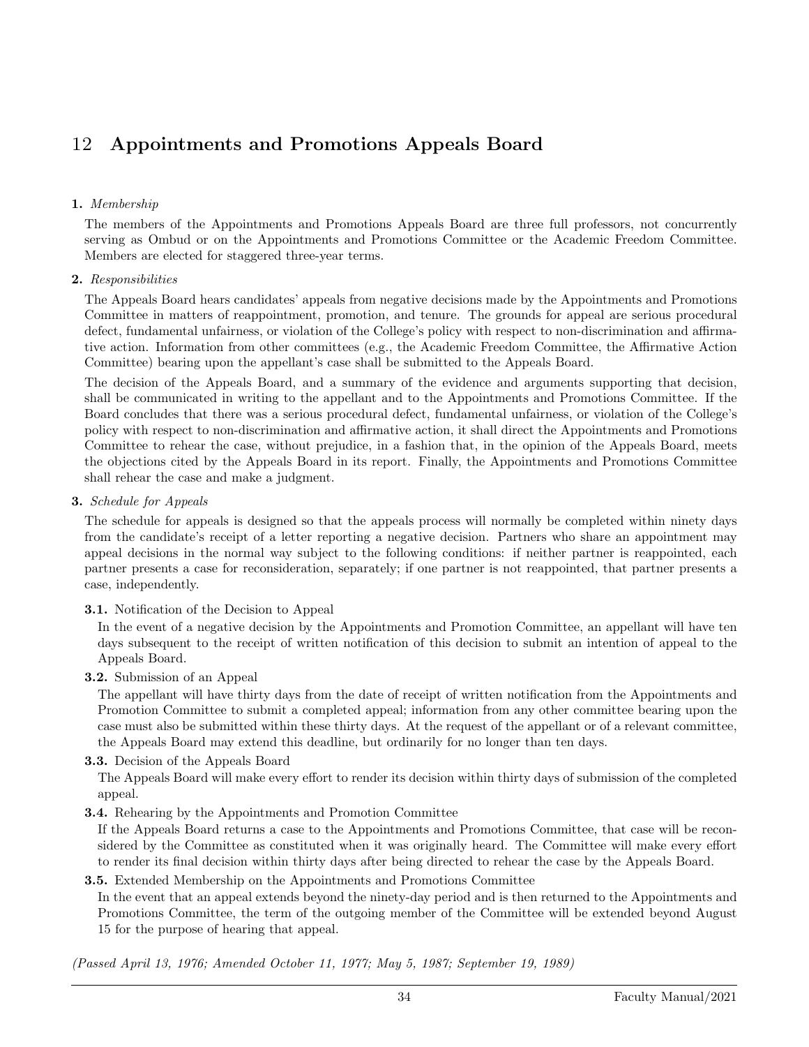# 12 Appointments and Promotions Appeals Board

**1.** *Membership*

The members of the Appointments and Promotions Appeals Board are three full professors, not concurrently serving as Ombud or on the Appointments and Promotions Committee or the Academic Freedom Committee. Members are elected for staggered three-year terms.

**2.** *Responsibilities*

The Appeals Board hears candidates' appeals from negative decisions made by the Appointments and Promotions Committee in matters of reappointment, promotion, and tenure. The grounds for appeal are serious procedural defect, fundamental unfairness, or violation of the College's policy with respect to non-discrimination and affirmative action. Information from other committees (e.g., the Academic Freedom Committee, the Affirmative Action Committee) bearing upon the appellant's case shall be submitted to the Appeals Board.

The decision of the Appeals Board, and a summary of the evidence and arguments supporting that decision, shall be communicated in writing to the appellant and to the Appointments and Promotions Committee. If the Board concludes that there was a serious procedural defect, fundamental unfairness, or violation of the College's policy with respect to non-discrimination and affirmative action, it shall direct the Appointments and Promotions Committee to rehear the case, without prejudice, in a fashion that, in the opinion of the Appeals Board, meets the objections cited by the Appeals Board in its report. Finally, the Appointments and Promotions Committee shall rehear the case and make a judgment.

**3.** *Schedule for Appeals*

The schedule for appeals is designed so that the appeals process will normally be completed within ninety days from the candidate's receipt of a letter reporting a negative decision. Partners who share an appointment may appeal decisions in the normal way subject to the following conditions: if neither partner is reappointed, each partner presents a case for reconsideration, separately; if one partner is not reappointed, that partner presents a case, independently.

**3.1.** Notification of the Decision to Appeal

In the event of a negative decision by the Appointments and Promotion Committee, an appellant will have ten days subsequent to the receipt of written notification of this decision to submit an intention of appeal to the Appeals Board.

**3.2.** Submission of an Appeal

The appellant will have thirty days from the date of receipt of written notification from the Appointments and Promotion Committee to submit a completed appeal; information from any other committee bearing upon the case must also be submitted within these thirty days. At the request of the appellant or of a relevant committee, the Appeals Board may extend this deadline, but ordinarily for no longer than ten days.

**3.3.** Decision of the Appeals Board

The Appeals Board will make every effort to render its decision within thirty days of submission of the completed appeal.

**3.4.** Rehearing by the Appointments and Promotion Committee

If the Appeals Board returns a case to the Appointments and Promotions Committee, that case will be reconsidered by the Committee as constituted when it was originally heard. The Committee will make every effort to render its final decision within thirty days after being directed to rehear the case by the Appeals Board.

**3.5.** Extended Membership on the Appointments and Promotions Committee

In the event that an appeal extends beyond the ninety-day period and is then returned to the Appointments and Promotions Committee, the term of the outgoing member of the Committee will be extended beyond August 15 for the purpose of hearing that appeal.

*(Passed April 13, 1976; Amended October 11, 1977; May 5, 1987; September 19, 1989)*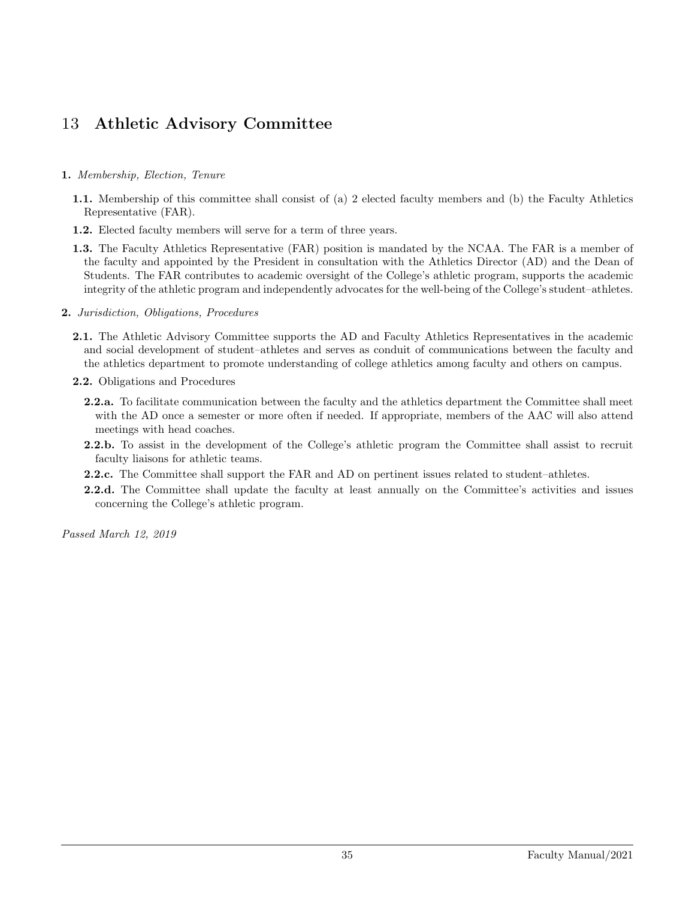# 13 Athletic Advisory Committee

**1.** *Membership, Election, Tenure*

**1.1.** Membership of this committee shall consist of (a) 2 elected faculty members and (b) the Faculty Athletics Representative (FAR).

**1.2.** Elected faculty members will serve for a term of three years.

**1.3.** The Faculty Athletics Representative (FAR) position is mandated by the NCAA. The FAR is a member of the faculty and appointed by the President in consultation with the Athletics Director (AD) and the Dean of Students. The FAR contributes to academic oversight of the College's athletic program, supports the academic integrity of the athletic program and independently advocates for the well-being of the College's student–athletes.

**2.** *Jurisdiction, Obligations, Procedures*

**2.1.** The Athletic Advisory Committee supports the AD and Faculty Athletics Representatives in the academic and social development of student–athletes and serves as conduit of communications between the faculty and the athletics department to promote understanding of college athletics among faculty and others on campus.

**2.2.** Obligations and Procedures

**2.2.a.** To facilitate communication between the faculty and the athletics department the Committee shall meet with the AD once a semester or more often if needed. If appropriate, members of the AAC will also attend meetings with head coaches.

**2.2.b.** To assist in the development of the College's athletic program the Committee shall assist to recruit faculty liaisons for athletic teams.

**2.2.c.** The Committee shall support the FAR and AD on pertinent issues related to student–athletes.

**2.2.d.** The Committee shall update the faculty at least annually on the Committee's activities and issues concerning the College's athletic program.

*Passed March 12, 2019*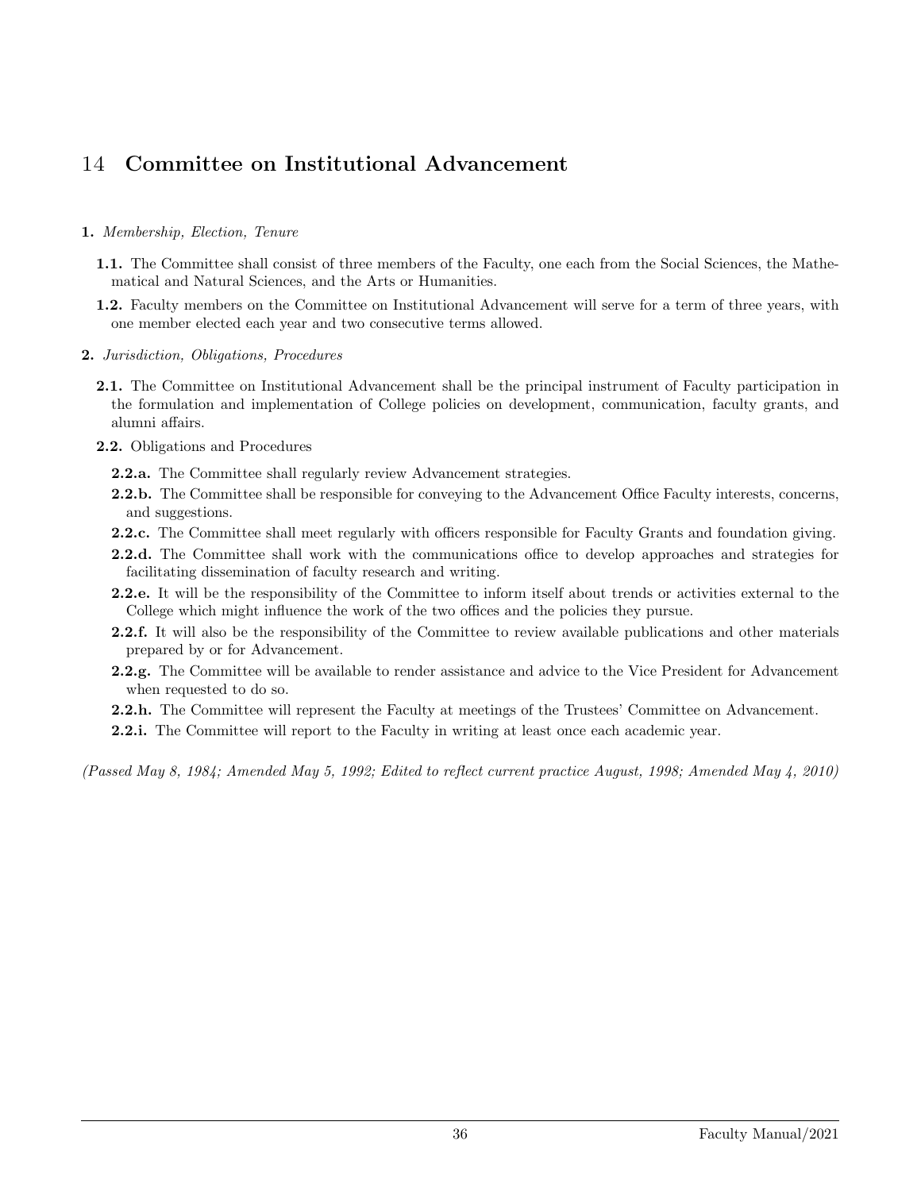# 14 Committee on Institutional Advancement

**1.** *Membership, Election, Tenure*

- **1.1.** The Committee shall consist of three members of the Faculty, one each from the Social Sciences, the Mathematical and Natural Sciences, and the Arts or Humanities.
- **1.2.** Faculty members on the Committee on Institutional Advancement will serve for a term of three years, with one member elected each year and two consecutive terms allowed.

**2.** *Jurisdiction, Obligations, Procedures*

- **2.1.** The Committee on Institutional Advancement shall be the principal instrument of Faculty participation in the formulation and implementation of College policies on development, communication, faculty grants, and alumni affairs.
- **2.2.** Obligations and Procedures
  - **2.2.a.** The Committee shall regularly review Advancement strategies.
  - **2.2.b.** The Committee shall be responsible for conveying to the Advancement Office Faculty interests, concerns, and suggestions.
  - **2.2.c.** The Committee shall meet regularly with officers responsible for Faculty Grants and foundation giving.
  - **2.2.d.** The Committee shall work with the communications office to develop approaches and strategies for facilitating dissemination of faculty research and writing.
  - **2.2.e.** It will be the responsibility of the Committee to inform itself about trends or activities external to the College which might influence the work of the two offices and the policies they pursue.
  - **2.2.f.** It will also be the responsibility of the Committee to review available publications and other materials prepared by or for Advancement.
  - **2.2.g.** The Committee will be available to render assistance and advice to the Vice President for Advancement when requested to do so.
  - **2.2.h.** The Committee will represent the Faculty at meetings of the Trustees' Committee on Advancement.
  - **2.2.i.** The Committee will report to the Faculty in writing at least once each academic year.

*(Passed May 8, 1984; Amended May 5, 1992; Edited to reflect current practice August, 1998; Amended May 4, 2010)*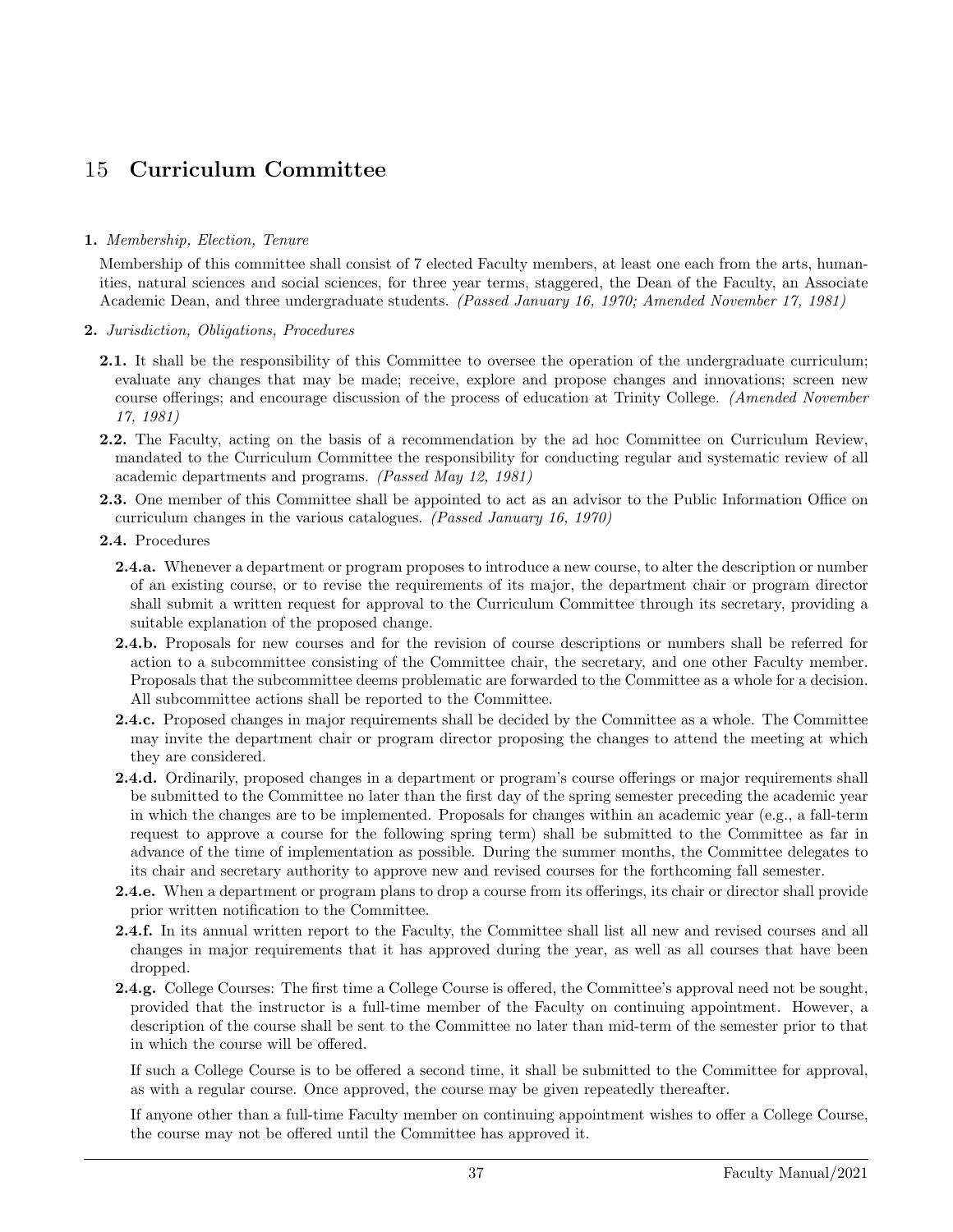# 15 Curriculum Committee

**1.** *Membership, Election, Tenure*

Membership of this committee shall consist of 7 elected Faculty members, at least one each from the arts, humanities, natural sciences and social sciences, for three year terms, staggered, the Dean of the Faculty, an Associate Academic Dean, and three undergraduate students. *(Passed January 16, 1970; Amended November 17, 1981)*

**2.** *Jurisdiction, Obligations, Procedures*

**2.1.** It shall be the responsibility of this Committee to oversee the operation of the undergraduate curriculum; evaluate any changes that may be made; receive, explore and propose changes and innovations; screen new course offerings; and encourage discussion of the process of education at Trinity College. *(Amended November 17, 1981)*

**2.2.** The Faculty, acting on the basis of a recommendation by the ad hoc Committee on Curriculum Review, mandated to the Curriculum Committee the responsibility for conducting regular and systematic review of all academic departments and programs. *(Passed May 12, 1981)*

**2.3.** One member of this Committee shall be appointed to act as an advisor to the Public Information Office on curriculum changes in the various catalogues. *(Passed January 16, 1970)*

**2.4.** Procedures

**2.4.a.** Whenever a department or program proposes to introduce a new course, to alter the description or number of an existing course, or to revise the requirements of its major, the department chair or program director shall submit a written request for approval to the Curriculum Committee through its secretary, providing a suitable explanation of the proposed change.

**2.4.b.** Proposals for new courses and for the revision of course descriptions or numbers shall be referred for action to a subcommittee consisting of the Committee chair, the secretary, and one other Faculty member. Proposals that the subcommittee deems problematic are forwarded to the Committee as a whole for a decision. All subcommittee actions shall be reported to the Committee.

**2.4.c.** Proposed changes in major requirements shall be decided by the Committee as a whole. The Committee may invite the department chair or program director proposing the changes to attend the meeting at which they are considered.

**2.4.d.** Ordinarily, proposed changes in a department or program's course offerings or major requirements shall be submitted to the Committee no later than the first day of the spring semester preceding the academic year in which the changes are to be implemented. Proposals for changes within an academic year (e.g., a fall-term request to approve a course for the following spring term) shall be submitted to the Committee as far in advance of the time of implementation as possible. During the summer months, the Committee delegates to its chair and secretary authority to approve new and revised courses for the forthcoming fall semester.

**2.4.e.** When a department or program plans to drop a course from its offerings, its chair or director shall provide prior written notification to the Committee.

**2.4.f.** In its annual written report to the Faculty, the Committee shall list all new and revised courses and all changes in major requirements that it has approved during the year, as well as all courses that have been dropped.

**2.4.g.** College Courses: The first time a College Course is offered, the Committee's approval need not be sought, provided that the instructor is a full-time member of the Faculty on continuing appointment. However, a description of the course shall be sent to the Committee no later than mid-term of the semester prior to that in which the course will be offered.

If such a College Course is to be offered a second time, it shall be submitted to the Committee for approval, as with a regular course. Once approved, the course may be given repeatedly thereafter.

If anyone other than a full-time Faculty member on continuing appointment wishes to offer a College Course, the course may not be offered until the Committee has approved it.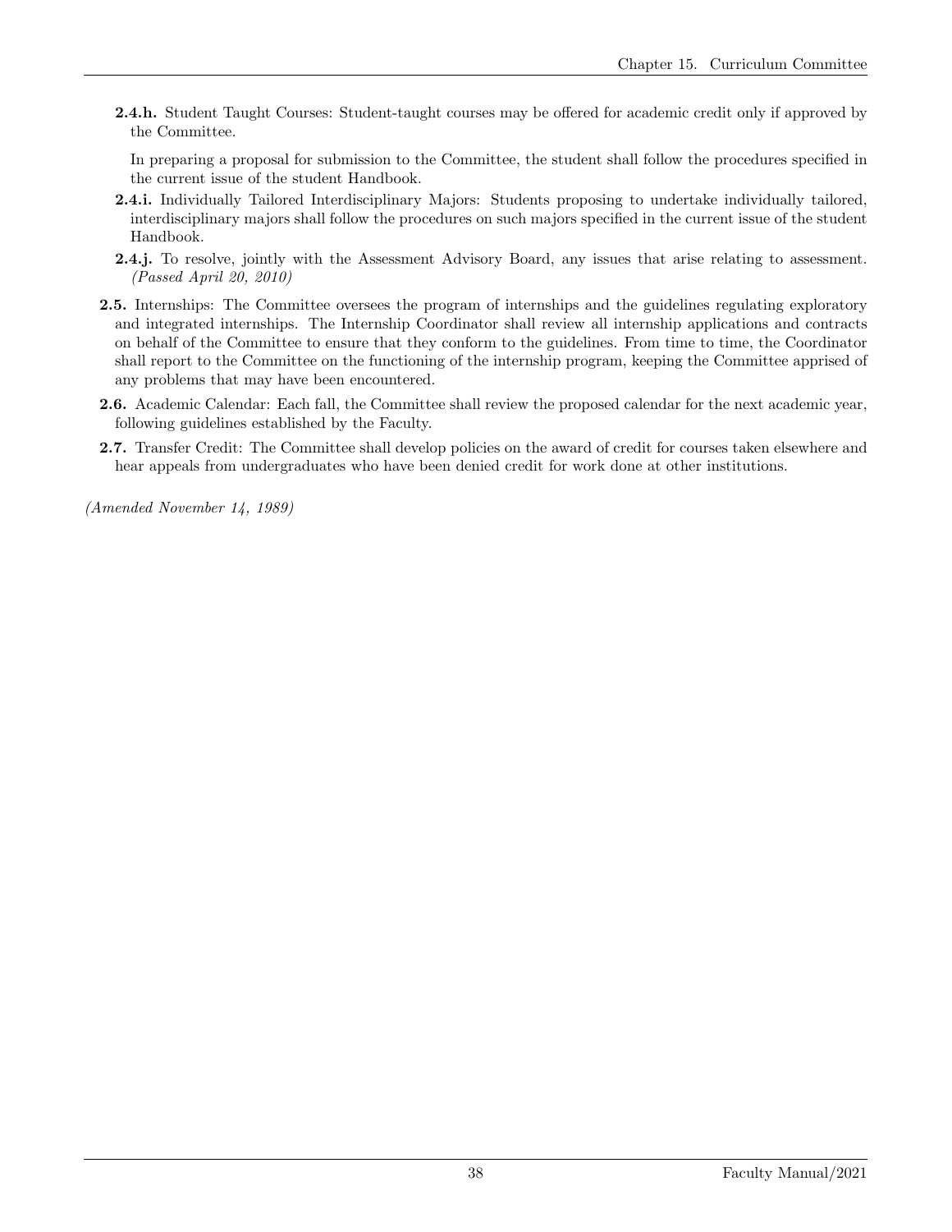**2.4.h.** Student Taught Courses: Student-taught courses may be offered for academic credit only if approved by the Committee.

In preparing a proposal for submission to the Committee, the student shall follow the procedures specified in the current issue of the student Handbook.

**2.4.i.** Individually Tailored Interdisciplinary Majors: Students proposing to undertake individually tailored, interdisciplinary majors shall follow the procedures on such majors specified in the current issue of the student Handbook.

**2.4.j.** To resolve, jointly with the Assessment Advisory Board, any issues that arise relating to assessment. *(Passed April 20, 2010)*

**2.5.** Internships: The Committee oversees the program of internships and the guidelines regulating exploratory and integrated internships. The Internship Coordinator shall review all internship applications and contracts on behalf of the Committee to ensure that they conform to the guidelines. From time to time, the Coordinator shall report to the Committee on the functioning of the internship program, keeping the Committee apprised of any problems that may have been encountered.

**2.6.** Academic Calendar: Each fall, the Committee shall review the proposed calendar for the next academic year, following guidelines established by the Faculty.

**2.7.** Transfer Credit: The Committee shall develop policies on the award of credit for courses taken elsewhere and hear appeals from undergraduates who have been denied credit for work done at other institutions.

*(Amended November 14, 1989)*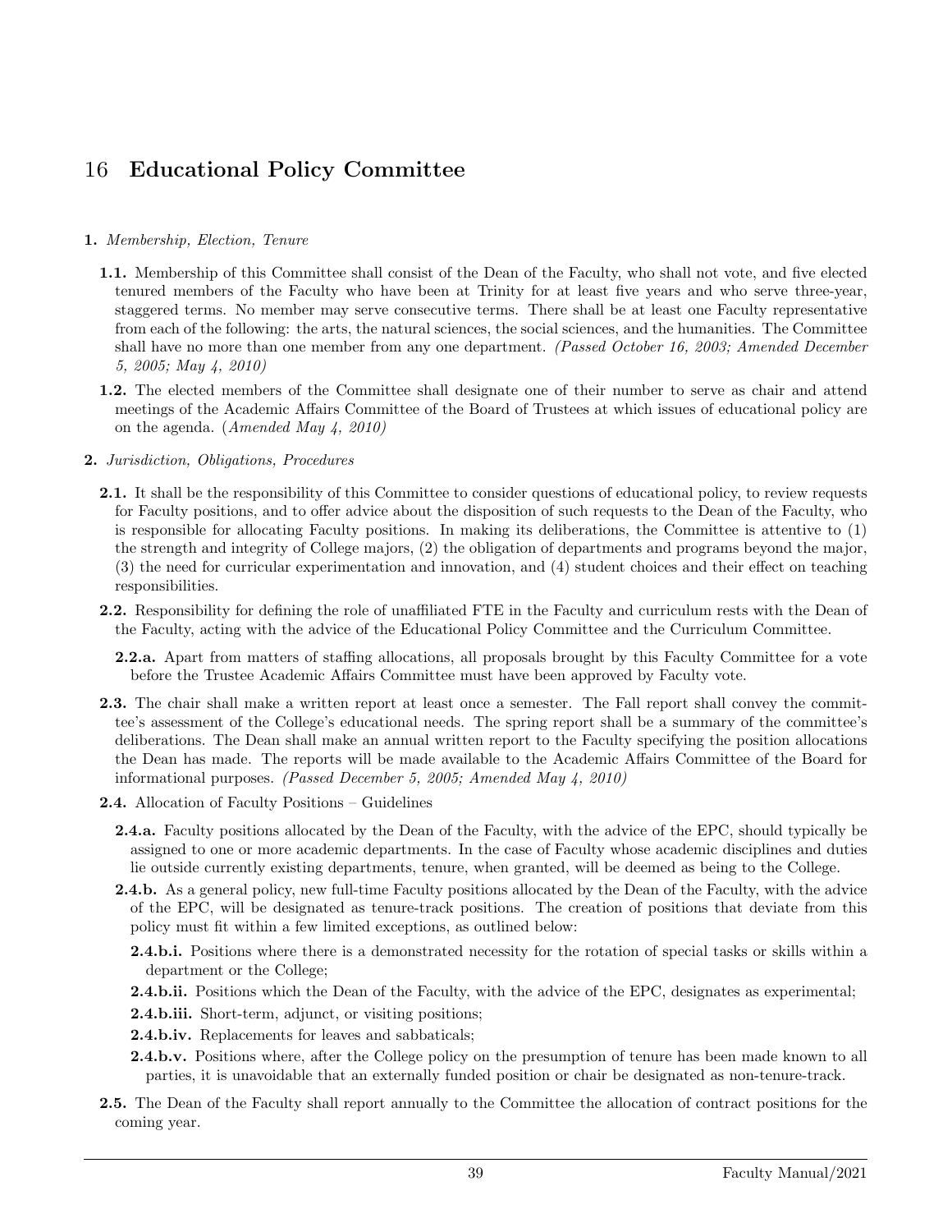# 16 Educational Policy Committee

**1.** *Membership, Election, Tenure*

**1.1.** Membership of this Committee shall consist of the Dean of the Faculty, who shall not vote, and five elected tenured members of the Faculty who have been at Trinity for at least five years and who serve three-year, staggered terms. No member may serve consecutive terms. There shall be at least one Faculty representative from each of the following: the arts, the natural sciences, the social sciences, and the humanities. The Committee shall have no more than one member from any one department. *(Passed October 16, 2003; Amended December 5, 2005; May 4, 2010)*

**1.2.** The elected members of the Committee shall designate one of their number to serve as chair and attend meetings of the Academic Affairs Committee of the Board of Trustees at which issues of educational policy are on the agenda. (*Amended May 4, 2010*)

**2.** *Jurisdiction, Obligations, Procedures*

**2.1.** It shall be the responsibility of this Committee to consider questions of educational policy, to review requests for Faculty positions, and to offer advice about the disposition of such requests to the Dean of the Faculty, who is responsible for allocating Faculty positions. In making its deliberations, the Committee is attentive to (1) the strength and integrity of College majors, (2) the obligation of departments and programs beyond the major, (3) the need for curricular experimentation and innovation, and (4) student choices and their effect on teaching responsibilities.

**2.2.** Responsibility for defining the role of unaffiliated FTE in the Faculty and curriculum rests with the Dean of the Faculty, acting with the advice of the Educational Policy Committee and the Curriculum Committee.

**2.2.a.** Apart from matters of staffing allocations, all proposals brought by this Faculty Committee for a vote before the Trustee Academic Affairs Committee must have been approved by Faculty vote.

**2.3.** The chair shall make a written report at least once a semester. The Fall report shall convey the committee's assessment of the College's educational needs. The spring report shall be a summary of the committee's deliberations. The Dean shall make an annual written report to the Faculty specifying the position allocations the Dean has made. The reports will be made available to the Academic Affairs Committee of the Board for informational purposes. *(Passed December 5, 2005; Amended May 4, 2010)*

**2.4.** Allocation of Faculty Positions – Guidelines

**2.4.a.** Faculty positions allocated by the Dean of the Faculty, with the advice of the EPC, should typically be assigned to one or more academic departments. In the case of Faculty whose academic disciplines and duties lie outside currently existing departments, tenure, when granted, will be deemed as being to the College.

**2.4.b.** As a general policy, new full-time Faculty positions allocated by the Dean of the Faculty, with the advice of the EPC, will be designated as tenure-track positions. The creation of positions that deviate from this policy must fit within a few limited exceptions, as outlined below:

**2.4.b.i.** Positions where there is a demonstrated necessity for the rotation of special tasks or skills within a department or the College;

**2.4.b.ii.** Positions which the Dean of the Faculty, with the advice of the EPC, designates as experimental;

**2.4.b.iii.** Short-term, adjunct, or visiting positions;

**2.4.b.iv.** Replacements for leaves and sabbaticals;

**2.4.b.v.** Positions where, after the College policy on the presumption of tenure has been made known to all parties, it is unavoidable that an externally funded position or chair be designated as non-tenure-track.

**2.5.** The Dean of the Faculty shall report annually to the Committee the allocation of contract positions for the coming year.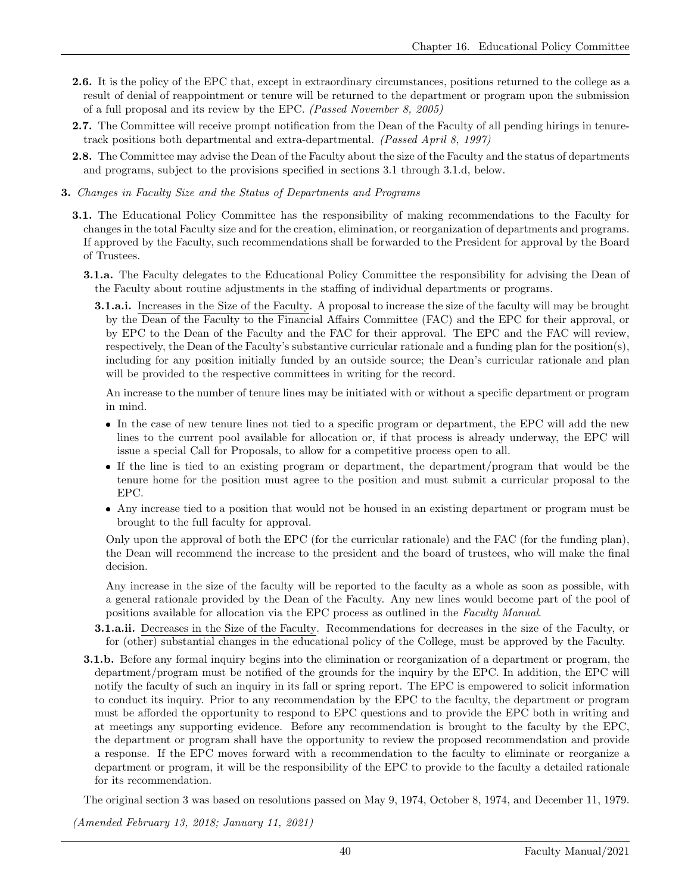**2.6.** It is the policy of the EPC that, except in extraordinary circumstances, positions returned to the college as a result of denial of reappointment or tenure will be returned to the department or program upon the submission of a full proposal and its review by the EPC. *(Passed November 8, 2005)*

**2.7.** The Committee will receive prompt notification from the Dean of the Faculty of all pending hirings in tenure-track positions both departmental and extra-departmental. *(Passed April 8, 1997)*

**2.8.** The Committee may advise the Dean of the Faculty about the size of the Faculty and the status of departments and programs, subject to the provisions specified in sections 3.1 through 3.1.d, below.

**3.** *Changes in Faculty Size and the Status of Departments and Programs*

**3.1.** The Educational Policy Committee has the responsibility of making recommendations to the Faculty for changes in the total Faculty size and for the creation, elimination, or reorganization of departments and programs. If approved by the Faculty, such recommendations shall be forwarded to the President for approval by the Board of Trustees.

**3.1.a.** The Faculty delegates to the Educational Policy Committee the responsibility for advising the Dean of the Faculty about routine adjustments in the staffing of individual departments or programs.

**3.1.a.i.** Increases in the Size of the Faculty. A proposal to increase the size of the faculty will may be brought by the Dean of the Faculty to the Financial Affairs Committee (FAC) and the EPC for their approval, or by EPC to the Dean of the Faculty and the FAC for their approval. The EPC and the FAC will review, respectively, the Dean of the Faculty's substantive curricular rationale and a funding plan for the position(s), including for any position initially funded by an outside source; the Dean's curricular rationale and plan will be provided to the respective committees in writing for the record.

An increase to the number of tenure lines may be initiated with or without a specific department or program in mind.

- In the case of new tenure lines not tied to a specific program or department, the EPC will add the new lines to the current pool available for allocation or, if that process is already underway, the EPC will issue a special Call for Proposals, to allow for a competitive process open to all.
- If the line is tied to an existing program or department, the department/program that would be the tenure home for the position must agree to the position and must submit a curricular proposal to the EPC.
- Any increase tied to a position that would not be housed in an existing department or program must be brought to the full faculty for approval.

Only upon the approval of both the EPC (for the curricular rationale) and the FAC (for the funding plan), the Dean will recommend the increase to the president and the board of trustees, who will make the final decision.

Any increase in the size of the faculty will be reported to the faculty as a whole as soon as possible, with a general rationale provided by the Dean of the Faculty. Any new lines would become part of the pool of positions available for allocation via the EPC process as outlined in the *Faculty Manual*.

**3.1.a.ii.** Decreases in the Size of the Faculty. Recommendations for decreases in the size of the Faculty, or for (other) substantial changes in the educational policy of the College, must be approved by the Faculty.

**3.1.b.** Before any formal inquiry begins into the elimination or reorganization of a department or program, the department/program must be notified of the grounds for the inquiry by the EPC. In addition, the EPC will notify the faculty of such an inquiry in its fall or spring report. The EPC is empowered to solicit information to conduct its inquiry. Prior to any recommendation by the EPC to the faculty, the department or program must be afforded the opportunity to respond to EPC questions and to provide the EPC both in writing and at meetings any supporting evidence. Before any recommendation is brought to the faculty by the EPC, the department or program shall have the opportunity to review the proposed recommendation and provide a response. If the EPC moves forward with a recommendation to the faculty to eliminate or reorganize a department or program, it will be the responsibility of the EPC to provide to the faculty a detailed rationale for its recommendation.

The original section 3 was based on resolutions passed on May 9, 1974, October 8, 1974, and December 11, 1979.

*(Amended February 13, 2018; January 11, 2021)*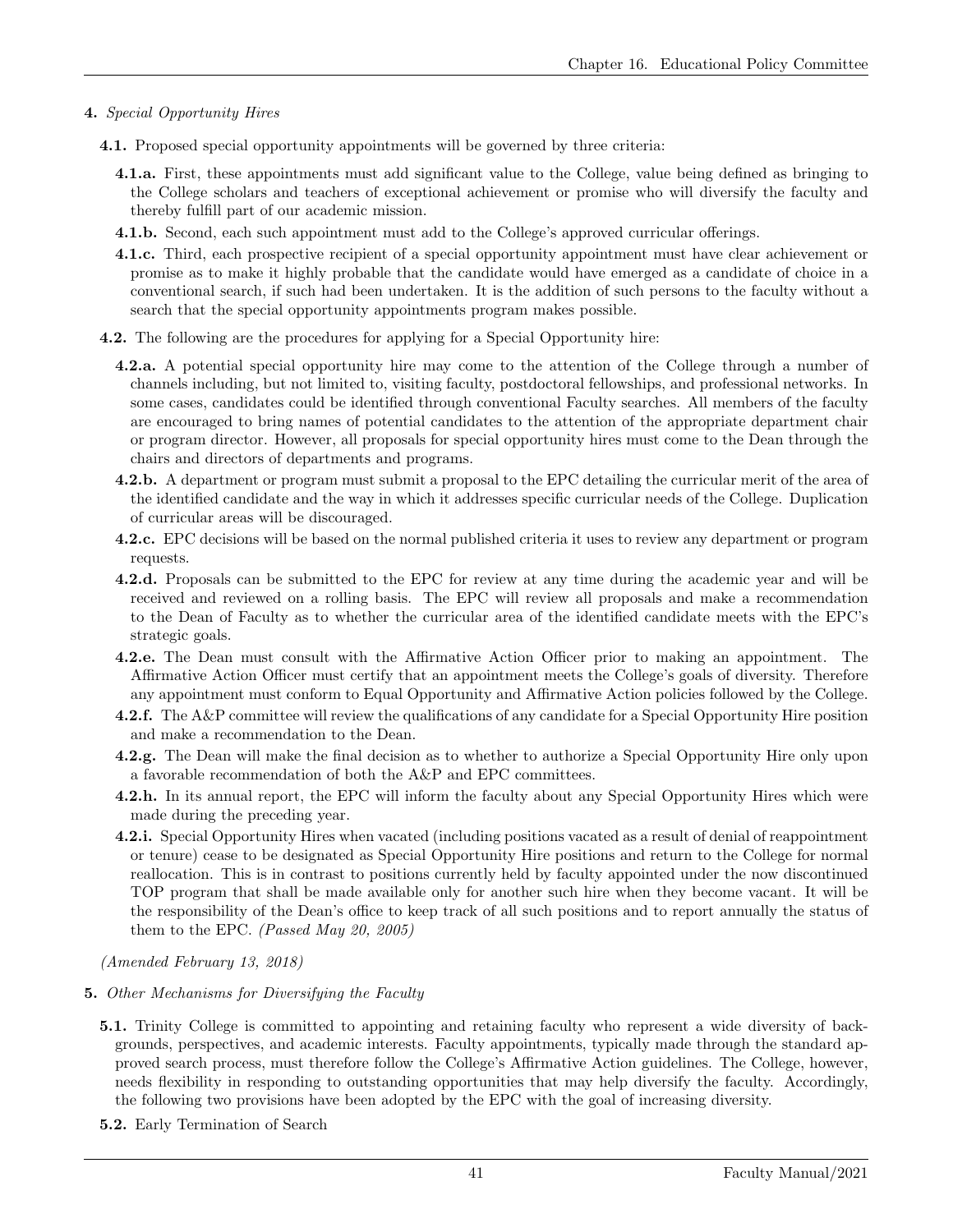**4.** *Special Opportunity Hires*

**4.1.** Proposed special opportunity appointments will be governed by three criteria:

**4.1.a.** First, these appointments must add significant value to the College, value being defined as bringing to the College scholars and teachers of exceptional achievement or promise who will diversify the faculty and thereby fulfill part of our academic mission.

**4.1.b.** Second, each such appointment must add to the College's approved curricular offerings.

**4.1.c.** Third, each prospective recipient of a special opportunity appointment must have clear achievement or promise as to make it highly probable that the candidate would have emerged as a candidate of choice in a conventional search, if such had been undertaken. It is the addition of such persons to the faculty without a search that the special opportunity appointments program makes possible.

**4.2.** The following are the procedures for applying for a Special Opportunity hire:

**4.2.a.** A potential special opportunity hire may come to the attention of the College through a number of channels including, but not limited to, visiting faculty, postdoctoral fellowships, and professional networks. In some cases, candidates could be identified through conventional Faculty searches. All members of the faculty are encouraged to bring names of potential candidates to the attention of the appropriate department chair or program director. However, all proposals for special opportunity hires must come to the Dean through the chairs and directors of departments and programs.

**4.2.b.** A department or program must submit a proposal to the EPC detailing the curricular merit of the area of the identified candidate and the way in which it addresses specific curricular needs of the College. Duplication of curricular areas will be discouraged.

**4.2.c.** EPC decisions will be based on the normal published criteria it uses to review any department or program requests.

**4.2.d.** Proposals can be submitted to the EPC for review at any time during the academic year and will be received and reviewed on a rolling basis. The EPC will review all proposals and make a recommendation to the Dean of Faculty as to whether the curricular area of the identified candidate meets with the EPC's strategic goals.

**4.2.e.** The Dean must consult with the Affirmative Action Officer prior to making an appointment. The Affirmative Action Officer must certify that an appointment meets the College's goals of diversity. Therefore any appointment must conform to Equal Opportunity and Affirmative Action policies followed by the College.

**4.2.f.** The A&P committee will review the qualifications of any candidate for a Special Opportunity Hire position and make a recommendation to the Dean.

**4.2.g.** The Dean will make the final decision as to whether to authorize a Special Opportunity Hire only upon a favorable recommendation of both the A&P and EPC committees.

**4.2.h.** In its annual report, the EPC will inform the faculty about any Special Opportunity Hires which were made during the preceding year.

**4.2.i.** Special Opportunity Hires when vacated (including positions vacated as a result of denial of reappointment or tenure) cease to be designated as Special Opportunity Hire positions and return to the College for normal reallocation. This is in contrast to positions currently held by faculty appointed under the now discontinued TOP program that shall be made available only for another such hire when they become vacant. It will be the responsibility of the Dean's office to keep track of all such positions and to report annually the status of them to the EPC. *(Passed May 20, 2005)*

*(Amended February 13, 2018)*

**5.** *Other Mechanisms for Diversifying the Faculty*

**5.1.** Trinity College is committed to appointing and retaining faculty who represent a wide diversity of backgrounds, perspectives, and academic interests. Faculty appointments, typically made through the standard approved search process, must therefore follow the College's Affirmative Action guidelines. The College, however, needs flexibility in responding to outstanding opportunities that may help diversify the faculty. Accordingly, the following two provisions have been adopted by the EPC with the goal of increasing diversity.

**5.2.** Early Termination of Search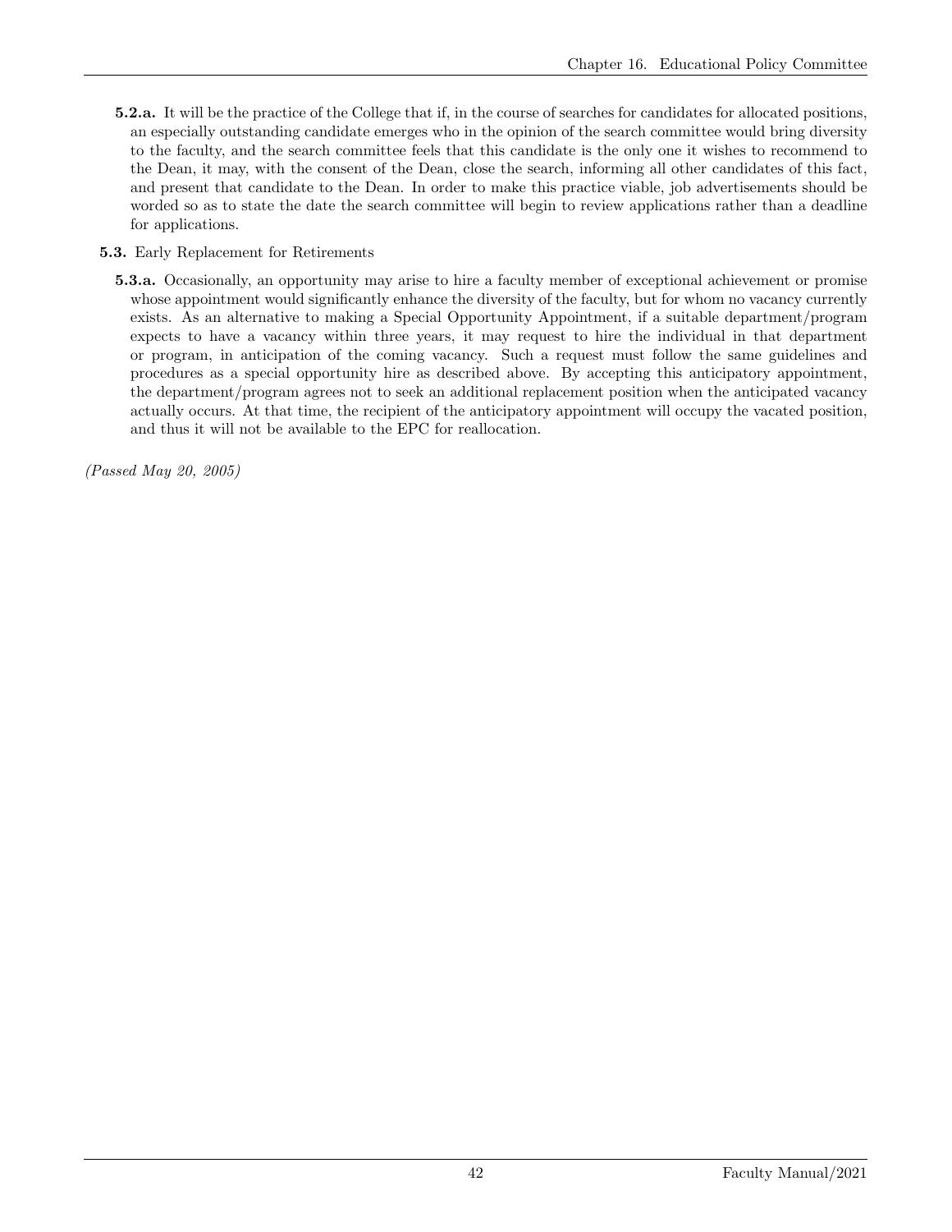**5.2.a.** It will be the practice of the College that if, in the course of searches for candidates for allocated positions, an especially outstanding candidate emerges who in the opinion of the search committee would bring diversity to the faculty, and the search committee feels that this candidate is the only one it wishes to recommend to the Dean, it may, with the consent of the Dean, close the search, informing all other candidates of this fact, and present that candidate to the Dean. In order to make this practice viable, job advertisements should be worded so as to state the date the search committee will begin to review applications rather than a deadline for applications.

**5.3.** Early Replacement for Retirements

**5.3.a.** Occasionally, an opportunity may arise to hire a faculty member of exceptional achievement or promise whose appointment would significantly enhance the diversity of the faculty, but for whom no vacancy currently exists. As an alternative to making a Special Opportunity Appointment, if a suitable department/program expects to have a vacancy within three years, it may request to hire the individual in that department or program, in anticipation of the coming vacancy. Such a request must follow the same guidelines and procedures as a special opportunity hire as described above. By accepting this anticipatory appointment, the department/program agrees not to seek an additional replacement position when the anticipated vacancy actually occurs. At that time, the recipient of the anticipatory appointment will occupy the vacated position, and thus it will not be available to the EPC for reallocation.

*(Passed May 20, 2005)*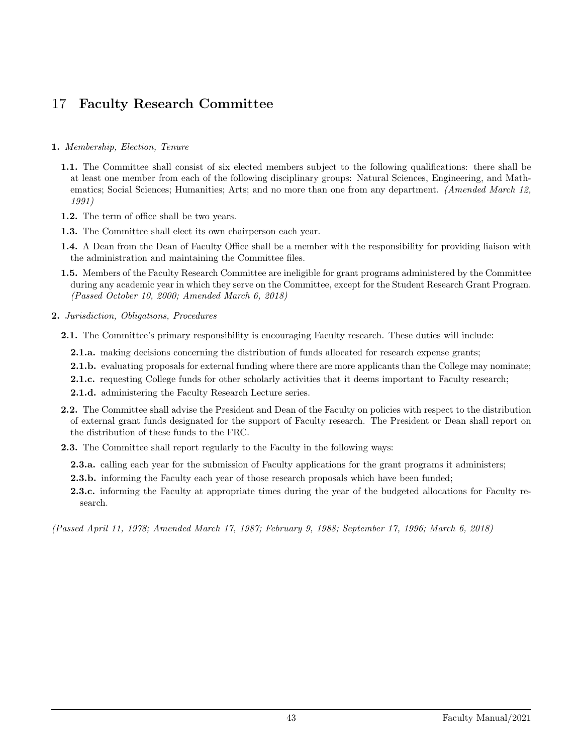# 17 Faculty Research Committee

**1.** *Membership, Election, Tenure*

**1.1.** The Committee shall consist of six elected members subject to the following qualifications: there shall be at least one member from each of the following disciplinary groups: Natural Sciences, Engineering, and Mathematics; Social Sciences; Humanities; Arts; and no more than one from any department. *(Amended March 12, 1991)*

**1.2.** The term of office shall be two years.

**1.3.** The Committee shall elect its own chairperson each year.

**1.4.** A Dean from the Dean of Faculty Office shall be a member with the responsibility for providing liaison with the administration and maintaining the Committee files.

**1.5.** Members of the Faculty Research Committee are ineligible for grant programs administered by the Committee during any academic year in which they serve on the Committee, except for the Student Research Grant Program. *(Passed October 10, 2000; Amended March 6, 2018)*

**2.** *Jurisdiction, Obligations, Procedures*

**2.1.** The Committee's primary responsibility is encouraging Faculty research. These duties will include:

**2.1.a.** making decisions concerning the distribution of funds allocated for research expense grants;

**2.1.b.** evaluating proposals for external funding where there are more applicants than the College may nominate;

**2.1.c.** requesting College funds for other scholarly activities that it deems important to Faculty research;

**2.1.d.** administering the Faculty Research Lecture series.

**2.2.** The Committee shall advise the President and Dean of the Faculty on policies with respect to the distribution of external grant funds designated for the support of Faculty research. The President or Dean shall report on the distribution of these funds to the FRC.

**2.3.** The Committee shall report regularly to the Faculty in the following ways:

**2.3.a.** calling each year for the submission of Faculty applications for the grant programs it administers;

**2.3.b.** informing the Faculty each year of those research proposals which have been funded;

**2.3.c.** informing the Faculty at appropriate times during the year of the budgeted allocations for Faculty research.

*(Passed April 11, 1978; Amended March 17, 1987; February 9, 1988; September 17, 1996; March 6, 2018)*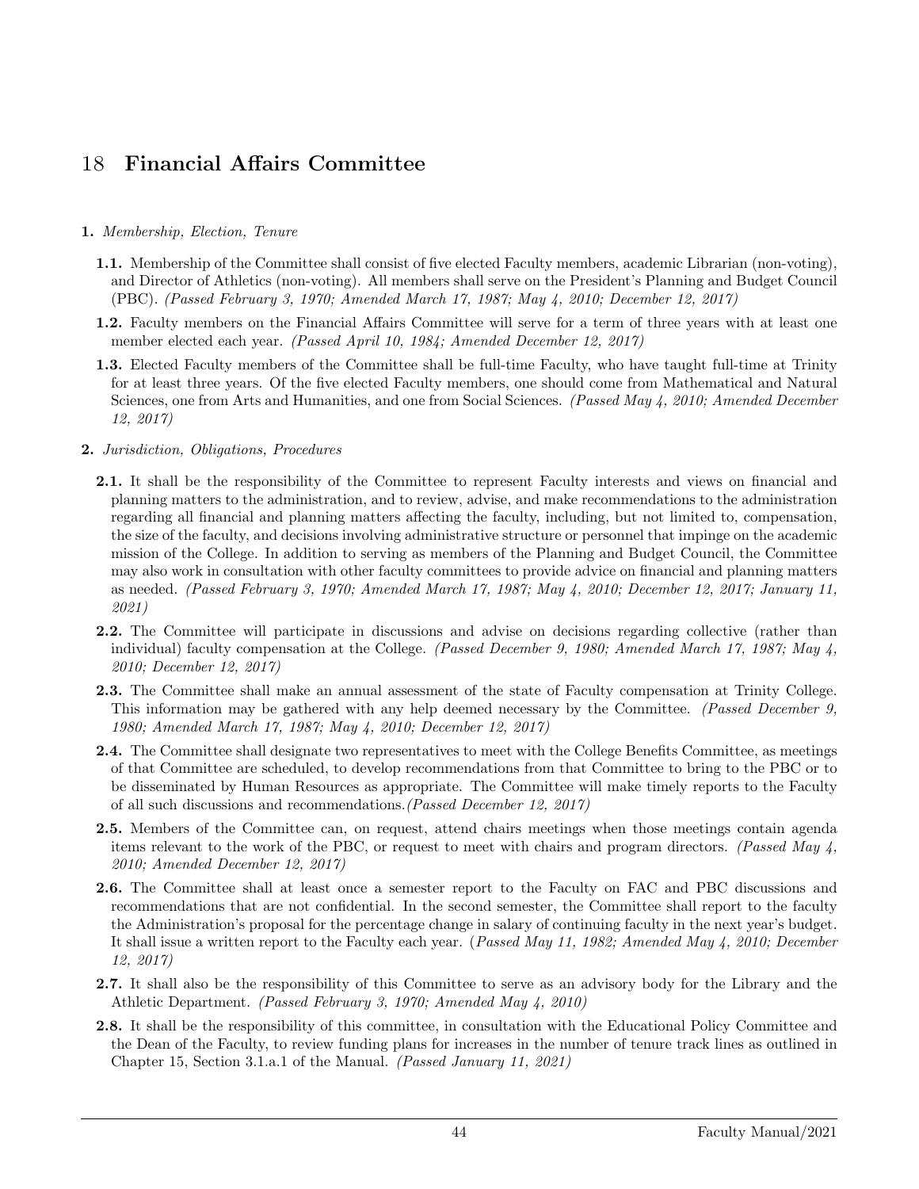# 18 Financial Affairs Committee

**1.** *Membership, Election, Tenure*

- **1.1.** Membership of the Committee shall consist of five elected Faculty members, academic Librarian (non-voting), and Director of Athletics (non-voting). All members shall serve on the President's Planning and Budget Council (PBC). *(Passed February 3, 1970; Amended March 17, 1987; May 4, 2010; December 12, 2017)*
- **1.2.** Faculty members on the Financial Affairs Committee will serve for a term of three years with at least one member elected each year. *(Passed April 10, 1984; Amended December 12, 2017)*
- **1.3.** Elected Faculty members of the Committee shall be full-time Faculty, who have taught full-time at Trinity for at least three years. Of the five elected Faculty members, one should come from Mathematical and Natural Sciences, one from Arts and Humanities, and one from Social Sciences. *(Passed May 4, 2010; Amended December 12, 2017)*

**2.** *Jurisdiction, Obligations, Procedures*

- **2.1.** It shall be the responsibility of the Committee to represent Faculty interests and views on financial and planning matters to the administration, and to review, advise, and make recommendations to the administration regarding all financial and planning matters affecting the faculty, including, but not limited to, compensation, the size of the faculty, and decisions involving administrative structure or personnel that impinge on the academic mission of the College. In addition to serving as members of the Planning and Budget Council, the Committee may also work in consultation with other faculty committees to provide advice on financial and planning matters as needed. *(Passed February 3, 1970; Amended March 17, 1987; May 4, 2010; December 12, 2017; January 11, 2021)*
- **2.2.** The Committee will participate in discussions and advise on decisions regarding collective (rather than individual) faculty compensation at the College. *(Passed December 9, 1980; Amended March 17, 1987; May 4, 2010; December 12, 2017)*
- **2.3.** The Committee shall make an annual assessment of the state of Faculty compensation at Trinity College. This information may be gathered with any help deemed necessary by the Committee. *(Passed December 9, 1980; Amended March 17, 1987; May 4, 2010; December 12, 2017)*
- **2.4.** The Committee shall designate two representatives to meet with the College Benefits Committee, as meetings of that Committee are scheduled, to develop recommendations from that Committee to bring to the PBC or to be disseminated by Human Resources as appropriate. The Committee will make timely reports to the Faculty of all such discussions and recommendations.*(Passed December 12, 2017)*
- **2.5.** Members of the Committee can, on request, attend chairs meetings when those meetings contain agenda items relevant to the work of the PBC, or request to meet with chairs and program directors. *(Passed May 4, 2010; Amended December 12, 2017)*
- **2.6.** The Committee shall at least once a semester report to the Faculty on FAC and PBC discussions and recommendations that are not confidential. In the second semester, the Committee shall report to the faculty the Administration's proposal for the percentage change in salary of continuing faculty in the next year's budget. It shall issue a written report to the Faculty each year. (*Passed May 11, 1982; Amended May 4, 2010; December 12, 2017)*
- **2.7.** It shall also be the responsibility of this Committee to serve as an advisory body for the Library and the Athletic Department. *(Passed February 3, 1970; Amended May 4, 2010)*
- **2.8.** It shall be the responsibility of this committee, in consultation with the Educational Policy Committee and the Dean of the Faculty, to review funding plans for increases in the number of tenure track lines as outlined in Chapter 15, Section 3.1.a.1 of the Manual. *(Passed January 11, 2021)*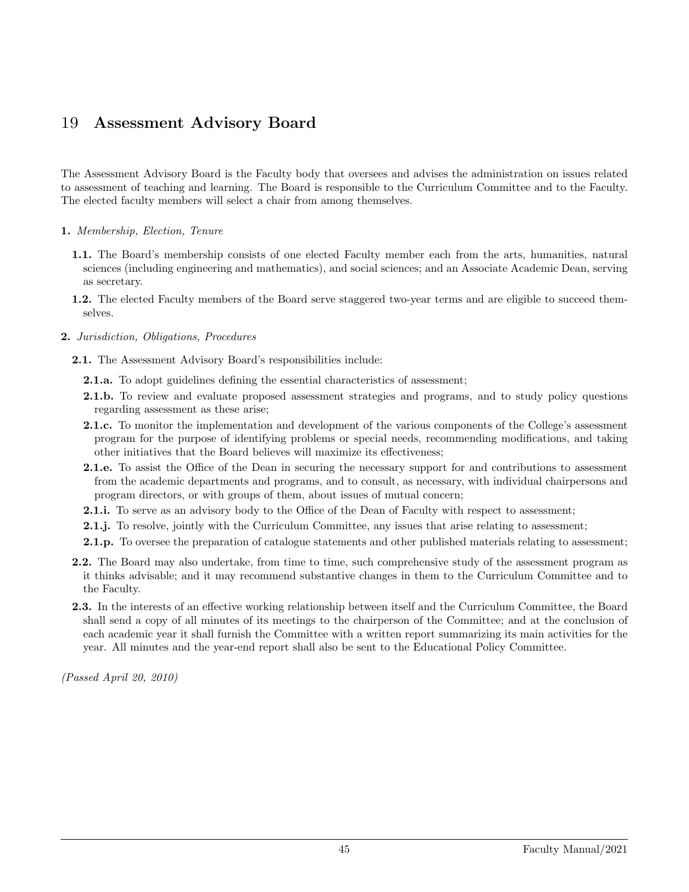# 19 Assessment Advisory Board

The Assessment Advisory Board is the Faculty body that oversees and advises the administration on issues related to assessment of teaching and learning. The Board is responsible to the Curriculum Committee and to the Faculty. The elected faculty members will select a chair from among themselves.

**1.** *Membership, Election, Tenure*

- **1.1.** The Board's membership consists of one elected Faculty member each from the arts, humanities, natural sciences (including engineering and mathematics), and social sciences; and an Associate Academic Dean, serving as secretary.
- **1.2.** The elected Faculty members of the Board serve staggered two-year terms and are eligible to succeed themselves.

**2.** *Jurisdiction, Obligations, Procedures*

- **2.1.** The Assessment Advisory Board's responsibilities include:
  - **2.1.a.** To adopt guidelines defining the essential characteristics of assessment;
  - **2.1.b.** To review and evaluate proposed assessment strategies and programs, and to study policy questions regarding assessment as these arise;
  - **2.1.c.** To monitor the implementation and development of the various components of the College's assessment program for the purpose of identifying problems or special needs, recommending modifications, and taking other initiatives that the Board believes will maximize its effectiveness;
  - **2.1.e.** To assist the Office of the Dean in securing the necessary support for and contributions to assessment from the academic departments and programs, and to consult, as necessary, with individual chairpersons and program directors, or with groups of them, about issues of mutual concern;
  - **2.1.i.** To serve as an advisory body to the Office of the Dean of Faculty with respect to assessment;
  - **2.1.j.** To resolve, jointly with the Curriculum Committee, any issues that arise relating to assessment;
  - **2.1.p.** To oversee the preparation of catalogue statements and other published materials relating to assessment;
- **2.2.** The Board may also undertake, from time to time, such comprehensive study of the assessment program as it thinks advisable; and it may recommend substantive changes in them to the Curriculum Committee and to the Faculty.
- **2.3.** In the interests of an effective working relationship between itself and the Curriculum Committee, the Board shall send a copy of all minutes of its meetings to the chairperson of the Committee; and at the conclusion of each academic year it shall furnish the Committee with a written report summarizing its main activities for the year. All minutes and the year-end report shall also be sent to the Educational Policy Committee.

*(Passed April 20, 2010)*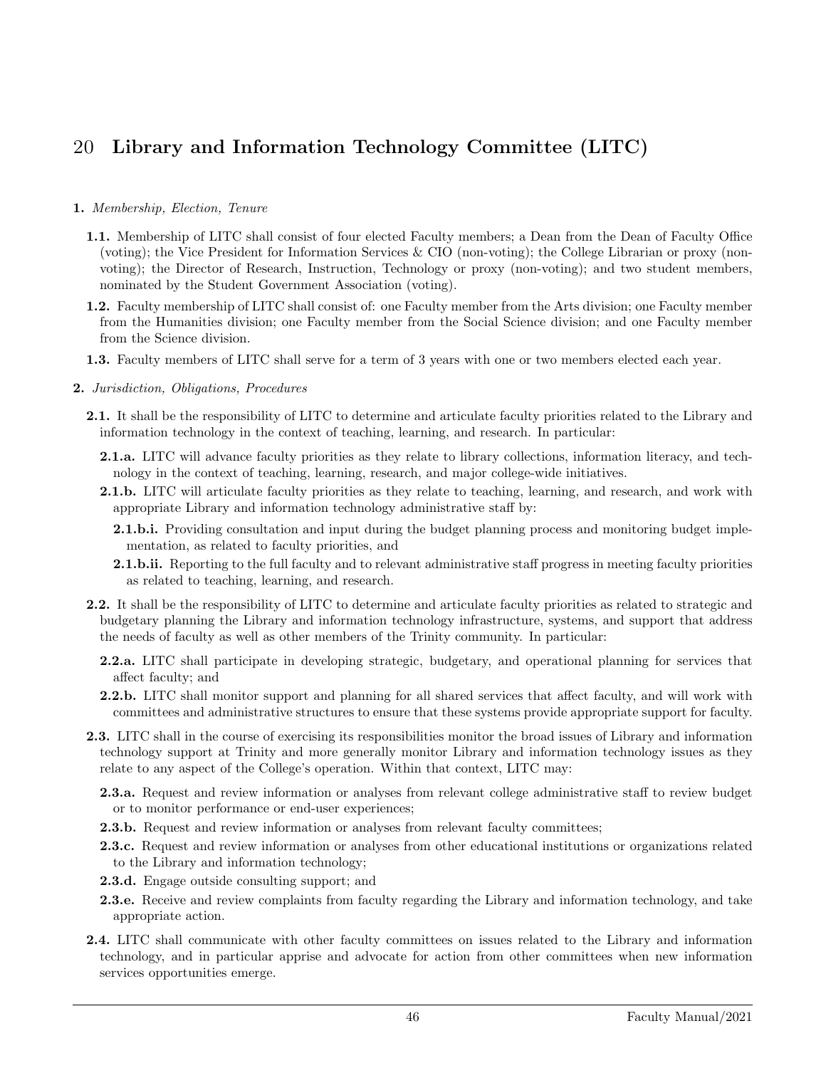# 20 Library and Information Technology Committee (LITC)

**1.** *Membership, Election, Tenure*

**1.1.** Membership of LITC shall consist of four elected Faculty members; a Dean from the Dean of Faculty Office (voting); the Vice President for Information Services & CIO (non-voting); the College Librarian or proxy (non-voting); the Director of Research, Instruction, Technology or proxy (non-voting); and two student members, nominated by the Student Government Association (voting).

**1.2.** Faculty membership of LITC shall consist of: one Faculty member from the Arts division; one Faculty member from the Humanities division; one Faculty member from the Social Science division; and one Faculty member from the Science division.

**1.3.** Faculty members of LITC shall serve for a term of 3 years with one or two members elected each year.

**2.** *Jurisdiction, Obligations, Procedures*

**2.1.** It shall be the responsibility of LITC to determine and articulate faculty priorities related to the Library and information technology in the context of teaching, learning, and research. In particular:

**2.1.a.** LITC will advance faculty priorities as they relate to library collections, information literacy, and technology in the context of teaching, learning, research, and major college-wide initiatives.

**2.1.b.** LITC will articulate faculty priorities as they relate to teaching, learning, and research, and work with appropriate Library and information technology administrative staff by:

**2.1.b.i.** Providing consultation and input during the budget planning process and monitoring budget implementation, as related to faculty priorities, and

**2.1.b.ii.** Reporting to the full faculty and to relevant administrative staff progress in meeting faculty priorities as related to teaching, learning, and research.

**2.2.** It shall be the responsibility of LITC to determine and articulate faculty priorities as related to strategic and budgetary planning the Library and information technology infrastructure, systems, and support that address the needs of faculty as well as other members of the Trinity community. In particular:

**2.2.a.** LITC shall participate in developing strategic, budgetary, and operational planning for services that affect faculty; and

**2.2.b.** LITC shall monitor support and planning for all shared services that affect faculty, and will work with committees and administrative structures to ensure that these systems provide appropriate support for faculty.

**2.3.** LITC shall in the course of exercising its responsibilities monitor the broad issues of Library and information technology support at Trinity and more generally monitor Library and information technology issues as they relate to any aspect of the College's operation. Within that context, LITC may:

**2.3.a.** Request and review information or analyses from relevant college administrative staff to review budget or to monitor performance or end-user experiences;

**2.3.b.** Request and review information or analyses from relevant faculty committees;

**2.3.c.** Request and review information or analyses from other educational institutions or organizations related to the Library and information technology;

**2.3.d.** Engage outside consulting support; and

**2.3.e.** Receive and review complaints from faculty regarding the Library and information technology, and take appropriate action.

**2.4.** LITC shall communicate with other faculty committees on issues related to the Library and information technology, and in particular apprise and advocate for action from other committees when new information services opportunities emerge.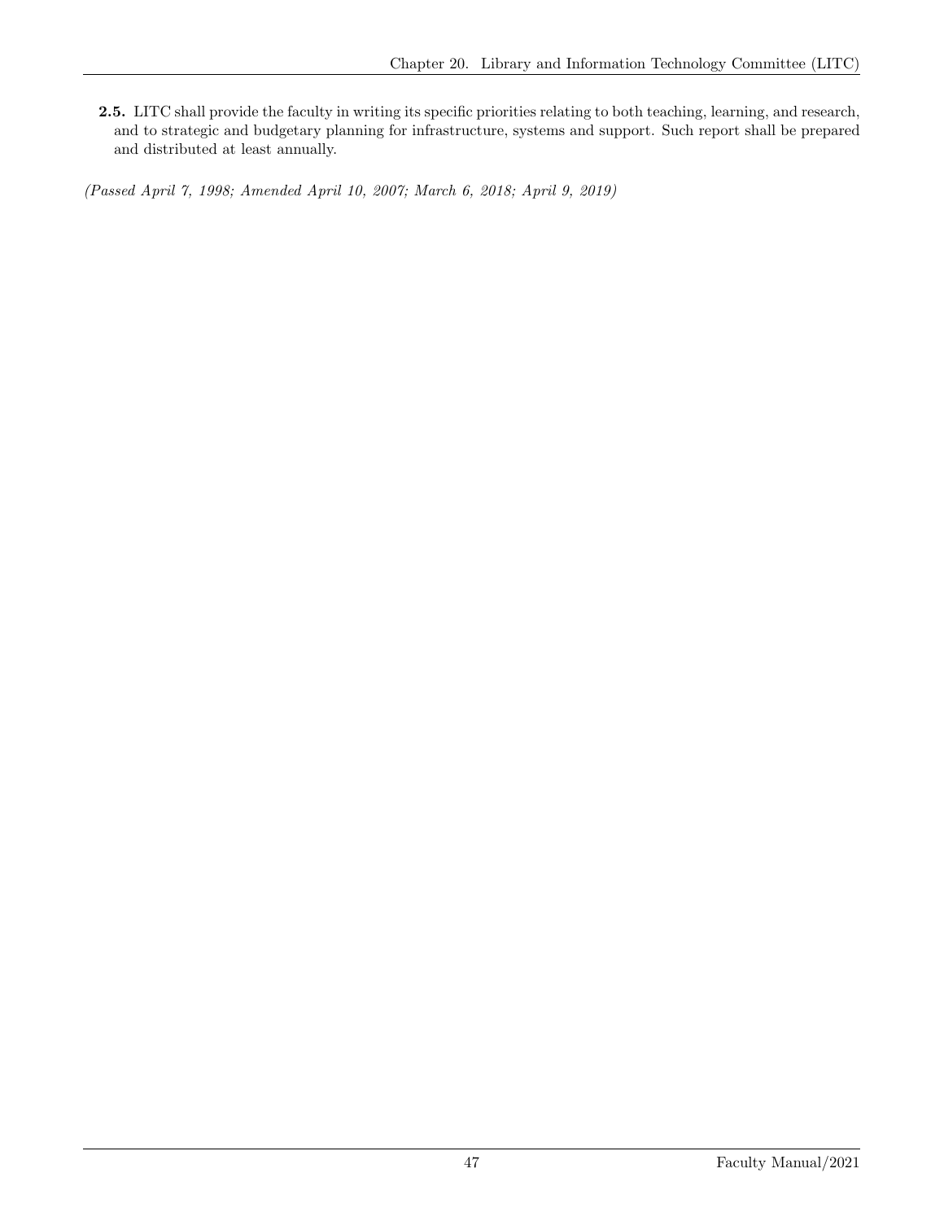**2.5.** LITC shall provide the faculty in writing its specific priorities relating to both teaching, learning, and research, and to strategic and budgetary planning for infrastructure, systems and support. Such report shall be prepared and distributed at least annually.

*(Passed April 7, 1998; Amended April 10, 2007; March 6, 2018; April 9, 2019)*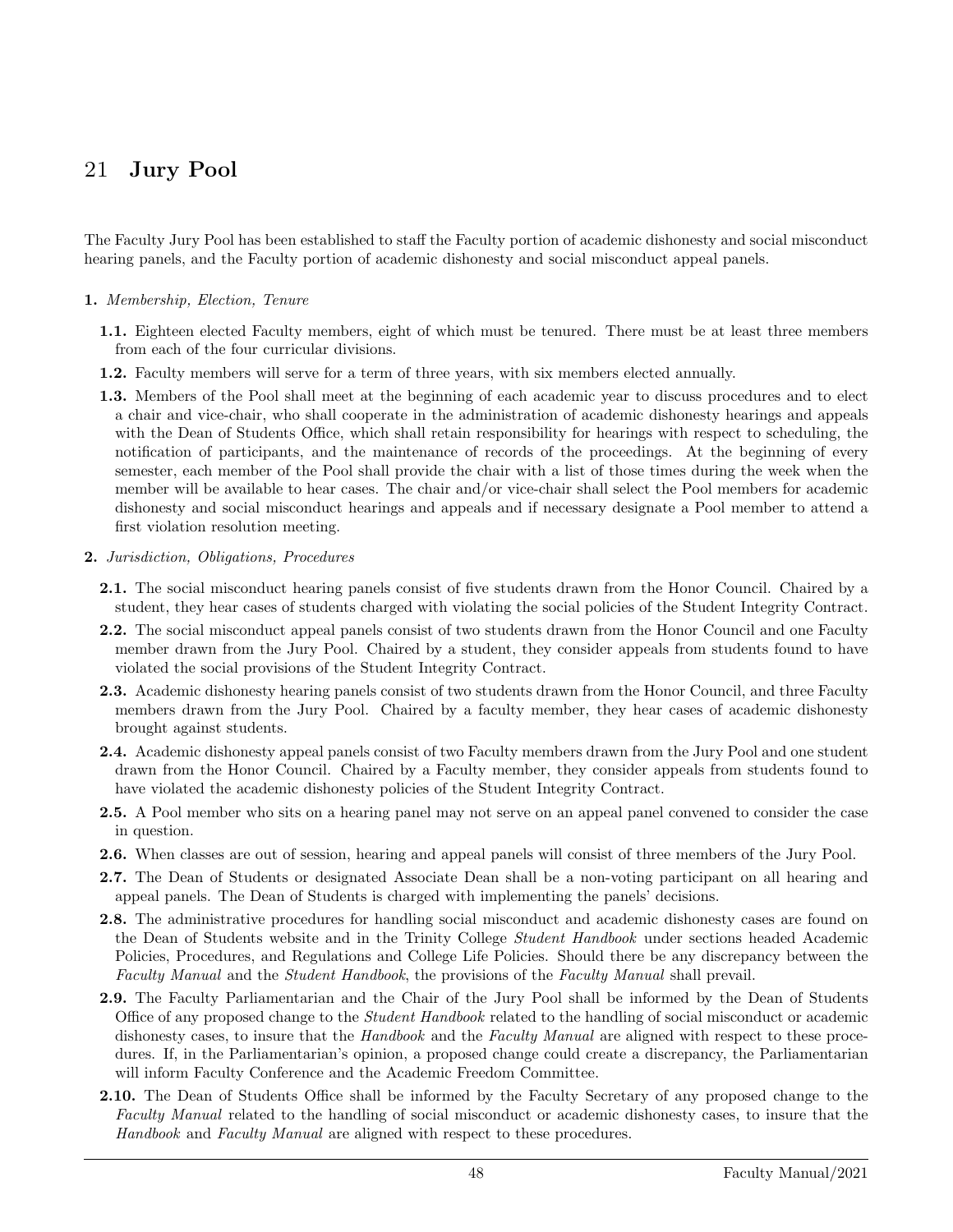# 21 Jury Pool

The Faculty Jury Pool has been established to staff the Faculty portion of academic dishonesty and social misconduct hearing panels, and the Faculty portion of academic dishonesty and social misconduct appeal panels.

**1.** *Membership, Election, Tenure*

- **1.1.** Eighteen elected Faculty members, eight of which must be tenured. There must be at least three members from each of the four curricular divisions.
- **1.2.** Faculty members will serve for a term of three years, with six members elected annually.
- **1.3.** Members of the Pool shall meet at the beginning of each academic year to discuss procedures and to elect a chair and vice-chair, who shall cooperate in the administration of academic dishonesty hearings and appeals with the Dean of Students Office, which shall retain responsibility for hearings with respect to scheduling, the notification of participants, and the maintenance of records of the proceedings. At the beginning of every semester, each member of the Pool shall provide the chair with a list of those times during the week when the member will be available to hear cases. The chair and/or vice-chair shall select the Pool members for academic dishonesty and social misconduct hearings and appeals and if necessary designate a Pool member to attend a first violation resolution meeting.

**2.** *Jurisdiction, Obligations, Procedures*

- **2.1.** The social misconduct hearing panels consist of five students drawn from the Honor Council. Chaired by a student, they hear cases of students charged with violating the social policies of the Student Integrity Contract.
- **2.2.** The social misconduct appeal panels consist of two students drawn from the Honor Council and one Faculty member drawn from the Jury Pool. Chaired by a student, they consider appeals from students found to have violated the social provisions of the Student Integrity Contract.
- **2.3.** Academic dishonesty hearing panels consist of two students drawn from the Honor Council, and three Faculty members drawn from the Jury Pool. Chaired by a faculty member, they hear cases of academic dishonesty brought against students.
- **2.4.** Academic dishonesty appeal panels consist of two Faculty members drawn from the Jury Pool and one student drawn from the Honor Council. Chaired by a Faculty member, they consider appeals from students found to have violated the academic dishonesty policies of the Student Integrity Contract.
- **2.5.** A Pool member who sits on a hearing panel may not serve on an appeal panel convened to consider the case in question.
- **2.6.** When classes are out of session, hearing and appeal panels will consist of three members of the Jury Pool.
- **2.7.** The Dean of Students or designated Associate Dean shall be a non-voting participant on all hearing and appeal panels. The Dean of Students is charged with implementing the panels' decisions.
- **2.8.** The administrative procedures for handling social misconduct and academic dishonesty cases are found on the Dean of Students website and in the Trinity College *Student Handbook* under sections headed Academic Policies, Procedures, and Regulations and College Life Policies. Should there be any discrepancy between the *Faculty Manual* and the *Student Handbook*, the provisions of the *Faculty Manual* shall prevail.
- **2.9.** The Faculty Parliamentarian and the Chair of the Jury Pool shall be informed by the Dean of Students Office of any proposed change to the *Student Handbook* related to the handling of social misconduct or academic dishonesty cases, to insure that the *Handbook* and the *Faculty Manual* are aligned with respect to these procedures. If, in the Parliamentarian's opinion, a proposed change could create a discrepancy, the Parliamentarian will inform Faculty Conference and the Academic Freedom Committee.
- **2.10.** The Dean of Students Office shall be informed by the Faculty Secretary of any proposed change to the *Faculty Manual* related to the handling of social misconduct or academic dishonesty cases, to insure that the *Handbook* and *Faculty Manual* are aligned with respect to these procedures.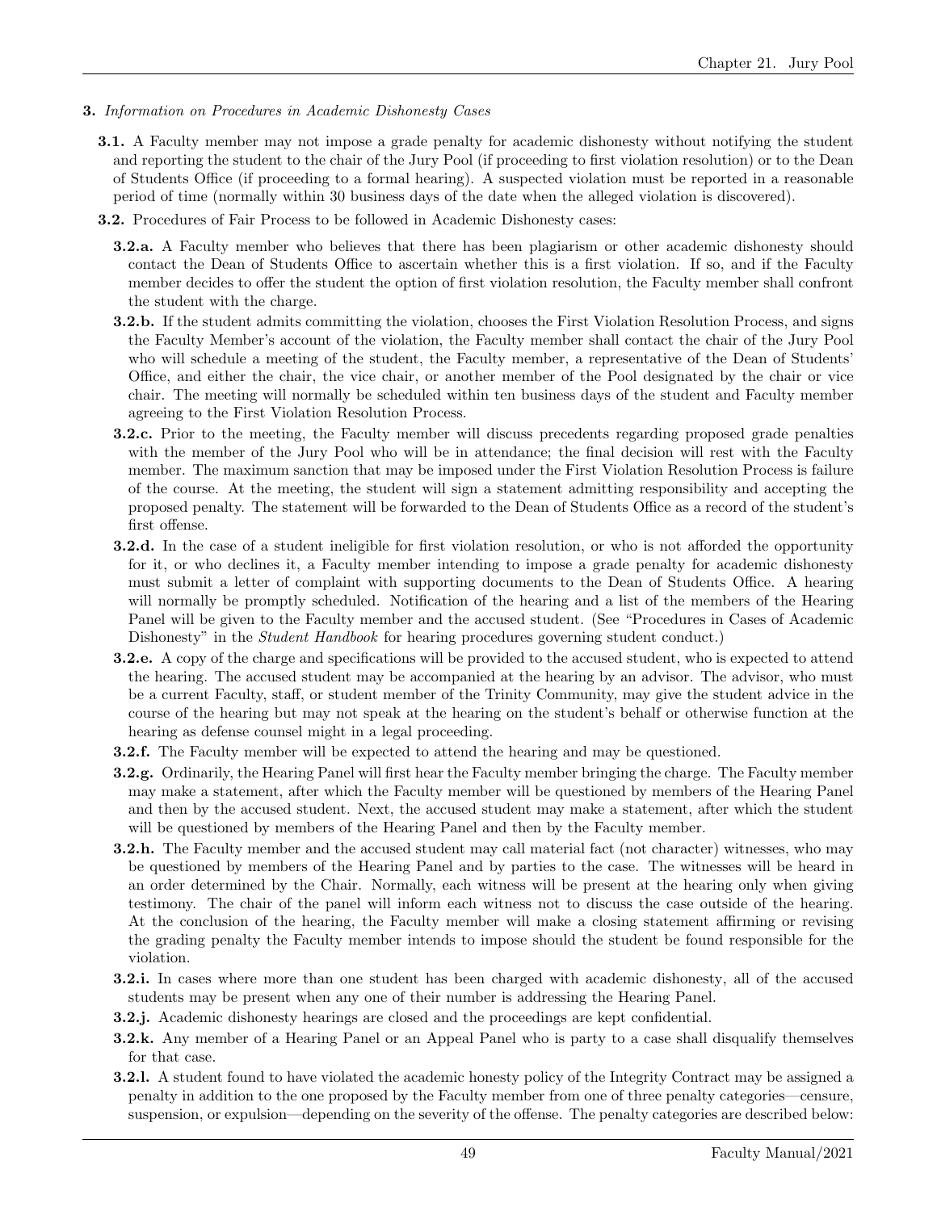**3.** *Information on Procedures in Academic Dishonesty Cases*

**3.1.** A Faculty member may not impose a grade penalty for academic dishonesty without notifying the student and reporting the student to the chair of the Jury Pool (if proceeding to first violation resolution) or to the Dean of Students Office (if proceeding to a formal hearing). A suspected violation must be reported in a reasonable period of time (normally within 30 business days of the date when the alleged violation is discovered).

**3.2.** Procedures of Fair Process to be followed in Academic Dishonesty cases:

**3.2.a.** A Faculty member who believes that there has been plagiarism or other academic dishonesty should contact the Dean of Students Office to ascertain whether this is a first violation. If so, and if the Faculty member decides to offer the student the option of first violation resolution, the Faculty member shall confront the student with the charge.

**3.2.b.** If the student admits committing the violation, chooses the First Violation Resolution Process, and signs the Faculty Member's account of the violation, the Faculty member shall contact the chair of the Jury Pool who will schedule a meeting of the student, the Faculty member, a representative of the Dean of Students' Office, and either the chair, the vice chair, or another member of the Pool designated by the chair or vice chair. The meeting will normally be scheduled within ten business days of the student and Faculty member agreeing to the First Violation Resolution Process.

**3.2.c.** Prior to the meeting, the Faculty member will discuss precedents regarding proposed grade penalties with the member of the Jury Pool who will be in attendance; the final decision will rest with the Faculty member. The maximum sanction that may be imposed under the First Violation Resolution Process is failure of the course. At the meeting, the student will sign a statement admitting responsibility and accepting the proposed penalty. The statement will be forwarded to the Dean of Students Office as a record of the student's first offense.

**3.2.d.** In the case of a student ineligible for first violation resolution, or who is not afforded the opportunity for it, or who declines it, a Faculty member intending to impose a grade penalty for academic dishonesty must submit a letter of complaint with supporting documents to the Dean of Students Office. A hearing will normally be promptly scheduled. Notification of the hearing and a list of the members of the Hearing Panel will be given to the Faculty member and the accused student. (See "Procedures in Cases of Academic Dishonesty" in the *Student Handbook* for hearing procedures governing student conduct.)

**3.2.e.** A copy of the charge and specifications will be provided to the accused student, who is expected to attend the hearing. The accused student may be accompanied at the hearing by an advisor. The advisor, who must be a current Faculty, staff, or student member of the Trinity Community, may give the student advice in the course of the hearing but may not speak at the hearing on the student's behalf or otherwise function at the hearing as defense counsel might in a legal proceeding.

**3.2.f.** The Faculty member will be expected to attend the hearing and may be questioned.

**3.2.g.** Ordinarily, the Hearing Panel will first hear the Faculty member bringing the charge. The Faculty member may make a statement, after which the Faculty member will be questioned by members of the Hearing Panel and then by the accused student. Next, the accused student may make a statement, after which the student will be questioned by members of the Hearing Panel and then by the Faculty member.

**3.2.h.** The Faculty member and the accused student may call material fact (not character) witnesses, who may be questioned by members of the Hearing Panel and by parties to the case. The witnesses will be heard in an order determined by the Chair. Normally, each witness will be present at the hearing only when giving testimony. The chair of the panel will inform each witness not to discuss the case outside of the hearing. At the conclusion of the hearing, the Faculty member will make a closing statement affirming or revising the grading penalty the Faculty member intends to impose should the student be found responsible for the violation.

**3.2.i.** In cases where more than one student has been charged with academic dishonesty, all of the accused students may be present when any one of their number is addressing the Hearing Panel.

**3.2.j.** Academic dishonesty hearings are closed and the proceedings are kept confidential.

**3.2.k.** Any member of a Hearing Panel or an Appeal Panel who is party to a case shall disqualify themselves for that case.

**3.2.l.** A student found to have violated the academic honesty policy of the Integrity Contract may be assigned a penalty in addition to the one proposed by the Faculty member from one of three penalty categories—censure, suspension, or expulsion—depending on the severity of the offense. The penalty categories are described below: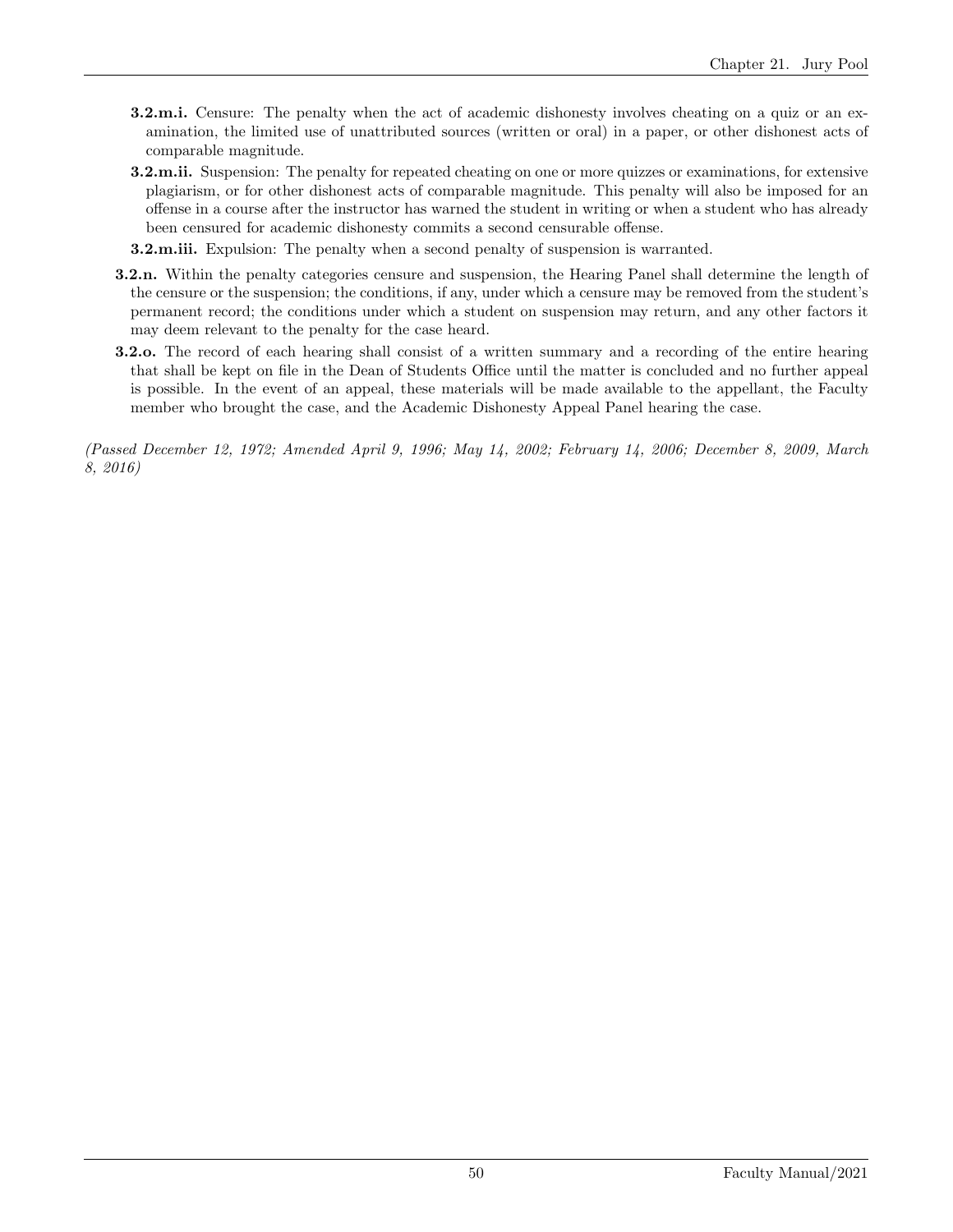- **3.2.m.i.** Censure: The penalty when the act of academic dishonesty involves cheating on a quiz or an examination, the limited use of unattributed sources (written or oral) in a paper, or other dishonest acts of comparable magnitude.
- **3.2.m.ii.** Suspension: The penalty for repeated cheating on one or more quizzes or examinations, for extensive plagiarism, or for other dishonest acts of comparable magnitude. This penalty will also be imposed for an offense in a course after the instructor has warned the student in writing or when a student who has already been censured for academic dishonesty commits a second censurable offense.
- **3.2.m.iii.** Expulsion: The penalty when a second penalty of suspension is warranted.

**3.2.n.** Within the penalty categories censure and suspension, the Hearing Panel shall determine the length of the censure or the suspension; the conditions, if any, under which a censure may be removed from the student's permanent record; the conditions under which a student on suspension may return, and any other factors it may deem relevant to the penalty for the case heard.

**3.2.o.** The record of each hearing shall consist of a written summary and a recording of the entire hearing that shall be kept on file in the Dean of Students Office until the matter is concluded and no further appeal is possible. In the event of an appeal, these materials will be made available to the appellant, the Faculty member who brought the case, and the Academic Dishonesty Appeal Panel hearing the case.

*(Passed December 12, 1972; Amended April 9, 1996; May 14, 2002; February 14, 2006; December 8, 2009, March 8, 2016)*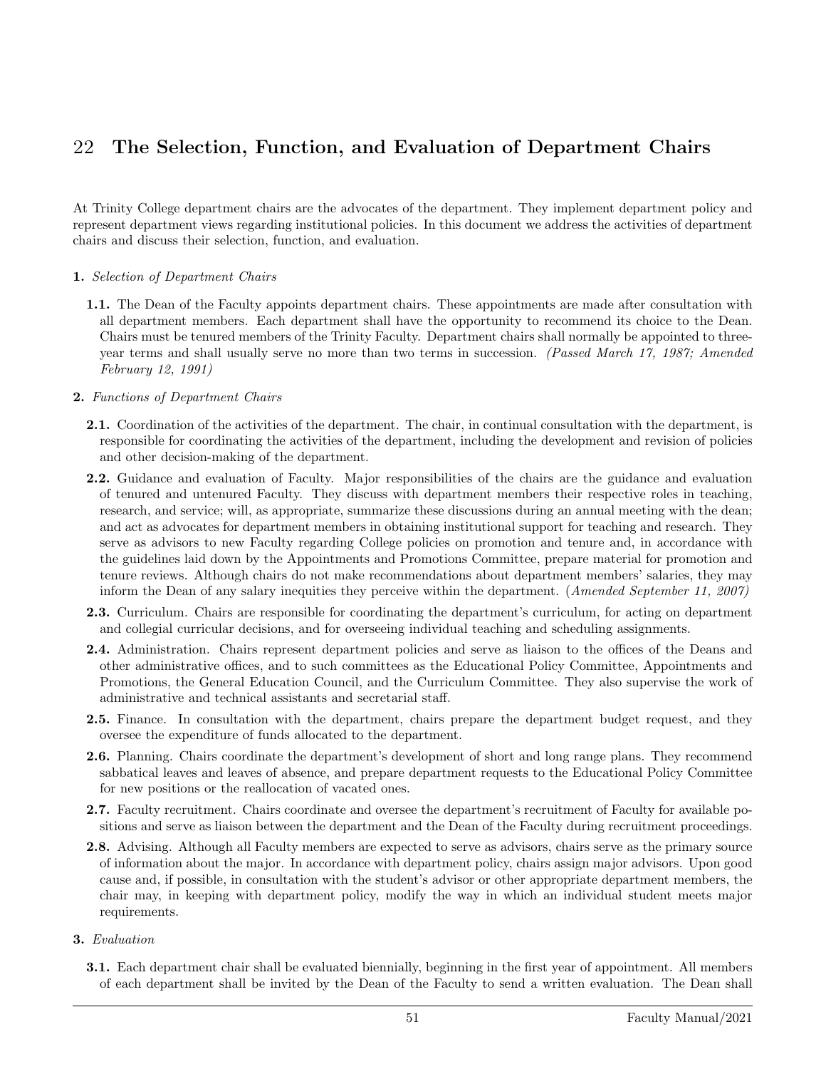# 22 The Selection, Function, and Evaluation of Department Chairs

At Trinity College department chairs are the advocates of the department. They implement department policy and represent department views regarding institutional policies. In this document we address the activities of department chairs and discuss their selection, function, and evaluation.

**1.** *Selection of Department Chairs*

**1.1.** The Dean of the Faculty appoints department chairs. These appointments are made after consultation with all department members. Each department shall have the opportunity to recommend its choice to the Dean. Chairs must be tenured members of the Trinity Faculty. Department chairs shall normally be appointed to three-year terms and shall usually serve no more than two terms in succession. *(Passed March 17, 1987; Amended February 12, 1991)*

**2.** *Functions of Department Chairs*

**2.1.** Coordination of the activities of the department. The chair, in continual consultation with the department, is responsible for coordinating the activities of the department, including the development and revision of policies and other decision-making of the department.

**2.2.** Guidance and evaluation of Faculty. Major responsibilities of the chairs are the guidance and evaluation of tenured and untenured Faculty. They discuss with department members their respective roles in teaching, research, and service; will, as appropriate, summarize these discussions during an annual meeting with the dean; and act as advocates for department members in obtaining institutional support for teaching and research. They serve as advisors to new Faculty regarding College policies on promotion and tenure and, in accordance with the guidelines laid down by the Appointments and Promotions Committee, prepare material for promotion and tenure reviews. Although chairs do not make recommendations about department members' salaries, they may inform the Dean of any salary inequities they perceive within the department. (*Amended September 11, 2007)*

**2.3.** Curriculum. Chairs are responsible for coordinating the department's curriculum, for acting on department and collegial curricular decisions, and for overseeing individual teaching and scheduling assignments.

**2.4.** Administration. Chairs represent department policies and serve as liaison to the offices of the Deans and other administrative offices, and to such committees as the Educational Policy Committee, Appointments and Promotions, the General Education Council, and the Curriculum Committee. They also supervise the work of administrative and technical assistants and secretarial staff.

**2.5.** Finance. In consultation with the department, chairs prepare the department budget request, and they oversee the expenditure of funds allocated to the department.

**2.6.** Planning. Chairs coordinate the department's development of short and long range plans. They recommend sabbatical leaves and leaves of absence, and prepare department requests to the Educational Policy Committee for new positions or the reallocation of vacated ones.

**2.7.** Faculty recruitment. Chairs coordinate and oversee the department's recruitment of Faculty for available positions and serve as liaison between the department and the Dean of the Faculty during recruitment proceedings.

**2.8.** Advising. Although all Faculty members are expected to serve as advisors, chairs serve as the primary source of information about the major. In accordance with department policy, chairs assign major advisors. Upon good cause and, if possible, in consultation with the student's advisor or other appropriate department members, the chair may, in keeping with department policy, modify the way in which an individual student meets major requirements.

**3.** *Evaluation*

**3.1.** Each department chair shall be evaluated biennially, beginning in the first year of appointment. All members of each department shall be invited by the Dean of the Faculty to send a written evaluation. The Dean shall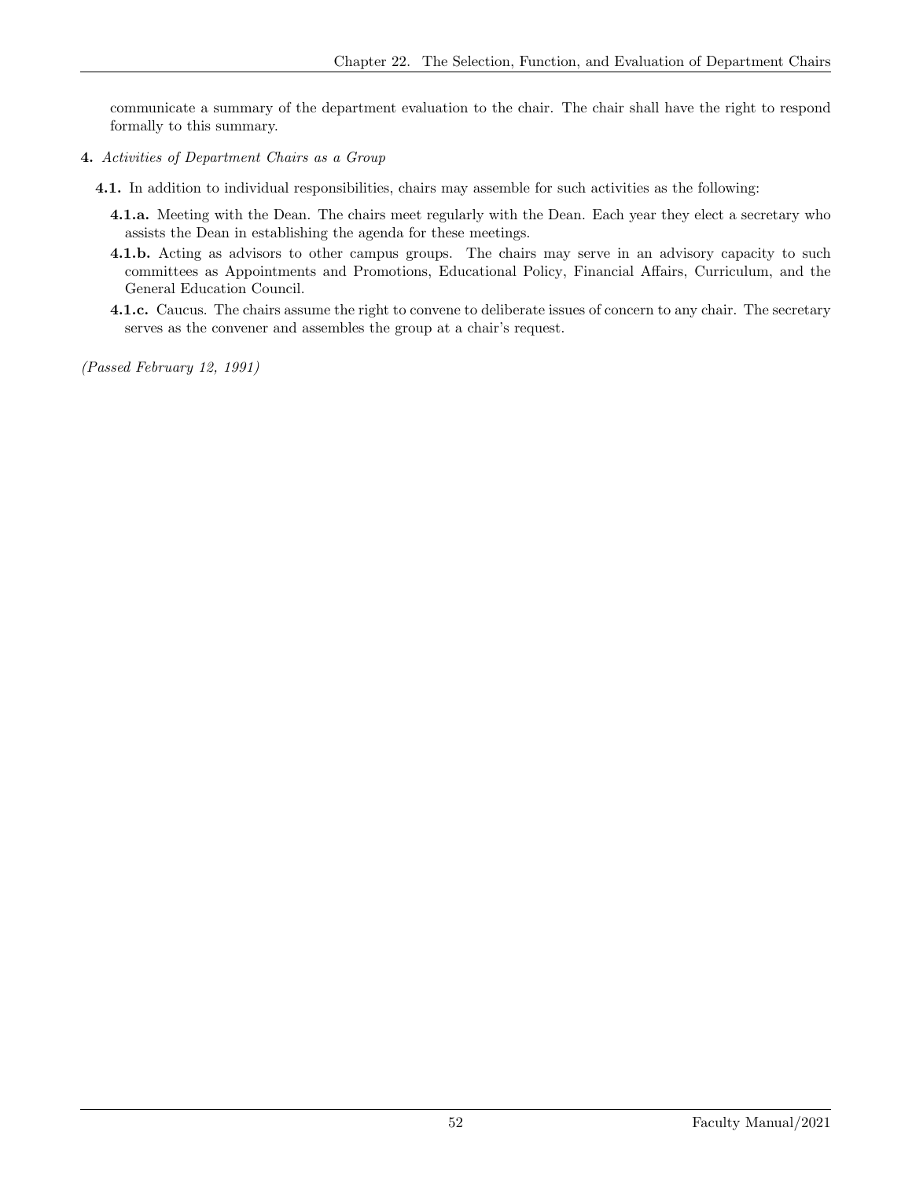communicate a summary of the department evaluation to the chair. The chair shall have the right to respond formally to this summary.

**4.** *Activities of Department Chairs as a Group*

**4.1.** In addition to individual responsibilities, chairs may assemble for such activities as the following:

**4.1.a.** Meeting with the Dean. The chairs meet regularly with the Dean. Each year they elect a secretary who assists the Dean in establishing the agenda for these meetings.

**4.1.b.** Acting as advisors to other campus groups. The chairs may serve in an advisory capacity to such committees as Appointments and Promotions, Educational Policy, Financial Affairs, Curriculum, and the General Education Council.

**4.1.c.** Caucus. The chairs assume the right to convene to deliberate issues of concern to any chair. The secretary serves as the convener and assembles the group at a chair's request.

*(Passed February 12, 1991)*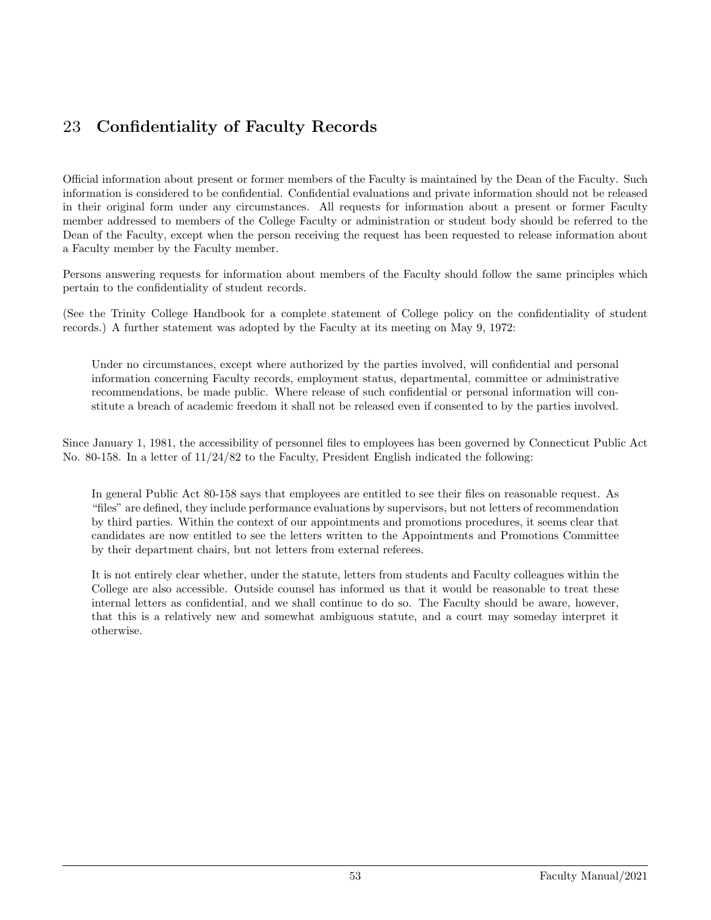# 23 Confidentiality of Faculty Records

Official information about present or former members of the Faculty is maintained by the Dean of the Faculty. Such information is considered to be confidential. Confidential evaluations and private information should not be released in their original form under any circumstances. All requests for information about a present or former Faculty member addressed to members of the College Faculty or administration or student body should be referred to the Dean of the Faculty, except when the person receiving the request has been requested to release information about a Faculty member by the Faculty member.

Persons answering requests for information about members of the Faculty should follow the same principles which pertain to the confidentiality of student records.

(See the Trinity College Handbook for a complete statement of College policy on the confidentiality of student records.) A further statement was adopted by the Faculty at its meeting on May 9, 1972:

> Under no circumstances, except where authorized by the parties involved, will confidential and personal information concerning Faculty records, employment status, departmental, committee or administrative recommendations, be made public. Where release of such confidential or personal information will constitute a breach of academic freedom it shall not be released even if consented to by the parties involved.

Since January 1, 1981, the accessibility of personnel files to employees has been governed by Connecticut Public Act No. 80-158. In a letter of 11/24/82 to the Faculty, President English indicated the following:

> In general Public Act 80-158 says that employees are entitled to see their files on reasonable request. As "files" are defined, they include performance evaluations by supervisors, but not letters of recommendation by third parties. Within the context of our appointments and promotions procedures, it seems clear that candidates are now entitled to see the letters written to the Appointments and Promotions Committee by their department chairs, but not letters from external referees.
>
> It is not entirely clear whether, under the statute, letters from students and Faculty colleagues within the College are also accessible. Outside counsel has informed us that it would be reasonable to treat these internal letters as confidential, and we shall continue to do so. The Faculty should be aware, however, that this is a relatively new and somewhat ambiguous statute, and a court may someday interpret it otherwise.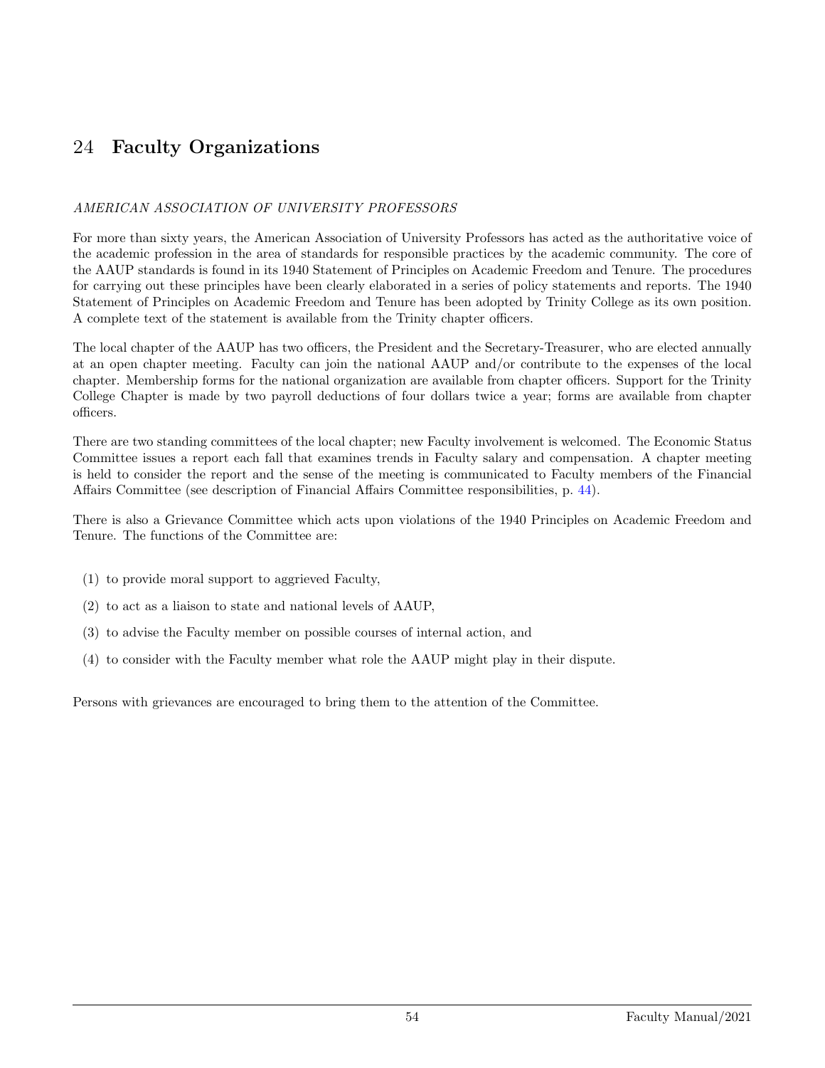# 24 Faculty Organizations

*AMERICAN ASSOCIATION OF UNIVERSITY PROFESSORS*

For more than sixty years, the American Association of University Professors has acted as the authoritative voice of the academic profession in the area of standards for responsible practices by the academic community. The core of the AAUP standards is found in its 1940 Statement of Principles on Academic Freedom and Tenure. The procedures for carrying out these principles have been clearly elaborated in a series of policy statements and reports. The 1940 Statement of Principles on Academic Freedom and Tenure has been adopted by Trinity College as its own position. A complete text of the statement is available from the Trinity chapter officers.

The local chapter of the AAUP has two officers, the President and the Secretary-Treasurer, who are elected annually at an open chapter meeting. Faculty can join the national AAUP and/or contribute to the expenses of the local chapter. Membership forms for the national organization are available from chapter officers. Support for the Trinity College Chapter is made by two payroll deductions of four dollars twice a year; forms are available from chapter officers.

There are two standing committees of the local chapter; new Faculty involvement is welcomed. The Economic Status Committee issues a report each fall that examines trends in Faculty salary and compensation. A chapter meeting is held to consider the report and the sense of the meeting is communicated to Faculty members of the Financial Affairs Committee (see description of Financial Affairs Committee responsibilities, p. 44).

There is also a Grievance Committee which acts upon violations of the 1940 Principles on Academic Freedom and Tenure. The functions of the Committee are:

(1) to provide moral support to aggrieved Faculty,

(2) to act as a liaison to state and national levels of AAUP,

(3) to advise the Faculty member on possible courses of internal action, and

(4) to consider with the Faculty member what role the AAUP might play in their dispute.

Persons with grievances are encouraged to bring them to the attention of the Committee.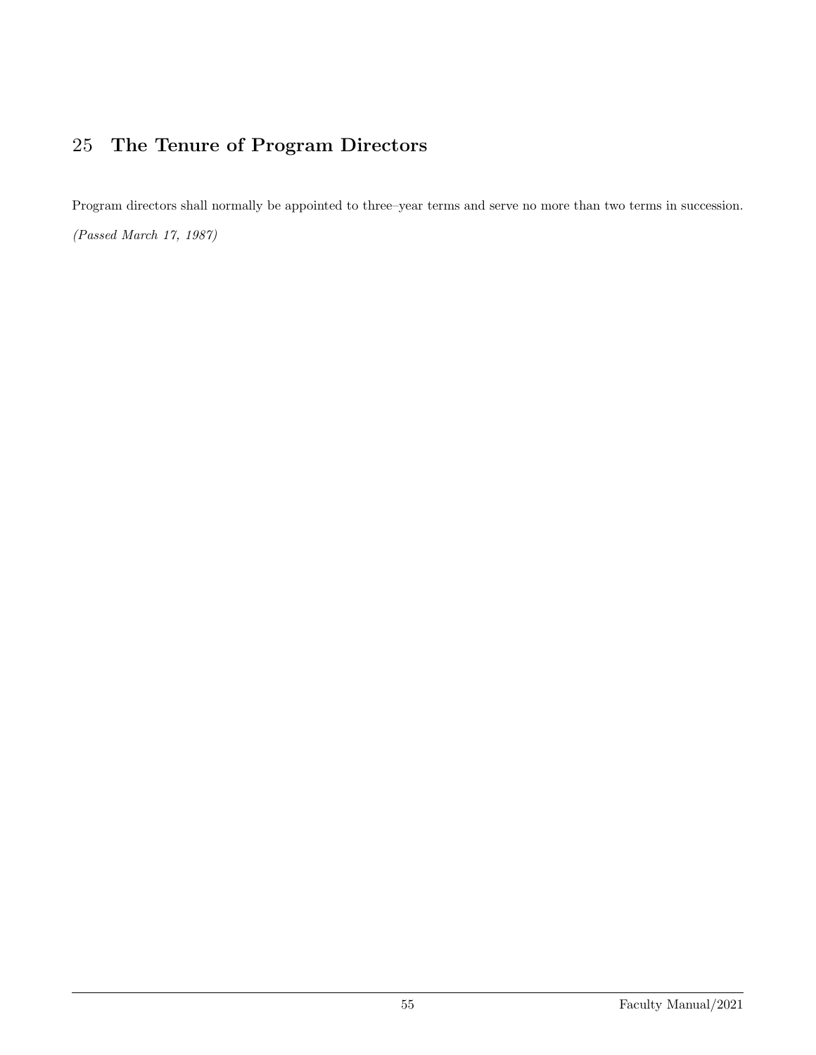# 25 The Tenure of Program Directors

Program directors shall normally be appointed to three–year terms and serve no more than two terms in succession.

*(Passed March 17, 1987)*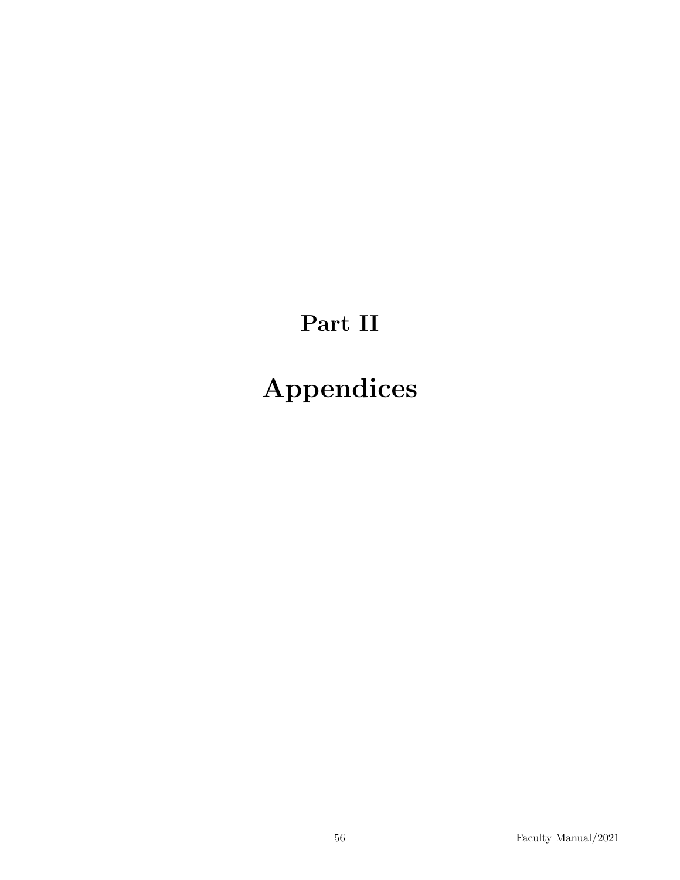# Part II

# Appendices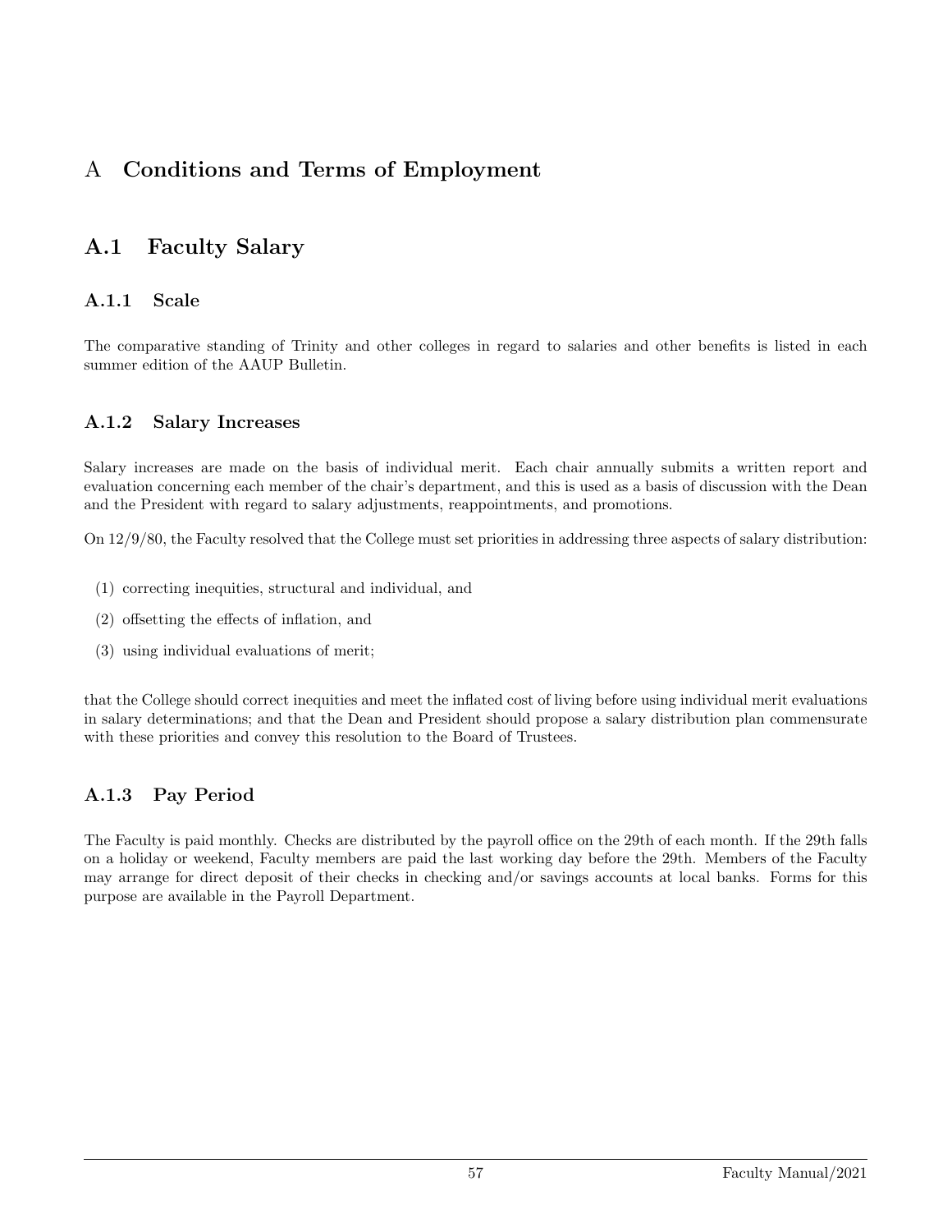# A Conditions and Terms of Employment

## A.1 Faculty Salary

### A.1.1 Scale

The comparative standing of Trinity and other colleges in regard to salaries and other benefits is listed in each summer edition of the AAUP Bulletin.

### A.1.2 Salary Increases

Salary increases are made on the basis of individual merit. Each chair annually submits a written report and evaluation concerning each member of the chair's department, and this is used as a basis of discussion with the Dean and the President with regard to salary adjustments, reappointments, and promotions.

On 12/9/80, the Faculty resolved that the College must set priorities in addressing three aspects of salary distribution:

(1) correcting inequities, structural and individual, and

(2) offsetting the effects of inflation, and

(3) using individual evaluations of merit;

that the College should correct inequities and meet the inflated cost of living before using individual merit evaluations in salary determinations; and that the Dean and President should propose a salary distribution plan commensurate with these priorities and convey this resolution to the Board of Trustees.

### A.1.3 Pay Period

The Faculty is paid monthly. Checks are distributed by the payroll office on the 29th of each month. If the 29th falls on a holiday or weekend, Faculty members are paid the last working day before the 29th. Members of the Faculty may arrange for direct deposit of their checks in checking and/or savings accounts at local banks. Forms for this purpose are available in the Payroll Department.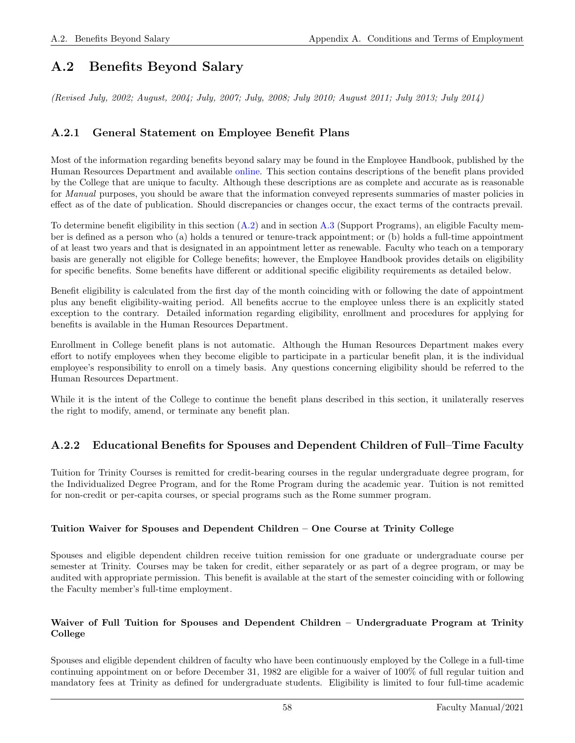## A.2 Benefits Beyond Salary

*(Revised July, 2002; August, 2004; July, 2007; July, 2008; July 2010; August 2011; July 2013; July 2014)*

### A.2.1 General Statement on Employee Benefit Plans

Most of the information regarding benefits beyond salary may be found in the Employee Handbook, published by the Human Resources Department and available online. This section contains descriptions of the benefit plans provided by the College that are unique to faculty. Although these descriptions are as complete and accurate as is reasonable for *Manual* purposes, you should be aware that the information conveyed represents summaries of master policies in effect as of the date of publication. Should discrepancies or changes occur, the exact terms of the contracts prevail.

To determine benefit eligibility in this section (A.2) and in section A.3 (Support Programs), an eligible Faculty member is defined as a person who (a) holds a tenured or tenure-track appointment; or (b) holds a full-time appointment of at least two years and that is designated in an appointment letter as renewable. Faculty who teach on a temporary basis are generally not eligible for College benefits; however, the Employee Handbook provides details on eligibility for specific benefits. Some benefits have different or additional specific eligibility requirements as detailed below.

Benefit eligibility is calculated from the first day of the month coinciding with or following the date of appointment plus any benefit eligibility-waiting period. All benefits accrue to the employee unless there is an explicitly stated exception to the contrary. Detailed information regarding eligibility, enrollment and procedures for applying for benefits is available in the Human Resources Department.

Enrollment in College benefit plans is not automatic. Although the Human Resources Department makes every effort to notify employees when they become eligible to participate in a particular benefit plan, it is the individual employee's responsibility to enroll on a timely basis. Any questions concerning eligibility should be referred to the Human Resources Department.

While it is the intent of the College to continue the benefit plans described in this section, it unilaterally reserves the right to modify, amend, or terminate any benefit plan.

### A.2.2 Educational Benefits for Spouses and Dependent Children of Full–Time Faculty

Tuition for Trinity Courses is remitted for credit-bearing courses in the regular undergraduate degree program, for the Individualized Degree Program, and for the Rome Program during the academic year. Tuition is not remitted for non-credit or per-capita courses, or special programs such as the Rome summer program.

#### Tuition Waiver for Spouses and Dependent Children – One Course at Trinity College

Spouses and eligible dependent children receive tuition remission for one graduate or undergraduate course per semester at Trinity. Courses may be taken for credit, either separately or as part of a degree program, or may be audited with appropriate permission. This benefit is available at the start of the semester coinciding with or following the Faculty member's full-time employment.

#### Waiver of Full Tuition for Spouses and Dependent Children – Undergraduate Program at Trinity College

Spouses and eligible dependent children of faculty who have been continuously employed by the College in a full-time continuing appointment on or before December 31, 1982 are eligible for a waiver of 100% of full regular tuition and mandatory fees at Trinity as defined for undergraduate students. Eligibility is limited to four full-time academic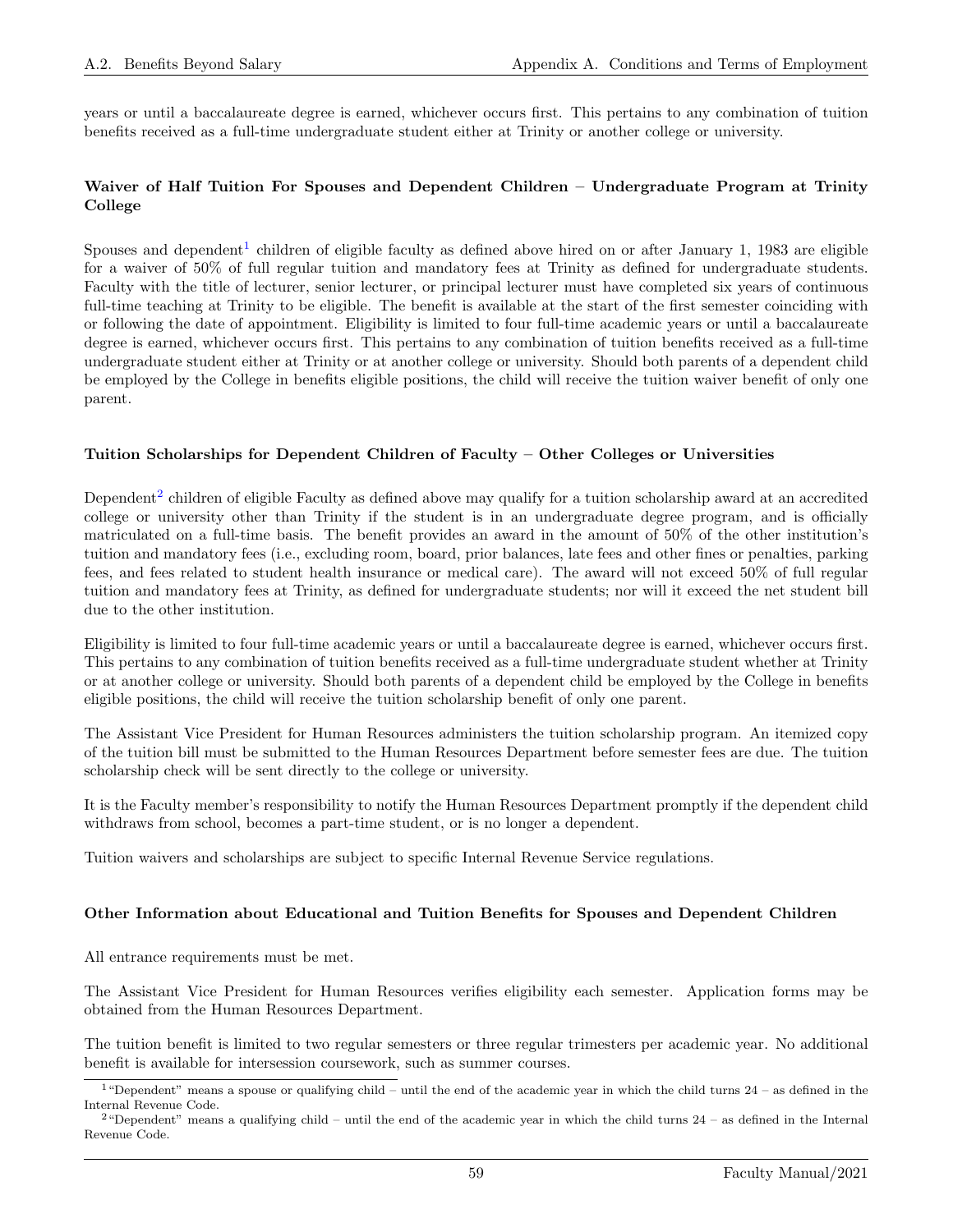years or until a baccalaureate degree is earned, whichever occurs first. This pertains to any combination of tuition benefits received as a full-time undergraduate student either at Trinity or another college or university.

#### Waiver of Half Tuition For Spouses and Dependent Children – Undergraduate Program at Trinity College

Spouses and dependent[1] children of eligible faculty as defined above hired on or after January 1, 1983 are eligible for a waiver of 50% of full regular tuition and mandatory fees at Trinity as defined for undergraduate students. Faculty with the title of lecturer, senior lecturer, or principal lecturer must have completed six years of continuous full-time teaching at Trinity to be eligible. The benefit is available at the start of the first semester coinciding with or following the date of appointment. Eligibility is limited to four full-time academic years or until a baccalaureate degree is earned, whichever occurs first. This pertains to any combination of tuition benefits received as a full-time undergraduate student either at Trinity or at another college or university. Should both parents of a dependent child be employed by the College in benefits eligible positions, the child will receive the tuition waiver benefit of only one parent.

#### Tuition Scholarships for Dependent Children of Faculty – Other Colleges or Universities

Dependent[2] children of eligible Faculty as defined above may qualify for a tuition scholarship award at an accredited college or university other than Trinity if the student is in an undergraduate degree program, and is officially matriculated on a full-time basis. The benefit provides an award in the amount of 50% of the other institution's tuition and mandatory fees (i.e., excluding room, board, prior balances, late fees and other fines or penalties, parking fees, and fees related to student health insurance or medical care). The award will not exceed 50% of full regular tuition and mandatory fees at Trinity, as defined for undergraduate students; nor will it exceed the net student bill due to the other institution.

Eligibility is limited to four full-time academic years or until a baccalaureate degree is earned, whichever occurs first. This pertains to any combination of tuition benefits received as a full-time undergraduate student whether at Trinity or at another college or university. Should both parents of a dependent child be employed by the College in benefits eligible positions, the child will receive the tuition scholarship benefit of only one parent.

The Assistant Vice President for Human Resources administers the tuition scholarship program. An itemized copy of the tuition bill must be submitted to the Human Resources Department before semester fees are due. The tuition scholarship check will be sent directly to the college or university.

It is the Faculty member's responsibility to notify the Human Resources Department promptly if the dependent child withdraws from school, becomes a part-time student, or is no longer a dependent.

Tuition waivers and scholarships are subject to specific Internal Revenue Service regulations.

#### Other Information about Educational and Tuition Benefits for Spouses and Dependent Children

All entrance requirements must be met.

The Assistant Vice President for Human Resources verifies eligibility each semester. Application forms may be obtained from the Human Resources Department.

The tuition benefit is limited to two regular semesters or three regular trimesters per academic year. No additional benefit is available for intersession coursework, such as summer courses.

---

[1] "Dependent" means a spouse or qualifying child – until the end of the academic year in which the child turns 24 – as defined in the Internal Revenue Code.

[2] "Dependent" means a qualifying child – until the end of the academic year in which the child turns 24 – as defined in the Internal Revenue Code.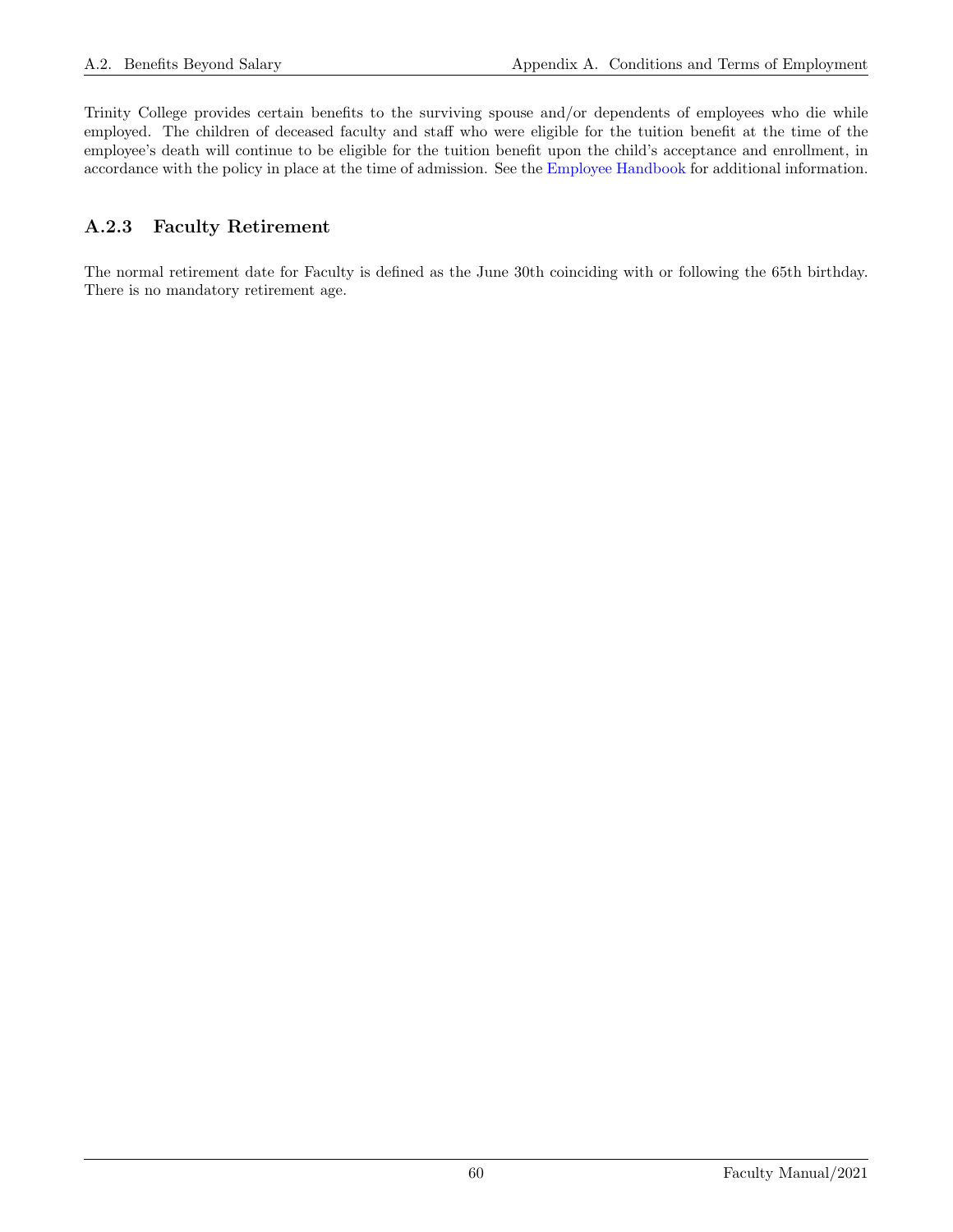Trinity College provides certain benefits to the surviving spouse and/or dependents of employees who die while employed. The children of deceased faculty and staff who were eligible for the tuition benefit at the time of the employee's death will continue to be eligible for the tuition benefit upon the child's acceptance and enrollment, in accordance with the policy in place at the time of admission. See the Employee Handbook for additional information.

### A.2.3 Faculty Retirement

The normal retirement date for Faculty is defined as the June 30th coinciding with or following the 65th birthday. There is no mandatory retirement age.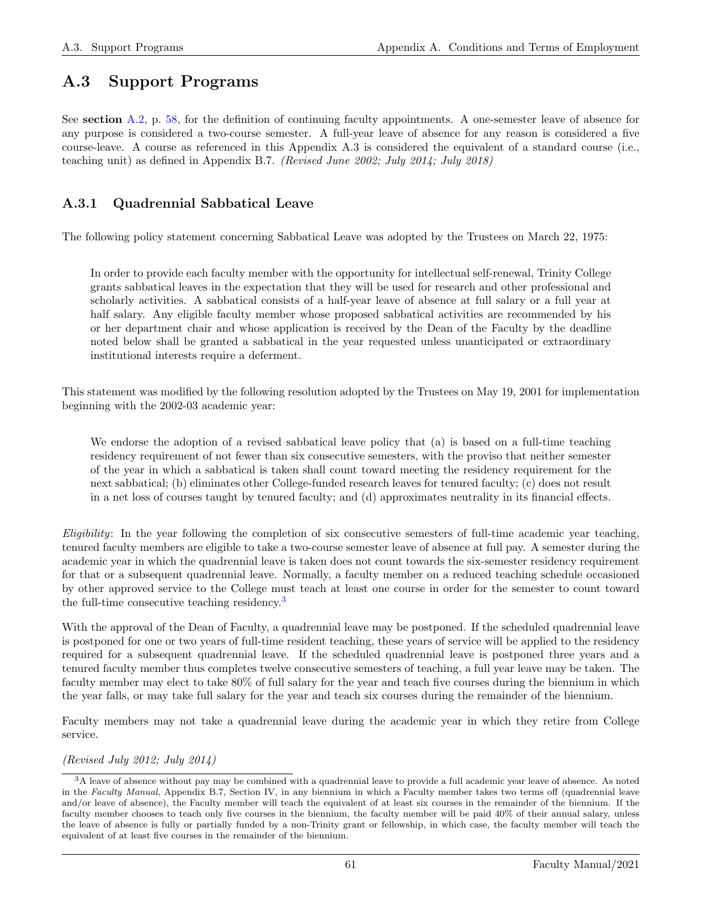## A.3 Support Programs

See **section** A.2, p. 58, for the definition of continuing faculty appointments. A one-semester leave of absence for any purpose is considered a two-course semester. A full-year leave of absence for any reason is considered a five course-leave. A course as referenced in this Appendix A.3 is considered the equivalent of a standard course (i.e., teaching unit) as defined in Appendix B.7. *(Revised June 2002; July 2014; July 2018)*

### A.3.1 Quadrennial Sabbatical Leave

The following policy statement concerning Sabbatical Leave was adopted by the Trustees on March 22, 1975:

> In order to provide each faculty member with the opportunity for intellectual self-renewal, Trinity College grants sabbatical leaves in the expectation that they will be used for research and other professional and scholarly activities. A sabbatical consists of a half-year leave of absence at full salary or a full year at half salary. Any eligible faculty member whose proposed sabbatical activities are recommended by his or her department chair and whose application is received by the Dean of the Faculty by the deadline noted below shall be granted a sabbatical in the year requested unless unanticipated or extraordinary institutional interests require a deferment.

This statement was modified by the following resolution adopted by the Trustees on May 19, 2001 for implementation beginning with the 2002-03 academic year:

> We endorse the adoption of a revised sabbatical leave policy that (a) is based on a full-time teaching residency requirement of not fewer than six consecutive semesters, with the proviso that neither semester of the year in which a sabbatical is taken shall count toward meeting the residency requirement for the next sabbatical; (b) eliminates other College-funded research leaves for tenured faculty; (c) does not result in a net loss of courses taught by tenured faculty; and (d) approximates neutrality in its financial effects.

*Eligibility*: In the year following the completion of six consecutive semesters of full-time academic year teaching, tenured faculty members are eligible to take a two-course semester leave of absence at full pay. A semester during the academic year in which the quadrennial leave is taken does not count towards the six-semester residency requirement for that or a subsequent quadrennial leave. Normally, a faculty member on a reduced teaching schedule occasioned by other approved service to the College must teach at least one course in order for the semester to count toward the full-time consecutive teaching residency.[3]

With the approval of the Dean of Faculty, a quadrennial leave may be postponed. If the scheduled quadrennial leave is postponed for one or two years of full-time resident teaching, these years of service will be applied to the residency required for a subsequent quadrennial leave. If the scheduled quadrennial leave is postponed three years and a tenured faculty member thus completes twelve consecutive semesters of teaching, a full year leave may be taken. The faculty member may elect to take 80% of full salary for the year and teach five courses during the biennium in which the year falls, or may take full salary for the year and teach six courses during the remainder of the biennium.

Faculty members may not take a quadrennial leave during the academic year in which they retire from College service.

*(Revised July 2012; July 2014)*

---

[3] A leave of absence without pay may be combined with a quadrennial leave to provide a full academic year leave of absence. As noted in the *Faculty Manual*, Appendix B.7, Section IV, in any biennium in which a Faculty member takes two terms off (quadrennial leave and/or leave of absence), the Faculty member will teach the equivalent of at least six courses in the remainder of the biennium. If the faculty member chooses to teach only five courses in the biennium, the faculty member will be paid 40% of their annual salary, unless the leave of absence is fully or partially funded by a non-Trinity grant or fellowship, in which case, the faculty member will teach the equivalent of at least five courses in the remainder of the biennium.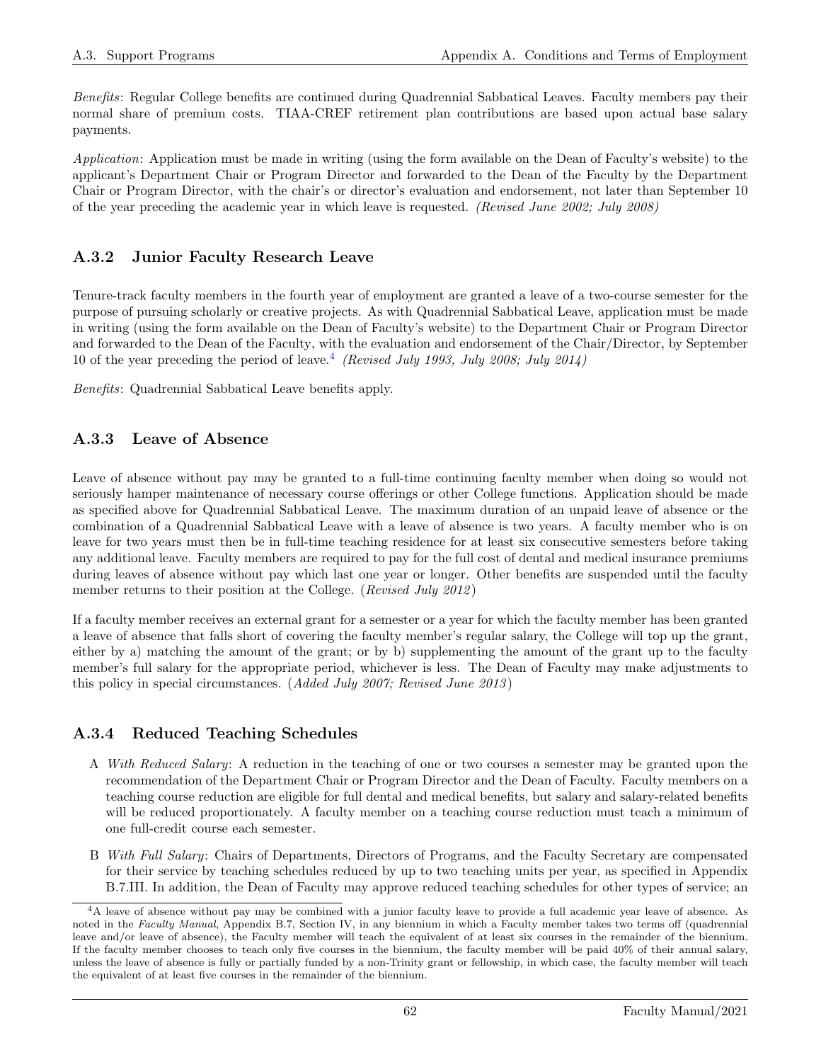*Benefits*: Regular College benefits are continued during Quadrennial Sabbatical Leaves. Faculty members pay their normal share of premium costs. TIAA-CREF retirement plan contributions are based upon actual base salary payments.

*Application*: Application must be made in writing (using the form available on the Dean of Faculty's website) to the applicant's Department Chair or Program Director and forwarded to the Dean of the Faculty by the Department Chair or Program Director, with the chair's or director's evaluation and endorsement, not later than September 10 of the year preceding the academic year in which leave is requested. *(Revised June 2002; July 2008)*

### A.3.2 Junior Faculty Research Leave

Tenure-track faculty members in the fourth year of employment are granted a leave of a two-course semester for the purpose of pursuing scholarly or creative projects. As with Quadrennial Sabbatical Leave, application must be made in writing (using the form available on the Dean of Faculty's website) to the Department Chair or Program Director and forwarded to the Dean of the Faculty, with the evaluation and endorsement of the Chair/Director, by September 10 of the year preceding the period of leave.[4] *(Revised July 1993, July 2008; July 2014)*

*Benefits*: Quadrennial Sabbatical Leave benefits apply.

### A.3.3 Leave of Absence

Leave of absence without pay may be granted to a full-time continuing faculty member when doing so would not seriously hamper maintenance of necessary course offerings or other College functions. Application should be made as specified above for Quadrennial Sabbatical Leave. The maximum duration of an unpaid leave of absence or the combination of a Quadrennial Sabbatical Leave with a leave of absence is two years. A faculty member who is on leave for two years must then be in full-time teaching residence for at least six consecutive semesters before taking any additional leave. Faculty members are required to pay for the full cost of dental and medical insurance premiums during leaves of absence without pay which last one year or longer. Other benefits are suspended until the faculty member returns to their position at the College. (*Revised July 2012*)

If a faculty member receives an external grant for a semester or a year for which the faculty member has been granted a leave of absence that falls short of covering the faculty member's regular salary, the College will top up the grant, either by a) matching the amount of the grant; or by b) supplementing the amount of the grant up to the faculty member's full salary for the appropriate period, whichever is less. The Dean of Faculty may make adjustments to this policy in special circumstances. (*Added July 2007; Revised June 2013*)

### A.3.4 Reduced Teaching Schedules

A *With Reduced Salary*: A reduction in the teaching of one or two courses a semester may be granted upon the recommendation of the Department Chair or Program Director and the Dean of Faculty. Faculty members on a teaching course reduction are eligible for full dental and medical benefits, but salary and salary-related benefits will be reduced proportionately. A faculty member on a teaching course reduction must teach a minimum of one full-credit course each semester.

B *With Full Salary*: Chairs of Departments, Directors of Programs, and the Faculty Secretary are compensated for their service by teaching schedules reduced by up to two teaching units per year, as specified in Appendix B.7.III. In addition, the Dean of Faculty may approve reduced teaching schedules for other types of service; an

---

[4] A leave of absence without pay may be combined with a junior faculty leave to provide a full academic year leave of absence. As noted in the *Faculty Manual*, Appendix B.7, Section IV, in any biennium in which a Faculty member takes two terms off (quadrennial leave and/or leave of absence), the Faculty member will teach the equivalent of at least six courses in the remainder of the biennium. If the faculty member chooses to teach only five courses in the biennium, the faculty member will be paid 40% of their annual salary, unless the leave of absence is fully or partially funded by a non-Trinity grant or fellowship, in which case, the faculty member will teach the equivalent of at least five courses in the remainder of the biennium.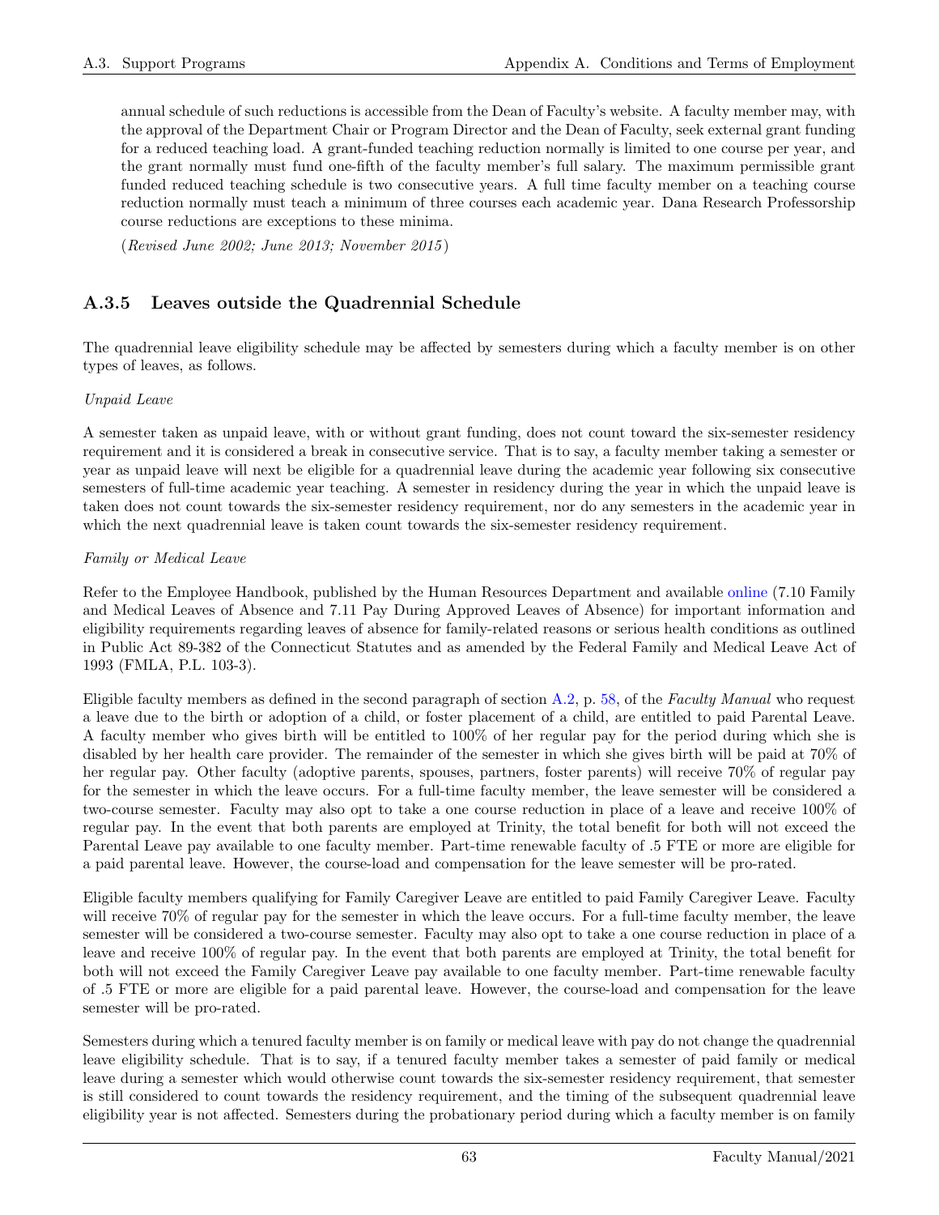annual schedule of such reductions is accessible from the Dean of Faculty's website. A faculty member may, with the approval of the Department Chair or Program Director and the Dean of Faculty, seek external grant funding for a reduced teaching load. A grant-funded teaching reduction normally is limited to one course per year, and the grant normally must fund one-fifth of the faculty member's full salary. The maximum permissible grant funded reduced teaching schedule is two consecutive years. A full time faculty member on a teaching course reduction normally must teach a minimum of three courses each academic year. Dana Research Professorship course reductions are exceptions to these minima.

(*Revised June 2002; June 2013; November 2015*)

### A.3.5 Leaves outside the Quadrennial Schedule

The quadrennial leave eligibility schedule may be affected by semesters during which a faculty member is on other types of leaves, as follows.

*Unpaid Leave*

A semester taken as unpaid leave, with or without grant funding, does not count toward the six-semester residency requirement and it is considered a break in consecutive service. That is to say, a faculty member taking a semester or year as unpaid leave will next be eligible for a quadrennial leave during the academic year following six consecutive semesters of full-time academic year teaching. A semester in residency during the year in which the unpaid leave is taken does not count towards the six-semester residency requirement, nor do any semesters in the academic year in which the next quadrennial leave is taken count towards the six-semester residency requirement.

*Family or Medical Leave*

Refer to the Employee Handbook, published by the Human Resources Department and available online (7.10 Family and Medical Leaves of Absence and 7.11 Pay During Approved Leaves of Absence) for important information and eligibility requirements regarding leaves of absence for family-related reasons or serious health conditions as outlined in Public Act 89-382 of the Connecticut Statutes and as amended by the Federal Family and Medical Leave Act of 1993 (FMLA, P.L. 103-3).

Eligible faculty members as defined in the second paragraph of section A.2, p. 58, of the *Faculty Manual* who request a leave due to the birth or adoption of a child, or foster placement of a child, are entitled to paid Parental Leave. A faculty member who gives birth will be entitled to 100% of her regular pay for the period during which she is disabled by her health care provider. The remainder of the semester in which she gives birth will be paid at 70% of her regular pay. Other faculty (adoptive parents, spouses, partners, foster parents) will receive 70% of regular pay for the semester in which the leave occurs. For a full-time faculty member, the leave semester will be considered a two-course semester. Faculty may also opt to take a one course reduction in place of a leave and receive 100% of regular pay. In the event that both parents are employed at Trinity, the total benefit for both will not exceed the Parental Leave pay available to one faculty member. Part-time renewable faculty of .5 FTE or more are eligible for a paid parental leave. However, the course-load and compensation for the leave semester will be pro-rated.

Eligible faculty members qualifying for Family Caregiver Leave are entitled to paid Family Caregiver Leave. Faculty will receive 70% of regular pay for the semester in which the leave occurs. For a full-time faculty member, the leave semester will be considered a two-course semester. Faculty may also opt to take a one course reduction in place of a leave and receive 100% of regular pay. In the event that both parents are employed at Trinity, the total benefit for both will not exceed the Family Caregiver Leave pay available to one faculty member. Part-time renewable faculty of .5 FTE or more are eligible for a paid parental leave. However, the course-load and compensation for the leave semester will be pro-rated.

Semesters during which a tenured faculty member is on family or medical leave with pay do not change the quadrennial leave eligibility schedule. That is to say, if a tenured faculty member takes a semester of paid family or medical leave during a semester which would otherwise count towards the six-semester residency requirement, that semester is still considered to count towards the residency requirement, and the timing of the subsequent quadrennial leave eligibility year is not affected. Semesters during the probationary period during which a faculty member is on family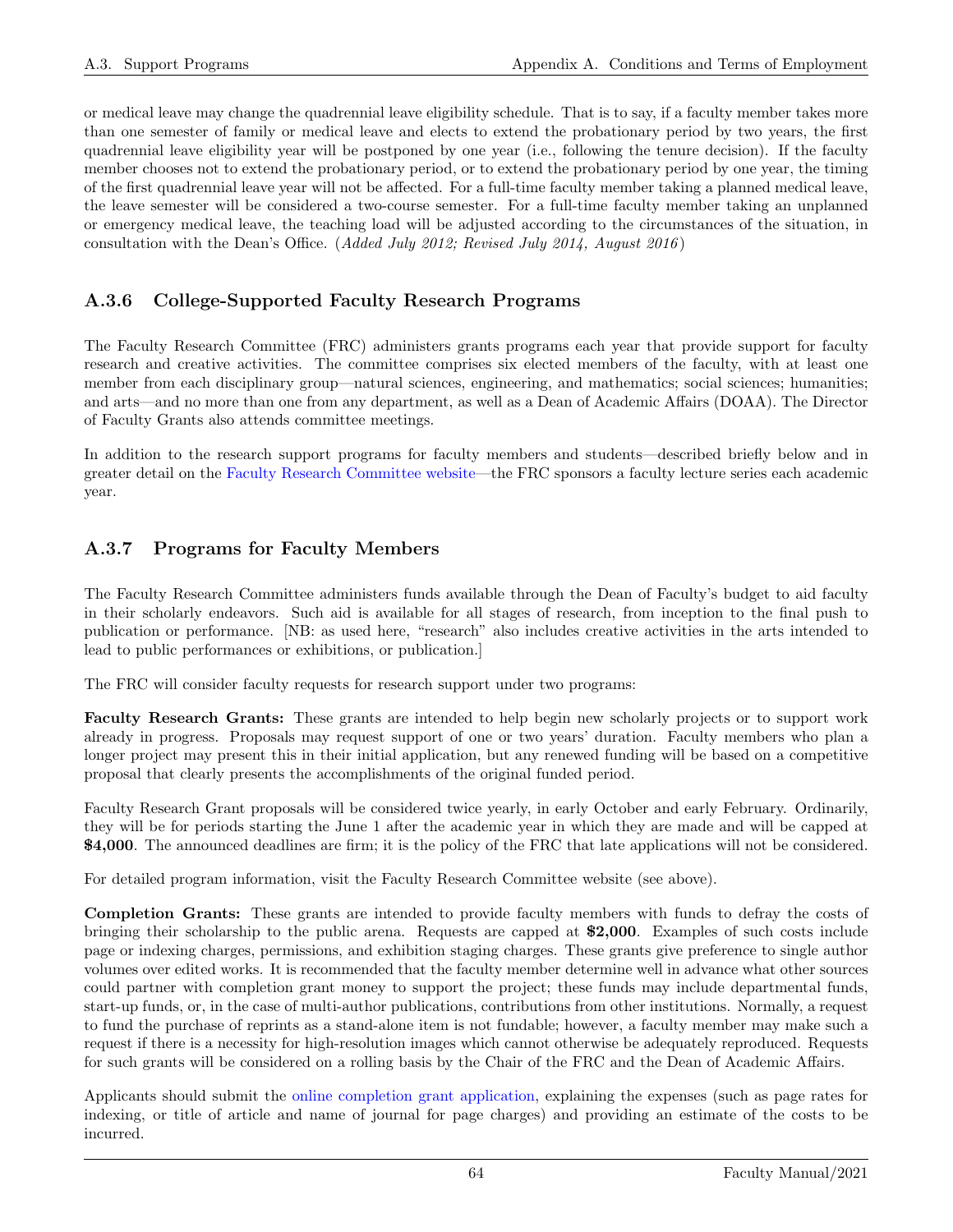or medical leave may change the quadrennial leave eligibility schedule. That is to say, if a faculty member takes more than one semester of family or medical leave and elects to extend the probationary period by two years, the first quadrennial leave eligibility year will be postponed by one year (i.e., following the tenure decision). If the faculty member chooses not to extend the probationary period, or to extend the probationary period by one year, the timing of the first quadrennial leave year will not be affected. For a full-time faculty member taking a planned medical leave, the leave semester will be considered a two-course semester. For a full-time faculty member taking an unplanned or emergency medical leave, the teaching load will be adjusted according to the circumstances of the situation, in consultation with the Dean's Office. (*Added July 2012; Revised July 2014, August 2016*)

### A.3.6 College-Supported Faculty Research Programs

The Faculty Research Committee (FRC) administers grants programs each year that provide support for faculty research and creative activities. The committee comprises six elected members of the faculty, with at least one member from each disciplinary group—natural sciences, engineering, and mathematics; social sciences; humanities; and arts—and no more than one from any department, as well as a Dean of Academic Affairs (DOAA). The Director of Faculty Grants also attends committee meetings.

In addition to the research support programs for faculty members and students—described briefly below and in greater detail on the Faculty Research Committee website—the FRC sponsors a faculty lecture series each academic year.

### A.3.7 Programs for Faculty Members

The Faculty Research Committee administers funds available through the Dean of Faculty's budget to aid faculty in their scholarly endeavors. Such aid is available for all stages of research, from inception to the final push to publication or performance. [NB: as used here, "research" also includes creative activities in the arts intended to lead to public performances or exhibitions, or publication.]

The FRC will consider faculty requests for research support under two programs:

**Faculty Research Grants:** These grants are intended to help begin new scholarly projects or to support work already in progress. Proposals may request support of one or two years' duration. Faculty members who plan a longer project may present this in their initial application, but any renewed funding will be based on a competitive proposal that clearly presents the accomplishments of the original funded period.

Faculty Research Grant proposals will be considered twice yearly, in early October and early February. Ordinarily, they will be for periods starting the June 1 after the academic year in which they are made and will be capped at **$4,000**. The announced deadlines are firm; it is the policy of the FRC that late applications will not be considered.

For detailed program information, visit the Faculty Research Committee website (see above).

**Completion Grants:** These grants are intended to provide faculty members with funds to defray the costs of bringing their scholarship to the public arena. Requests are capped at **$2,000**. Examples of such costs include page or indexing charges, permissions, and exhibition staging charges. These grants give preference to single author volumes over edited works. It is recommended that the faculty member determine well in advance what other sources could partner with completion grant money to support the project; these funds may include departmental funds, start-up funds, or, in the case of multi-author publications, contributions from other institutions. Normally, a request to fund the purchase of reprints as a stand-alone item is not fundable; however, a faculty member may make such a request if there is a necessity for high-resolution images which cannot otherwise be adequately reproduced. Requests for such grants will be considered on a rolling basis by the Chair of the FRC and the Dean of Academic Affairs.

Applicants should submit the online completion grant application, explaining the expenses (such as page rates for indexing, or title of article and name of journal for page charges) and providing an estimate of the costs to be incurred.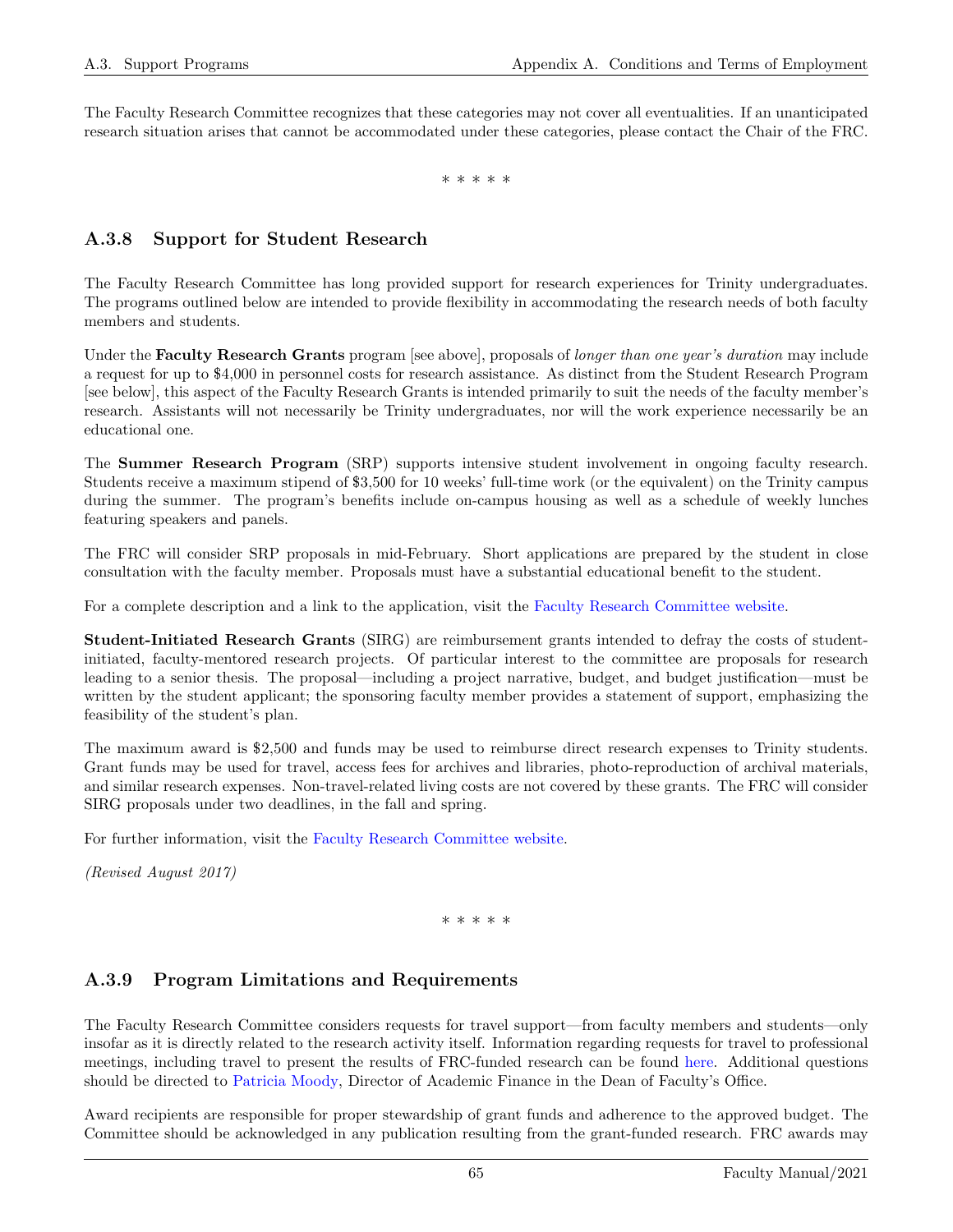The Faculty Research Committee recognizes that these categories may not cover all eventualities. If an unanticipated research situation arises that cannot be accommodated under these categories, please contact the Chair of the FRC.

\* \* \* \* \*

### A.3.8 Support for Student Research

The Faculty Research Committee has long provided support for research experiences for Trinity undergraduates. The programs outlined below are intended to provide flexibility in accommodating the research needs of both faculty members and students.

Under the **Faculty Research Grants** program [see above], proposals of *longer than one year's duration* may include a request for up to $4,000 in personnel costs for research assistance. As distinct from the Student Research Program [see below], this aspect of the Faculty Research Grants is intended primarily to suit the needs of the faculty member's research. Assistants will not necessarily be Trinity undergraduates, nor will the work experience necessarily be an educational one.

The **Summer Research Program** (SRP) supports intensive student involvement in ongoing faculty research. Students receive a maximum stipend of $3,500 for 10 weeks' full-time work (or the equivalent) on the Trinity campus during the summer. The program's benefits include on-campus housing as well as a schedule of weekly lunches featuring speakers and panels.

The FRC will consider SRP proposals in mid-February. Short applications are prepared by the student in close consultation with the faculty member. Proposals must have a substantial educational benefit to the student.

For a complete description and a link to the application, visit the Faculty Research Committee website.

**Student-Initiated Research Grants** (SIRG) are reimbursement grants intended to defray the costs of student-initiated, faculty-mentored research projects. Of particular interest to the committee are proposals for research leading to a senior thesis. The proposal—including a project narrative, budget, and budget justification—must be written by the student applicant; the sponsoring faculty member provides a statement of support, emphasizing the feasibility of the student's plan.

The maximum award is $2,500 and funds may be used to reimburse direct research expenses to Trinity students. Grant funds may be used for travel, access fees for archives and libraries, photo-reproduction of archival materials, and similar research expenses. Non-travel-related living costs are not covered by these grants. The FRC will consider SIRG proposals under two deadlines, in the fall and spring.

For further information, visit the Faculty Research Committee website.

*(Revised August 2017)*

\* \* \* \* \*

### A.3.9 Program Limitations and Requirements

The Faculty Research Committee considers requests for travel support—from faculty members and students—only insofar as it is directly related to the research activity itself. Information regarding requests for travel to professional meetings, including travel to present the results of FRC-funded research can be found here. Additional questions should be directed to Patricia Moody, Director of Academic Finance in the Dean of Faculty's Office.

Award recipients are responsible for proper stewardship of grant funds and adherence to the approved budget. The Committee should be acknowledged in any publication resulting from the grant-funded research. FRC awards may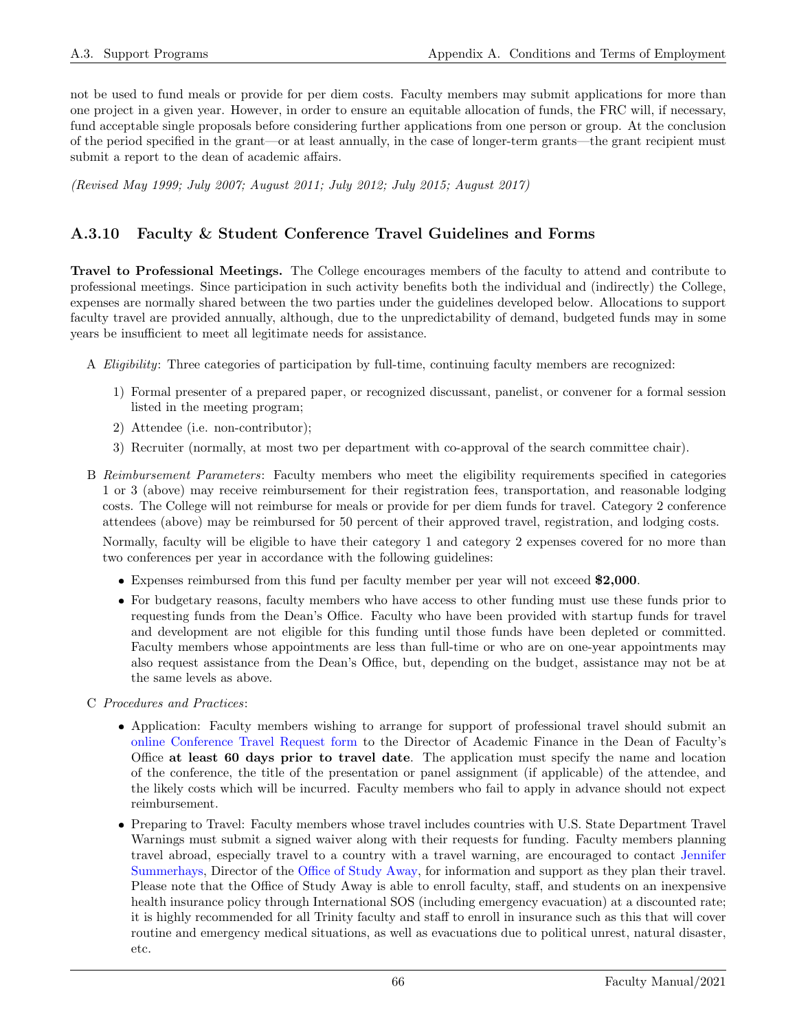not be used to fund meals or provide for per diem costs. Faculty members may submit applications for more than one project in a given year. However, in order to ensure an equitable allocation of funds, the FRC will, if necessary, fund acceptable single proposals before considering further applications from one person or group. At the conclusion of the period specified in the grant—or at least annually, in the case of longer-term grants—the grant recipient must submit a report to the dean of academic affairs.

*(Revised May 1999; July 2007; August 2011; July 2012; July 2015; August 2017)*

### A.3.10 Faculty & Student Conference Travel Guidelines and Forms

**Travel to Professional Meetings.** The College encourages members of the faculty to attend and contribute to professional meetings. Since participation in such activity benefits both the individual and (indirectly) the College, expenses are normally shared between the two parties under the guidelines developed below. Allocations to support faculty travel are provided annually, although, due to the unpredictability of demand, budgeted funds may in some years be insufficient to meet all legitimate needs for assistance.

A *Eligibility*: Three categories of participation by full-time, continuing faculty members are recognized:

1) Formal presenter of a prepared paper, or recognized discussant, panelist, or convener for a formal session listed in the meeting program;
2) Attendee (i.e. non-contributor);
3) Recruiter (normally, at most two per department with co-approval of the search committee chair).

B *Reimbursement Parameters*: Faculty members who meet the eligibility requirements specified in categories 1 or 3 (above) may receive reimbursement for their registration fees, transportation, and reasonable lodging costs. The College will not reimburse for meals or provide for per diem funds for travel. Category 2 conference attendees (above) may be reimbursed for 50 percent of their approved travel, registration, and lodging costs.

Normally, faculty will be eligible to have their category 1 and category 2 expenses covered for no more than two conferences per year in accordance with the following guidelines:

- Expenses reimbursed from this fund per faculty member per year will not exceed **$2,000**.
- For budgetary reasons, faculty members who have access to other funding must use these funds prior to requesting funds from the Dean's Office. Faculty who have been provided with startup funds for travel and development are not eligible for this funding until those funds have been depleted or committed. Faculty members whose appointments are less than full-time or who are on one-year appointments may also request assistance from the Dean's Office, but, depending on the budget, assistance may not be at the same levels as above.

C *Procedures and Practices*:

- Application: Faculty members wishing to arrange for support of professional travel should submit an online Conference Travel Request form to the Director of Academic Finance in the Dean of Faculty's Office **at least 60 days prior to travel date**. The application must specify the name and location of the conference, the title of the presentation or panel assignment (if applicable) of the attendee, and the likely costs which will be incurred. Faculty members who fail to apply in advance should not expect reimbursement.
- Preparing to Travel: Faculty members whose travel includes countries with U.S. State Department Travel Warnings must submit a signed waiver along with their requests for funding. Faculty members planning travel abroad, especially travel to a country with a travel warning, are encouraged to contact Jennifer Summerhays, Director of the Office of Study Away, for information and support as they plan their travel. Please note that the Office of Study Away is able to enroll faculty, staff, and students on an inexpensive health insurance policy through International SOS (including emergency evacuation) at a discounted rate; it is highly recommended for all Trinity faculty and staff to enroll in insurance such as this that will cover routine and emergency medical situations, as well as evacuations due to political unrest, natural disaster, etc.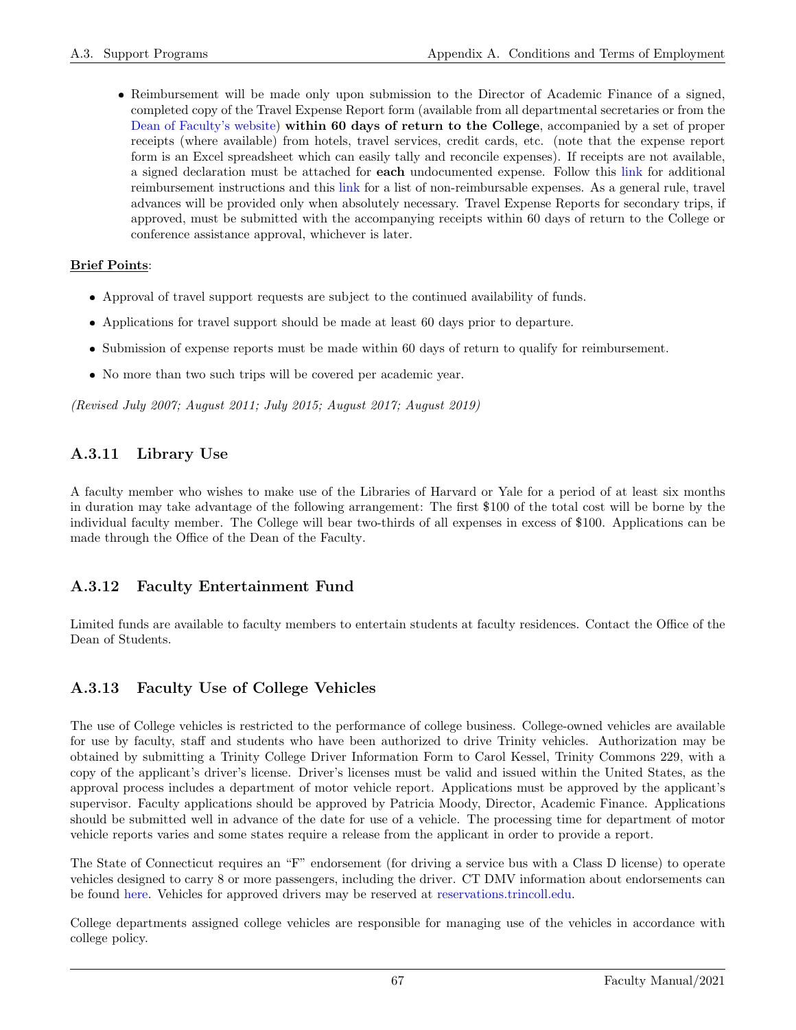- Reimbursement will be made only upon submission to the Director of Academic Finance of a signed, completed copy of the Travel Expense Report form (available from all departmental secretaries or from the Dean of Faculty's website) **within 60 days of return to the College**, accompanied by a set of proper receipts (where available) from hotels, travel services, credit cards, etc. (note that the expense report form is an Excel spreadsheet which can easily tally and reconcile expenses). If receipts are not available, a signed declaration must be attached for **each** undocumented expense. Follow this link for additional reimbursement instructions and this link for a list of non-reimbursable expenses. As a general rule, travel advances will be provided only when absolutely necessary. Travel Expense Reports for secondary trips, if approved, must be submitted with the accompanying receipts within 60 days of return to the College or conference assistance approval, whichever is later.

**Brief Points**:

- Approval of travel support requests are subject to the continued availability of funds.
- Applications for travel support should be made at least 60 days prior to departure.
- Submission of expense reports must be made within 60 days of return to qualify for reimbursement.
- No more than two such trips will be covered per academic year.

*(Revised July 2007; August 2011; July 2015; August 2017; August 2019)*

### A.3.11 Library Use

A faculty member who wishes to make use of the Libraries of Harvard or Yale for a period of at least six months in duration may take advantage of the following arrangement: The first $100 of the total cost will be borne by the individual faculty member. The College will bear two-thirds of all expenses in excess of $100. Applications can be made through the Office of the Dean of the Faculty.

### A.3.12 Faculty Entertainment Fund

Limited funds are available to faculty members to entertain students at faculty residences. Contact the Office of the Dean of Students.

### A.3.13 Faculty Use of College Vehicles

The use of College vehicles is restricted to the performance of college business. College-owned vehicles are available for use by faculty, staff and students who have been authorized to drive Trinity vehicles. Authorization may be obtained by submitting a Trinity College Driver Information Form to Carol Kessel, Trinity Commons 229, with a copy of the applicant's driver's license. Driver's licenses must be valid and issued within the United States, as the approval process includes a department of motor vehicle report. Applications must be approved by the applicant's supervisor. Faculty applications should be approved by Patricia Moody, Director, Academic Finance. Applications should be submitted well in advance of the date for use of a vehicle. The processing time for department of motor vehicle reports varies and some states require a release from the applicant in order to provide a report.

The State of Connecticut requires an "F" endorsement (for driving a service bus with a Class D license) to operate vehicles designed to carry 8 or more passengers, including the driver. CT DMV information about endorsements can be found here. Vehicles for approved drivers may be reserved at reservations.trincoll.edu.

College departments assigned college vehicles are responsible for managing use of the vehicles in accordance with college policy.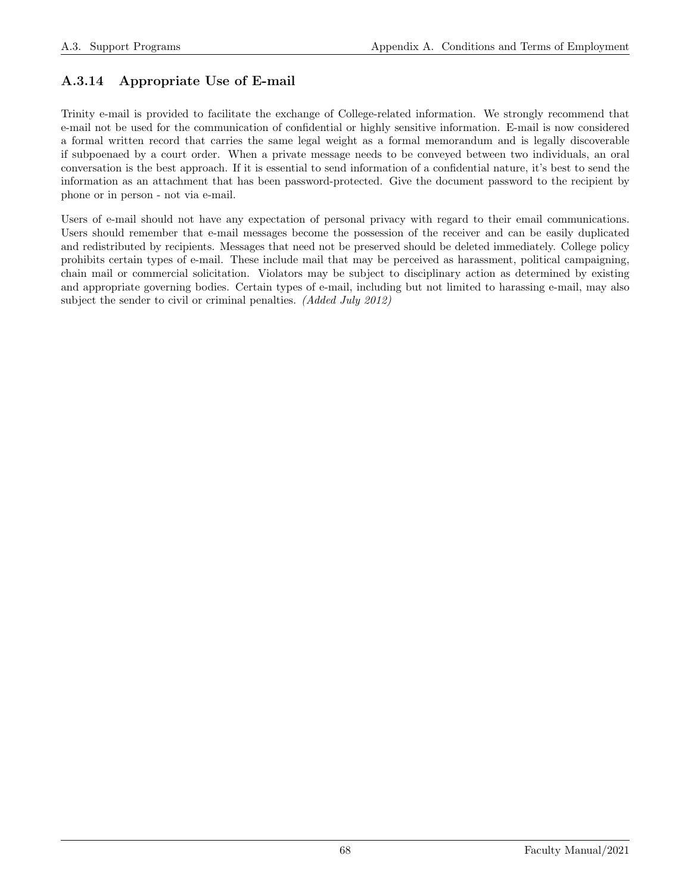### A.3.14 Appropriate Use of E-mail

Trinity e-mail is provided to facilitate the exchange of College-related information. We strongly recommend that e-mail not be used for the communication of confidential or highly sensitive information. E-mail is now considered a formal written record that carries the same legal weight as a formal memorandum and is legally discoverable if subpoenaed by a court order. When a private message needs to be conveyed between two individuals, an oral conversation is the best approach. If it is essential to send information of a confidential nature, it's best to send the information as an attachment that has been password-protected. Give the document password to the recipient by phone or in person - not via e-mail.

Users of e-mail should not have any expectation of personal privacy with regard to their email communications. Users should remember that e-mail messages become the possession of the receiver and can be easily duplicated and redistributed by recipients. Messages that need not be preserved should be deleted immediately. College policy prohibits certain types of e-mail. These include mail that may be perceived as harassment, political campaigning, chain mail or commercial solicitation. Violators may be subject to disciplinary action as determined by existing and appropriate governing bodies. Certain types of e-mail, including but not limited to harassing e-mail, may also subject the sender to civil or criminal penalties. *(Added July 2012)*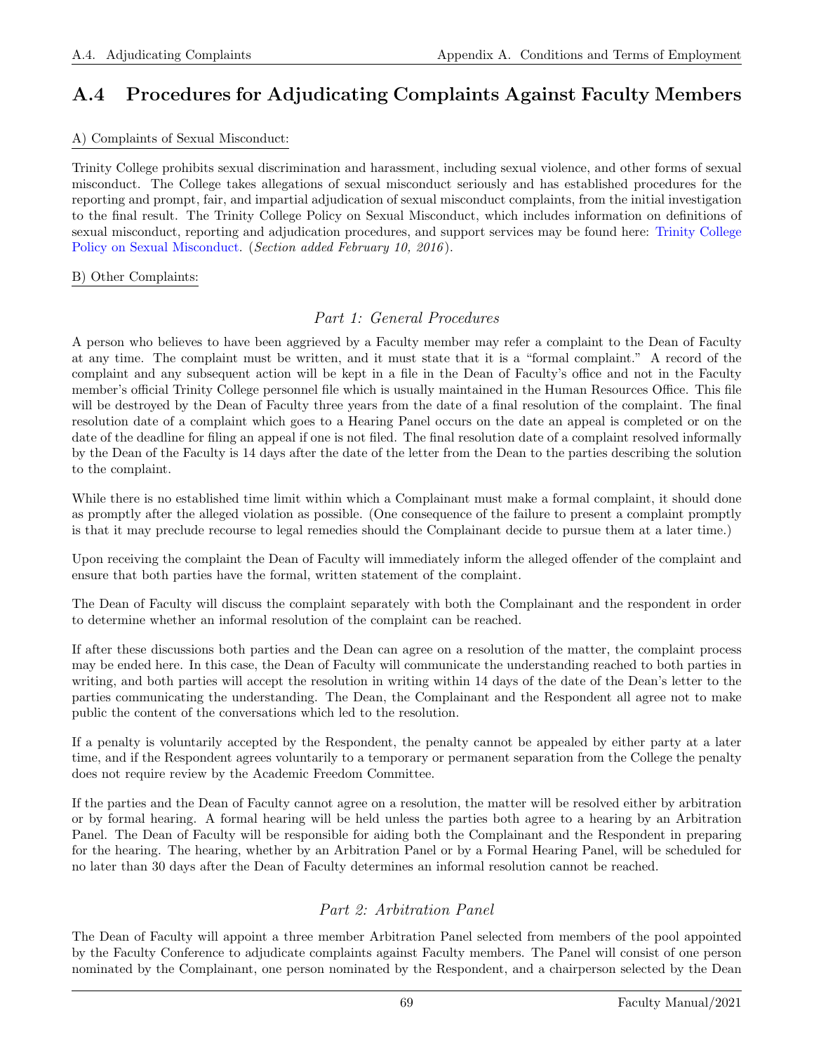## A.4 Procedures for Adjudicating Complaints Against Faculty Members

A) Complaints of Sexual Misconduct:

Trinity College prohibits sexual discrimination and harassment, including sexual violence, and other forms of sexual misconduct. The College takes allegations of sexual misconduct seriously and has established procedures for the reporting and prompt, fair, and impartial adjudication of sexual misconduct complaints, from the initial investigation to the final result. The Trinity College Policy on Sexual Misconduct, which includes information on definitions of sexual misconduct, reporting and adjudication procedures, and support services may be found here: Trinity College Policy on Sexual Misconduct. (*Section added February 10, 2016*).

B) Other Complaints:

### *Part 1: General Procedures*

A person who believes to have been aggrieved by a Faculty member may refer a complaint to the Dean of Faculty at any time. The complaint must be written, and it must state that it is a "formal complaint." A record of the complaint and any subsequent action will be kept in a file in the Dean of Faculty's office and not in the Faculty member's official Trinity College personnel file which is usually maintained in the Human Resources Office. This file will be destroyed by the Dean of Faculty three years from the date of a final resolution of the complaint. The final resolution date of a complaint which goes to a Hearing Panel occurs on the date an appeal is completed or on the date of the deadline for filing an appeal if one is not filed. The final resolution date of a complaint resolved informally by the Dean of the Faculty is 14 days after the date of the letter from the Dean to the parties describing the solution to the complaint.

While there is no established time limit within which a Complainant must make a formal complaint, it should done as promptly after the alleged violation as possible. (One consequence of the failure to present a complaint promptly is that it may preclude recourse to legal remedies should the Complainant decide to pursue them at a later time.)

Upon receiving the complaint the Dean of Faculty will immediately inform the alleged offender of the complaint and ensure that both parties have the formal, written statement of the complaint.

The Dean of Faculty will discuss the complaint separately with both the Complainant and the respondent in order to determine whether an informal resolution of the complaint can be reached.

If after these discussions both parties and the Dean can agree on a resolution of the matter, the complaint process may be ended here. In this case, the Dean of Faculty will communicate the understanding reached to both parties in writing, and both parties will accept the resolution in writing within 14 days of the date of the Dean's letter to the parties communicating the understanding. The Dean, the Complainant and the Respondent all agree not to make public the content of the conversations which led to the resolution.

If a penalty is voluntarily accepted by the Respondent, the penalty cannot be appealed by either party at a later time, and if the Respondent agrees voluntarily to a temporary or permanent separation from the College the penalty does not require review by the Academic Freedom Committee.

If the parties and the Dean of Faculty cannot agree on a resolution, the matter will be resolved either by arbitration or by formal hearing. A formal hearing will be held unless the parties both agree to a hearing by an Arbitration Panel. The Dean of Faculty will be responsible for aiding both the Complainant and the Respondent in preparing for the hearing. The hearing, whether by an Arbitration Panel or by a Formal Hearing Panel, will be scheduled for no later than 30 days after the Dean of Faculty determines an informal resolution cannot be reached.

### *Part 2: Arbitration Panel*

The Dean of Faculty will appoint a three member Arbitration Panel selected from members of the pool appointed by the Faculty Conference to adjudicate complaints against Faculty members. The Panel will consist of one person nominated by the Complainant, one person nominated by the Respondent, and a chairperson selected by the Dean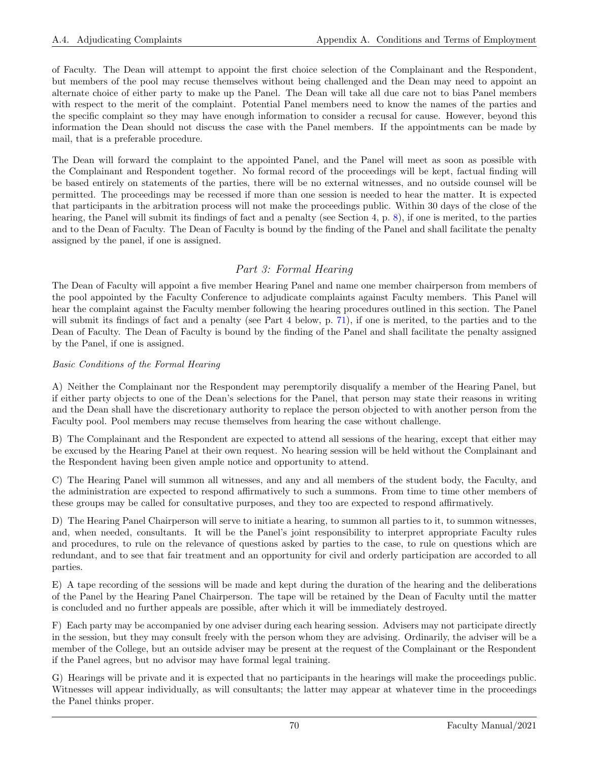of Faculty. The Dean will attempt to appoint the first choice selection of the Complainant and the Respondent, but members of the pool may recuse themselves without being challenged and the Dean may need to appoint an alternate choice of either party to make up the Panel. The Dean will take all due care not to bias Panel members with respect to the merit of the complaint. Potential Panel members need to know the names of the parties and the specific complaint so they may have enough information to consider a recusal for cause. However, beyond this information the Dean should not discuss the case with the Panel members. If the appointments can be made by mail, that is a preferable procedure.

The Dean will forward the complaint to the appointed Panel, and the Panel will meet as soon as possible with the Complainant and Respondent together. No formal record of the proceedings will be kept, factual finding will be based entirely on statements of the parties, there will be no external witnesses, and no outside counsel will be permitted. The proceedings may be recessed if more than one session is needed to hear the matter. It is expected that participants in the arbitration process will not make the proceedings public. Within 30 days of the close of the hearing, the Panel will submit its findings of fact and a penalty (see Section 4, p. 8), if one is merited, to the parties and to the Dean of Faculty. The Dean of Faculty is bound by the finding of the Panel and shall facilitate the penalty assigned by the panel, if one is assigned.

### *Part 3: Formal Hearing*

The Dean of Faculty will appoint a five member Hearing Panel and name one member chairperson from members of the pool appointed by the Faculty Conference to adjudicate complaints against Faculty members. This Panel will hear the complaint against the Faculty member following the hearing procedures outlined in this section. The Panel will submit its findings of fact and a penalty (see Part 4 below, p. 71), if one is merited, to the parties and to the Dean of Faculty. The Dean of Faculty is bound by the finding of the Panel and shall facilitate the penalty assigned by the Panel, if one is assigned.

*Basic Conditions of the Formal Hearing*

A) Neither the Complainant nor the Respondent may peremptorily disqualify a member of the Hearing Panel, but if either party objects to one of the Dean's selections for the Panel, that person may state their reasons in writing and the Dean shall have the discretionary authority to replace the person objected to with another person from the Faculty pool. Pool members may recuse themselves from hearing the case without challenge.

B) The Complainant and the Respondent are expected to attend all sessions of the hearing, except that either may be excused by the Hearing Panel at their own request. No hearing session will be held without the Complainant and the Respondent having been given ample notice and opportunity to attend.

C) The Hearing Panel will summon all witnesses, and any and all members of the student body, the Faculty, and the administration are expected to respond affirmatively to such a summons. From time to time other members of these groups may be called for consultative purposes, and they too are expected to respond affirmatively.

D) The Hearing Panel Chairperson will serve to initiate a hearing, to summon all parties to it, to summon witnesses, and, when needed, consultants. It will be the Panel's joint responsibility to interpret appropriate Faculty rules and procedures, to rule on the relevance of questions asked by parties to the case, to rule on questions which are redundant, and to see that fair treatment and an opportunity for civil and orderly participation are accorded to all parties.

E) A tape recording of the sessions will be made and kept during the duration of the hearing and the deliberations of the Panel by the Hearing Panel Chairperson. The tape will be retained by the Dean of Faculty until the matter is concluded and no further appeals are possible, after which it will be immediately destroyed.

F) Each party may be accompanied by one adviser during each hearing session. Advisers may not participate directly in the session, but they may consult freely with the person whom they are advising. Ordinarily, the adviser will be a member of the College, but an outside adviser may be present at the request of the Complainant or the Respondent if the Panel agrees, but no advisor may have formal legal training.

G) Hearings will be private and it is expected that no participants in the hearings will make the proceedings public. Witnesses will appear individually, as will consultants; the latter may appear at whatever time in the proceedings the Panel thinks proper.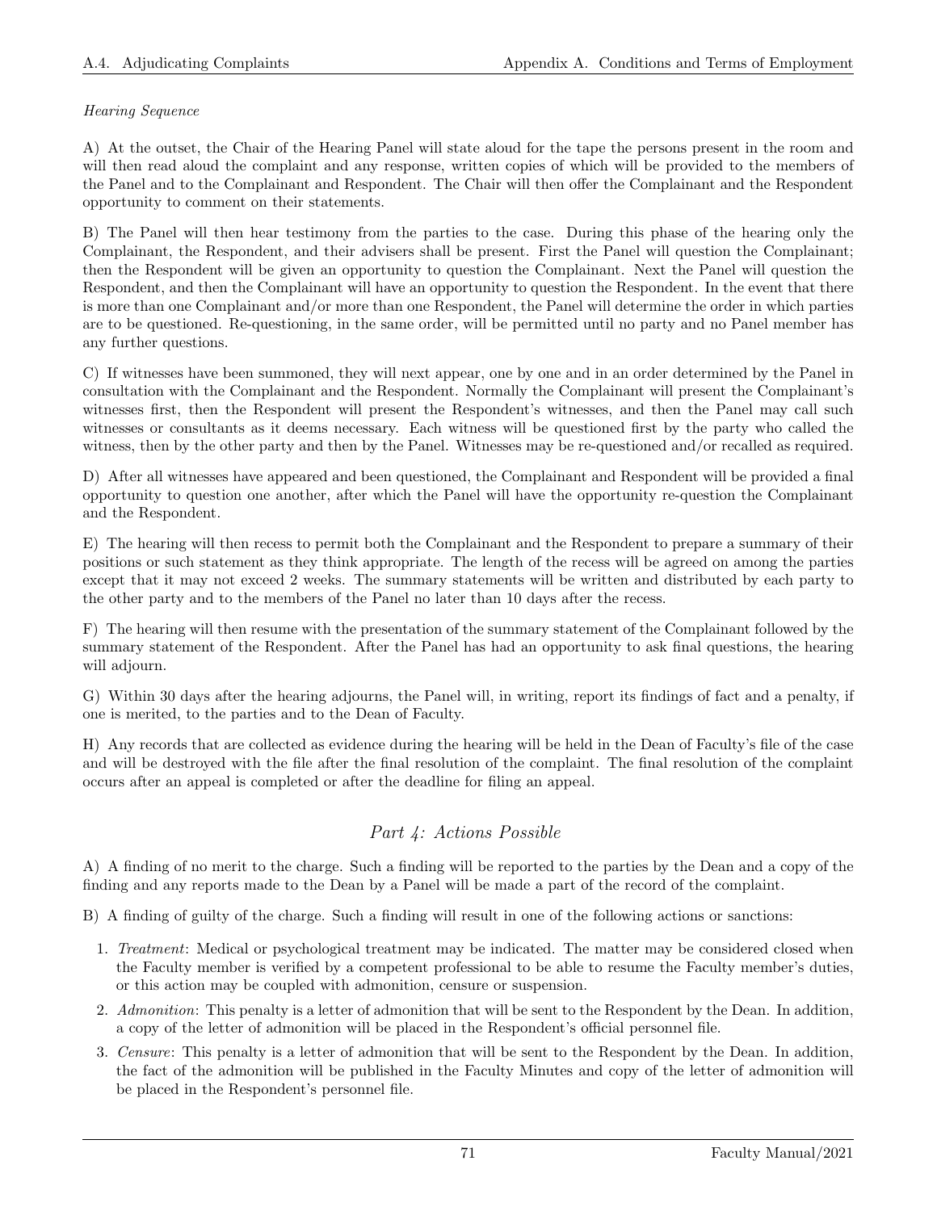*Hearing Sequence*

A) At the outset, the Chair of the Hearing Panel will state aloud for the tape the persons present in the room and will then read aloud the complaint and any response, written copies of which will be provided to the members of the Panel and to the Complainant and Respondent. The Chair will then offer the Complainant and the Respondent opportunity to comment on their statements.

B) The Panel will then hear testimony from the parties to the case. During this phase of the hearing only the Complainant, the Respondent, and their advisers shall be present. First the Panel will question the Complainant; then the Respondent will be given an opportunity to question the Complainant. Next the Panel will question the Respondent, and then the Complainant will have an opportunity to question the Respondent. In the event that there is more than one Complainant and/or more than one Respondent, the Panel will determine the order in which parties are to be questioned. Re-questioning, in the same order, will be permitted until no party and no Panel member has any further questions.

C) If witnesses have been summoned, they will next appear, one by one and in an order determined by the Panel in consultation with the Complainant and the Respondent. Normally the Complainant will present the Complainant's witnesses first, then the Respondent will present the Respondent's witnesses, and then the Panel may call such witnesses or consultants as it deems necessary. Each witness will be questioned first by the party who called the witness, then by the other party and then by the Panel. Witnesses may be re-questioned and/or recalled as required.

D) After all witnesses have appeared and been questioned, the Complainant and Respondent will be provided a final opportunity to question one another, after which the Panel will have the opportunity re-question the Complainant and the Respondent.

E) The hearing will then recess to permit both the Complainant and the Respondent to prepare a summary of their positions or such statement as they think appropriate. The length of the recess will be agreed on among the parties except that it may not exceed 2 weeks. The summary statements will be written and distributed by each party to the other party and to the members of the Panel no later than 10 days after the recess.

F) The hearing will then resume with the presentation of the summary statement of the Complainant followed by the summary statement of the Respondent. After the Panel has had an opportunity to ask final questions, the hearing will adjourn.

G) Within 30 days after the hearing adjourns, the Panel will, in writing, report its findings of fact and a penalty, if one is merited, to the parties and to the Dean of Faculty.

H) Any records that are collected as evidence during the hearing will be held in the Dean of Faculty's file of the case and will be destroyed with the file after the final resolution of the complaint. The final resolution of the complaint occurs after an appeal is completed or after the deadline for filing an appeal.

## *Part 4: Actions Possible*

A) A finding of no merit to the charge. Such a finding will be reported to the parties by the Dean and a copy of the finding and any reports made to the Dean by a Panel will be made a part of the record of the complaint.

B) A finding of guilty of the charge. Such a finding will result in one of the following actions or sanctions:

1. *Treatment*: Medical or psychological treatment may be indicated. The matter may be considered closed when the Faculty member is verified by a competent professional to be able to resume the Faculty member's duties, or this action may be coupled with admonition, censure or suspension.
2. *Admonition*: This penalty is a letter of admonition that will be sent to the Respondent by the Dean. In addition, a copy of the letter of admonition will be placed in the Respondent's official personnel file.
3. *Censure*: This penalty is a letter of admonition that will be sent to the Respondent by the Dean. In addition, the fact of the admonition will be published in the Faculty Minutes and copy of the letter of admonition will be placed in the Respondent's personnel file.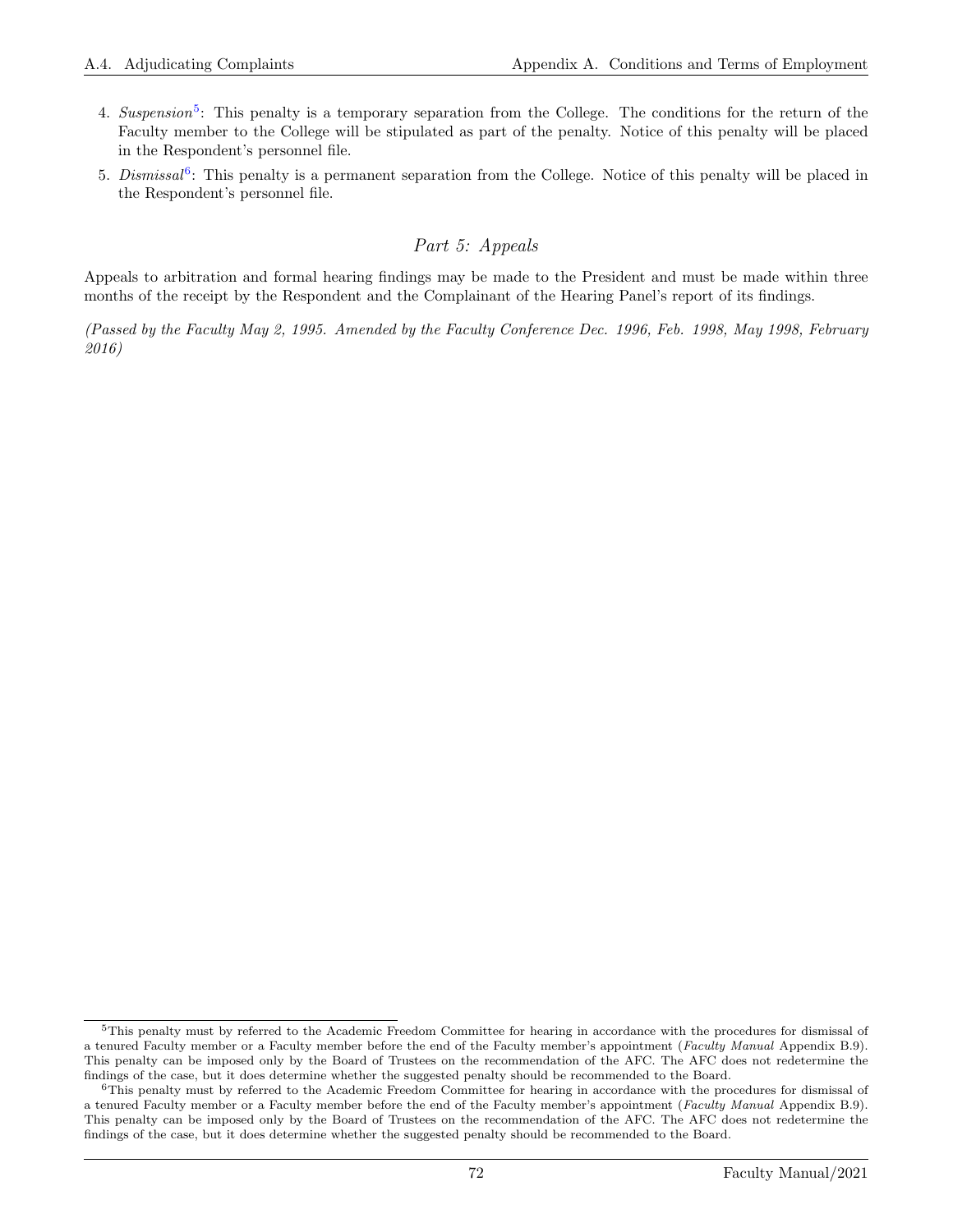4. *Suspension*[5]: This penalty is a temporary separation from the College. The conditions for the return of the Faculty member to the College will be stipulated as part of the penalty. Notice of this penalty will be placed in the Respondent's personnel file.
5. *Dismissal*[6]: This penalty is a permanent separation from the College. Notice of this penalty will be placed in the Respondent's personnel file.

## *Part 5: Appeals*

Appeals to arbitration and formal hearing findings may be made to the President and must be made within three months of the receipt by the Respondent and the Complainant of the Hearing Panel's report of its findings.

*(Passed by the Faculty May 2, 1995. Amended by the Faculty Conference Dec. 1996, Feb. 1998, May 1998, February 2016)*

---

[5] This penalty must by referred to the Academic Freedom Committee for hearing in accordance with the procedures for dismissal of a tenured Faculty member or a Faculty member before the end of the Faculty member's appointment (*Faculty Manual* Appendix B.9). This penalty can be imposed only by the Board of Trustees on the recommendation of the AFC. The AFC does not redetermine the findings of the case, but it does determine whether the suggested penalty should be recommended to the Board.

[6] This penalty must by referred to the Academic Freedom Committee for hearing in accordance with the procedures for dismissal of a tenured Faculty member or a Faculty member before the end of the Faculty member's appointment (*Faculty Manual* Appendix B.9). This penalty can be imposed only by the Board of Trustees on the recommendation of the AFC. The AFC does not redetermine the findings of the case, but it does determine whether the suggested penalty should be recommended to the Board.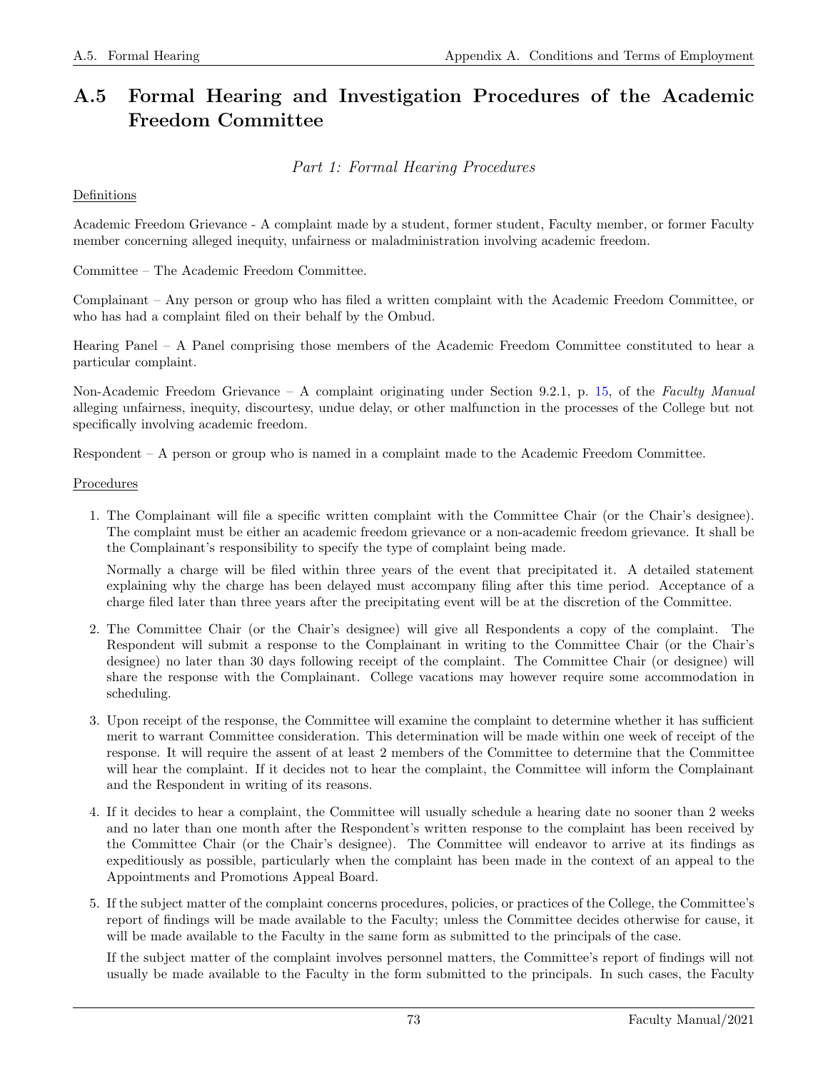## A.5 Formal Hearing and Investigation Procedures of the Academic Freedom Committee

*Part 1: Formal Hearing Procedures*

Definitions

Academic Freedom Grievance - A complaint made by a student, former student, Faculty member, or former Faculty member concerning alleged inequity, unfairness or maladministration involving academic freedom.

Committee – The Academic Freedom Committee.

Complainant – Any person or group who has filed a written complaint with the Academic Freedom Committee, or who has had a complaint filed on their behalf by the Ombud.

Hearing Panel – A Panel comprising those members of the Academic Freedom Committee constituted to hear a particular complaint.

Non-Academic Freedom Grievance – A complaint originating under Section 9.2.1, p. 15, of the *Faculty Manual* alleging unfairness, inequity, discourtesy, undue delay, or other malfunction in the processes of the College but not specifically involving academic freedom.

Respondent – A person or group who is named in a complaint made to the Academic Freedom Committee.

Procedures

1. The Complainant will file a specific written complaint with the Committee Chair (or the Chair's designee). The complaint must be either an academic freedom grievance or a non-academic freedom grievance. It shall be the Complainant's responsibility to specify the type of complaint being made.

   Normally a charge will be filed within three years of the event that precipitated it. A detailed statement explaining why the charge has been delayed must accompany filing after this time period. Acceptance of a charge filed later than three years after the precipitating event will be at the discretion of the Committee.

2. The Committee Chair (or the Chair's designee) will give all Respondents a copy of the complaint. The Respondent will submit a response to the Complainant in writing to the Committee Chair (or the Chair's designee) no later than 30 days following receipt of the complaint. The Committee Chair (or designee) will share the response with the Complainant. College vacations may however require some accommodation in scheduling.

3. Upon receipt of the response, the Committee will examine the complaint to determine whether it has sufficient merit to warrant Committee consideration. This determination will be made within one week of receipt of the response. It will require the assent of at least 2 members of the Committee to determine that the Committee will hear the complaint. If it decides not to hear the complaint, the Committee will inform the Complainant and the Respondent in writing of its reasons.

4. If it decides to hear a complaint, the Committee will usually schedule a hearing date no sooner than 2 weeks and no later than one month after the Respondent's written response to the complaint has been received by the Committee Chair (or the Chair's designee). The Committee will endeavor to arrive at its findings as expeditiously as possible, particularly when the complaint has been made in the context of an appeal to the Appointments and Promotions Appeal Board.

5. If the subject matter of the complaint concerns procedures, policies, or practices of the College, the Committee's report of findings will be made available to the Faculty; unless the Committee decides otherwise for cause, it will be made available to the Faculty in the same form as submitted to the principals of the case.

   If the subject matter of the complaint involves personnel matters, the Committee's report of findings will not usually be made available to the Faculty in the form submitted to the principals. In such cases, the Faculty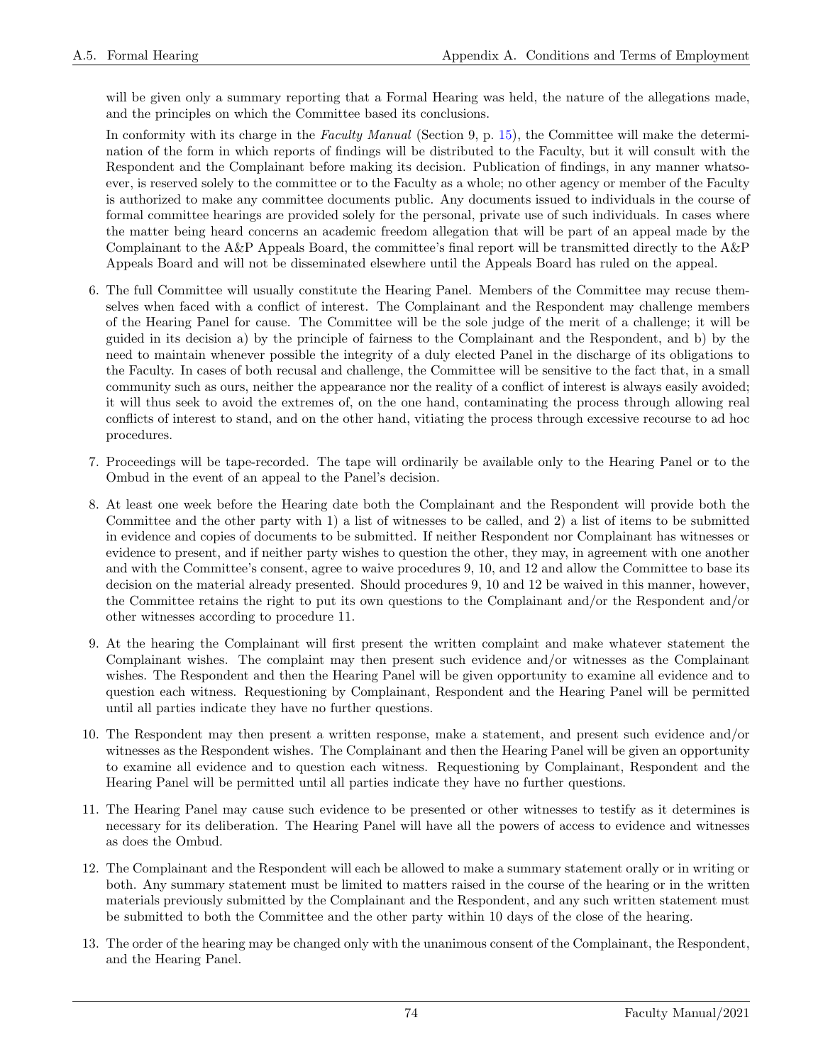will be given only a summary reporting that a Formal Hearing was held, the nature of the allegations made, and the principles on which the Committee based its conclusions.

In conformity with its charge in the *Faculty Manual* (Section 9, p. 15), the Committee will make the determination of the form in which reports of findings will be distributed to the Faculty, but it will consult with the Respondent and the Complainant before making its decision. Publication of findings, in any manner whatsoever, is reserved solely to the committee or to the Faculty as a whole; no other agency or member of the Faculty is authorized to make any committee documents public. Any documents issued to individuals in the course of formal committee hearings are provided solely for the personal, private use of such individuals. In cases where the matter being heard concerns an academic freedom allegation that will be part of an appeal made by the Complainant to the A&P Appeals Board, the committee's final report will be transmitted directly to the A&P Appeals Board and will not be disseminated elsewhere until the Appeals Board has ruled on the appeal.

6. The full Committee will usually constitute the Hearing Panel. Members of the Committee may recuse themselves when faced with a conflict of interest. The Complainant and the Respondent may challenge members of the Hearing Panel for cause. The Committee will be the sole judge of the merit of a challenge; it will be guided in its decision a) by the principle of fairness to the Complainant and the Respondent, and b) by the need to maintain whenever possible the integrity of a duly elected Panel in the discharge of its obligations to the Faculty. In cases of both recusal and challenge, the Committee will be sensitive to the fact that, in a small community such as ours, neither the appearance nor the reality of a conflict of interest is always easily avoided; it will thus seek to avoid the extremes of, on the one hand, contaminating the process through allowing real conflicts of interest to stand, and on the other hand, vitiating the process through excessive recourse to ad hoc procedures.

7. Proceedings will be tape-recorded. The tape will ordinarily be available only to the Hearing Panel or to the Ombud in the event of an appeal to the Panel's decision.

8. At least one week before the Hearing date both the Complainant and the Respondent will provide both the Committee and the other party with 1) a list of witnesses to be called, and 2) a list of items to be submitted in evidence and copies of documents to be submitted. If neither Respondent nor Complainant has witnesses or evidence to present, and if neither party wishes to question the other, they may, in agreement with one another and with the Committee's consent, agree to waive procedures 9, 10, and 12 and allow the Committee to base its decision on the material already presented. Should procedures 9, 10 and 12 be waived in this manner, however, the Committee retains the right to put its own questions to the Complainant and/or the Respondent and/or other witnesses according to procedure 11.

9. At the hearing the Complainant will first present the written complaint and make whatever statement the Complainant wishes. The complaint may then present such evidence and/or witnesses as the Complainant wishes. The Respondent and then the Hearing Panel will be given opportunity to examine all evidence and to question each witness. Requestioning by Complainant, Respondent and the Hearing Panel will be permitted until all parties indicate they have no further questions.

10. The Respondent may then present a written response, make a statement, and present such evidence and/or witnesses as the Respondent wishes. The Complainant and then the Hearing Panel will be given an opportunity to examine all evidence and to question each witness. Requestioning by Complainant, Respondent and the Hearing Panel will be permitted until all parties indicate they have no further questions.

11. The Hearing Panel may cause such evidence to be presented or other witnesses to testify as it determines is necessary for its deliberation. The Hearing Panel will have all the powers of access to evidence and witnesses as does the Ombud.

12. The Complainant and the Respondent will each be allowed to make a summary statement orally or in writing or both. Any summary statement must be limited to matters raised in the course of the hearing or in the written materials previously submitted by the Complainant and the Respondent, and any such written statement must be submitted to both the Committee and the other party within 10 days of the close of the hearing.

13. The order of the hearing may be changed only with the unanimous consent of the Complainant, the Respondent, and the Hearing Panel.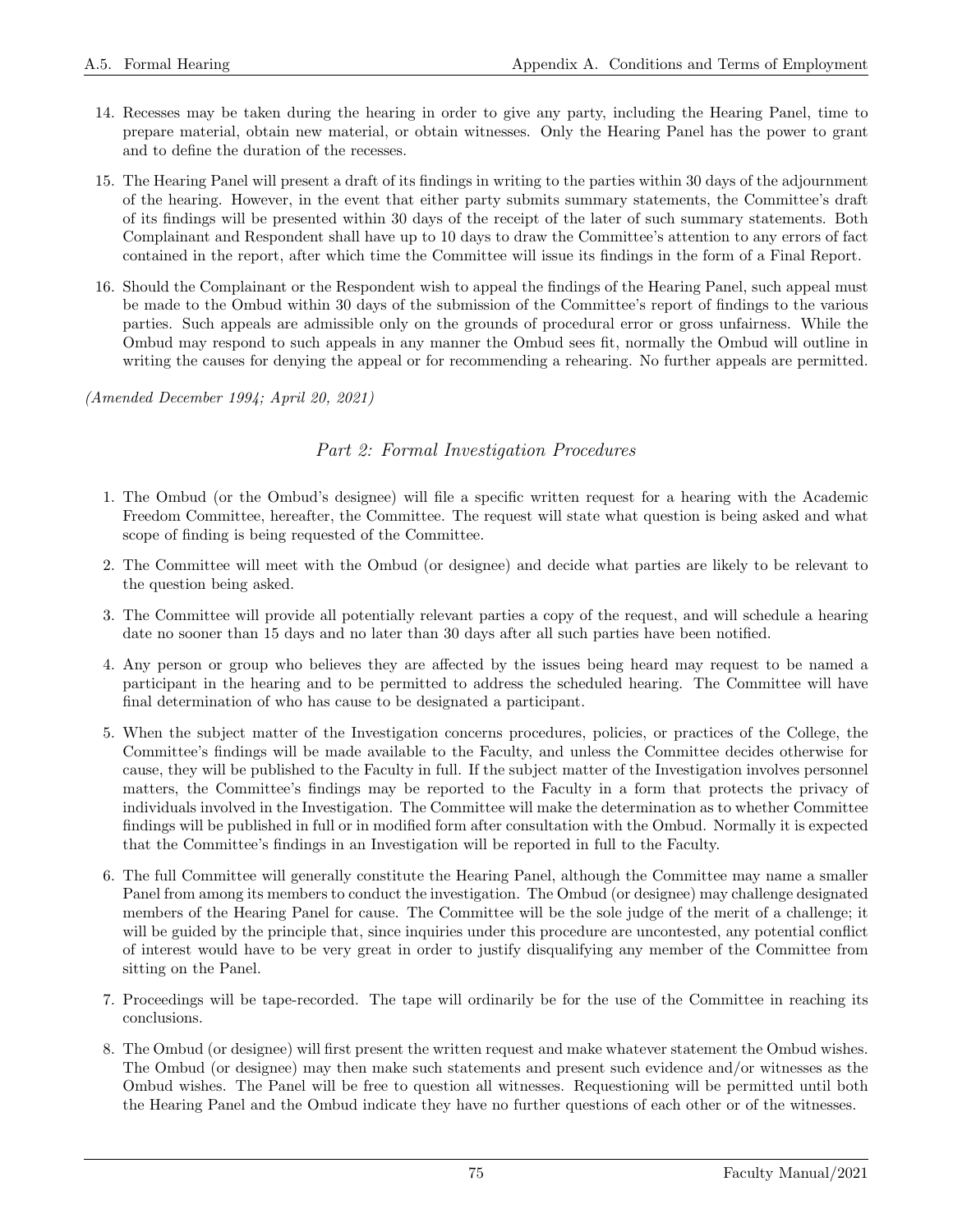14. Recesses may be taken during the hearing in order to give any party, including the Hearing Panel, time to prepare material, obtain new material, or obtain witnesses. Only the Hearing Panel has the power to grant and to define the duration of the recesses.

15. The Hearing Panel will present a draft of its findings in writing to the parties within 30 days of the adjournment of the hearing. However, in the event that either party submits summary statements, the Committee's draft of its findings will be presented within 30 days of the receipt of the later of such summary statements. Both Complainant and Respondent shall have up to 10 days to draw the Committee's attention to any errors of fact contained in the report, after which time the Committee will issue its findings in the form of a Final Report.

16. Should the Complainant or the Respondent wish to appeal the findings of the Hearing Panel, such appeal must be made to the Ombud within 30 days of the submission of the Committee's report of findings to the various parties. Such appeals are admissible only on the grounds of procedural error or gross unfairness. While the Ombud may respond to such appeals in any manner the Ombud sees fit, normally the Ombud will outline in writing the causes for denying the appeal or for recommending a rehearing. No further appeals are permitted.

*(Amended December 1994; April 20, 2021)*

### *Part 2: Formal Investigation Procedures*

1. The Ombud (or the Ombud's designee) will file a specific written request for a hearing with the Academic Freedom Committee, hereafter, the Committee. The request will state what question is being asked and what scope of finding is being requested of the Committee.

2. The Committee will meet with the Ombud (or designee) and decide what parties are likely to be relevant to the question being asked.

3. The Committee will provide all potentially relevant parties a copy of the request, and will schedule a hearing date no sooner than 15 days and no later than 30 days after all such parties have been notified.

4. Any person or group who believes they are affected by the issues being heard may request to be named a participant in the hearing and to be permitted to address the scheduled hearing. The Committee will have final determination of who has cause to be designated a participant.

5. When the subject matter of the Investigation concerns procedures, policies, or practices of the College, the Committee's findings will be made available to the Faculty, and unless the Committee decides otherwise for cause, they will be published to the Faculty in full. If the subject matter of the Investigation involves personnel matters, the Committee's findings may be reported to the Faculty in a form that protects the privacy of individuals involved in the Investigation. The Committee will make the determination as to whether Committee findings will be published in full or in modified form after consultation with the Ombud. Normally it is expected that the Committee's findings in an Investigation will be reported in full to the Faculty.

6. The full Committee will generally constitute the Hearing Panel, although the Committee may name a smaller Panel from among its members to conduct the investigation. The Ombud (or designee) may challenge designated members of the Hearing Panel for cause. The Committee will be the sole judge of the merit of a challenge; it will be guided by the principle that, since inquiries under this procedure are uncontested, any potential conflict of interest would have to be very great in order to justify disqualifying any member of the Committee from sitting on the Panel.

7. Proceedings will be tape-recorded. The tape will ordinarily be for the use of the Committee in reaching its conclusions.

8. The Ombud (or designee) will first present the written request and make whatever statement the Ombud wishes. The Ombud (or designee) may then make such statements and present such evidence and/or witnesses as the Ombud wishes. The Panel will be free to question all witnesses. Requestioning will be permitted until both the Hearing Panel and the Ombud indicate they have no further questions of each other or of the witnesses.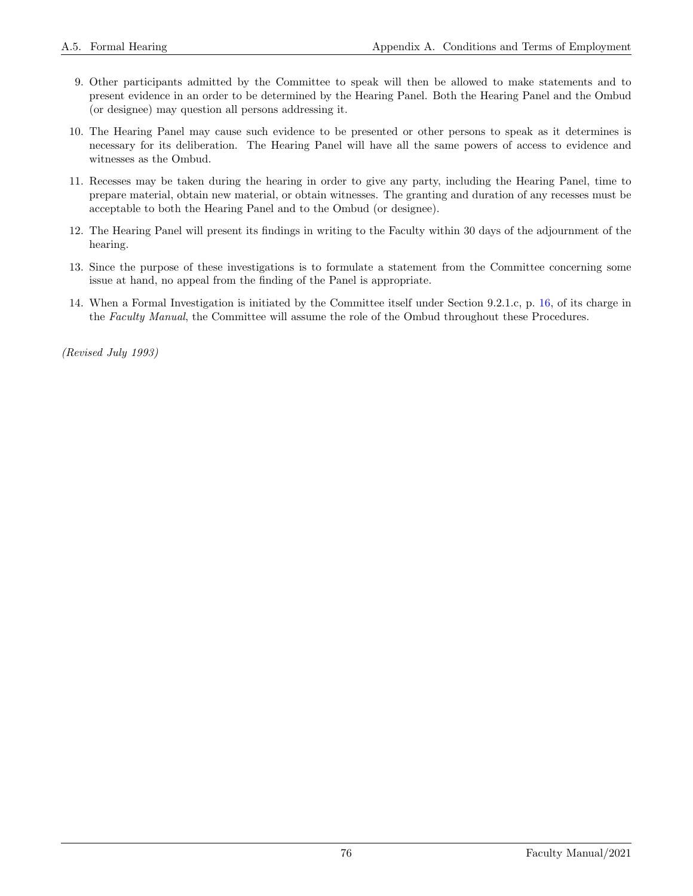9. Other participants admitted by the Committee to speak will then be allowed to make statements and to present evidence in an order to be determined by the Hearing Panel. Both the Hearing Panel and the Ombud (or designee) may question all persons addressing it.

10. The Hearing Panel may cause such evidence to be presented or other persons to speak as it determines is necessary for its deliberation. The Hearing Panel will have all the same powers of access to evidence and witnesses as the Ombud.

11. Recesses may be taken during the hearing in order to give any party, including the Hearing Panel, time to prepare material, obtain new material, or obtain witnesses. The granting and duration of any recesses must be acceptable to both the Hearing Panel and to the Ombud (or designee).

12. The Hearing Panel will present its findings in writing to the Faculty within 30 days of the adjournment of the hearing.

13. Since the purpose of these investigations is to formulate a statement from the Committee concerning some issue at hand, no appeal from the finding of the Panel is appropriate.

14. When a Formal Investigation is initiated by the Committee itself under Section 9.2.1.c, p. 16, of its charge in the *Faculty Manual*, the Committee will assume the role of the Ombud throughout these Procedures.

*(Revised July 1993)*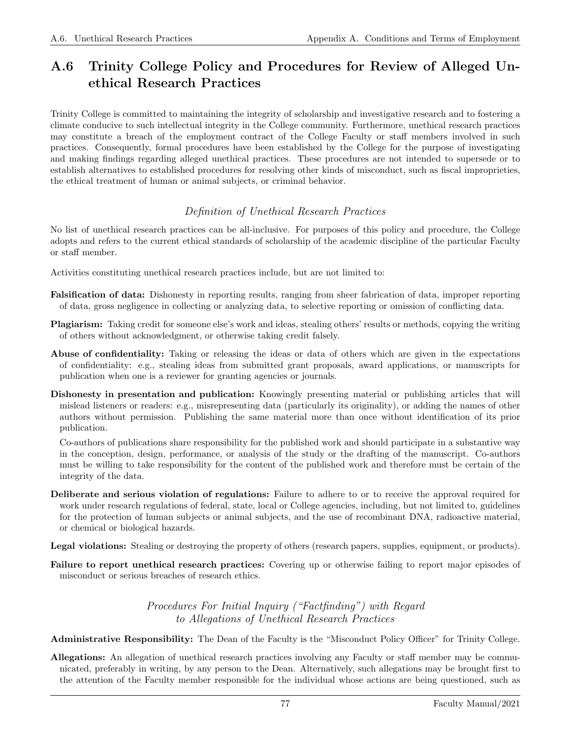## A.6 Trinity College Policy and Procedures for Review of Alleged Unethical Research Practices

Trinity College is committed to maintaining the integrity of scholarship and investigative research and to fostering a climate conducive to such intellectual integrity in the College community. Furthermore, unethical research practices may constitute a breach of the employment contract of the College Faculty or staff members involved in such practices. Consequently, formal procedures have been established by the College for the purpose of investigating and making findings regarding alleged unethical practices. These procedures are not intended to supersede or to establish alternatives to established procedures for resolving other kinds of misconduct, such as fiscal improprieties, the ethical treatment of human or animal subjects, or criminal behavior.

### *Definition of Unethical Research Practices*

No list of unethical research practices can be all-inclusive. For purposes of this policy and procedure, the College adopts and refers to the current ethical standards of scholarship of the academic discipline of the particular Faculty or staff member.

Activities constituting unethical research practices include, but are not limited to:

**Falsification of data:** Dishonesty in reporting results, ranging from sheer fabrication of data, improper reporting of data, gross negligence in collecting or analyzing data, to selective reporting or omission of conflicting data.

**Plagiarism:** Taking credit for someone else's work and ideas, stealing others' results or methods, copying the writing of others without acknowledgment, or otherwise taking credit falsely.

**Abuse of confidentiality:** Taking or releasing the ideas or data of others which are given in the expectations of confidentiality: e.g., stealing ideas from submitted grant proposals, award applications, or manuscripts for publication when one is a reviewer for granting agencies or journals.

**Dishonesty in presentation and publication:** Knowingly presenting material or publishing articles that will mislead listeners or readers: e.g., misrepresenting data (particularly its originality), or adding the names of other authors without permission. Publishing the same material more than once without identification of its prior publication.

Co-authors of publications share responsibility for the published work and should participate in a substantive way in the conception, design, performance, or analysis of the study or the drafting of the manuscript. Co-authors must be willing to take responsibility for the content of the published work and therefore must be certain of the integrity of the data.

**Deliberate and serious violation of regulations:** Failure to adhere to or to receive the approval required for work under research regulations of federal, state, local or College agencies, including, but not limited to, guidelines for the protection of human subjects or animal subjects, and the use of recombinant DNA, radioactive material, or chemical or biological hazards.

**Legal violations:** Stealing or destroying the property of others (research papers, supplies, equipment, or products).

**Failure to report unethical research practices:** Covering up or otherwise failing to report major episodes of misconduct or serious breaches of research ethics.

### *Procedures For Initial Inquiry ("Factfinding") with Regard to Allegations of Unethical Research Practices*

**Administrative Responsibility:** The Dean of the Faculty is the "Misconduct Policy Officer" for Trinity College.

**Allegations:** An allegation of unethical research practices involving any Faculty or staff member may be communicated, preferably in writing, by any person to the Dean. Alternatively, such allegations may be brought first to the attention of the Faculty member responsible for the individual whose actions are being questioned, such as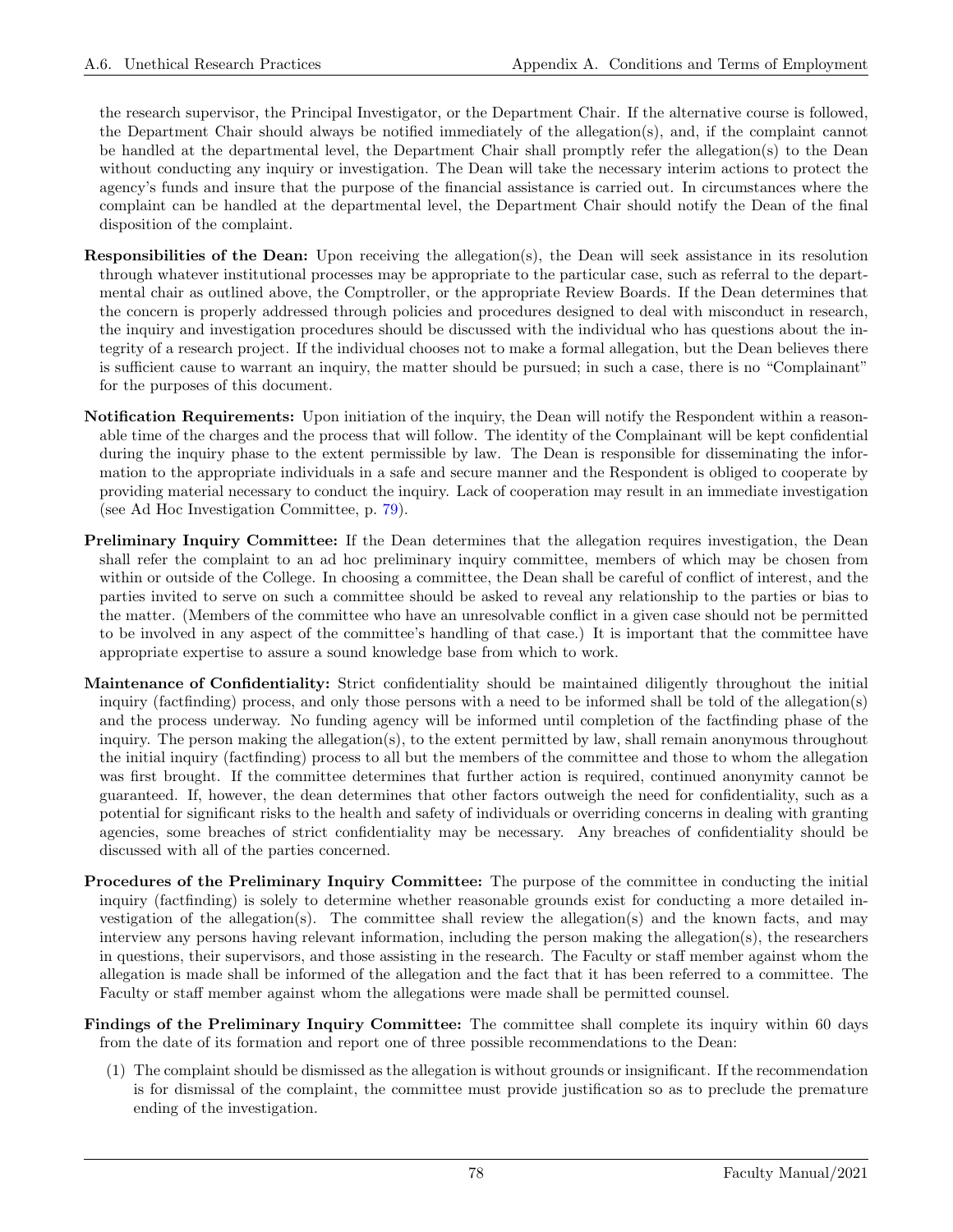the research supervisor, the Principal Investigator, or the Department Chair. If the alternative course is followed, the Department Chair should always be notified immediately of the allegation(s), and, if the complaint cannot be handled at the departmental level, the Department Chair shall promptly refer the allegation(s) to the Dean without conducting any inquiry or investigation. The Dean will take the necessary interim actions to protect the agency's funds and insure that the purpose of the financial assistance is carried out. In circumstances where the complaint can be handled at the departmental level, the Department Chair should notify the Dean of the final disposition of the complaint.

**Responsibilities of the Dean:** Upon receiving the allegation(s), the Dean will seek assistance in its resolution through whatever institutional processes may be appropriate to the particular case, such as referral to the departmental chair as outlined above, the Comptroller, or the appropriate Review Boards. If the Dean determines that the concern is properly addressed through policies and procedures designed to deal with misconduct in research, the inquiry and investigation procedures should be discussed with the individual who has questions about the integrity of a research project. If the individual chooses not to make a formal allegation, but the Dean believes there is sufficient cause to warrant an inquiry, the matter should be pursued; in such a case, there is no "Complainant" for the purposes of this document.

**Notification Requirements:** Upon initiation of the inquiry, the Dean will notify the Respondent within a reasonable time of the charges and the process that will follow. The identity of the Complainant will be kept confidential during the inquiry phase to the extent permissible by law. The Dean is responsible for disseminating the information to the appropriate individuals in a safe and secure manner and the Respondent is obliged to cooperate by providing material necessary to conduct the inquiry. Lack of cooperation may result in an immediate investigation (see Ad Hoc Investigation Committee, p. 79).

**Preliminary Inquiry Committee:** If the Dean determines that the allegation requires investigation, the Dean shall refer the complaint to an ad hoc preliminary inquiry committee, members of which may be chosen from within or outside of the College. In choosing a committee, the Dean shall be careful of conflict of interest, and the parties invited to serve on such a committee should be asked to reveal any relationship to the parties or bias to the matter. (Members of the committee who have an unresolvable conflict in a given case should not be permitted to be involved in any aspect of the committee's handling of that case.) It is important that the committee have appropriate expertise to assure a sound knowledge base from which to work.

**Maintenance of Confidentiality:** Strict confidentiality should be maintained diligently throughout the initial inquiry (factfinding) process, and only those persons with a need to be informed shall be told of the allegation(s) and the process underway. No funding agency will be informed until completion of the factfinding phase of the inquiry. The person making the allegation(s), to the extent permitted by law, shall remain anonymous throughout the initial inquiry (factfinding) process to all but the members of the committee and those to whom the allegation was first brought. If the committee determines that further action is required, continued anonymity cannot be guaranteed. If, however, the dean determines that other factors outweigh the need for confidentiality, such as a potential for significant risks to the health and safety of individuals or overriding concerns in dealing with granting agencies, some breaches of strict confidentiality may be necessary. Any breaches of confidentiality should be discussed with all of the parties concerned.

**Procedures of the Preliminary Inquiry Committee:** The purpose of the committee in conducting the initial inquiry (factfinding) is solely to determine whether reasonable grounds exist for conducting a more detailed investigation of the allegation(s). The committee shall review the allegation(s) and the known facts, and may interview any persons having relevant information, including the person making the allegation(s), the researchers in questions, their supervisors, and those assisting in the research. The Faculty or staff member against whom the allegation is made shall be informed of the allegation and the fact that it has been referred to a committee. The Faculty or staff member against whom the allegations were made shall be permitted counsel.

**Findings of the Preliminary Inquiry Committee:** The committee shall complete its inquiry within 60 days from the date of its formation and report one of three possible recommendations to the Dean:

(1) The complaint should be dismissed as the allegation is without grounds or insignificant. If the recommendation is for dismissal of the complaint, the committee must provide justification so as to preclude the premature ending of the investigation.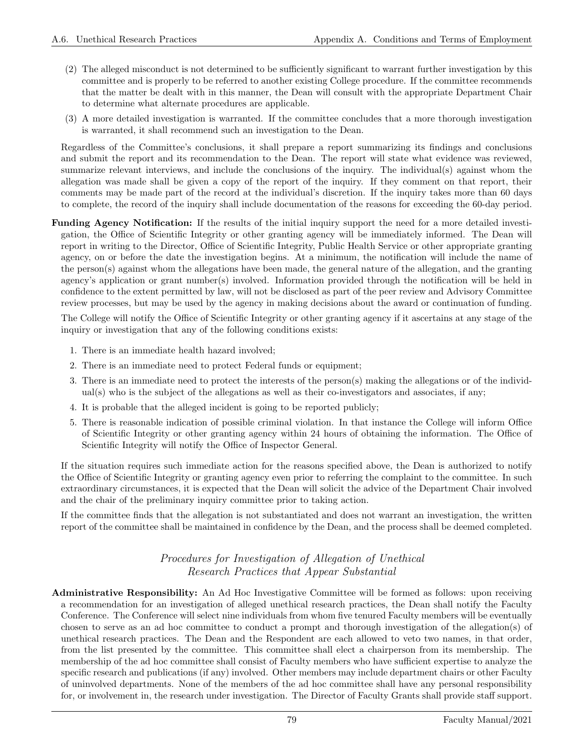(2) The alleged misconduct is not determined to be sufficiently significant to warrant further investigation by this committee and is properly to be referred to another existing College procedure. If the committee recommends that the matter be dealt with in this manner, the Dean will consult with the appropriate Department Chair to determine what alternate procedures are applicable.

(3) A more detailed investigation is warranted. If the committee concludes that a more thorough investigation is warranted, it shall recommend such an investigation to the Dean.

Regardless of the Committee's conclusions, it shall prepare a report summarizing its findings and conclusions and submit the report and its recommendation to the Dean. The report will state what evidence was reviewed, summarize relevant interviews, and include the conclusions of the inquiry. The individual(s) against whom the allegation was made shall be given a copy of the report of the inquiry. If they comment on that report, their comments may be made part of the record at the individual's discretion. If the inquiry takes more than 60 days to complete, the record of the inquiry shall include documentation of the reasons for exceeding the 60-day period.

**Funding Agency Notification:** If the results of the initial inquiry support the need for a more detailed investigation, the Office of Scientific Integrity or other granting agency will be immediately informed. The Dean will report in writing to the Director, Office of Scientific Integrity, Public Health Service or other appropriate granting agency, on or before the date the investigation begins. At a minimum, the notification will include the name of the person(s) against whom the allegations have been made, the general nature of the allegation, and the granting agency's application or grant number(s) involved. Information provided through the notification will be held in confidence to the extent permitted by law, will not be disclosed as part of the peer review and Advisory Committee review processes, but may be used by the agency in making decisions about the award or continuation of funding.

The College will notify the Office of Scientific Integrity or other granting agency if it ascertains at any stage of the inquiry or investigation that any of the following conditions exists:

1. There is an immediate health hazard involved;
2. There is an immediate need to protect Federal funds or equipment;
3. There is an immediate need to protect the interests of the person(s) making the allegations or of the individual(s) who is the subject of the allegations as well as their co-investigators and associates, if any;
4. It is probable that the alleged incident is going to be reported publicly;
5. There is reasonable indication of possible criminal violation. In that instance the College will inform Office of Scientific Integrity or other granting agency within 24 hours of obtaining the information. The Office of Scientific Integrity will notify the Office of Inspector General.

If the situation requires such immediate action for the reasons specified above, the Dean is authorized to notify the Office of Scientific Integrity or granting agency even prior to referring the complaint to the committee. In such extraordinary circumstances, it is expected that the Dean will solicit the advice of the Department Chair involved and the chair of the preliminary inquiry committee prior to taking action.

If the committee finds that the allegation is not substantiated and does not warrant an investigation, the written report of the committee shall be maintained in confidence by the Dean, and the process shall be deemed completed.

### *Procedures for Investigation of Allegation of Unethical Research Practices that Appear Substantial*

**Administrative Responsibility:** An Ad Hoc Investigative Committee will be formed as follows: upon receiving a recommendation for an investigation of alleged unethical research practices, the Dean shall notify the Faculty Conference. The Conference will select nine individuals from whom five tenured Faculty members will be eventually chosen to serve as an ad hoc committee to conduct a prompt and thorough investigation of the allegation(s) of unethical research practices. The Dean and the Respondent are each allowed to veto two names, in that order, from the list presented by the committee. This committee shall elect a chairperson from its membership. The membership of the ad hoc committee shall consist of Faculty members who have sufficient expertise to analyze the specific research and publications (if any) involved. Other members may include department chairs or other Faculty of uninvolved departments. None of the members of the ad hoc committee shall have any personal responsibility for, or involvement in, the research under investigation. The Director of Faculty Grants shall provide staff support.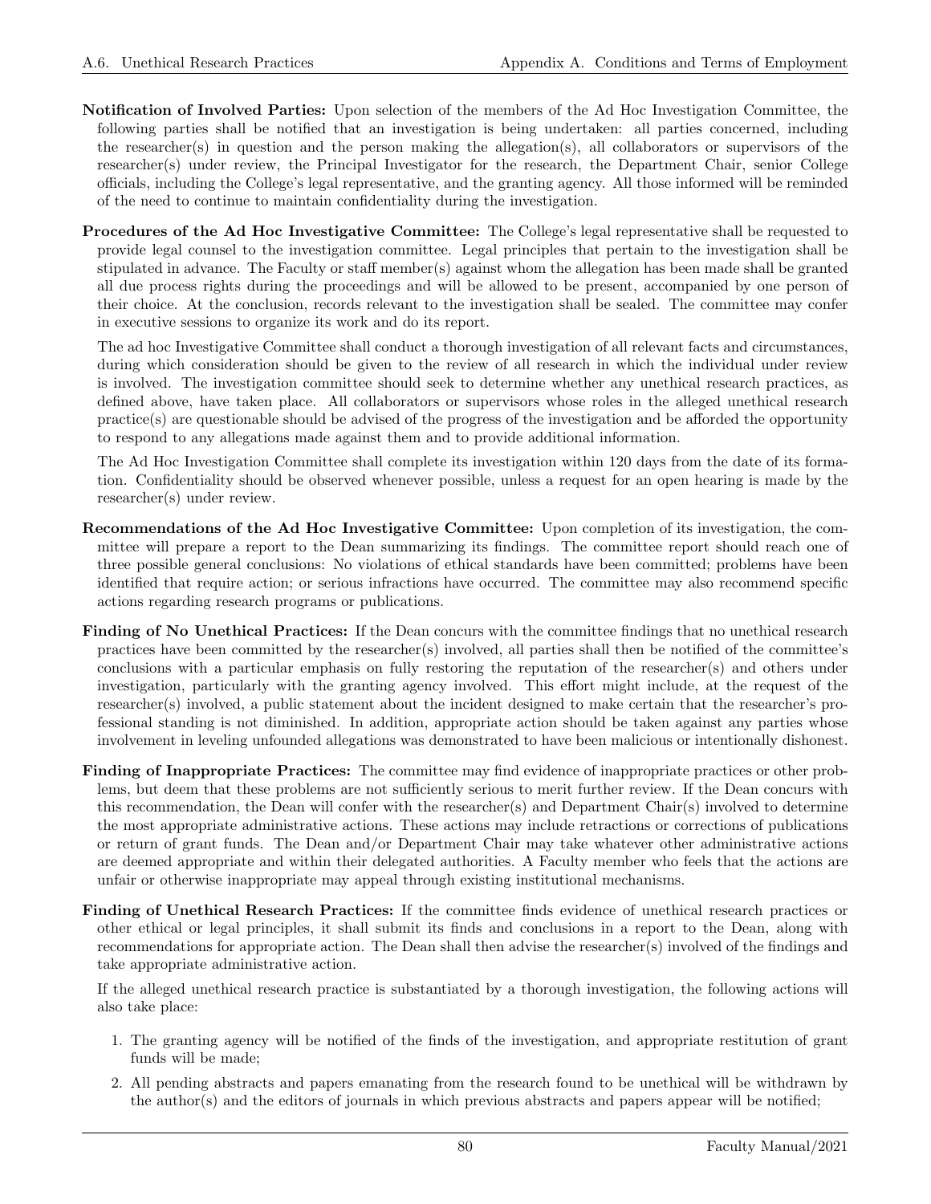**Notification of Involved Parties:** Upon selection of the members of the Ad Hoc Investigation Committee, the following parties shall be notified that an investigation is being undertaken: all parties concerned, including the researcher(s) in question and the person making the allegation(s), all collaborators or supervisors of the researcher(s) under review, the Principal Investigator for the research, the Department Chair, senior College officials, including the College's legal representative, and the granting agency. All those informed will be reminded of the need to continue to maintain confidentiality during the investigation.

**Procedures of the Ad Hoc Investigative Committee:** The College's legal representative shall be requested to provide legal counsel to the investigation committee. Legal principles that pertain to the investigation shall be stipulated in advance. The Faculty or staff member(s) against whom the allegation has been made shall be granted all due process rights during the proceedings and will be allowed to be present, accompanied by one person of their choice. At the conclusion, records relevant to the investigation shall be sealed. The committee may confer in executive sessions to organize its work and do its report.

The ad hoc Investigative Committee shall conduct a thorough investigation of all relevant facts and circumstances, during which consideration should be given to the review of all research in which the individual under review is involved. The investigation committee should seek to determine whether any unethical research practices, as defined above, have taken place. All collaborators or supervisors whose roles in the alleged unethical research practice(s) are questionable should be advised of the progress of the investigation and be afforded the opportunity to respond to any allegations made against them and to provide additional information.

The Ad Hoc Investigation Committee shall complete its investigation within 120 days from the date of its formation. Confidentiality should be observed whenever possible, unless a request for an open hearing is made by the researcher(s) under review.

**Recommendations of the Ad Hoc Investigative Committee:** Upon completion of its investigation, the committee will prepare a report to the Dean summarizing its findings. The committee report should reach one of three possible general conclusions: No violations of ethical standards have been committed; problems have been identified that require action; or serious infractions have occurred. The committee may also recommend specific actions regarding research programs or publications.

**Finding of No Unethical Practices:** If the Dean concurs with the committee findings that no unethical research practices have been committed by the researcher(s) involved, all parties shall then be notified of the committee's conclusions with a particular emphasis on fully restoring the reputation of the researcher(s) and others under investigation, particularly with the granting agency involved. This effort might include, at the request of the researcher(s) involved, a public statement about the incident designed to make certain that the researcher's professional standing is not diminished. In addition, appropriate action should be taken against any parties whose involvement in leveling unfounded allegations was demonstrated to have been malicious or intentionally dishonest.

**Finding of Inappropriate Practices:** The committee may find evidence of inappropriate practices or other problems, but deem that these problems are not sufficiently serious to merit further review. If the Dean concurs with this recommendation, the Dean will confer with the researcher(s) and Department Chair(s) involved to determine the most appropriate administrative actions. These actions may include retractions or corrections of publications or return of grant funds. The Dean and/or Department Chair may take whatever other administrative actions are deemed appropriate and within their delegated authorities. A Faculty member who feels that the actions are unfair or otherwise inappropriate may appeal through existing institutional mechanisms.

**Finding of Unethical Research Practices:** If the committee finds evidence of unethical research practices or other ethical or legal principles, it shall submit its finds and conclusions in a report to the Dean, along with recommendations for appropriate action. The Dean shall then advise the researcher(s) involved of the findings and take appropriate administrative action.

If the alleged unethical research practice is substantiated by a thorough investigation, the following actions will also take place:

1. The granting agency will be notified of the finds of the investigation, and appropriate restitution of grant funds will be made;
2. All pending abstracts and papers emanating from the research found to be unethical will be withdrawn by the author(s) and the editors of journals in which previous abstracts and papers appear will be notified;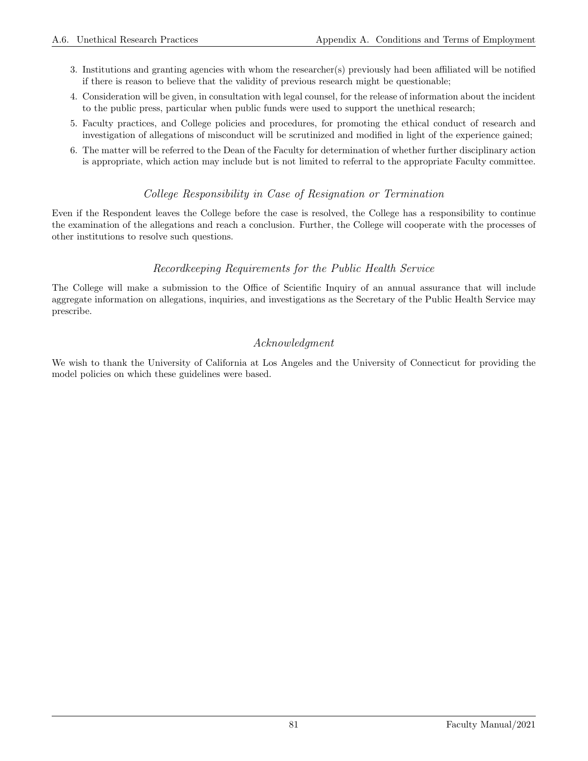3. Institutions and granting agencies with whom the researcher(s) previously had been affiliated will be notified if there is reason to believe that the validity of previous research might be questionable;
4. Consideration will be given, in consultation with legal counsel, for the release of information about the incident to the public press, particular when public funds were used to support the unethical research;
5. Faculty practices, and College policies and procedures, for promoting the ethical conduct of research and investigation of allegations of misconduct will be scrutinized and modified in light of the experience gained;
6. The matter will be referred to the Dean of the Faculty for determination of whether further disciplinary action is appropriate, which action may include but is not limited to referral to the appropriate Faculty committee.

### *College Responsibility in Case of Resignation or Termination*

Even if the Respondent leaves the College before the case is resolved, the College has a responsibility to continue the examination of the allegations and reach a conclusion. Further, the College will cooperate with the processes of other institutions to resolve such questions.

### *Recordkeeping Requirements for the Public Health Service*

The College will make a submission to the Office of Scientific Inquiry of an annual assurance that will include aggregate information on allegations, inquiries, and investigations as the Secretary of the Public Health Service may prescribe.

### *Acknowledgment*

We wish to thank the University of California at Los Angeles and the University of Connecticut for providing the model policies on which these guidelines were based.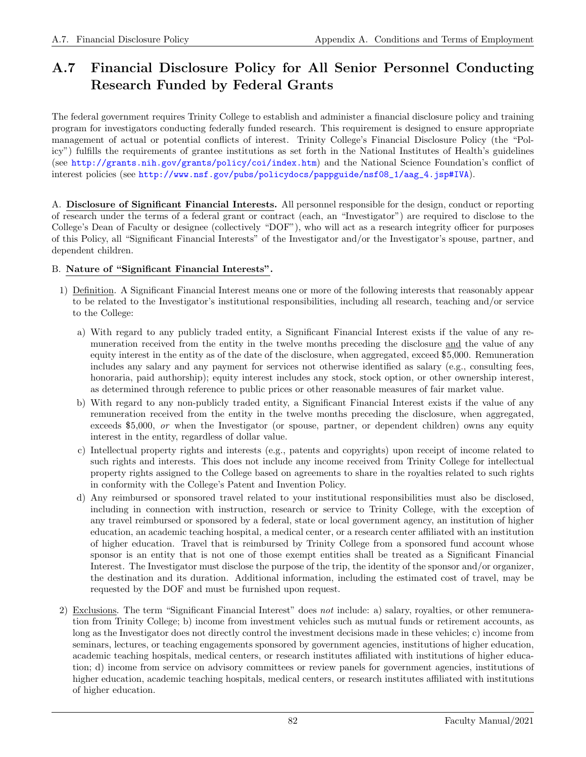## A.7 Financial Disclosure Policy for All Senior Personnel Conducting Research Funded by Federal Grants

The federal government requires Trinity College to establish and administer a financial disclosure policy and training program for investigators conducting federally funded research. This requirement is designed to ensure appropriate management of actual or potential conflicts of interest. Trinity College's Financial Disclosure Policy (the "Policy") fulfills the requirements of grantee institutions as set forth in the National Institutes of Health's guidelines (see http://grants.nih.gov/grants/policy/coi/index.htm) and the National Science Foundation's conflict of interest policies (see http://www.nsf.gov/pubs/policydocs/pappguide/nsf08_1/aag_4.jsp#IVA).

A. **Disclosure of Significant Financial Interests.** All personnel responsible for the design, conduct or reporting of research under the terms of a federal grant or contract (each, an "Investigator") are required to disclose to the College's Dean of Faculty or designee (collectively "DOF"), who will act as a research integrity officer for purposes of this Policy, all "Significant Financial Interests" of the Investigator and/or the Investigator's spouse, partner, and dependent children.

B. **Nature of "Significant Financial Interests".**

1) Definition. A Significant Financial Interest means one or more of the following interests that reasonably appear to be related to the Investigator's institutional responsibilities, including all research, teaching and/or service to the College:

   a) With regard to any publicly traded entity, a Significant Financial Interest exists if the value of any remuneration received from the entity in the twelve months preceding the disclosure and the value of any equity interest in the entity as of the date of the disclosure, when aggregated, exceed $5,000. Remuneration includes any salary and any payment for services not otherwise identified as salary (e.g., consulting fees, honoraria, paid authorship); equity interest includes any stock, stock option, or other ownership interest, as determined through reference to public prices or other reasonable measures of fair market value.

   b) With regard to any non-publicly traded entity, a Significant Financial Interest exists if the value of any remuneration received from the entity in the twelve months preceding the disclosure, when aggregated, exceeds $5,000, *or* when the Investigator (or spouse, partner, or dependent children) owns any equity interest in the entity, regardless of dollar value.

   c) Intellectual property rights and interests (e.g., patents and copyrights) upon receipt of income related to such rights and interests. This does not include any income received from Trinity College for intellectual property rights assigned to the College based on agreements to share in the royalties related to such rights in conformity with the College's Patent and Invention Policy.

   d) Any reimbursed or sponsored travel related to your institutional responsibilities must also be disclosed, including in connection with instruction, research or service to Trinity College, with the exception of any travel reimbursed or sponsored by a federal, state or local government agency, an institution of higher education, an academic teaching hospital, a medical center, or a research center affiliated with an institution of higher education. Travel that is reimbursed by Trinity College from a sponsored fund account whose sponsor is an entity that is not one of those exempt entities shall be treated as a Significant Financial Interest. The Investigator must disclose the purpose of the trip, the identity of the sponsor and/or organizer, the destination and its duration. Additional information, including the estimated cost of travel, may be requested by the DOF and must be furnished upon request.

2) Exclusions. The term "Significant Financial Interest" does *not* include: a) salary, royalties, or other remuneration from Trinity College; b) income from investment vehicles such as mutual funds or retirement accounts, as long as the Investigator does not directly control the investment decisions made in these vehicles; c) income from seminars, lectures, or teaching engagements sponsored by government agencies, institutions of higher education, academic teaching hospitals, medical centers, or research institutes affiliated with institutions of higher education; d) income from service on advisory committees or review panels for government agencies, institutions of higher education, academic teaching hospitals, medical centers, or research institutes affiliated with institutions of higher education.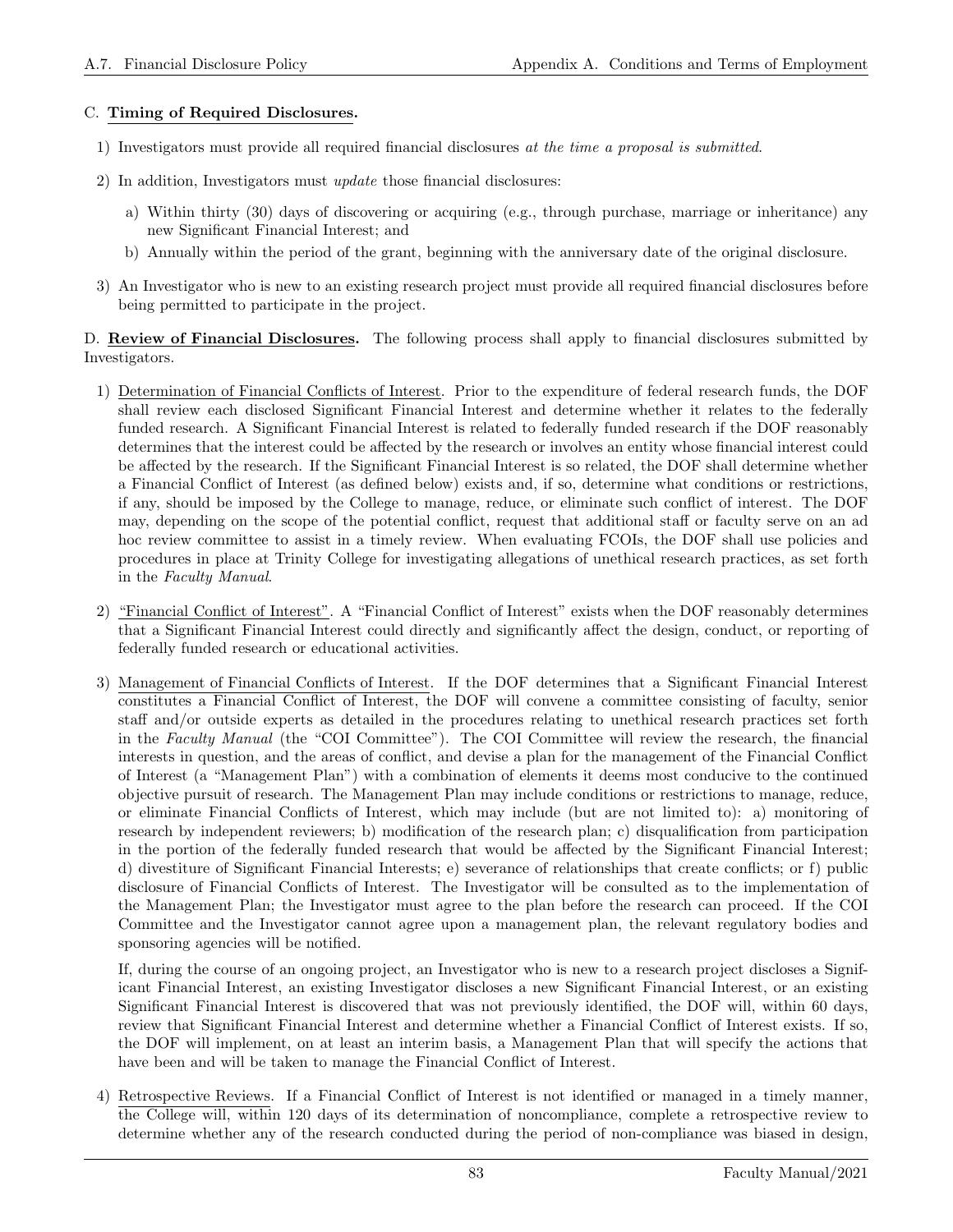C. **Timing of Required Disclosures.**

1) Investigators must provide all required financial disclosures *at the time a proposal is submitted*.

2) In addition, Investigators must *update* those financial disclosures:

   a) Within thirty (30) days of discovering or acquiring (e.g., through purchase, marriage or inheritance) any new Significant Financial Interest; and

   b) Annually within the period of the grant, beginning with the anniversary date of the original disclosure.

3) An Investigator who is new to an existing research project must provide all required financial disclosures before being permitted to participate in the project.

D. **Review of Financial Disclosures.** The following process shall apply to financial disclosures submitted by Investigators.

1) Determination of Financial Conflicts of Interest. Prior to the expenditure of federal research funds, the DOF shall review each disclosed Significant Financial Interest and determine whether it relates to the federally funded research. A Significant Financial Interest is related to federally funded research if the DOF reasonably determines that the interest could be affected by the research or involves an entity whose financial interest could be affected by the research. If the Significant Financial Interest is so related, the DOF shall determine whether a Financial Conflict of Interest (as defined below) exists and, if so, determine what conditions or restrictions, if any, should be imposed by the College to manage, reduce, or eliminate such conflict of interest. The DOF may, depending on the scope of the potential conflict, request that additional staff or faculty serve on an ad hoc review committee to assist in a timely review. When evaluating FCOIs, the DOF shall use policies and procedures in place at Trinity College for investigating allegations of unethical research practices, as set forth in the *Faculty Manual*.

2) "Financial Conflict of Interest". A "Financial Conflict of Interest" exists when the DOF reasonably determines that a Significant Financial Interest could directly and significantly affect the design, conduct, or reporting of federally funded research or educational activities.

3) Management of Financial Conflicts of Interest. If the DOF determines that a Significant Financial Interest constitutes a Financial Conflict of Interest, the DOF will convene a committee consisting of faculty, senior staff and/or outside experts as detailed in the procedures relating to unethical research practices set forth in the *Faculty Manual* (the "COI Committee"). The COI Committee will review the research, the financial interests in question, and the areas of conflict, and devise a plan for the management of the Financial Conflict of Interest (a "Management Plan") with a combination of elements it deems most conducive to the continued objective pursuit of research. The Management Plan may include conditions or restrictions to manage, reduce, or eliminate Financial Conflicts of Interest, which may include (but are not limited to): a) monitoring of research by independent reviewers; b) modification of the research plan; c) disqualification from participation in the portion of the federally funded research that would be affected by the Significant Financial Interest; d) divestiture of Significant Financial Interests; e) severance of relationships that create conflicts; or f) public disclosure of Financial Conflicts of Interest. The Investigator will be consulted as to the implementation of the Management Plan; the Investigator must agree to the plan before the research can proceed. If the COI Committee and the Investigator cannot agree upon a management plan, the relevant regulatory bodies and sponsoring agencies will be notified.

   If, during the course of an ongoing project, an Investigator who is new to a research project discloses a Significant Financial Interest, an existing Investigator discloses a new Significant Financial Interest, or an existing Significant Financial Interest is discovered that was not previously identified, the DOF will, within 60 days, review that Significant Financial Interest and determine whether a Financial Conflict of Interest exists. If so, the DOF will implement, on at least an interim basis, a Management Plan that will specify the actions that have been and will be taken to manage the Financial Conflict of Interest.

4) Retrospective Reviews. If a Financial Conflict of Interest is not identified or managed in a timely manner, the College will, within 120 days of its determination of noncompliance, complete a retrospective review to determine whether any of the research conducted during the period of non-compliance was biased in design,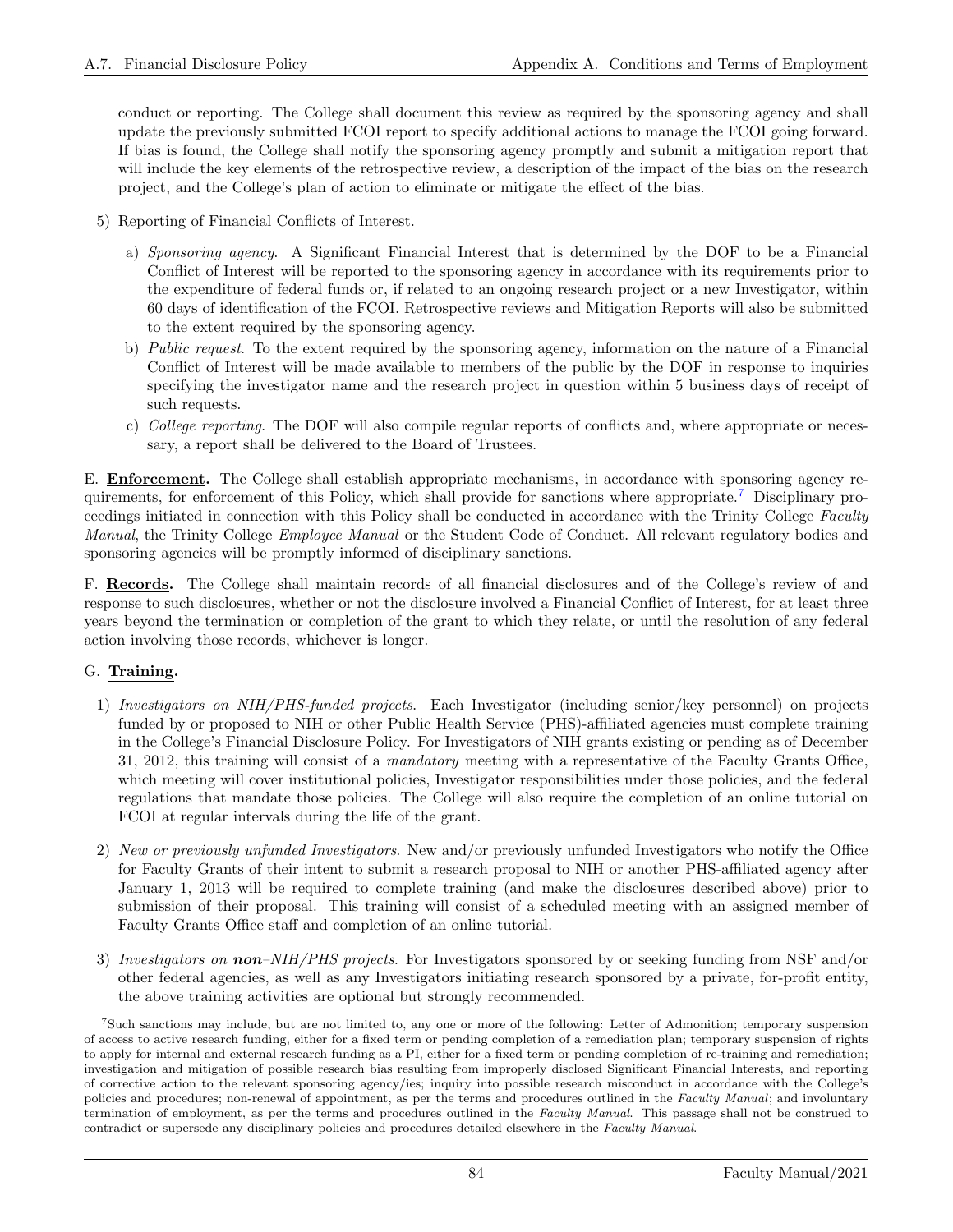conduct or reporting. The College shall document this review as required by the sponsoring agency and shall update the previously submitted FCOI report to specify additional actions to manage the FCOI going forward. If bias is found, the College shall notify the sponsoring agency promptly and submit a mitigation report that will include the key elements of the retrospective review, a description of the impact of the bias on the research project, and the College's plan of action to eliminate or mitigate the effect of the bias.

5) Reporting of Financial Conflicts of Interest.

   a) *Sponsoring agency*. A Significant Financial Interest that is determined by the DOF to be a Financial Conflict of Interest will be reported to the sponsoring agency in accordance with its requirements prior to the expenditure of federal funds or, if related to an ongoing research project or a new Investigator, within 60 days of identification of the FCOI. Retrospective reviews and Mitigation Reports will also be submitted to the extent required by the sponsoring agency.

   b) *Public request*. To the extent required by the sponsoring agency, information on the nature of a Financial Conflict of Interest will be made available to members of the public by the DOF in response to inquiries specifying the investigator name and the research project in question within 5 business days of receipt of such requests.

   c) *College reporting*. The DOF will also compile regular reports of conflicts and, where appropriate or necessary, a report shall be delivered to the Board of Trustees.

E. **Enforcement.** The College shall establish appropriate mechanisms, in accordance with sponsoring agency requirements, for enforcement of this Policy, which shall provide for sanctions where appropriate.[7] Disciplinary proceedings initiated in connection with this Policy shall be conducted in accordance with the Trinity College *Faculty Manual*, the Trinity College *Employee Manual* or the Student Code of Conduct. All relevant regulatory bodies and sponsoring agencies will be promptly informed of disciplinary sanctions.

F. **Records.** The College shall maintain records of all financial disclosures and of the College's review of and response to such disclosures, whether or not the disclosure involved a Financial Conflict of Interest, for at least three years beyond the termination or completion of the grant to which they relate, or until the resolution of any federal action involving those records, whichever is longer.

G. **Training.**

1) *Investigators on NIH/PHS-funded projects*. Each Investigator (including senior/key personnel) on projects funded by or proposed to NIH or other Public Health Service (PHS)-affiliated agencies must complete training in the College's Financial Disclosure Policy. For Investigators of NIH grants existing or pending as of December 31, 2012, this training will consist of a *mandatory* meeting with a representative of the Faculty Grants Office, which meeting will cover institutional policies, Investigator responsibilities under those policies, and the federal regulations that mandate those policies. The College will also require the completion of an online tutorial on FCOI at regular intervals during the life of the grant.

2) *New or previously unfunded Investigators*. New and/or previously unfunded Investigators who notify the Office for Faculty Grants of their intent to submit a research proposal to NIH or another PHS-affiliated agency after January 1, 2013 will be required to complete training (and make the disclosures described above) prior to submission of their proposal. This training will consist of a scheduled meeting with an assigned member of Faculty Grants Office staff and completion of an online tutorial.

3) *Investigators on* ***non****–NIH/PHS projects*. For Investigators sponsored by or seeking funding from NSF and/or other federal agencies, as well as any Investigators initiating research sponsored by a private, for-profit entity, the above training activities are optional but strongly recommended.

---

[7] Such sanctions may include, but are not limited to, any one or more of the following: Letter of Admonition; temporary suspension of access to active research funding, either for a fixed term or pending completion of a remediation plan; temporary suspension of rights to apply for internal and external research funding as a PI, either for a fixed term or pending completion of re-training and remediation; investigation and mitigation of possible research bias resulting from improperly disclosed Significant Financial Interests, and reporting of corrective action to the relevant sponsoring agency/ies; inquiry into possible research misconduct in accordance with the College's policies and procedures; non-renewal of appointment, as per the terms and procedures outlined in the *Faculty Manual*; and involuntary termination of employment, as per the terms and procedures outlined in the *Faculty Manual*. This passage shall not be construed to contradict or supersede any disciplinary policies and procedures detailed elsewhere in the *Faculty Manual*.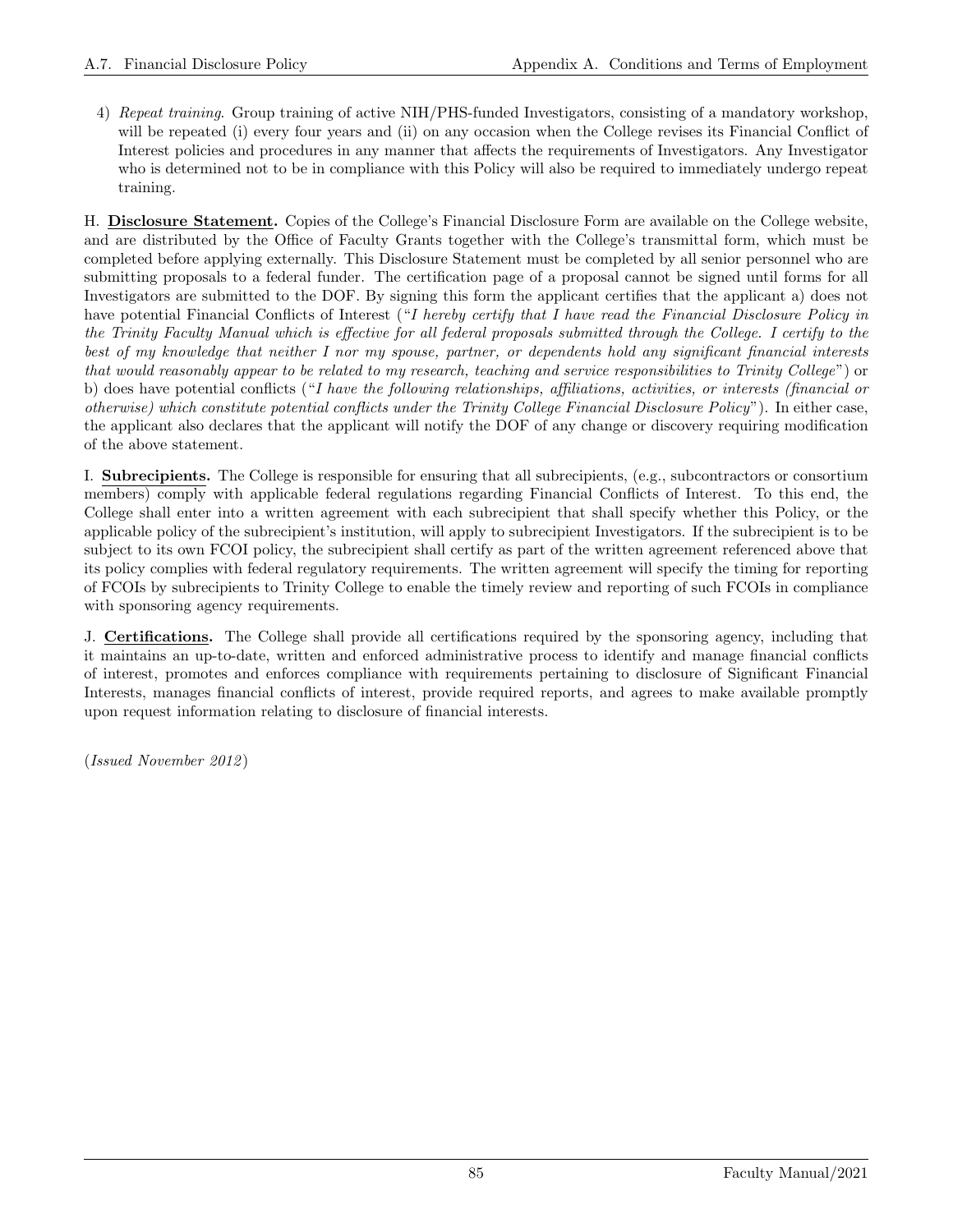4) *Repeat training*. Group training of active NIH/PHS-funded Investigators, consisting of a mandatory workshop, will be repeated (i) every four years and (ii) on any occasion when the College revises its Financial Conflict of Interest policies and procedures in any manner that affects the requirements of Investigators. Any Investigator who is determined not to be in compliance with this Policy will also be required to immediately undergo repeat training.

H. **Disclosure Statement.** Copies of the College's Financial Disclosure Form are available on the College website, and are distributed by the Office of Faculty Grants together with the College's transmittal form, which must be completed before applying externally. This Disclosure Statement must be completed by all senior personnel who are submitting proposals to a federal funder. The certification page of a proposal cannot be signed until forms for all Investigators are submitted to the DOF. By signing this form the applicant certifies that the applicant a) does not have potential Financial Conflicts of Interest ("*I hereby certify that I have read the Financial Disclosure Policy in the Trinity Faculty Manual which is effective for all federal proposals submitted through the College. I certify to the best of my knowledge that neither I nor my spouse, partner, or dependents hold any significant financial interests that would reasonably appear to be related to my research, teaching and service responsibilities to Trinity College*") or b) does have potential conflicts ("*I have the following relationships, affiliations, activities, or interests (financial or otherwise) which constitute potential conflicts under the Trinity College Financial Disclosure Policy*"). In either case, the applicant also declares that the applicant will notify the DOF of any change or discovery requiring modification of the above statement.

I. **Subrecipients.** The College is responsible for ensuring that all subrecipients, (e.g., subcontractors or consortium members) comply with applicable federal regulations regarding Financial Conflicts of Interest. To this end, the College shall enter into a written agreement with each subrecipient that shall specify whether this Policy, or the applicable policy of the subrecipient's institution, will apply to subrecipient Investigators. If the subrecipient is to be subject to its own FCOI policy, the subrecipient shall certify as part of the written agreement referenced above that its policy complies with federal regulatory requirements. The written agreement will specify the timing for reporting of FCOIs by subrecipients to Trinity College to enable the timely review and reporting of such FCOIs in compliance with sponsoring agency requirements.

J. **Certifications.** The College shall provide all certifications required by the sponsoring agency, including that it maintains an up-to-date, written and enforced administrative process to identify and manage financial conflicts of interest, promotes and enforces compliance with requirements pertaining to disclosure of Significant Financial Interests, manages financial conflicts of interest, provide required reports, and agrees to make available promptly upon request information relating to disclosure of financial interests.

(*Issued November 2012*)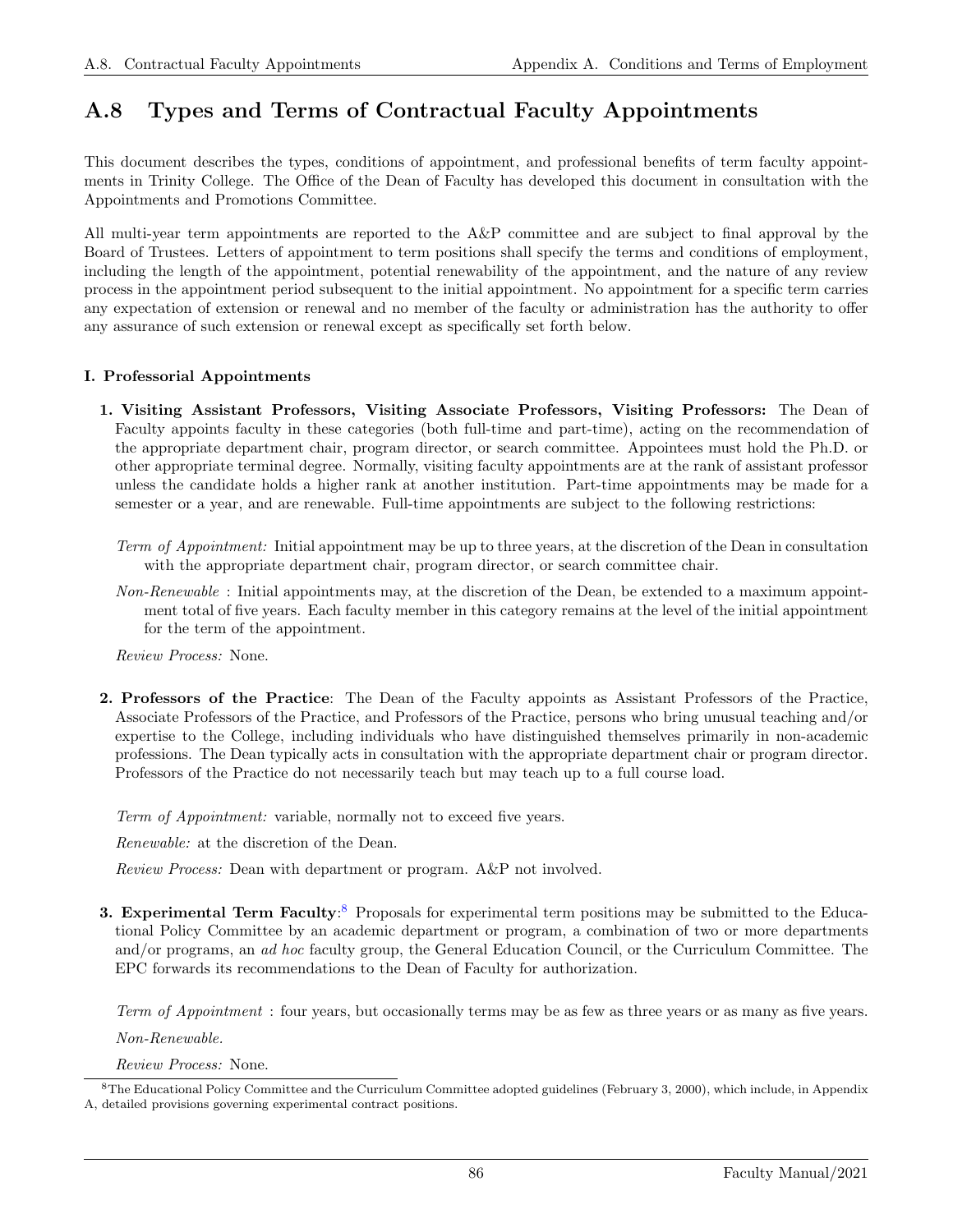## A.8 Types and Terms of Contractual Faculty Appointments

This document describes the types, conditions of appointment, and professional benefits of term faculty appointments in Trinity College. The Office of the Dean of Faculty has developed this document in consultation with the Appointments and Promotions Committee.

All multi-year term appointments are reported to the A&P committee and are subject to final approval by the Board of Trustees. Letters of appointment to term positions shall specify the terms and conditions of employment, including the length of the appointment, potential renewability of the appointment, and the nature of any review process in the appointment period subsequent to the initial appointment. No appointment for a specific term carries any expectation of extension or renewal and no member of the faculty or administration has the authority to offer any assurance of such extension or renewal except as specifically set forth below.

**I. Professorial Appointments**

**1. Visiting Assistant Professors, Visiting Associate Professors, Visiting Professors:** The Dean of Faculty appoints faculty in these categories (both full-time and part-time), acting on the recommendation of the appropriate department chair, program director, or search committee. Appointees must hold the Ph.D. or other appropriate terminal degree. Normally, visiting faculty appointments are at the rank of assistant professor unless the candidate holds a higher rank at another institution. Part-time appointments may be made for a semester or a year, and are renewable. Full-time appointments are subject to the following restrictions:

*Term of Appointment:* Initial appointment may be up to three years, at the discretion of the Dean in consultation with the appropriate department chair, program director, or search committee chair.

*Non-Renewable* : Initial appointments may, at the discretion of the Dean, be extended to a maximum appointment total of five years. Each faculty member in this category remains at the level of the initial appointment for the term of the appointment.

*Review Process:* None.

**2. Professors of the Practice**: The Dean of the Faculty appoints as Assistant Professors of the Practice, Associate Professors of the Practice, and Professors of the Practice, persons who bring unusual teaching and/or expertise to the College, including individuals who have distinguished themselves primarily in non-academic professions. The Dean typically acts in consultation with the appropriate department chair or program director. Professors of the Practice do not necessarily teach but may teach up to a full course load.

*Term of Appointment:* variable, normally not to exceed five years.

*Renewable:* at the discretion of the Dean.

*Review Process:* Dean with department or program. A&P not involved.

**3. Experimental Term Faculty**:[8] Proposals for experimental term positions may be submitted to the Educational Policy Committee by an academic department or program, a combination of two or more departments and/or programs, an *ad hoc* faculty group, the General Education Council, or the Curriculum Committee. The EPC forwards its recommendations to the Dean of Faculty for authorization.

*Term of Appointment* : four years, but occasionally terms may be as few as three years or as many as five years.

*Non-Renewable.*

*Review Process:* None.

---

[8] The Educational Policy Committee and the Curriculum Committee adopted guidelines (February 3, 2000), which include, in Appendix A, detailed provisions governing experimental contract positions.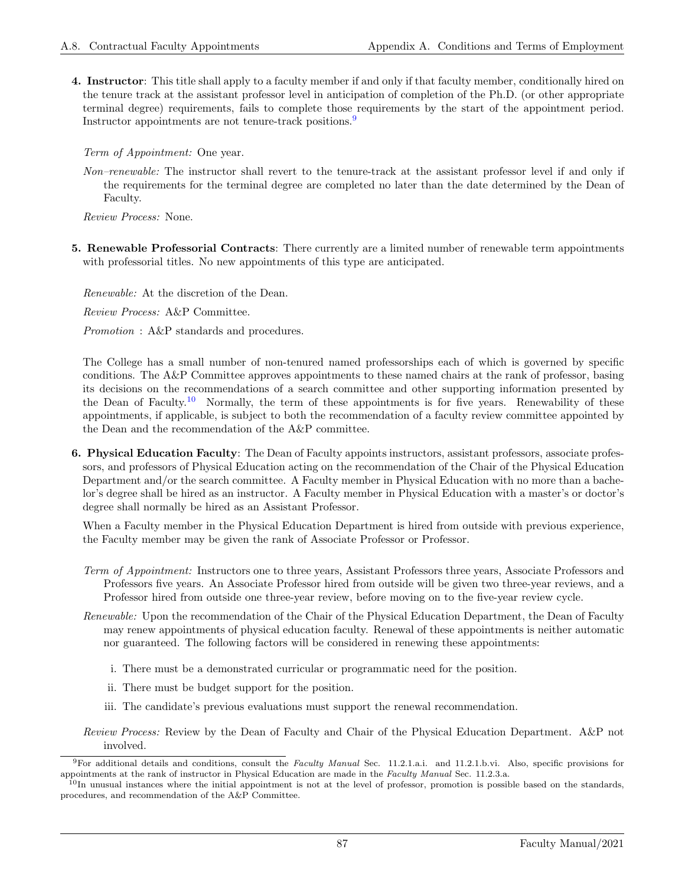**4. Instructor**: This title shall apply to a faculty member if and only if that faculty member, conditionally hired on the tenure track at the assistant professor level in anticipation of completion of the Ph.D. (or other appropriate terminal degree) requirements, fails to complete those requirements by the start of the appointment period. Instructor appointments are not tenure-track positions.[9]

*Term of Appointment:* One year.

*Non–renewable:* The instructor shall revert to the tenure-track at the assistant professor level if and only if the requirements for the terminal degree are completed no later than the date determined by the Dean of Faculty.

*Review Process:* None.

**5. Renewable Professorial Contracts**: There currently are a limited number of renewable term appointments with professorial titles. No new appointments of this type are anticipated.

*Renewable:* At the discretion of the Dean.

*Review Process:* A&P Committee.

*Promotion* : A&P standards and procedures.

The College has a small number of non-tenured named professorships each of which is governed by specific conditions. The A&P Committee approves appointments to these named chairs at the rank of professor, basing its decisions on the recommendations of a search committee and other supporting information presented by the Dean of Faculty.[10] Normally, the term of these appointments is for five years. Renewability of these appointments, if applicable, is subject to both the recommendation of a faculty review committee appointed by the Dean and the recommendation of the A&P committee.

**6. Physical Education Faculty**: The Dean of Faculty appoints instructors, assistant professors, associate professors, and professors of Physical Education acting on the recommendation of the Chair of the Physical Education Department and/or the search committee. A Faculty member in Physical Education with no more than a bachelor's degree shall be hired as an instructor. A Faculty member in Physical Education with a master's or doctor's degree shall normally be hired as an Assistant Professor.

When a Faculty member in the Physical Education Department is hired from outside with previous experience, the Faculty member may be given the rank of Associate Professor or Professor.

*Term of Appointment:* Instructors one to three years, Assistant Professors three years, Associate Professors and Professors five years. An Associate Professor hired from outside will be given two three-year reviews, and a Professor hired from outside one three-year review, before moving on to the five-year review cycle.

*Renewable:* Upon the recommendation of the Chair of the Physical Education Department, the Dean of Faculty may renew appointments of physical education faculty. Renewal of these appointments is neither automatic nor guaranteed. The following factors will be considered in renewing these appointments:

i. There must be a demonstrated curricular or programmatic need for the position.

ii. There must be budget support for the position.

iii. The candidate's previous evaluations must support the renewal recommendation.

*Review Process:* Review by the Dean of Faculty and Chair of the Physical Education Department. A&P not involved.

---

[9] For additional details and conditions, consult the *Faculty Manual* Sec. 11.2.1.a.i. and 11.2.1.b.vi. Also, specific provisions for appointments at the rank of instructor in Physical Education are made in the *Faculty Manual* Sec. 11.2.3.a.

[10] In unusual instances where the initial appointment is not at the level of professor, promotion is possible based on the standards, procedures, and recommendation of the A&P Committee.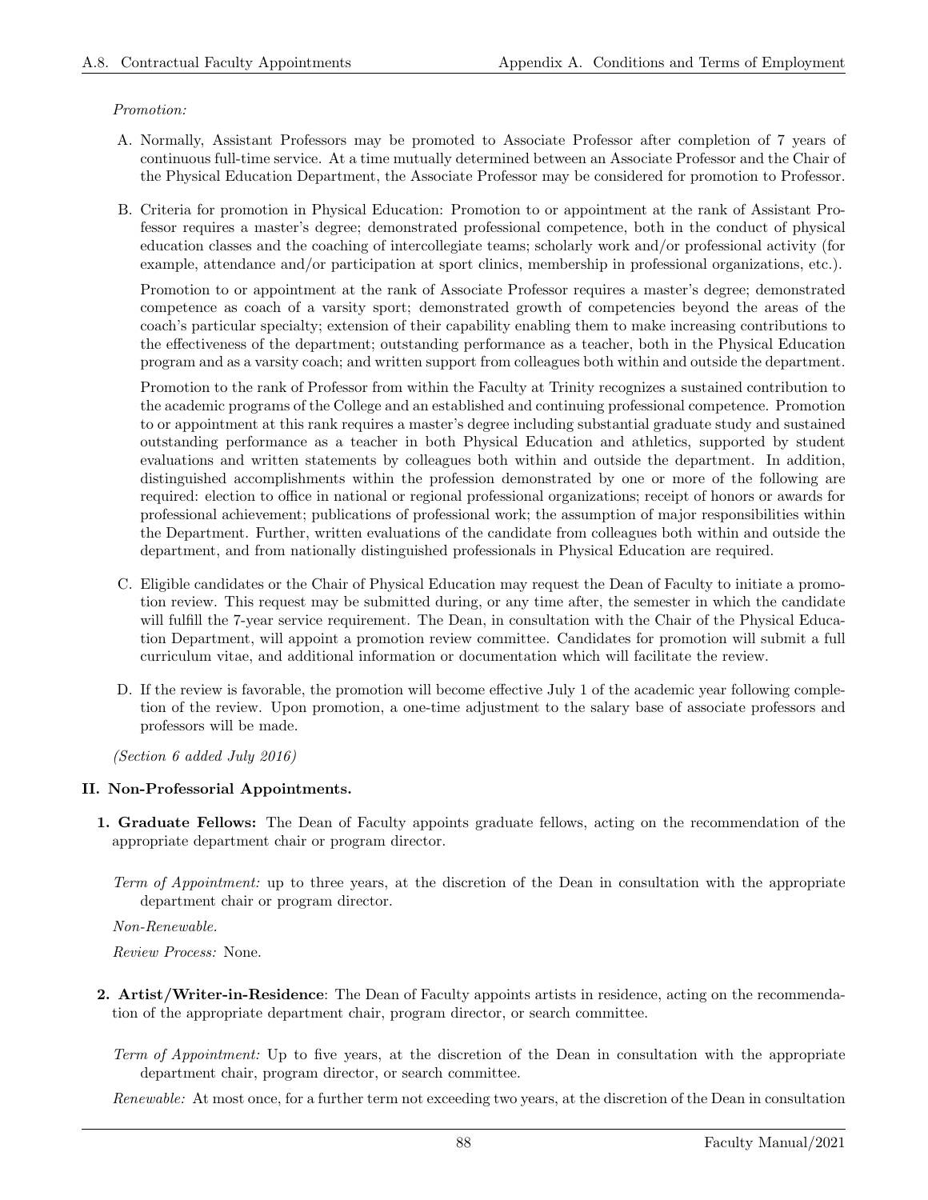*Promotion:*

A. Normally, Assistant Professors may be promoted to Associate Professor after completion of 7 years of continuous full-time service. At a time mutually determined between an Associate Professor and the Chair of the Physical Education Department, the Associate Professor may be considered for promotion to Professor.

B. Criteria for promotion in Physical Education: Promotion to or appointment at the rank of Assistant Professor requires a master's degree; demonstrated professional competence, both in the conduct of physical education classes and the coaching of intercollegiate teams; scholarly work and/or professional activity (for example, attendance and/or participation at sport clinics, membership in professional organizations, etc.).

   Promotion to or appointment at the rank of Associate Professor requires a master's degree; demonstrated competence as coach of a varsity sport; demonstrated growth of competencies beyond the areas of the coach's particular specialty; extension of their capability enabling them to make increasing contributions to the effectiveness of the department; outstanding performance as a teacher, both in the Physical Education program and as a varsity coach; and written support from colleagues both within and outside the department.

   Promotion to the rank of Professor from within the Faculty at Trinity recognizes a sustained contribution to the academic programs of the College and an established and continuing professional competence. Promotion to or appointment at this rank requires a master's degree including substantial graduate study and sustained outstanding performance as a teacher in both Physical Education and athletics, supported by student evaluations and written statements by colleagues both within and outside the department. In addition, distinguished accomplishments within the profession demonstrated by one or more of the following are required: election to office in national or regional professional organizations; receipt of honors or awards for professional achievement; publications of professional work; the assumption of major responsibilities within the Department. Further, written evaluations of the candidate from colleagues both within and outside the department, and from nationally distinguished professionals in Physical Education are required.

C. Eligible candidates or the Chair of Physical Education may request the Dean of Faculty to initiate a promotion review. This request may be submitted during, or any time after, the semester in which the candidate will fulfill the 7-year service requirement. The Dean, in consultation with the Chair of the Physical Education Department, will appoint a promotion review committee. Candidates for promotion will submit a full curriculum vitae, and additional information or documentation which will facilitate the review.

D. If the review is favorable, the promotion will become effective July 1 of the academic year following completion of the review. Upon promotion, a one-time adjustment to the salary base of associate professors and professors will be made.

*(Section 6 added July 2016)*

**II. Non-Professorial Appointments.**

**1. Graduate Fellows:** The Dean of Faculty appoints graduate fellows, acting on the recommendation of the appropriate department chair or program director.

*Term of Appointment:* up to three years, at the discretion of the Dean in consultation with the appropriate department chair or program director.

*Non-Renewable.*

*Review Process:* None.

**2. Artist/Writer-in-Residence**: The Dean of Faculty appoints artists in residence, acting on the recommendation of the appropriate department chair, program director, or search committee.

*Term of Appointment:* Up to five years, at the discretion of the Dean in consultation with the appropriate department chair, program director, or search committee.

*Renewable:* At most once, for a further term not exceeding two years, at the discretion of the Dean in consultation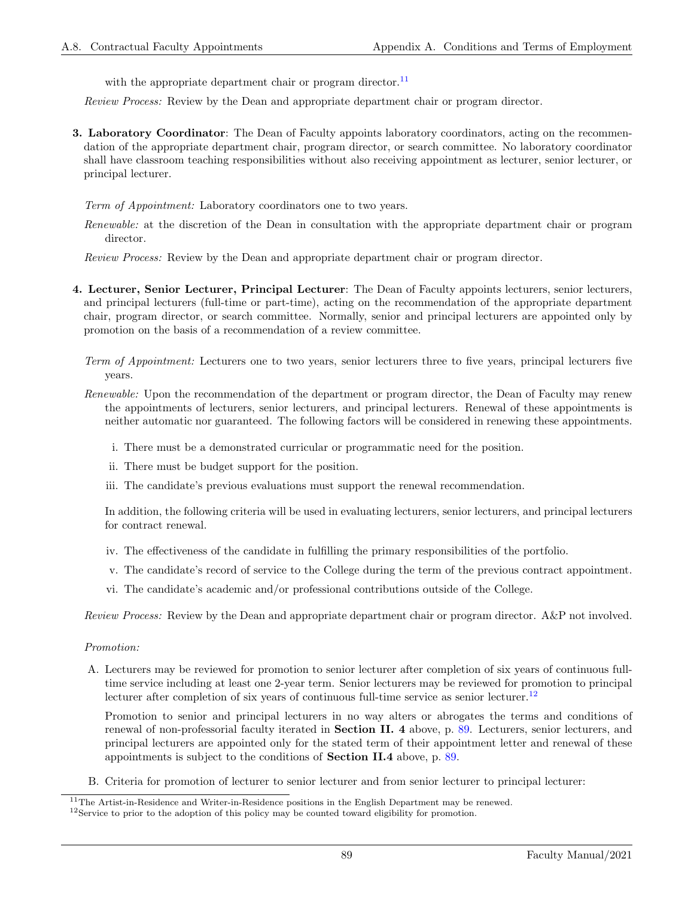with the appropriate department chair or program director.[11]

*Review Process:* Review by the Dean and appropriate department chair or program director.

**3. Laboratory Coordinator**: The Dean of Faculty appoints laboratory coordinators, acting on the recommendation of the appropriate department chair, program director, or search committee. No laboratory coordinator shall have classroom teaching responsibilities without also receiving appointment as lecturer, senior lecturer, or principal lecturer.

*Term of Appointment:* Laboratory coordinators one to two years.

*Renewable:* at the discretion of the Dean in consultation with the appropriate department chair or program director.

*Review Process:* Review by the Dean and appropriate department chair or program director.

**4. Lecturer, Senior Lecturer, Principal Lecturer**: The Dean of Faculty appoints lecturers, senior lecturers, and principal lecturers (full-time or part-time), acting on the recommendation of the appropriate department chair, program director, or search committee. Normally, senior and principal lecturers are appointed only by promotion on the basis of a recommendation of a review committee.

*Term of Appointment:* Lecturers one to two years, senior lecturers three to five years, principal lecturers five years.

*Renewable:* Upon the recommendation of the department or program director, the Dean of Faculty may renew the appointments of lecturers, senior lecturers, and principal lecturers. Renewal of these appointments is neither automatic nor guaranteed. The following factors will be considered in renewing these appointments.

i. There must be a demonstrated curricular or programmatic need for the position.

ii. There must be budget support for the position.

iii. The candidate's previous evaluations must support the renewal recommendation.

In addition, the following criteria will be used in evaluating lecturers, senior lecturers, and principal lecturers for contract renewal.

iv. The effectiveness of the candidate in fulfilling the primary responsibilities of the portfolio.

v. The candidate's record of service to the College during the term of the previous contract appointment.

vi. The candidate's academic and/or professional contributions outside of the College.

*Review Process:* Review by the Dean and appropriate department chair or program director. A&P not involved.

*Promotion:*

A. Lecturers may be reviewed for promotion to senior lecturer after completion of six years of continuous full-time service including at least one 2-year term. Senior lecturers may be reviewed for promotion to principal lecturer after completion of six years of continuous full-time service as senior lecturer.[12]

Promotion to senior and principal lecturers in no way alters or abrogates the terms and conditions of renewal of non-professorial faculty iterated in **Section II. 4** above, p. 89. Lecturers, senior lecturers, and principal lecturers are appointed only for the stated term of their appointment letter and renewal of these appointments is subject to the conditions of **Section II.4** above, p. 89.

B. Criteria for promotion of lecturer to senior lecturer and from senior lecturer to principal lecturer:

[11] The Artist-in-Residence and Writer-in-Residence positions in the English Department may be renewed.

[12] Service to prior to the adoption of this policy may be counted toward eligibility for promotion.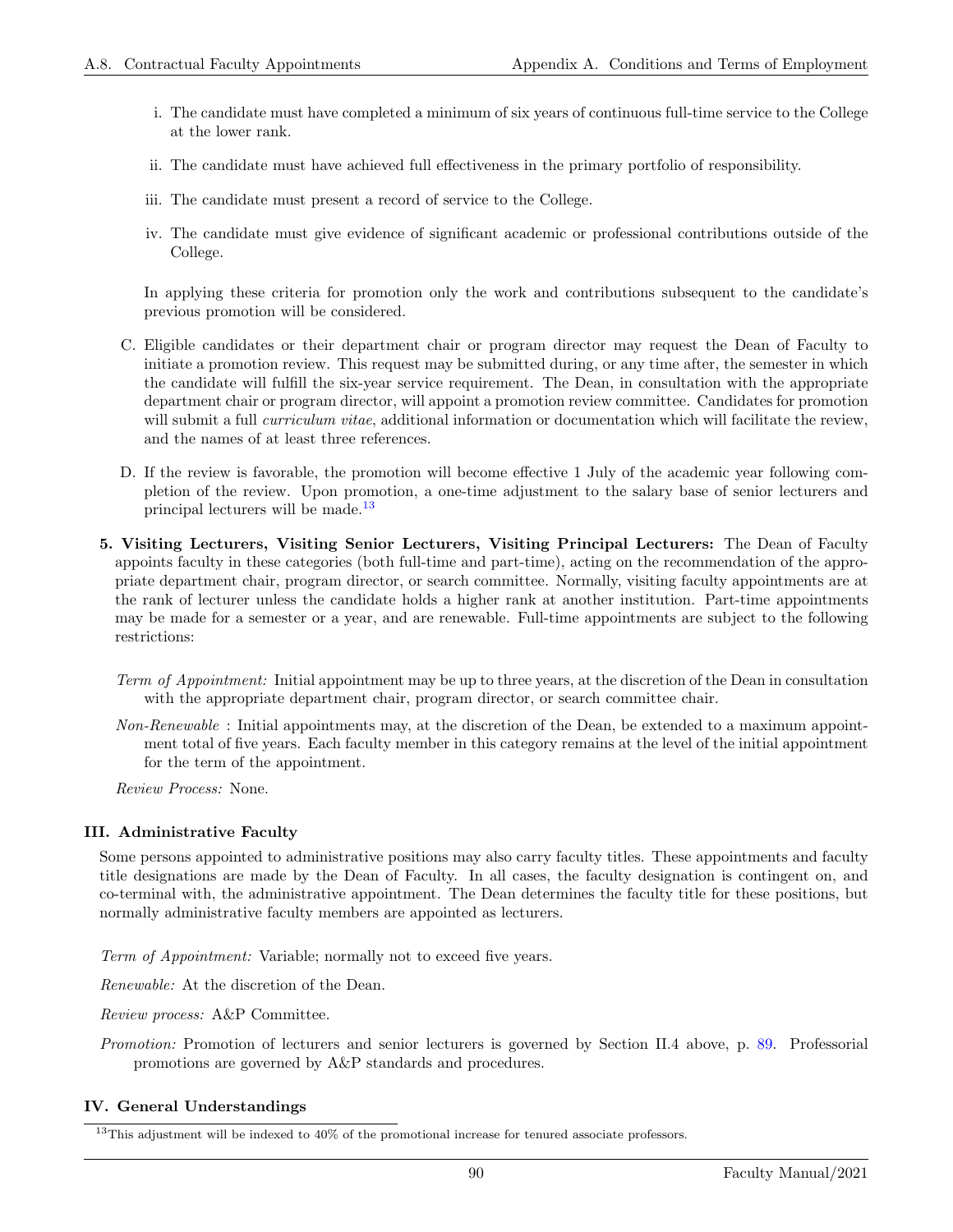i. The candidate must have completed a minimum of six years of continuous full-time service to the College at the lower rank.

ii. The candidate must have achieved full effectiveness in the primary portfolio of responsibility.

iii. The candidate must present a record of service to the College.

iv. The candidate must give evidence of significant academic or professional contributions outside of the College.

In applying these criteria for promotion only the work and contributions subsequent to the candidate's previous promotion will be considered.

C. Eligible candidates or their department chair or program director may request the Dean of Faculty to initiate a promotion review. This request may be submitted during, or any time after, the semester in which the candidate will fulfill the six-year service requirement. The Dean, in consultation with the appropriate department chair or program director, will appoint a promotion review committee. Candidates for promotion will submit a full *curriculum vitae*, additional information or documentation which will facilitate the review, and the names of at least three references.

D. If the review is favorable, the promotion will become effective 1 July of the academic year following completion of the review. Upon promotion, a one-time adjustment to the salary base of senior lecturers and principal lecturers will be made.[13]

**5. Visiting Lecturers, Visiting Senior Lecturers, Visiting Principal Lecturers:** The Dean of Faculty appoints faculty in these categories (both full-time and part-time), acting on the recommendation of the appropriate department chair, program director, or search committee. Normally, visiting faculty appointments are at the rank of lecturer unless the candidate holds a higher rank at another institution. Part-time appointments may be made for a semester or a year, and are renewable. Full-time appointments are subject to the following restrictions:

*Term of Appointment:* Initial appointment may be up to three years, at the discretion of the Dean in consultation with the appropriate department chair, program director, or search committee chair.

*Non-Renewable* : Initial appointments may, at the discretion of the Dean, be extended to a maximum appointment total of five years. Each faculty member in this category remains at the level of the initial appointment for the term of the appointment.

*Review Process:* None.

### III. Administrative Faculty

Some persons appointed to administrative positions may also carry faculty titles. These appointments and faculty title designations are made by the Dean of Faculty. In all cases, the faculty designation is contingent on, and co-terminal with, the administrative appointment. The Dean determines the faculty title for these positions, but normally administrative faculty members are appointed as lecturers.

*Term of Appointment:* Variable; normally not to exceed five years.

*Renewable:* At the discretion of the Dean.

*Review process:* A&P Committee.

*Promotion:* Promotion of lecturers and senior lecturers is governed by Section II.4 above, p. 89. Professorial promotions are governed by A&P standards and procedures.

### IV. General Understandings

[13] This adjustment will be indexed to 40% of the promotional increase for tenured associate professors.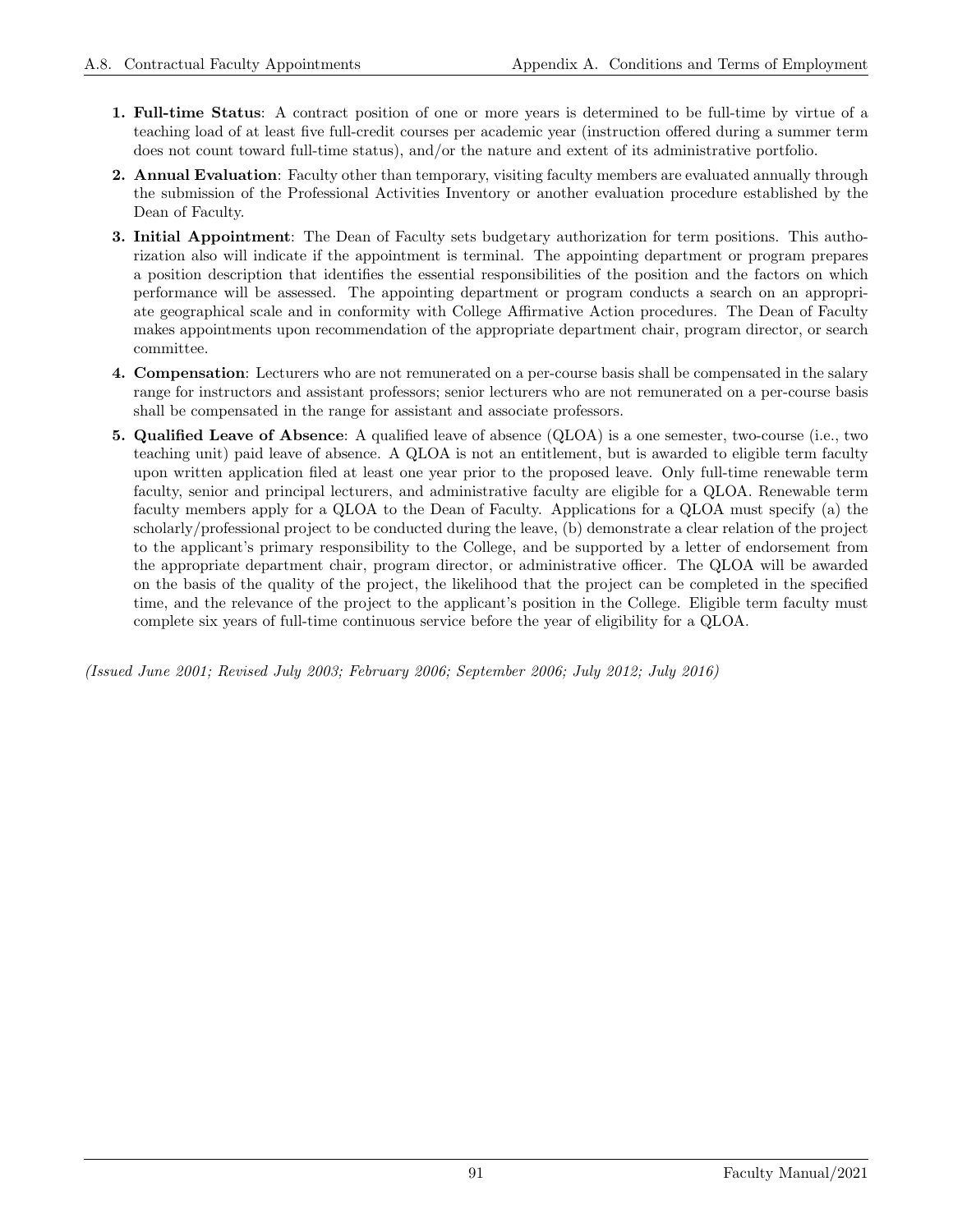1. **Full-time Status**: A contract position of one or more years is determined to be full-time by virtue of a teaching load of at least five full-credit courses per academic year (instruction offered during a summer term does not count toward full-time status), and/or the nature and extent of its administrative portfolio.

2. **Annual Evaluation**: Faculty other than temporary, visiting faculty members are evaluated annually through the submission of the Professional Activities Inventory or another evaluation procedure established by the Dean of Faculty.

3. **Initial Appointment**: The Dean of Faculty sets budgetary authorization for term positions. This authorization also will indicate if the appointment is terminal. The appointing department or program prepares a position description that identifies the essential responsibilities of the position and the factors on which performance will be assessed. The appointing department or program conducts a search on an appropriate geographical scale and in conformity with College Affirmative Action procedures. The Dean of Faculty makes appointments upon recommendation of the appropriate department chair, program director, or search committee.

4. **Compensation**: Lecturers who are not remunerated on a per-course basis shall be compensated in the salary range for instructors and assistant professors; senior lecturers who are not remunerated on a per-course basis shall be compensated in the range for assistant and associate professors.

5. **Qualified Leave of Absence**: A qualified leave of absence (QLOA) is a one semester, two-course (i.e., two teaching unit) paid leave of absence. A QLOA is not an entitlement, but is awarded to eligible term faculty upon written application filed at least one year prior to the proposed leave. Only full-time renewable term faculty, senior and principal lecturers, and administrative faculty are eligible for a QLOA. Renewable term faculty members apply for a QLOA to the Dean of Faculty. Applications for a QLOA must specify (a) the scholarly/professional project to be conducted during the leave, (b) demonstrate a clear relation of the project to the applicant's primary responsibility to the College, and be supported by a letter of endorsement from the appropriate department chair, program director, or administrative officer. The QLOA will be awarded on the basis of the quality of the project, the likelihood that the project can be completed in the specified time, and the relevance of the project to the applicant's position in the College. Eligible term faculty must complete six years of full-time continuous service before the year of eligibility for a QLOA.

*(Issued June 2001; Revised July 2003; February 2006; September 2006; July 2012; July 2016)*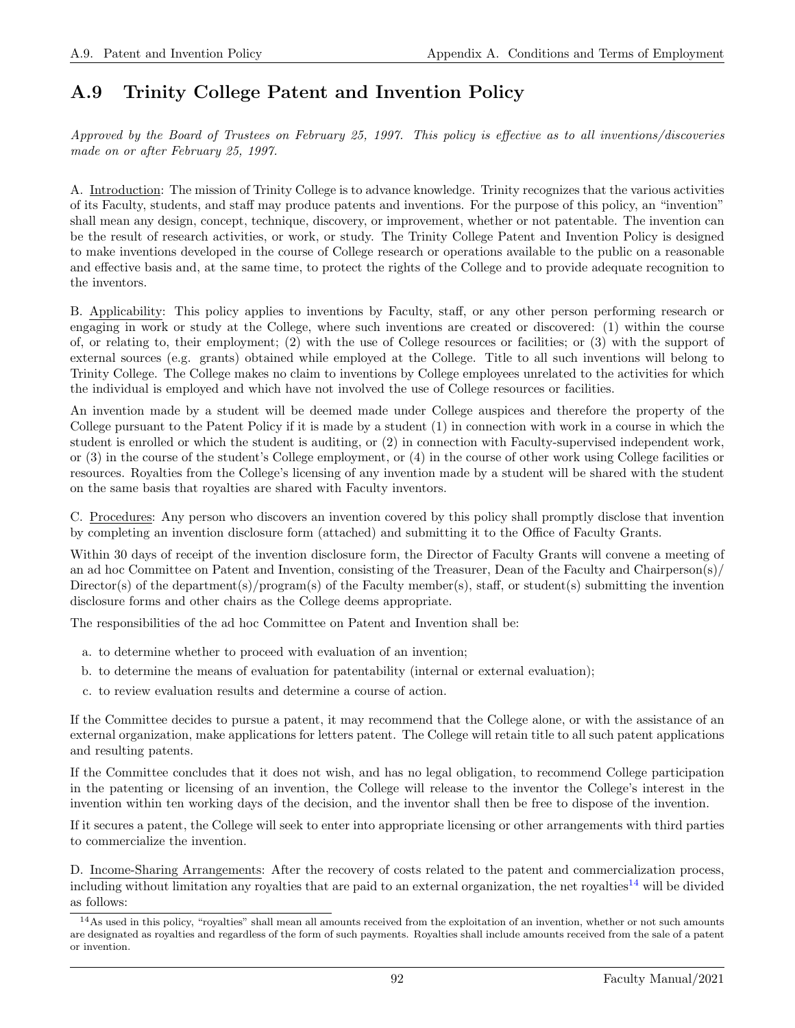## A.9 Trinity College Patent and Invention Policy

*Approved by the Board of Trustees on February 25, 1997. This policy is effective as to all inventions/discoveries made on or after February 25, 1997.*

A. Introduction: The mission of Trinity College is to advance knowledge. Trinity recognizes that the various activities of its Faculty, students, and staff may produce patents and inventions. For the purpose of this policy, an "invention" shall mean any design, concept, technique, discovery, or improvement, whether or not patentable. The invention can be the result of research activities, or work, or study. The Trinity College Patent and Invention Policy is designed to make inventions developed in the course of College research or operations available to the public on a reasonable and effective basis and, at the same time, to protect the rights of the College and to provide adequate recognition to the inventors.

B. Applicability: This policy applies to inventions by Faculty, staff, or any other person performing research or engaging in work or study at the College, where such inventions are created or discovered: (1) within the course of, or relating to, their employment; (2) with the use of College resources or facilities; or (3) with the support of external sources (e.g. grants) obtained while employed at the College. Title to all such inventions will belong to Trinity College. The College makes no claim to inventions by College employees unrelated to the activities for which the individual is employed and which have not involved the use of College resources or facilities.

An invention made by a student will be deemed made under College auspices and therefore the property of the College pursuant to the Patent Policy if it is made by a student (1) in connection with work in a course in which the student is enrolled or which the student is auditing, or (2) in connection with Faculty-supervised independent work, or (3) in the course of the student's College employment, or (4) in the course of other work using College facilities or resources. Royalties from the College's licensing of any invention made by a student will be shared with the student on the same basis that royalties are shared with Faculty inventors.

C. Procedures: Any person who discovers an invention covered by this policy shall promptly disclose that invention by completing an invention disclosure form (attached) and submitting it to the Office of Faculty Grants.

Within 30 days of receipt of the invention disclosure form, the Director of Faculty Grants will convene a meeting of an ad hoc Committee on Patent and Invention, consisting of the Treasurer, Dean of the Faculty and Chairperson(s)/ Director(s) of the department(s)/program(s) of the Faculty member(s), staff, or student(s) submitting the invention disclosure forms and other chairs as the College deems appropriate.

The responsibilities of the ad hoc Committee on Patent and Invention shall be:

a. to determine whether to proceed with evaluation of an invention;
b. to determine the means of evaluation for patentability (internal or external evaluation);
c. to review evaluation results and determine a course of action.

If the Committee decides to pursue a patent, it may recommend that the College alone, or with the assistance of an external organization, make applications for letters patent. The College will retain title to all such patent applications and resulting patents.

If the Committee concludes that it does not wish, and has no legal obligation, to recommend College participation in the patenting or licensing of an invention, the College will release to the inventor the College's interest in the invention within ten working days of the decision, and the inventor shall then be free to dispose of the invention.

If it secures a patent, the College will seek to enter into appropriate licensing or other arrangements with third parties to commercialize the invention.

D. Income-Sharing Arrangements: After the recovery of costs related to the patent and commercialization process, including without limitation any royalties that are paid to an external organization, the net royalties[14] will be divided as follows:

[14] As used in this policy, "royalties" shall mean all amounts received from the exploitation of an invention, whether or not such amounts are designated as royalties and regardless of the form of such payments. Royalties shall include amounts received from the sale of a patent or invention.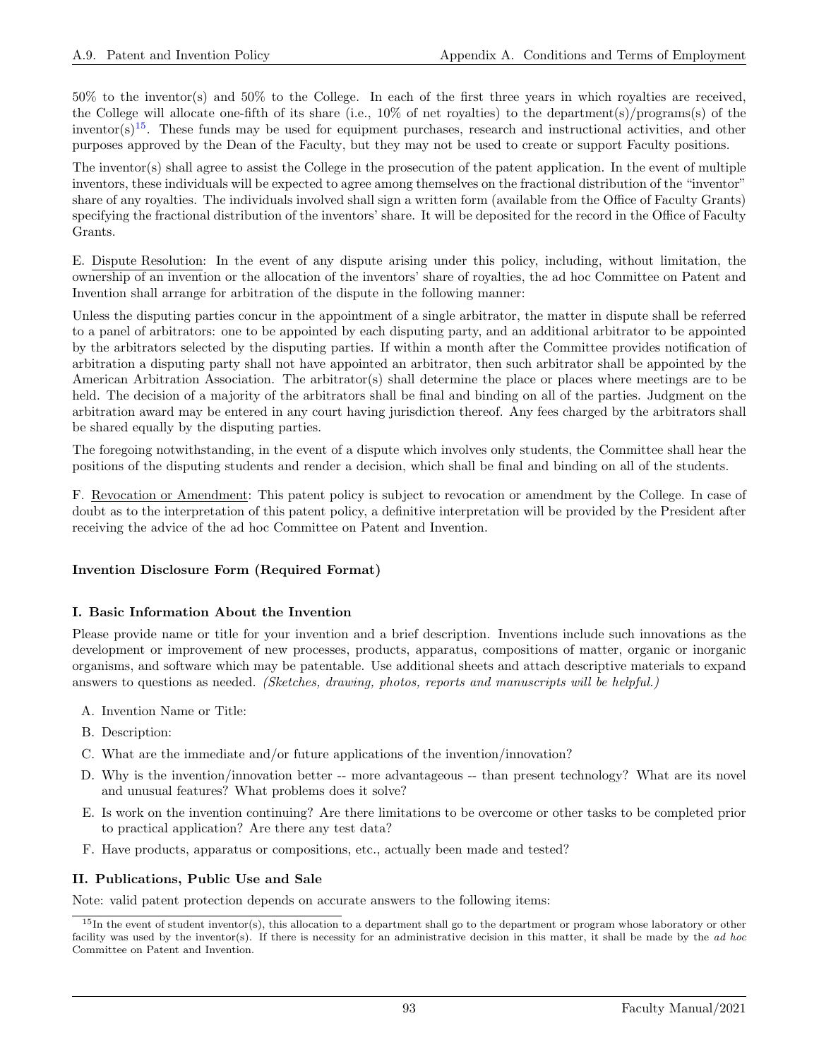50% to the inventor(s) and 50% to the College. In each of the first three years in which royalties are received, the College will allocate one-fifth of its share (i.e., 10% of net royalties) to the department(s)/programs(s) of the inventor(s)[15]. These funds may be used for equipment purchases, research and instructional activities, and other purposes approved by the Dean of the Faculty, but they may not be used to create or support Faculty positions.

The inventor(s) shall agree to assist the College in the prosecution of the patent application. In the event of multiple inventors, these individuals will be expected to agree among themselves on the fractional distribution of the "inventor" share of any royalties. The individuals involved shall sign a written form (available from the Office of Faculty Grants) specifying the fractional distribution of the inventors' share. It will be deposited for the record in the Office of Faculty Grants.

E. Dispute Resolution: In the event of any dispute arising under this policy, including, without limitation, the ownership of an invention or the allocation of the inventors' share of royalties, the ad hoc Committee on Patent and Invention shall arrange for arbitration of the dispute in the following manner:

Unless the disputing parties concur in the appointment of a single arbitrator, the matter in dispute shall be referred to a panel of arbitrators: one to be appointed by each disputing party, and an additional arbitrator to be appointed by the arbitrators selected by the disputing parties. If within a month after the Committee provides notification of arbitration a disputing party shall not have appointed an arbitrator, then such arbitrator shall be appointed by the American Arbitration Association. The arbitrator(s) shall determine the place or places where meetings are to be held. The decision of a majority of the arbitrators shall be final and binding on all of the parties. Judgment on the arbitration award may be entered in any court having jurisdiction thereof. Any fees charged by the arbitrators shall be shared equally by the disputing parties.

The foregoing notwithstanding, in the event of a dispute which involves only students, the Committee shall hear the positions of the disputing students and render a decision, which shall be final and binding on all of the students.

F. Revocation or Amendment: This patent policy is subject to revocation or amendment by the College. In case of doubt as to the interpretation of this patent policy, a definitive interpretation will be provided by the President after receiving the advice of the ad hoc Committee on Patent and Invention.

**Invention Disclosure Form (Required Format)**

**I. Basic Information About the Invention**

Please provide name or title for your invention and a brief description. Inventions include such innovations as the development or improvement of new processes, products, apparatus, compositions of matter, organic or inorganic organisms, and software which may be patentable. Use additional sheets and attach descriptive materials to expand answers to questions as needed. *(Sketches, drawing, photos, reports and manuscripts will be helpful.)*

A. Invention Name or Title:

B. Description:

C. What are the immediate and/or future applications of the invention/innovation?

D. Why is the invention/innovation better -- more advantageous -- than present technology? What are its novel and unusual features? What problems does it solve?

E. Is work on the invention continuing? Are there limitations to be overcome or other tasks to be completed prior to practical application? Are there any test data?

F. Have products, apparatus or compositions, etc., actually been made and tested?

**II. Publications, Public Use and Sale**

Note: valid patent protection depends on accurate answers to the following items:

[15] In the event of student inventor(s), this allocation to a department shall go to the department or program whose laboratory or other facility was used by the inventor(s). If there is necessity for an administrative decision in this matter, it shall be made by the *ad hoc* Committee on Patent and Invention.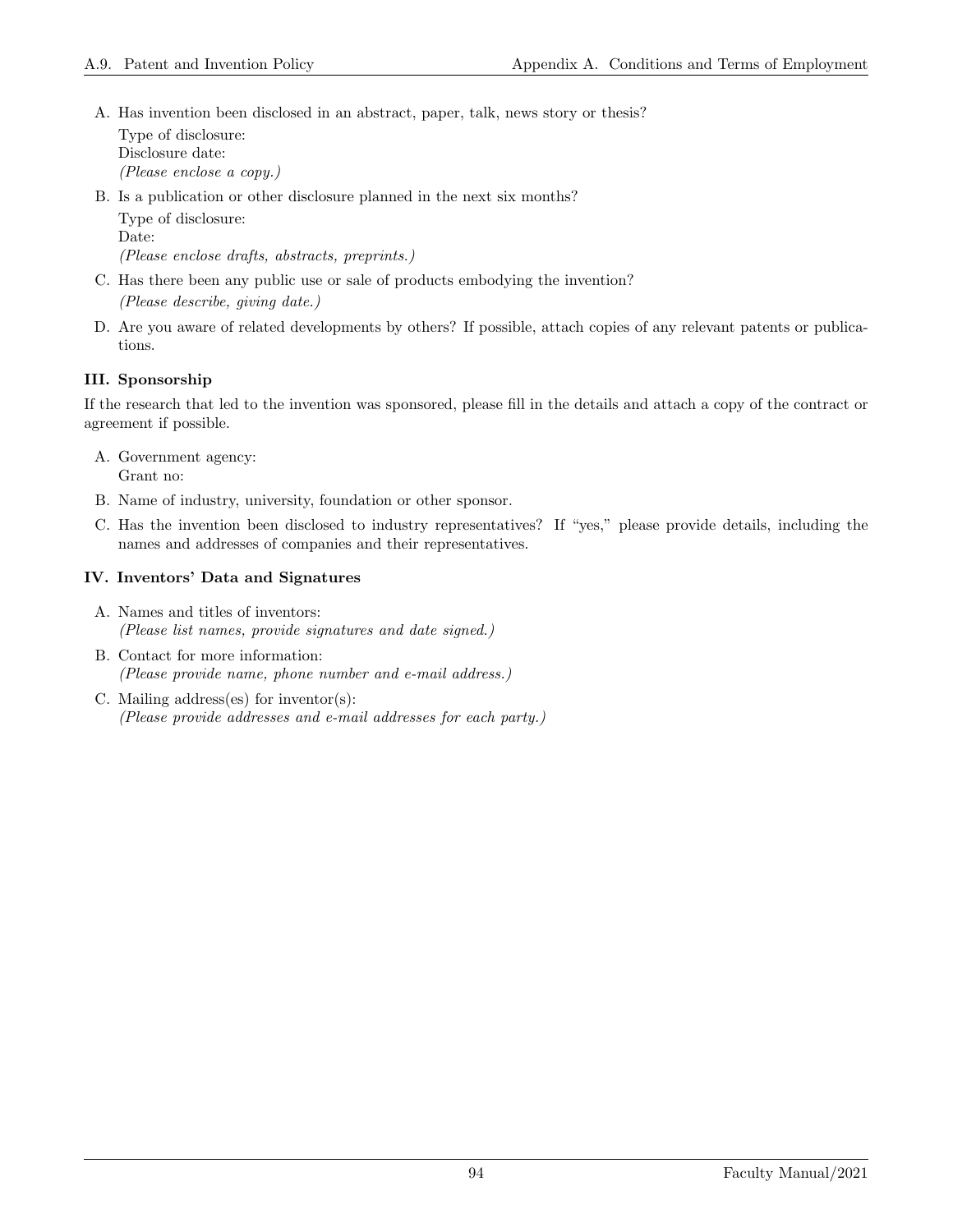A. Has invention been disclosed in an abstract, paper, talk, news story or thesis?
   Type of disclosure:
   Disclosure date:
   *(Please enclose a copy.)*

B. Is a publication or other disclosure planned in the next six months?
   Type of disclosure:
   Date:
   *(Please enclose drafts, abstracts, preprints.)*

C. Has there been any public use or sale of products embodying the invention?
   *(Please describe, giving date.)*

D. Are you aware of related developments by others? If possible, attach copies of any relevant patents or publications.

### III. Sponsorship

If the research that led to the invention was sponsored, please fill in the details and attach a copy of the contract or agreement if possible.

A. Government agency:
   Grant no:

B. Name of industry, university, foundation or other sponsor.

C. Has the invention been disclosed to industry representatives? If "yes," please provide details, including the names and addresses of companies and their representatives.

### IV. Inventors' Data and Signatures

A. Names and titles of inventors:
   *(Please list names, provide signatures and date signed.)*

B. Contact for more information:
   *(Please provide name, phone number and e-mail address.)*

C. Mailing address(es) for inventor(s):
   *(Please provide addresses and e-mail addresses for each party.)*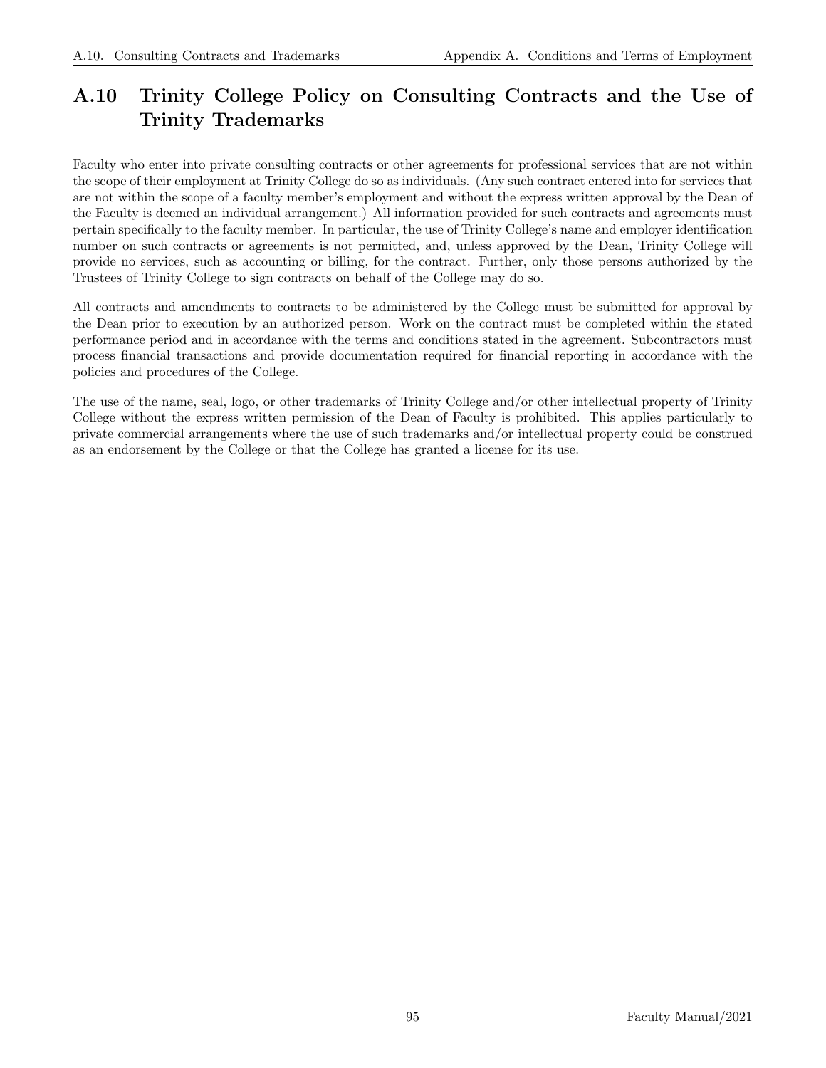## A.10 Trinity College Policy on Consulting Contracts and the Use of Trinity Trademarks

Faculty who enter into private consulting contracts or other agreements for professional services that are not within the scope of their employment at Trinity College do so as individuals. (Any such contract entered into for services that are not within the scope of a faculty member's employment and without the express written approval by the Dean of the Faculty is deemed an individual arrangement.) All information provided for such contracts and agreements must pertain specifically to the faculty member. In particular, the use of Trinity College's name and employer identification number on such contracts or agreements is not permitted, and, unless approved by the Dean, Trinity College will provide no services, such as accounting or billing, for the contract. Further, only those persons authorized by the Trustees of Trinity College to sign contracts on behalf of the College may do so.

All contracts and amendments to contracts to be administered by the College must be submitted for approval by the Dean prior to execution by an authorized person. Work on the contract must be completed within the stated performance period and in accordance with the terms and conditions stated in the agreement. Subcontractors must process financial transactions and provide documentation required for financial reporting in accordance with the policies and procedures of the College.

The use of the name, seal, logo, or other trademarks of Trinity College and/or other intellectual property of Trinity College without the express written permission of the Dean of Faculty is prohibited. This applies particularly to private commercial arrangements where the use of such trademarks and/or intellectual property could be construed as an endorsement by the College or that the College has granted a license for its use.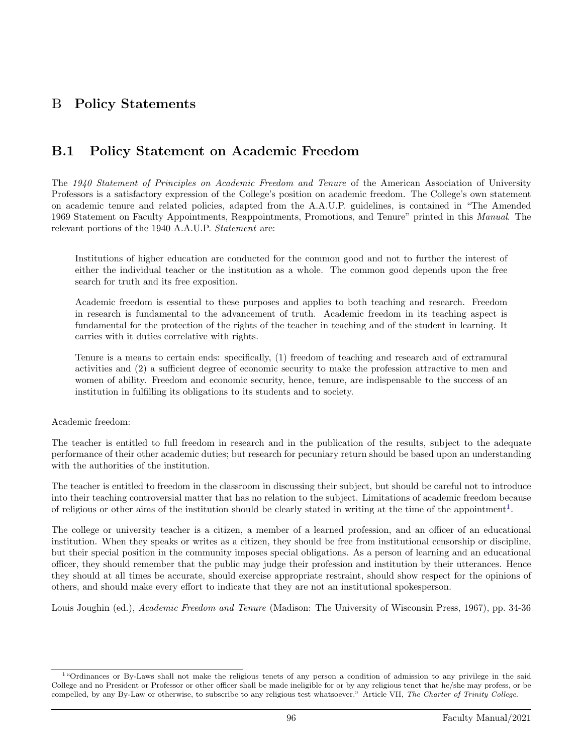# B Policy Statements

## B.1 Policy Statement on Academic Freedom

The *1940 Statement of Principles on Academic Freedom and Tenure* of the American Association of University Professors is a satisfactory expression of the College's position on academic freedom. The College's own statement on academic tenure and related policies, adapted from the A.A.U.P. guidelines, is contained in "The Amended 1969 Statement on Faculty Appointments, Reappointments, Promotions, and Tenure" printed in this *Manual*. The relevant portions of the 1940 A.A.U.P. *Statement* are:

> Institutions of higher education are conducted for the common good and not to further the interest of either the individual teacher or the institution as a whole. The common good depends upon the free search for truth and its free exposition.
>
> Academic freedom is essential to these purposes and applies to both teaching and research. Freedom in research is fundamental to the advancement of truth. Academic freedom in its teaching aspect is fundamental for the protection of the rights of the teacher in teaching and of the student in learning. It carries with it duties correlative with rights.
>
> Tenure is a means to certain ends: specifically, (1) freedom of teaching and research and of extramural activities and (2) a sufficient degree of economic security to make the profession attractive to men and women of ability. Freedom and economic security, hence, tenure, are indispensable to the success of an institution in fulfilling its obligations to its students and to society.

Academic freedom:

The teacher is entitled to full freedom in research and in the publication of the results, subject to the adequate performance of their other academic duties; but research for pecuniary return should be based upon an understanding with the authorities of the institution.

The teacher is entitled to freedom in the classroom in discussing their subject, but should be careful not to introduce into their teaching controversial matter that has no relation to the subject. Limitations of academic freedom because of religious or other aims of the institution should be clearly stated in writing at the time of the appointment[1].

The college or university teacher is a citizen, a member of a learned profession, and an officer of an educational institution. When they speaks or writes as a citizen, they should be free from institutional censorship or discipline, but their special position in the community imposes special obligations. As a person of learning and an educational officer, they should remember that the public may judge their profession and institution by their utterances. Hence they should at all times be accurate, should exercise appropriate restraint, should show respect for the opinions of others, and should make every effort to indicate that they are not an institutional spokesperson.

Louis Joughin (ed.), *Academic Freedom and Tenure* (Madison: The University of Wisconsin Press, 1967), pp. 34-36

---

[1] "Ordinances or By-Laws shall not make the religious tenets of any person a condition of admission to any privilege in the said College and no President or Professor or other officer shall be made ineligible for or by any religious tenet that he/she may profess, or be compelled, by any By-Law or otherwise, to subscribe to any religious test whatsoever." Article VII, *The Charter of Trinity College*.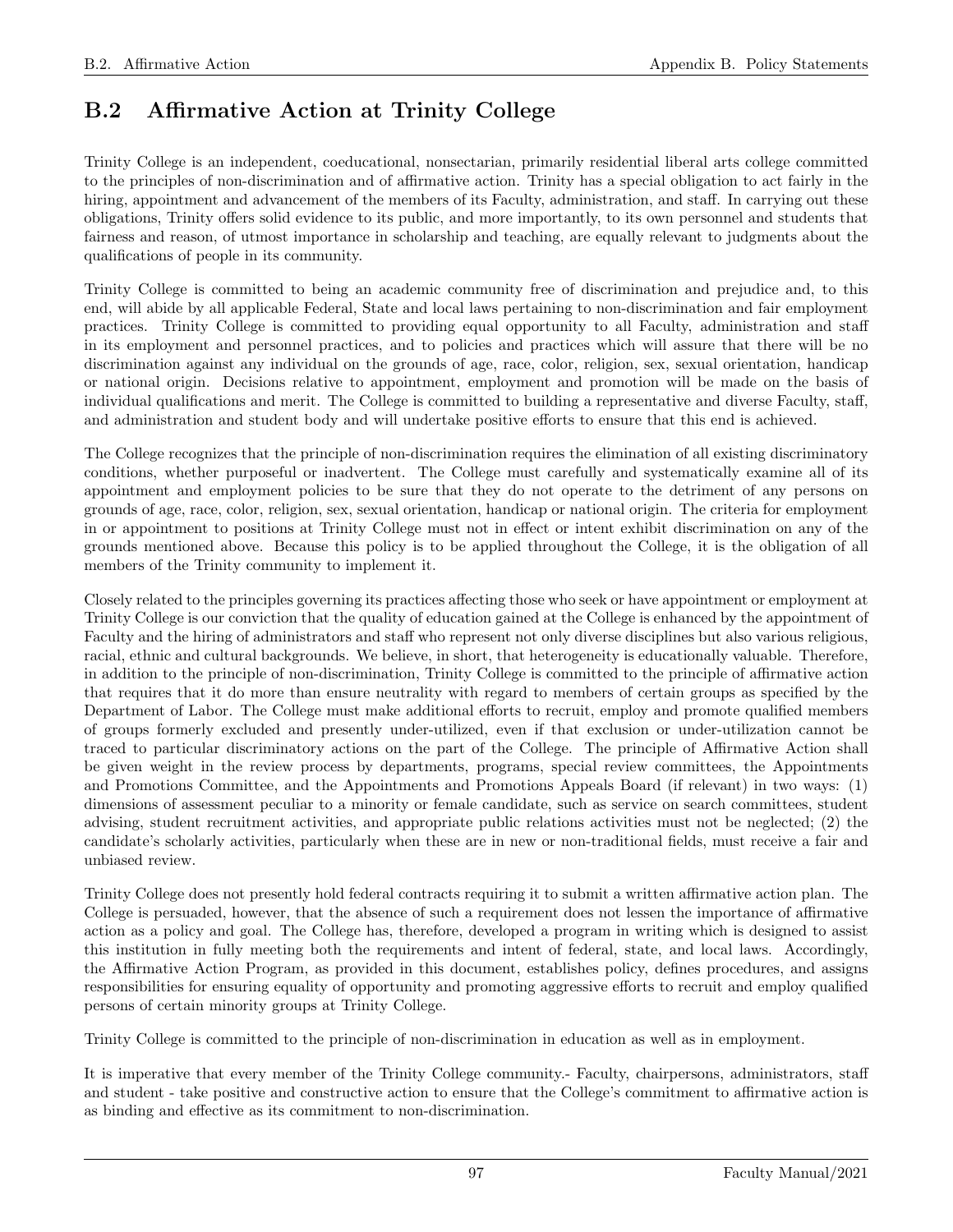## B.2 Affirmative Action at Trinity College

Trinity College is an independent, coeducational, nonsectarian, primarily residential liberal arts college committed to the principles of non-discrimination and of affirmative action. Trinity has a special obligation to act fairly in the hiring, appointment and advancement of the members of its Faculty, administration, and staff. In carrying out these obligations, Trinity offers solid evidence to its public, and more importantly, to its own personnel and students that fairness and reason, of utmost importance in scholarship and teaching, are equally relevant to judgments about the qualifications of people in its community.

Trinity College is committed to being an academic community free of discrimination and prejudice and, to this end, will abide by all applicable Federal, State and local laws pertaining to non-discrimination and fair employment practices. Trinity College is committed to providing equal opportunity to all Faculty, administration and staff in its employment and personnel practices, and to policies and practices which will assure that there will be no discrimination against any individual on the grounds of age, race, color, religion, sex, sexual orientation, handicap or national origin. Decisions relative to appointment, employment and promotion will be made on the basis of individual qualifications and merit. The College is committed to building a representative and diverse Faculty, staff, and administration and student body and will undertake positive efforts to ensure that this end is achieved.

The College recognizes that the principle of non-discrimination requires the elimination of all existing discriminatory conditions, whether purposeful or inadvertent. The College must carefully and systematically examine all of its appointment and employment policies to be sure that they do not operate to the detriment of any persons on grounds of age, race, color, religion, sex, sexual orientation, handicap or national origin. The criteria for employment in or appointment to positions at Trinity College must not in effect or intent exhibit discrimination on any of the grounds mentioned above. Because this policy is to be applied throughout the College, it is the obligation of all members of the Trinity community to implement it.

Closely related to the principles governing its practices affecting those who seek or have appointment or employment at Trinity College is our conviction that the quality of education gained at the College is enhanced by the appointment of Faculty and the hiring of administrators and staff who represent not only diverse disciplines but also various religious, racial, ethnic and cultural backgrounds. We believe, in short, that heterogeneity is educationally valuable. Therefore, in addition to the principle of non-discrimination, Trinity College is committed to the principle of affirmative action that requires that it do more than ensure neutrality with regard to members of certain groups as specified by the Department of Labor. The College must make additional efforts to recruit, employ and promote qualified members of groups formerly excluded and presently under-utilized, even if that exclusion or under-utilization cannot be traced to particular discriminatory actions on the part of the College. The principle of Affirmative Action shall be given weight in the review process by departments, programs, special review committees, the Appointments and Promotions Committee, and the Appointments and Promotions Appeals Board (if relevant) in two ways: (1) dimensions of assessment peculiar to a minority or female candidate, such as service on search committees, student advising, student recruitment activities, and appropriate public relations activities must not be neglected; (2) the candidate's scholarly activities, particularly when these are in new or non-traditional fields, must receive a fair and unbiased review.

Trinity College does not presently hold federal contracts requiring it to submit a written affirmative action plan. The College is persuaded, however, that the absence of such a requirement does not lessen the importance of affirmative action as a policy and goal. The College has, therefore, developed a program in writing which is designed to assist this institution in fully meeting both the requirements and intent of federal, state, and local laws. Accordingly, the Affirmative Action Program, as provided in this document, establishes policy, defines procedures, and assigns responsibilities for ensuring equality of opportunity and promoting aggressive efforts to recruit and employ qualified persons of certain minority groups at Trinity College.

Trinity College is committed to the principle of non-discrimination in education as well as in employment.

It is imperative that every member of the Trinity College community.- Faculty, chairpersons, administrators, staff and student - take positive and constructive action to ensure that the College's commitment to affirmative action is as binding and effective as its commitment to non-discrimination.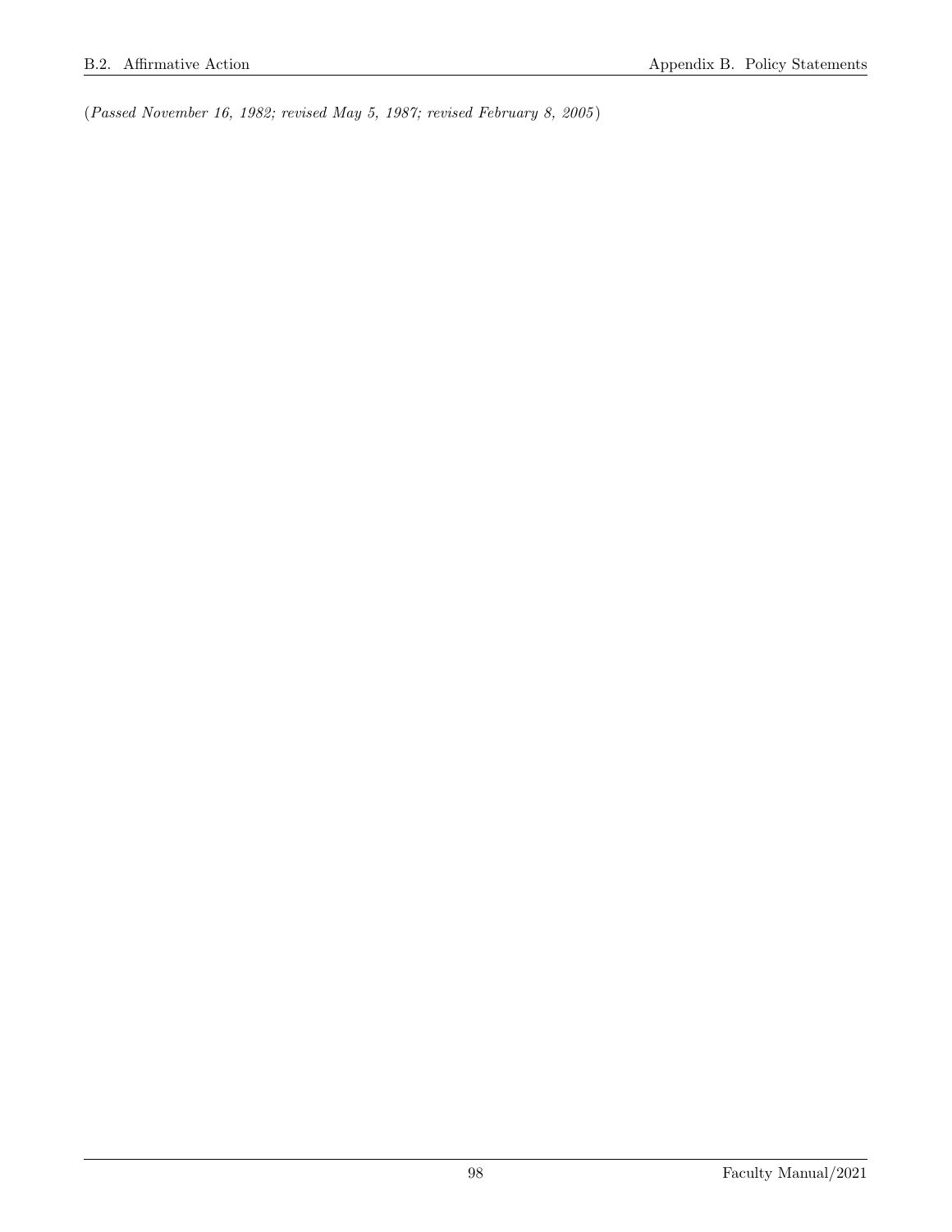*(Passed November 16, 1982; revised May 5, 1987; revised February 8, 2005)*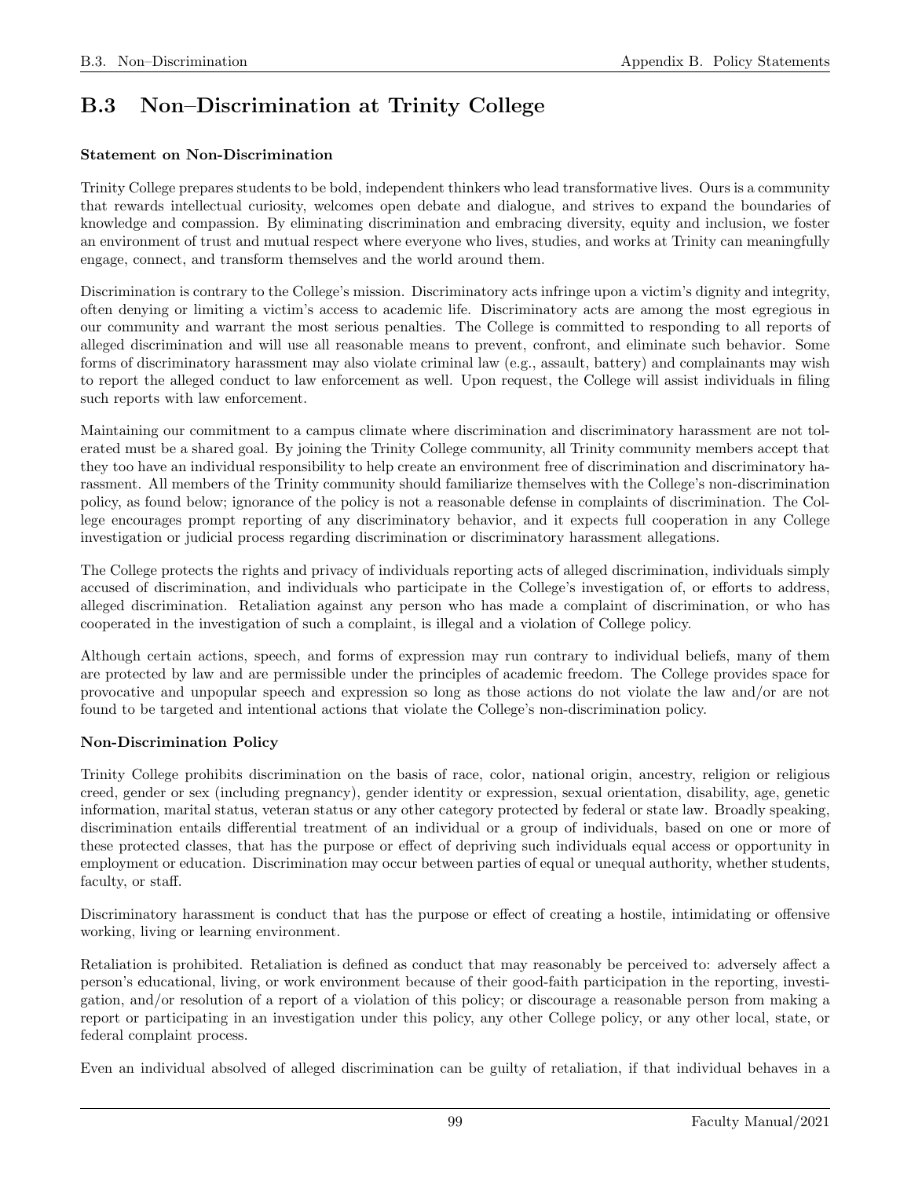## B.3 Non–Discrimination at Trinity College

**Statement on Non-Discrimination**

Trinity College prepares students to be bold, independent thinkers who lead transformative lives. Ours is a community that rewards intellectual curiosity, welcomes open debate and dialogue, and strives to expand the boundaries of knowledge and compassion. By eliminating discrimination and embracing diversity, equity and inclusion, we foster an environment of trust and mutual respect where everyone who lives, studies, and works at Trinity can meaningfully engage, connect, and transform themselves and the world around them.

Discrimination is contrary to the College's mission. Discriminatory acts infringe upon a victim's dignity and integrity, often denying or limiting a victim's access to academic life. Discriminatory acts are among the most egregious in our community and warrant the most serious penalties. The College is committed to responding to all reports of alleged discrimination and will use all reasonable means to prevent, confront, and eliminate such behavior. Some forms of discriminatory harassment may also violate criminal law (e.g., assault, battery) and complainants may wish to report the alleged conduct to law enforcement as well. Upon request, the College will assist individuals in filing such reports with law enforcement.

Maintaining our commitment to a campus climate where discrimination and discriminatory harassment are not tolerated must be a shared goal. By joining the Trinity College community, all Trinity community members accept that they too have an individual responsibility to help create an environment free of discrimination and discriminatory harassment. All members of the Trinity community should familiarize themselves with the College's non-discrimination policy, as found below; ignorance of the policy is not a reasonable defense in complaints of discrimination. The College encourages prompt reporting of any discriminatory behavior, and it expects full cooperation in any College investigation or judicial process regarding discrimination or discriminatory harassment allegations.

The College protects the rights and privacy of individuals reporting acts of alleged discrimination, individuals simply accused of discrimination, and individuals who participate in the College's investigation of, or efforts to address, alleged discrimination. Retaliation against any person who has made a complaint of discrimination, or who has cooperated in the investigation of such a complaint, is illegal and a violation of College policy.

Although certain actions, speech, and forms of expression may run contrary to individual beliefs, many of them are protected by law and are permissible under the principles of academic freedom. The College provides space for provocative and unpopular speech and expression so long as those actions do not violate the law and/or are not found to be targeted and intentional actions that violate the College's non-discrimination policy.

**Non-Discrimination Policy**

Trinity College prohibits discrimination on the basis of race, color, national origin, ancestry, religion or religious creed, gender or sex (including pregnancy), gender identity or expression, sexual orientation, disability, age, genetic information, marital status, veteran status or any other category protected by federal or state law. Broadly speaking, discrimination entails differential treatment of an individual or a group of individuals, based on one or more of these protected classes, that has the purpose or effect of depriving such individuals equal access or opportunity in employment or education. Discrimination may occur between parties of equal or unequal authority, whether students, faculty, or staff.

Discriminatory harassment is conduct that has the purpose or effect of creating a hostile, intimidating or offensive working, living or learning environment.

Retaliation is prohibited. Retaliation is defined as conduct that may reasonably be perceived to: adversely affect a person's educational, living, or work environment because of their good-faith participation in the reporting, investigation, and/or resolution of a report of a violation of this policy; or discourage a reasonable person from making a report or participating in an investigation under this policy, any other College policy, or any other local, state, or federal complaint process.

Even an individual absolved of alleged discrimination can be guilty of retaliation, if that individual behaves in a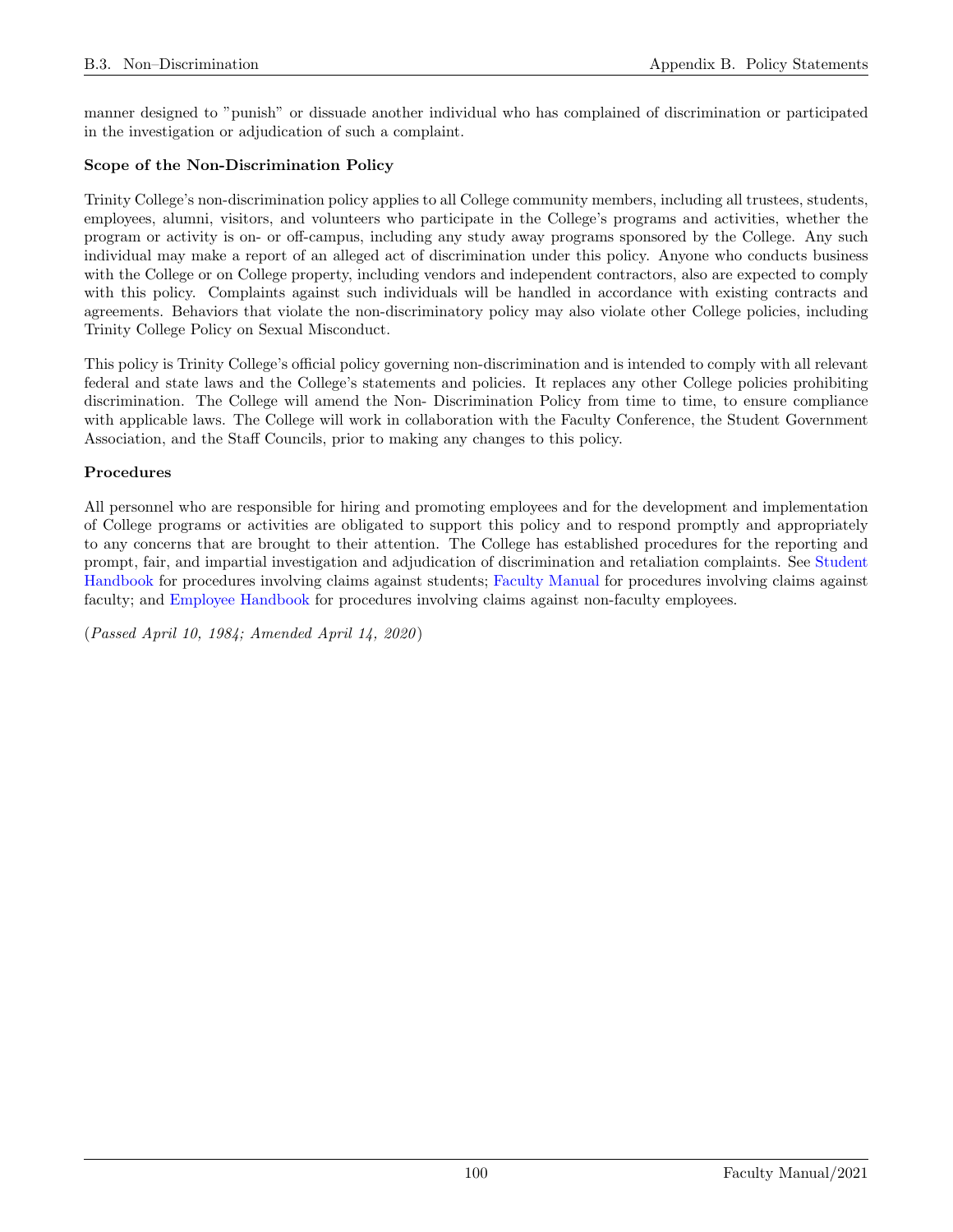manner designed to "punish" or dissuade another individual who has complained of discrimination or participated in the investigation or adjudication of such a complaint.

**Scope of the Non-Discrimination Policy**

Trinity College's non-discrimination policy applies to all College community members, including all trustees, students, employees, alumni, visitors, and volunteers who participate in the College's programs and activities, whether the program or activity is on- or off-campus, including any study away programs sponsored by the College. Any such individual may make a report of an alleged act of discrimination under this policy. Anyone who conducts business with the College or on College property, including vendors and independent contractors, also are expected to comply with this policy. Complaints against such individuals will be handled in accordance with existing contracts and agreements. Behaviors that violate the non-discriminatory policy may also violate other College policies, including Trinity College Policy on Sexual Misconduct.

This policy is Trinity College's official policy governing non-discrimination and is intended to comply with all relevant federal and state laws and the College's statements and policies. It replaces any other College policies prohibiting discrimination. The College will amend the Non- Discrimination Policy from time to time, to ensure compliance with applicable laws. The College will work in collaboration with the Faculty Conference, the Student Government Association, and the Staff Councils, prior to making any changes to this policy.

**Procedures**

All personnel who are responsible for hiring and promoting employees and for the development and implementation of College programs or activities are obligated to support this policy and to respond promptly and appropriately to any concerns that are brought to their attention. The College has established procedures for the reporting and prompt, fair, and impartial investigation and adjudication of discrimination and retaliation complaints. See Student Handbook for procedures involving claims against students; Faculty Manual for procedures involving claims against faculty; and Employee Handbook for procedures involving claims against non-faculty employees.

(*Passed April 10, 1984; Amended April 14, 2020*)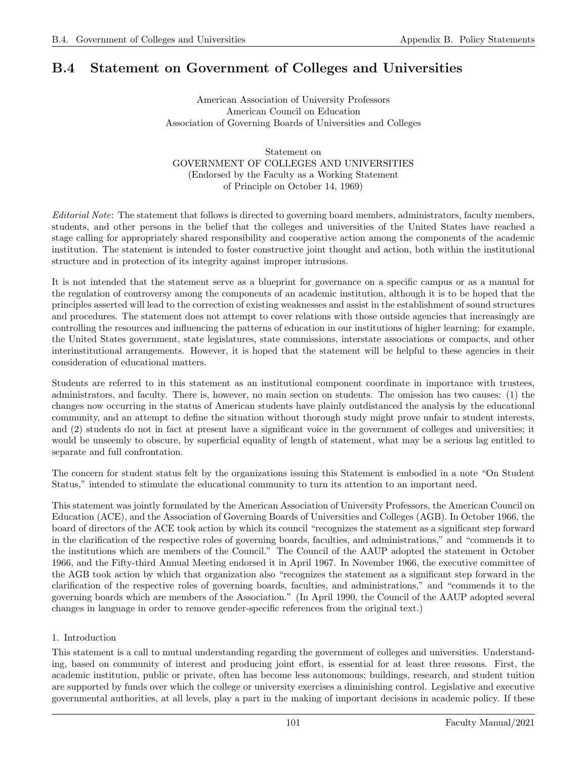## B.4 Statement on Government of Colleges and Universities

American Association of University Professors
American Council on Education
Association of Governing Boards of Universities and Colleges

Statement on
GOVERNMENT OF COLLEGES AND UNIVERSITIES
(Endorsed by the Faculty as a Working Statement
of Principle on October 14, 1969)

*Editorial Note*: The statement that follows is directed to governing board members, administrators, faculty members, students, and other persons in the belief that the colleges and universities of the United States have reached a stage calling for appropriately shared responsibility and cooperative action among the components of the academic institution. The statement is intended to foster constructive joint thought and action, both within the institutional structure and in protection of its integrity against improper intrusions.

It is not intended that the statement serve as a blueprint for governance on a specific campus or as a manual for the regulation of controversy among the components of an academic institution, although it is to be hoped that the principles asserted will lead to the correction of existing weaknesses and assist in the establishment of sound structures and procedures. The statement does not attempt to cover relations with those outside agencies that increasingly are controlling the resources and influencing the patterns of education in our institutions of higher learning: for example, the United States government, state legislatures, state commissions, interstate associations or compacts, and other interinstitutional arrangements. However, it is hoped that the statement will be helpful to these agencies in their consideration of educational matters.

Students are referred to in this statement as an institutional component coordinate in importance with trustees, administrators, and faculty. There is, however, no main section on students. The omission has two causes: (1) the changes now occurring in the status of American students have plainly outdistanced the analysis by the educational community, and an attempt to define the situation without thorough study might prove unfair to student interests, and (2) students do not in fact at present have a significant voice in the government of colleges and universities; it would be unseemly to obscure, by superficial equality of length of statement, what may be a serious lag entitled to separate and full confrontation.

The concern for student status felt by the organizations issuing this Statement is embodied in a note "On Student Status," intended to stimulate the educational community to turn its attention to an important need.

This statement was jointly formulated by the American Association of University Professors, the American Council on Education (ACE), and the Association of Governing Boards of Universities and Colleges (AGB). In October 1966, the board of directors of the ACE took action by which its council "recognizes the statement as a significant step forward in the clarification of the respective roles of governing boards, faculties, and administrations," and "commends it to the institutions which are members of the Council." The Council of the AAUP adopted the statement in October 1966, and the Fifty-third Annual Meeting endorsed it in April 1967. In November 1966, the executive committee of the AGB took action by which that organization also "recognizes the statement as a significant step forward in the clarification of the respective roles of governing boards, faculties, and administrations," and "commends it to the governing boards which are members of the Association." (In April 1990, the Council of the AAUP adopted several changes in language in order to remove gender-specific references from the original text.)

1. Introduction

This statement is a call to mutual understanding regarding the government of colleges and universities. Understanding, based on community of interest and producing joint effort, is essential for at least three reasons. First, the academic institution, public or private, often has become less autonomous; buildings, research, and student tuition are supported by funds over which the college or university exercises a diminishing control. Legislative and executive governmental authorities, at all levels, play a part in the making of important decisions in academic policy. If these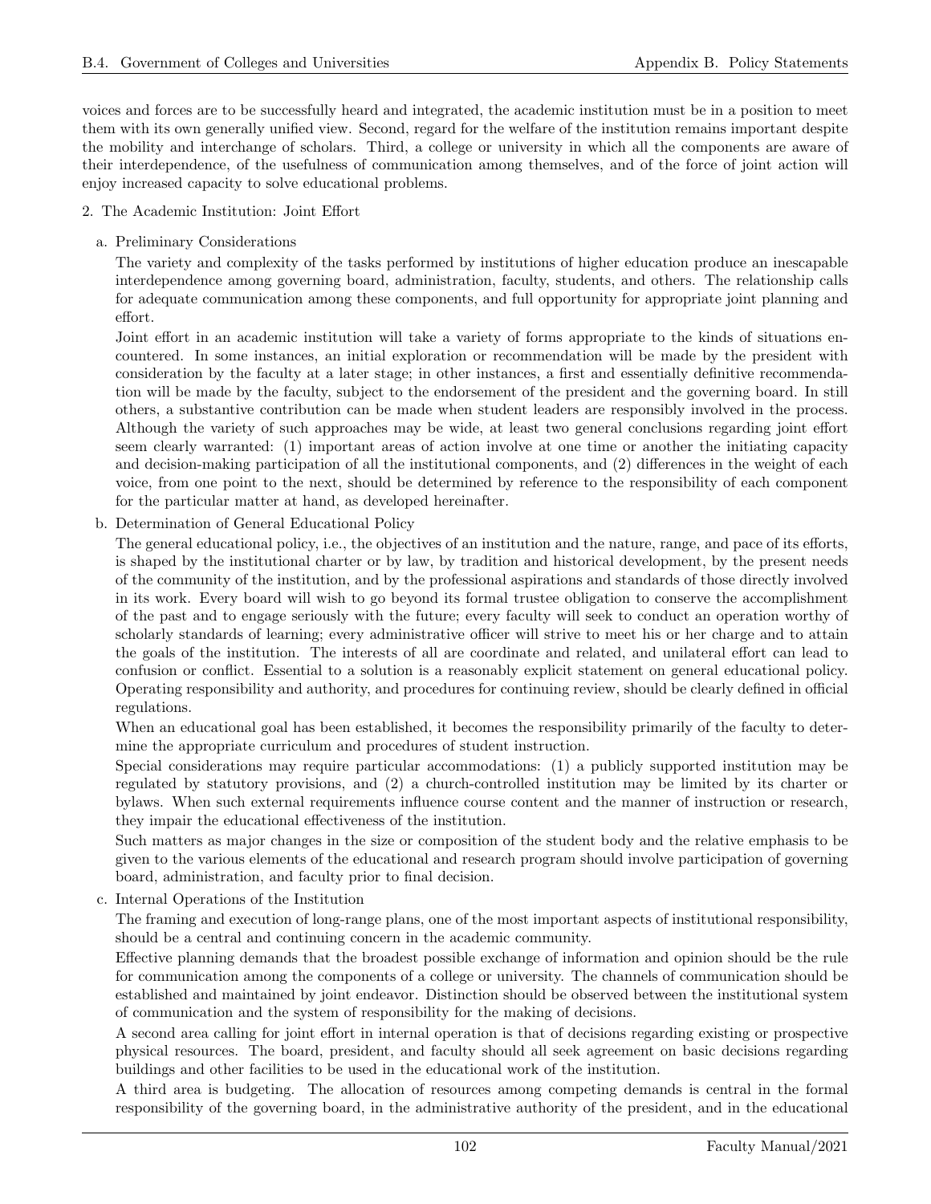voices and forces are to be successfully heard and integrated, the academic institution must be in a position to meet them with its own generally unified view. Second, regard for the welfare of the institution remains important despite the mobility and interchange of scholars. Third, a college or university in which all the components are aware of their interdependence, of the usefulness of communication among themselves, and of the force of joint action will enjoy increased capacity to solve educational problems.

2. The Academic Institution: Joint Effort

   a. Preliminary Considerations

      The variety and complexity of the tasks performed by institutions of higher education produce an inescapable interdependence among governing board, administration, faculty, students, and others. The relationship calls for adequate communication among these components, and full opportunity for appropriate joint planning and effort.

      Joint effort in an academic institution will take a variety of forms appropriate to the kinds of situations encountered. In some instances, an initial exploration or recommendation will be made by the president with consideration by the faculty at a later stage; in other instances, a first and essentially definitive recommendation will be made by the faculty, subject to the endorsement of the president and the governing board. In still others, a substantive contribution can be made when student leaders are responsibly involved in the process. Although the variety of such approaches may be wide, at least two general conclusions regarding joint effort seem clearly warranted: (1) important areas of action involve at one time or another the initiating capacity and decision-making participation of all the institutional components, and (2) differences in the weight of each voice, from one point to the next, should be determined by reference to the responsibility of each component for the particular matter at hand, as developed hereinafter.

   b. Determination of General Educational Policy

      The general educational policy, i.e., the objectives of an institution and the nature, range, and pace of its efforts, is shaped by the institutional charter or by law, by tradition and historical development, by the present needs of the community of the institution, and by the professional aspirations and standards of those directly involved in its work. Every board will wish to go beyond its formal trustee obligation to conserve the accomplishment of the past and to engage seriously with the future; every faculty will seek to conduct an operation worthy of scholarly standards of learning; every administrative officer will strive to meet his or her charge and to attain the goals of the institution. The interests of all are coordinate and related, and unilateral effort can lead to confusion or conflict. Essential to a solution is a reasonably explicit statement on general educational policy. Operating responsibility and authority, and procedures for continuing review, should be clearly defined in official regulations.

      When an educational goal has been established, it becomes the responsibility primarily of the faculty to determine the appropriate curriculum and procedures of student instruction.

      Special considerations may require particular accommodations: (1) a publicly supported institution may be regulated by statutory provisions, and (2) a church-controlled institution may be limited by its charter or bylaws. When such external requirements influence course content and the manner of instruction or research, they impair the educational effectiveness of the institution.

      Such matters as major changes in the size or composition of the student body and the relative emphasis to be given to the various elements of the educational and research program should involve participation of governing board, administration, and faculty prior to final decision.

   c. Internal Operations of the Institution

      The framing and execution of long-range plans, one of the most important aspects of institutional responsibility, should be a central and continuing concern in the academic community.

      Effective planning demands that the broadest possible exchange of information and opinion should be the rule for communication among the components of a college or university. The channels of communication should be established and maintained by joint endeavor. Distinction should be observed between the institutional system of communication and the system of responsibility for the making of decisions.

      A second area calling for joint effort in internal operation is that of decisions regarding existing or prospective physical resources. The board, president, and faculty should all seek agreement on basic decisions regarding buildings and other facilities to be used in the educational work of the institution.

      A third area is budgeting. The allocation of resources among competing demands is central in the formal responsibility of the governing board, in the administrative authority of the president, and in the educational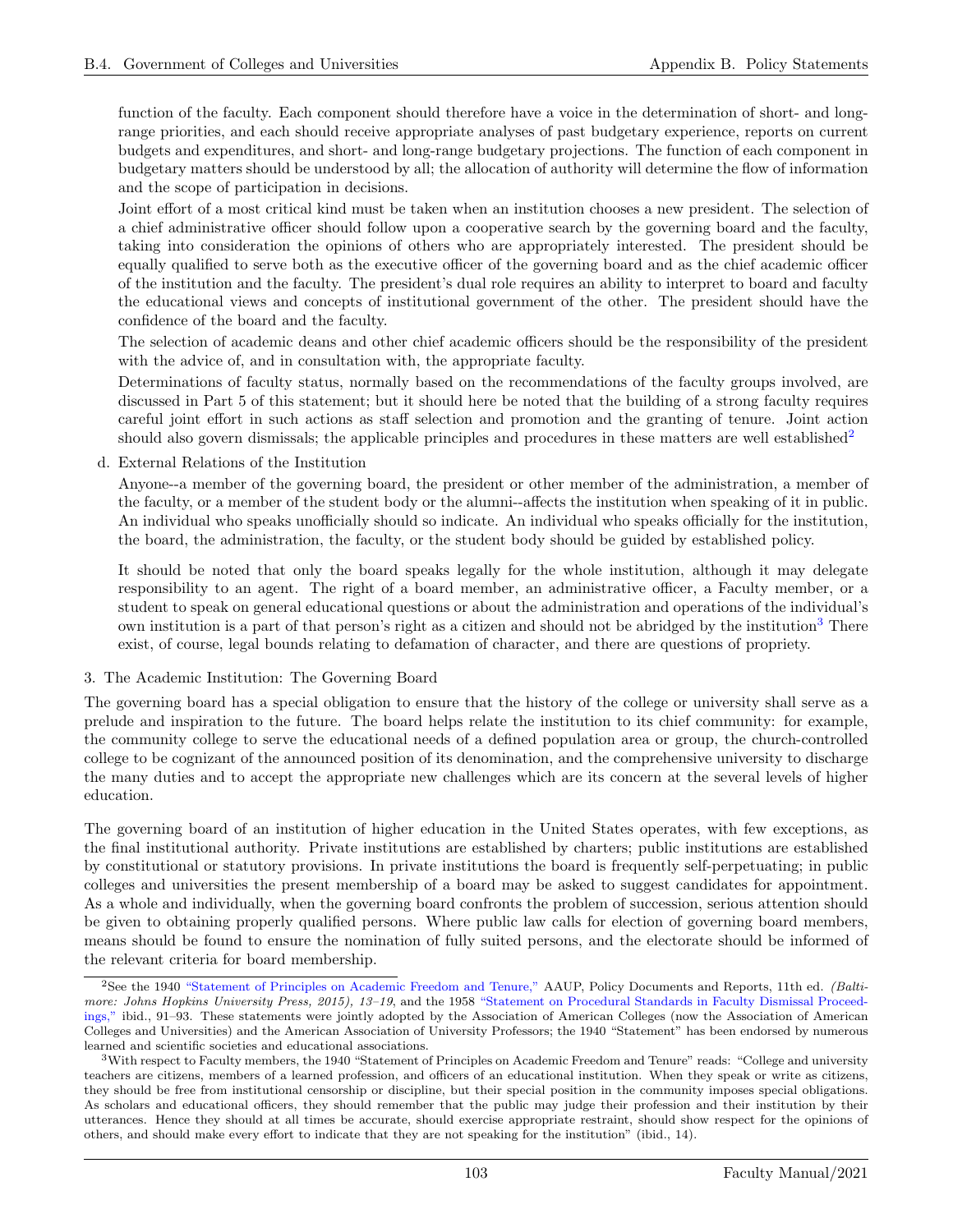function of the faculty. Each component should therefore have a voice in the determination of short- and long-range priorities, and each should receive appropriate analyses of past budgetary experience, reports on current budgets and expenditures, and short- and long-range budgetary projections. The function of each component in budgetary matters should be understood by all; the allocation of authority will determine the flow of information and the scope of participation in decisions.

Joint effort of a most critical kind must be taken when an institution chooses a new president. The selection of a chief administrative officer should follow upon a cooperative search by the governing board and the faculty, taking into consideration the opinions of others who are appropriately interested. The president should be equally qualified to serve both as the executive officer of the governing board and as the chief academic officer of the institution and the faculty. The president's dual role requires an ability to interpret to board and faculty the educational views and concepts of institutional government of the other. The president should have the confidence of the board and the faculty.

The selection of academic deans and other chief academic officers should be the responsibility of the president with the advice of, and in consultation with, the appropriate faculty.

Determinations of faculty status, normally based on the recommendations of the faculty groups involved, are discussed in Part 5 of this statement; but it should here be noted that the building of a strong faculty requires careful joint effort in such actions as staff selection and promotion and the granting of tenure. Joint action should also govern dismissals; the applicable principles and procedures in these matters are well established[2]

d. External Relations of the Institution

Anyone--a member of the governing board, the president or other member of the administration, a member of the faculty, or a member of the student body or the alumni--affects the institution when speaking of it in public. An individual who speaks unofficially should so indicate. An individual who speaks officially for the institution, the board, the administration, the faculty, or the student body should be guided by established policy.

It should be noted that only the board speaks legally for the whole institution, although it may delegate responsibility to an agent. The right of a board member, an administrative officer, a Faculty member, or a student to speak on general educational questions or about the administration and operations of the individual's own institution is a part of that person's right as a citizen and should not be abridged by the institution[3] There exist, of course, legal bounds relating to defamation of character, and there are questions of propriety.

3. The Academic Institution: The Governing Board

The governing board has a special obligation to ensure that the history of the college or university shall serve as a prelude and inspiration to the future. The board helps relate the institution to its chief community: for example, the community college to serve the educational needs of a defined population area or group, the church-controlled college to be cognizant of the announced position of its denomination, and the comprehensive university to discharge the many duties and to accept the appropriate new challenges which are its concern at the several levels of higher education.

The governing board of an institution of higher education in the United States operates, with few exceptions, as the final institutional authority. Private institutions are established by charters; public institutions are established by constitutional or statutory provisions. In private institutions the board is frequently self-perpetuating; in public colleges and universities the present membership of a board may be asked to suggest candidates for appointment. As a whole and individually, when the governing board confronts the problem of succession, serious attention should be given to obtaining properly qualified persons. Where public law calls for election of governing board members, means should be found to ensure the nomination of fully suited persons, and the electorate should be informed of the relevant criteria for board membership.

---

[2] See the 1940 "Statement of Principles on Academic Freedom and Tenure," AAUP, Policy Documents and Reports, 11th ed. *(Baltimore: Johns Hopkins University Press, 2015), 13–19*, and the 1958 "Statement on Procedural Standards in Faculty Dismissal Proceedings," ibid., 91–93. These statements were jointly adopted by the Association of American Colleges (now the Association of American Colleges and Universities) and the American Association of University Professors; the 1940 "Statement" has been endorsed by numerous learned and scientific societies and educational associations.

[3] With respect to Faculty members, the 1940 "Statement of Principles on Academic Freedom and Tenure" reads: "College and university teachers are citizens, members of a learned profession, and officers of an educational institution. When they speak or write as citizens, they should be free from institutional censorship or discipline, but their special position in the community imposes special obligations. As scholars and educational officers, they should remember that the public may judge their profession and their institution by their utterances. Hence they should at all times be accurate, should exercise appropriate restraint, should show respect for the opinions of others, and should make every effort to indicate that they are not speaking for the institution" (ibid., 14).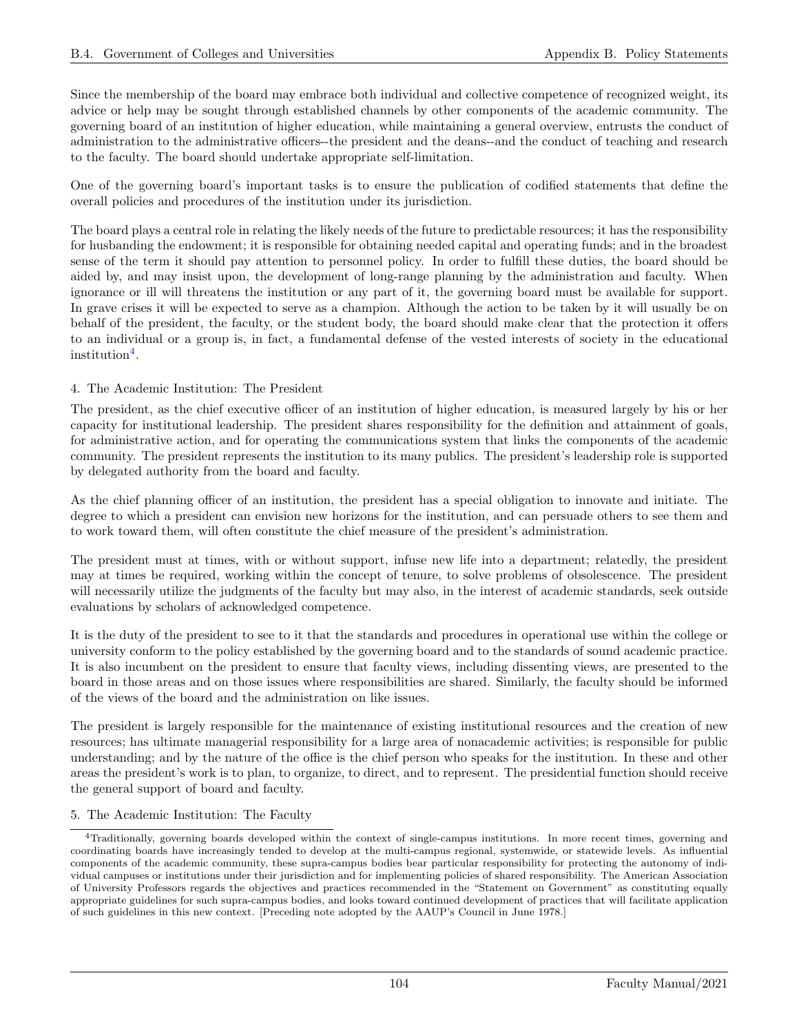Since the membership of the board may embrace both individual and collective competence of recognized weight, its advice or help may be sought through established channels by other components of the academic community. The governing board of an institution of higher education, while maintaining a general overview, entrusts the conduct of administration to the administrative officers--the president and the deans--and the conduct of teaching and research to the faculty. The board should undertake appropriate self-limitation.

One of the governing board's important tasks is to ensure the publication of codified statements that define the overall policies and procedures of the institution under its jurisdiction.

The board plays a central role in relating the likely needs of the future to predictable resources; it has the responsibility for husbanding the endowment; it is responsible for obtaining needed capital and operating funds; and in the broadest sense of the term it should pay attention to personnel policy. In order to fulfill these duties, the board should be aided by, and may insist upon, the development of long-range planning by the administration and faculty. When ignorance or ill will threatens the institution or any part of it, the governing board must be available for support. In grave crises it will be expected to serve as a champion. Although the action to be taken by it will usually be on behalf of the president, the faculty, or the student body, the board should make clear that the protection it offers to an individual or a group is, in fact, a fundamental defense of the vested interests of society in the educational institution[4].

4. The Academic Institution: The President

The president, as the chief executive officer of an institution of higher education, is measured largely by his or her capacity for institutional leadership. The president shares responsibility for the definition and attainment of goals, for administrative action, and for operating the communications system that links the components of the academic community. The president represents the institution to its many publics. The president's leadership role is supported by delegated authority from the board and faculty.

As the chief planning officer of an institution, the president has a special obligation to innovate and initiate. The degree to which a president can envision new horizons for the institution, and can persuade others to see them and to work toward them, will often constitute the chief measure of the president's administration.

The president must at times, with or without support, infuse new life into a department; relatedly, the president may at times be required, working within the concept of tenure, to solve problems of obsolescence. The president will necessarily utilize the judgments of the faculty but may also, in the interest of academic standards, seek outside evaluations by scholars of acknowledged competence.

It is the duty of the president to see to it that the standards and procedures in operational use within the college or university conform to the policy established by the governing board and to the standards of sound academic practice. It is also incumbent on the president to ensure that faculty views, including dissenting views, are presented to the board in those areas and on those issues where responsibilities are shared. Similarly, the faculty should be informed of the views of the board and the administration on like issues.

The president is largely responsible for the maintenance of existing institutional resources and the creation of new resources; has ultimate managerial responsibility for a large area of nonacademic activities; is responsible for public understanding; and by the nature of the office is the chief person who speaks for the institution. In these and other areas the president's work is to plan, to organize, to direct, and to represent. The presidential function should receive the general support of board and faculty.

5. The Academic Institution: The Faculty

[4]Traditionally, governing boards developed within the context of single-campus institutions. In more recent times, governing and coordinating boards have increasingly tended to develop at the multi-campus regional, systemwide, or statewide levels. As influential components of the academic community, these supra-campus bodies bear particular responsibility for protecting the autonomy of individual campuses or institutions under their jurisdiction and for implementing policies of shared responsibility. The American Association of University Professors regards the objectives and practices recommended in the "Statement on Government" as constituting equally appropriate guidelines for such supra-campus bodies, and looks toward continued development of practices that will facilitate application of such guidelines in this new context. [Preceding note adopted by the AAUP's Council in June 1978.]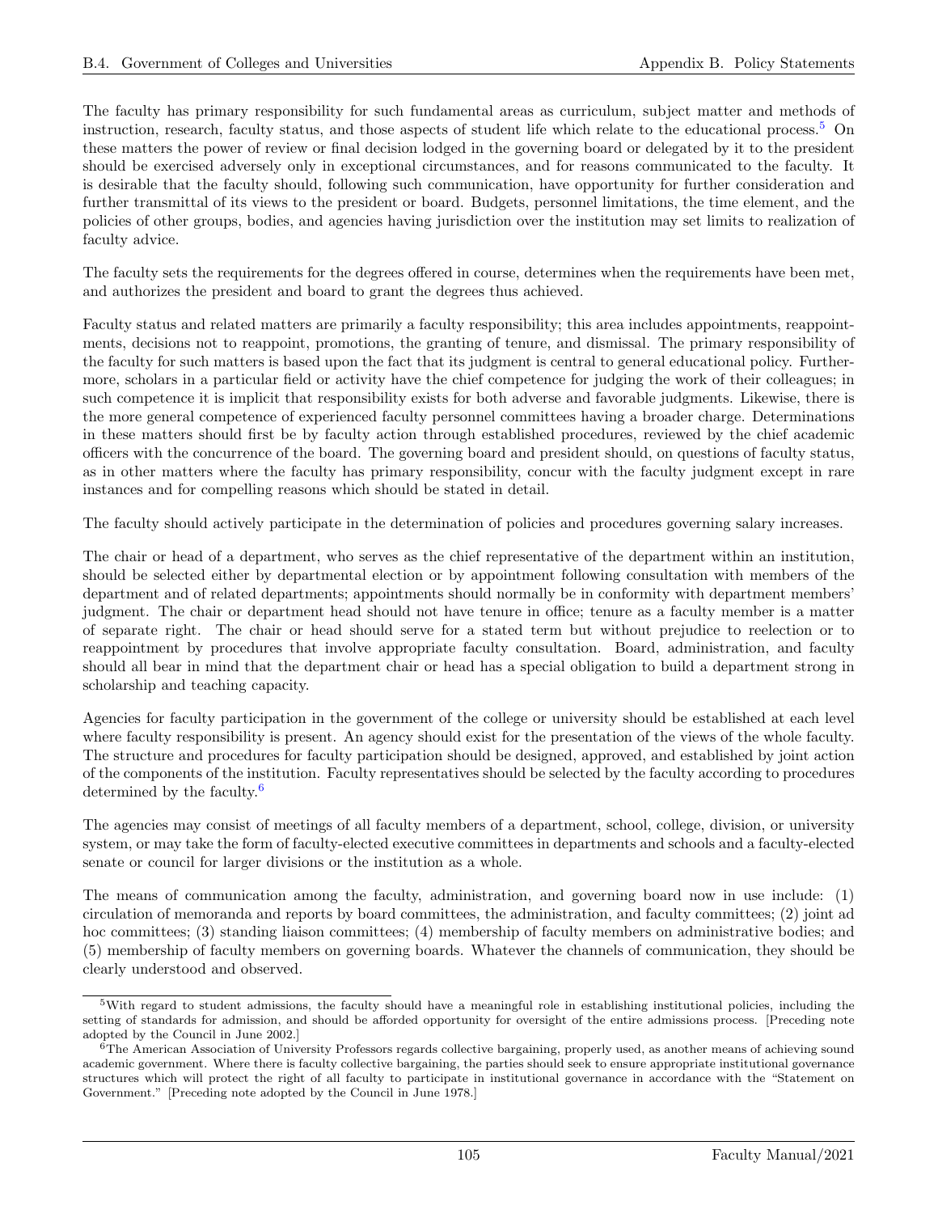The faculty has primary responsibility for such fundamental areas as curriculum, subject matter and methods of instruction, research, faculty status, and those aspects of student life which relate to the educational process.[5] On these matters the power of review or final decision lodged in the governing board or delegated by it to the president should be exercised adversely only in exceptional circumstances, and for reasons communicated to the faculty. It is desirable that the faculty should, following such communication, have opportunity for further consideration and further transmittal of its views to the president or board. Budgets, personnel limitations, the time element, and the policies of other groups, bodies, and agencies having jurisdiction over the institution may set limits to realization of faculty advice.

The faculty sets the requirements for the degrees offered in course, determines when the requirements have been met, and authorizes the president and board to grant the degrees thus achieved.

Faculty status and related matters are primarily a faculty responsibility; this area includes appointments, reappointments, decisions not to reappoint, promotions, the granting of tenure, and dismissal. The primary responsibility of the faculty for such matters is based upon the fact that its judgment is central to general educational policy. Furthermore, scholars in a particular field or activity have the chief competence for judging the work of their colleagues; in such competence it is implicit that responsibility exists for both adverse and favorable judgments. Likewise, there is the more general competence of experienced faculty personnel committees having a broader charge. Determinations in these matters should first be by faculty action through established procedures, reviewed by the chief academic officers with the concurrence of the board. The governing board and president should, on questions of faculty status, as in other matters where the faculty has primary responsibility, concur with the faculty judgment except in rare instances and for compelling reasons which should be stated in detail.

The faculty should actively participate in the determination of policies and procedures governing salary increases.

The chair or head of a department, who serves as the chief representative of the department within an institution, should be selected either by departmental election or by appointment following consultation with members of the department and of related departments; appointments should normally be in conformity with department members' judgment. The chair or department head should not have tenure in office; tenure as a faculty member is a matter of separate right. The chair or head should serve for a stated term but without prejudice to reelection or to reappointment by procedures that involve appropriate faculty consultation. Board, administration, and faculty should all bear in mind that the department chair or head has a special obligation to build a department strong in scholarship and teaching capacity.

Agencies for faculty participation in the government of the college or university should be established at each level where faculty responsibility is present. An agency should exist for the presentation of the views of the whole faculty. The structure and procedures for faculty participation should be designed, approved, and established by joint action of the components of the institution. Faculty representatives should be selected by the faculty according to procedures determined by the faculty.[6]

The agencies may consist of meetings of all faculty members of a department, school, college, division, or university system, or may take the form of faculty-elected executive committees in departments and schools and a faculty-elected senate or council for larger divisions or the institution as a whole.

The means of communication among the faculty, administration, and governing board now in use include: (1) circulation of memoranda and reports by board committees, the administration, and faculty committees; (2) joint ad hoc committees; (3) standing liaison committees; (4) membership of faculty members on administrative bodies; and (5) membership of faculty members on governing boards. Whatever the channels of communication, they should be clearly understood and observed.

---

[5] With regard to student admissions, the faculty should have a meaningful role in establishing institutional policies, including the setting of standards for admission, and should be afforded opportunity for oversight of the entire admissions process. [Preceding note adopted by the Council in June 2002.]

[6] The American Association of University Professors regards collective bargaining, properly used, as another means of achieving sound academic government. Where there is faculty collective bargaining, the parties should seek to ensure appropriate institutional governance structures which will protect the right of all faculty to participate in institutional governance in accordance with the "Statement on Government." [Preceding note adopted by the Council in June 1978.]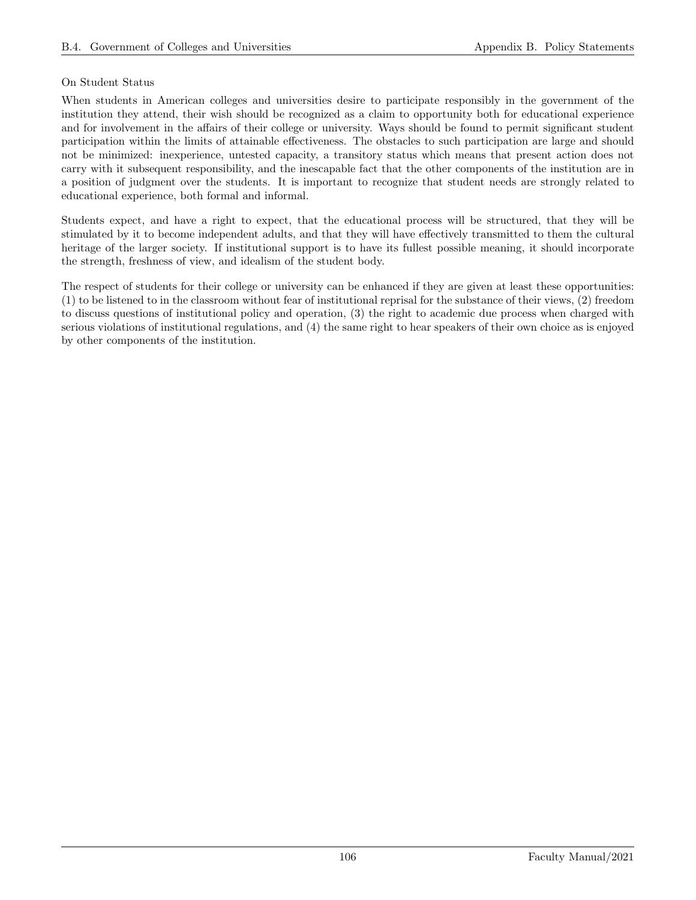On Student Status

When students in American colleges and universities desire to participate responsibly in the government of the institution they attend, their wish should be recognized as a claim to opportunity both for educational experience and for involvement in the affairs of their college or university. Ways should be found to permit significant student participation within the limits of attainable effectiveness. The obstacles to such participation are large and should not be minimized: inexperience, untested capacity, a transitory status which means that present action does not carry with it subsequent responsibility, and the inescapable fact that the other components of the institution are in a position of judgment over the students. It is important to recognize that student needs are strongly related to educational experience, both formal and informal.

Students expect, and have a right to expect, that the educational process will be structured, that they will be stimulated by it to become independent adults, and that they will have effectively transmitted to them the cultural heritage of the larger society. If institutional support is to have its fullest possible meaning, it should incorporate the strength, freshness of view, and idealism of the student body.

The respect of students for their college or university can be enhanced if they are given at least these opportunities: (1) to be listened to in the classroom without fear of institutional reprisal for the substance of their views, (2) freedom to discuss questions of institutional policy and operation, (3) the right to academic due process when charged with serious violations of institutional regulations, and (4) the same right to hear speakers of their own choice as is enjoyed by other components of the institution.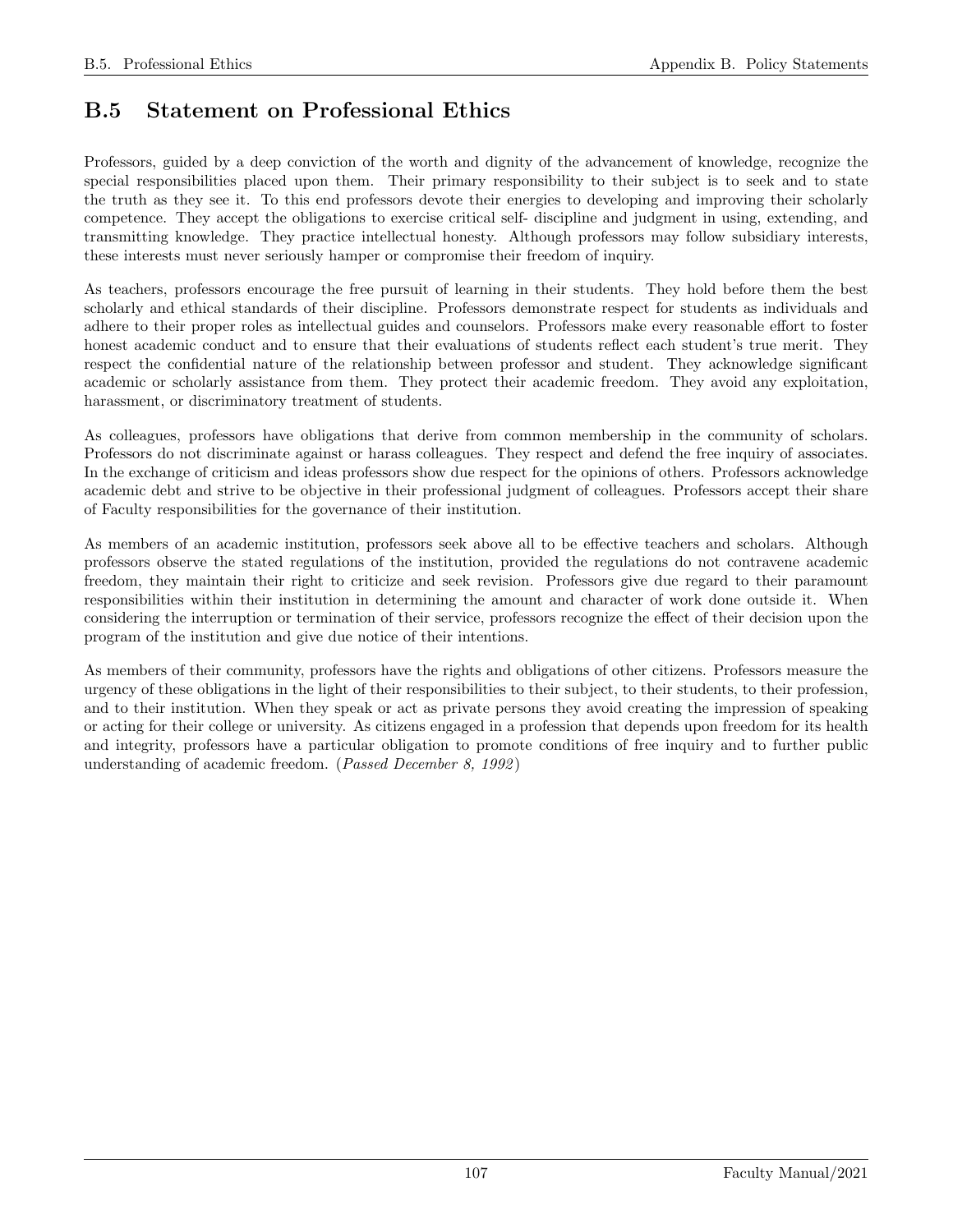## B.5 Statement on Professional Ethics

Professors, guided by a deep conviction of the worth and dignity of the advancement of knowledge, recognize the special responsibilities placed upon them. Their primary responsibility to their subject is to seek and to state the truth as they see it. To this end professors devote their energies to developing and improving their scholarly competence. They accept the obligations to exercise critical self- discipline and judgment in using, extending, and transmitting knowledge. They practice intellectual honesty. Although professors may follow subsidiary interests, these interests must never seriously hamper or compromise their freedom of inquiry.

As teachers, professors encourage the free pursuit of learning in their students. They hold before them the best scholarly and ethical standards of their discipline. Professors demonstrate respect for students as individuals and adhere to their proper roles as intellectual guides and counselors. Professors make every reasonable effort to foster honest academic conduct and to ensure that their evaluations of students reflect each student's true merit. They respect the confidential nature of the relationship between professor and student. They acknowledge significant academic or scholarly assistance from them. They protect their academic freedom. They avoid any exploitation, harassment, or discriminatory treatment of students.

As colleagues, professors have obligations that derive from common membership in the community of scholars. Professors do not discriminate against or harass colleagues. They respect and defend the free inquiry of associates. In the exchange of criticism and ideas professors show due respect for the opinions of others. Professors acknowledge academic debt and strive to be objective in their professional judgment of colleagues. Professors accept their share of Faculty responsibilities for the governance of their institution.

As members of an academic institution, professors seek above all to be effective teachers and scholars. Although professors observe the stated regulations of the institution, provided the regulations do not contravene academic freedom, they maintain their right to criticize and seek revision. Professors give due regard to their paramount responsibilities within their institution in determining the amount and character of work done outside it. When considering the interruption or termination of their service, professors recognize the effect of their decision upon the program of the institution and give due notice of their intentions.

As members of their community, professors have the rights and obligations of other citizens. Professors measure the urgency of these obligations in the light of their responsibilities to their subject, to their students, to their profession, and to their institution. When they speak or act as private persons they avoid creating the impression of speaking or acting for their college or university. As citizens engaged in a profession that depends upon freedom for its health and integrity, professors have a particular obligation to promote conditions of free inquiry and to further public understanding of academic freedom. (*Passed December 8, 1992*)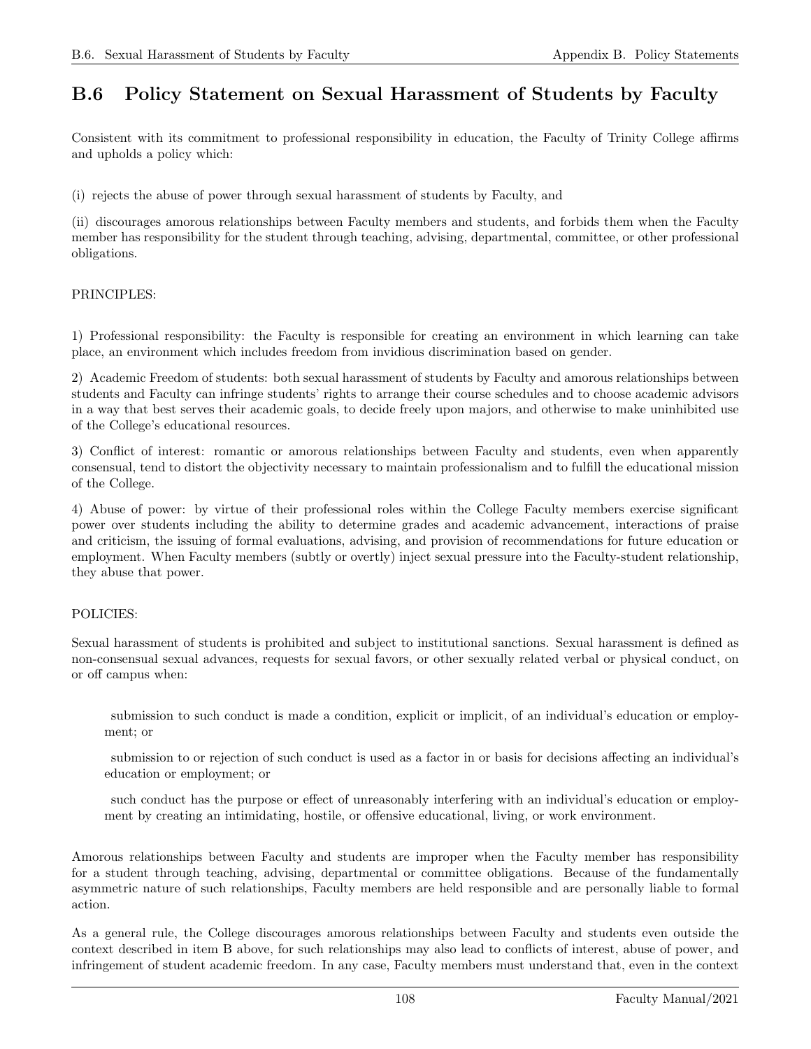## B.6 Policy Statement on Sexual Harassment of Students by Faculty

Consistent with its commitment to professional responsibility in education, the Faculty of Trinity College affirms and upholds a policy which:

(i) rejects the abuse of power through sexual harassment of students by Faculty, and

(ii) discourages amorous relationships between Faculty members and students, and forbids them when the Faculty member has responsibility for the student through teaching, advising, departmental, committee, or other professional obligations.

PRINCIPLES:

1) Professional responsibility: the Faculty is responsible for creating an environment in which learning can take place, an environment which includes freedom from invidious discrimination based on gender.

2) Academic Freedom of students: both sexual harassment of students by Faculty and amorous relationships between students and Faculty can infringe students' rights to arrange their course schedules and to choose academic advisors in a way that best serves their academic goals, to decide freely upon majors, and otherwise to make uninhibited use of the College's educational resources.

3) Conflict of interest: romantic or amorous relationships between Faculty and students, even when apparently consensual, tend to distort the objectivity necessary to maintain professionalism and to fulfill the educational mission of the College.

4) Abuse of power: by virtue of their professional roles within the College Faculty members exercise significant power over students including the ability to determine grades and academic advancement, interactions of praise and criticism, the issuing of formal evaluations, advising, and provision of recommendations for future education or employment. When Faculty members (subtly or overtly) inject sexual pressure into the Faculty-student relationship, they abuse that power.

POLICIES:

Sexual harassment of students is prohibited and subject to institutional sanctions. Sexual harassment is defined as non-consensual sexual advances, requests for sexual favors, or other sexually related verbal or physical conduct, on or off campus when:

> submission to such conduct is made a condition, explicit or implicit, of an individual's education or employment; or
>
> submission to or rejection of such conduct is used as a factor in or basis for decisions affecting an individual's education or employment; or
>
> such conduct has the purpose or effect of unreasonably interfering with an individual's education or employment by creating an intimidating, hostile, or offensive educational, living, or work environment.

Amorous relationships between Faculty and students are improper when the Faculty member has responsibility for a student through teaching, advising, departmental or committee obligations. Because of the fundamentally asymmetric nature of such relationships, Faculty members are held responsible and are personally liable to formal action.

As a general rule, the College discourages amorous relationships between Faculty and students even outside the context described in item B above, for such relationships may also lead to conflicts of interest, abuse of power, and infringement of student academic freedom. In any case, Faculty members must understand that, even in the context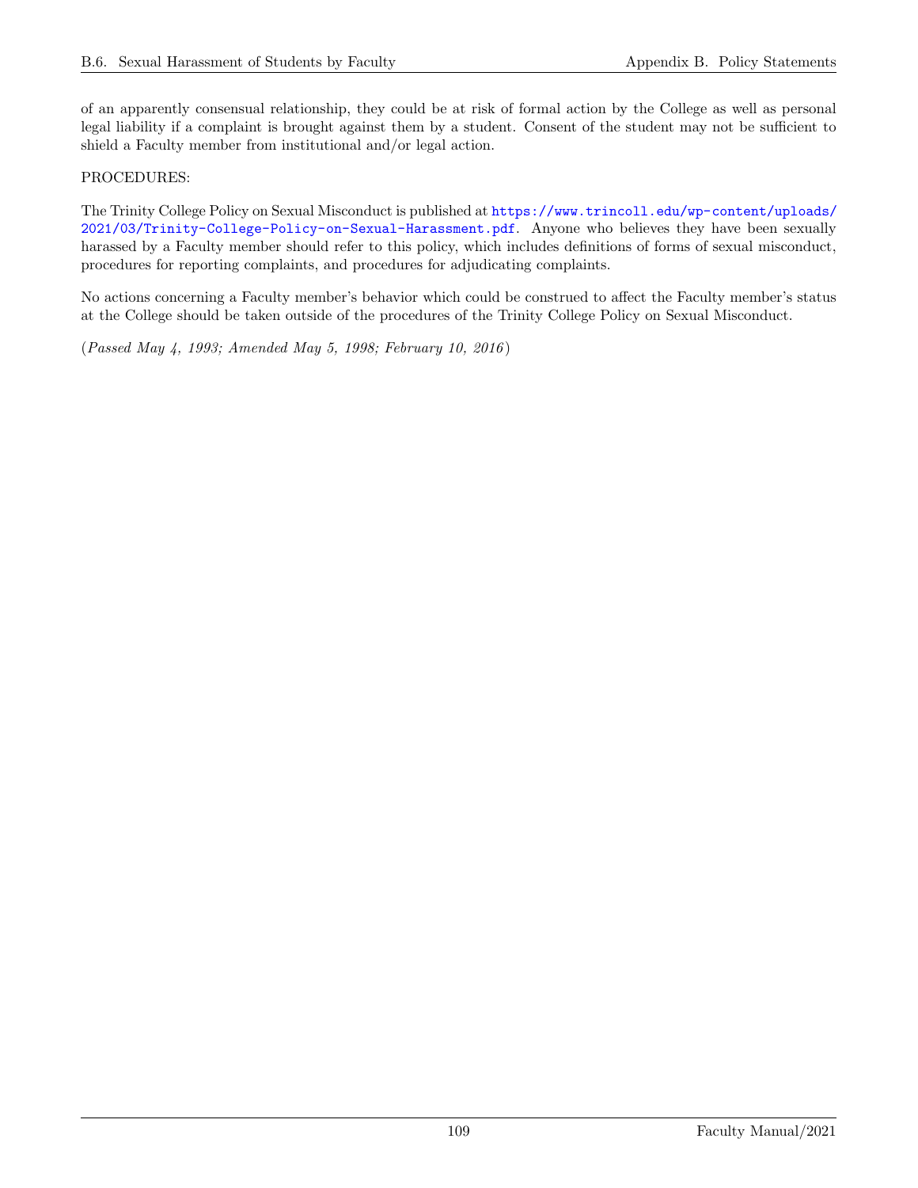of an apparently consensual relationship, they could be at risk of formal action by the College as well as personal legal liability if a complaint is brought against them by a student. Consent of the student may not be sufficient to shield a Faculty member from institutional and/or legal action.

PROCEDURES:

The Trinity College Policy on Sexual Misconduct is published at https://www.trincoll.edu/wp-content/uploads/2021/03/Trinity-College-Policy-on-Sexual-Harassment.pdf. Anyone who believes they have been sexually harassed by a Faculty member should refer to this policy, which includes definitions of forms of sexual misconduct, procedures for reporting complaints, and procedures for adjudicating complaints.

No actions concerning a Faculty member's behavior which could be construed to affect the Faculty member's status at the College should be taken outside of the procedures of the Trinity College Policy on Sexual Misconduct.

(*Passed May 4, 1993; Amended May 5, 1998; February 10, 2016*)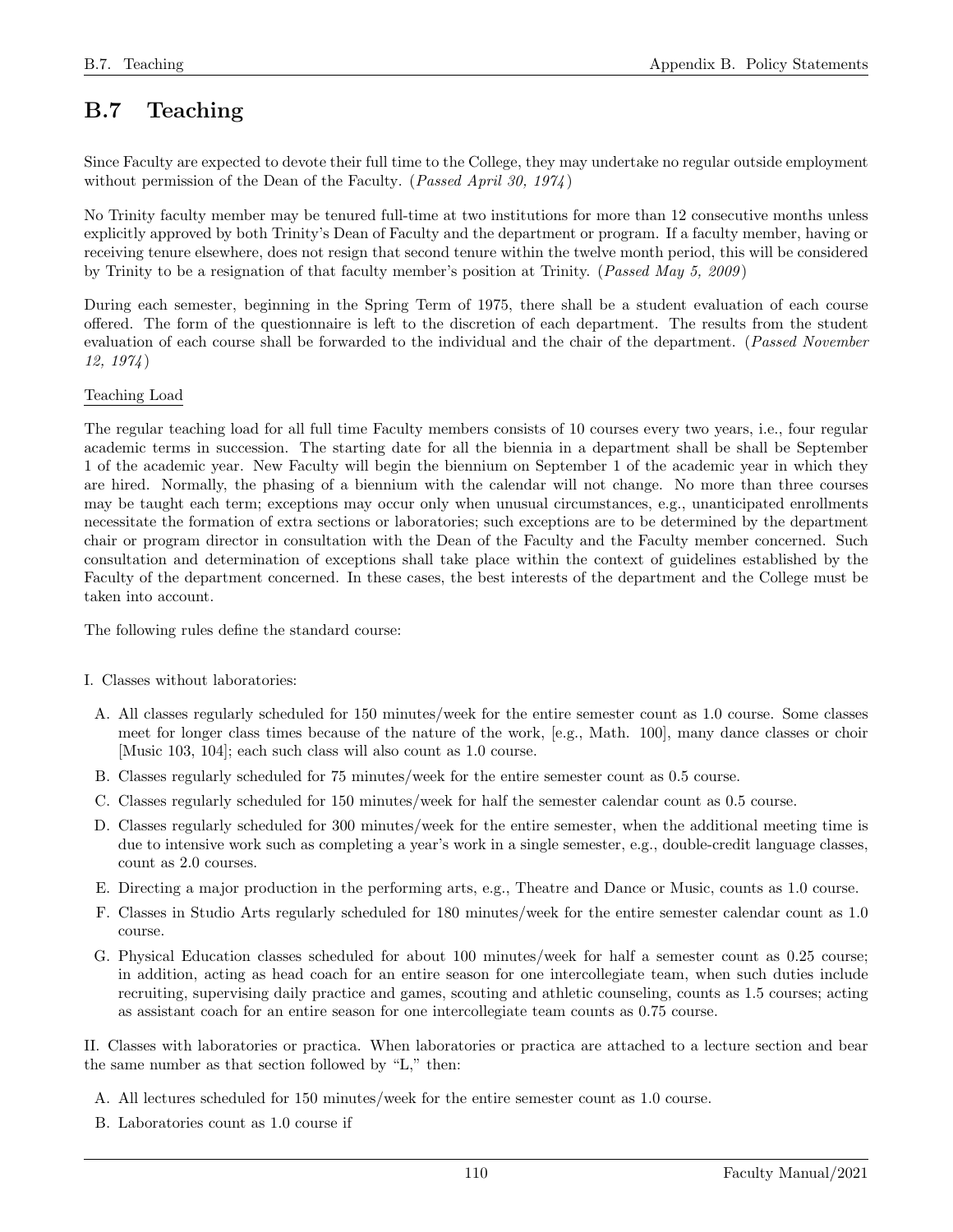## B.7 Teaching

Since Faculty are expected to devote their full time to the College, they may undertake no regular outside employment without permission of the Dean of the Faculty. (*Passed April 30, 1974*)

No Trinity faculty member may be tenured full-time at two institutions for more than 12 consecutive months unless explicitly approved by both Trinity's Dean of Faculty and the department or program. If a faculty member, having or receiving tenure elsewhere, does not resign that second tenure within the twelve month period, this will be considered by Trinity to be a resignation of that faculty member's position at Trinity. (*Passed May 5, 2009*)

During each semester, beginning in the Spring Term of 1975, there shall be a student evaluation of each course offered. The form of the questionnaire is left to the discretion of each department. The results from the student evaluation of each course shall be forwarded to the individual and the chair of the department. (*Passed November 12, 1974*)

Teaching Load

The regular teaching load for all full time Faculty members consists of 10 courses every two years, i.e., four regular academic terms in succession. The starting date for all the biennia in a department shall be shall be September 1 of the academic year. New Faculty will begin the biennium on September 1 of the academic year in which they are hired. Normally, the phasing of a biennium with the calendar will not change. No more than three courses may be taught each term; exceptions may occur only when unusual circumstances, e.g., unanticipated enrollments necessitate the formation of extra sections or laboratories; such exceptions are to be determined by the department chair or program director in consultation with the Dean of the Faculty and the Faculty member concerned. Such consultation and determination of exceptions shall take place within the context of guidelines established by the Faculty of the department concerned. In these cases, the best interests of the department and the College must be taken into account.

The following rules define the standard course:

I. Classes without laboratories:

A. All classes regularly scheduled for 150 minutes/week for the entire semester count as 1.0 course. Some classes meet for longer class times because of the nature of the work, [e.g., Math. 100], many dance classes or choir [Music 103, 104]; each such class will also count as 1.0 course.

B. Classes regularly scheduled for 75 minutes/week for the entire semester count as 0.5 course.

C. Classes regularly scheduled for 150 minutes/week for half the semester calendar count as 0.5 course.

D. Classes regularly scheduled for 300 minutes/week for the entire semester, when the additional meeting time is due to intensive work such as completing a year's work in a single semester, e.g., double-credit language classes, count as 2.0 courses.

E. Directing a major production in the performing arts, e.g., Theatre and Dance or Music, counts as 1.0 course.

F. Classes in Studio Arts regularly scheduled for 180 minutes/week for the entire semester calendar count as 1.0 course.

G. Physical Education classes scheduled for about 100 minutes/week for half a semester count as 0.25 course; in addition, acting as head coach for an entire season for one intercollegiate team, when such duties include recruiting, supervising daily practice and games, scouting and athletic counseling, counts as 1.5 courses; acting as assistant coach for an entire season for one intercollegiate team counts as 0.75 course.

II. Classes with laboratories or practica. When laboratories or practica are attached to a lecture section and bear the same number as that section followed by "L," then:

A. All lectures scheduled for 150 minutes/week for the entire semester count as 1.0 course.

B. Laboratories count as 1.0 course if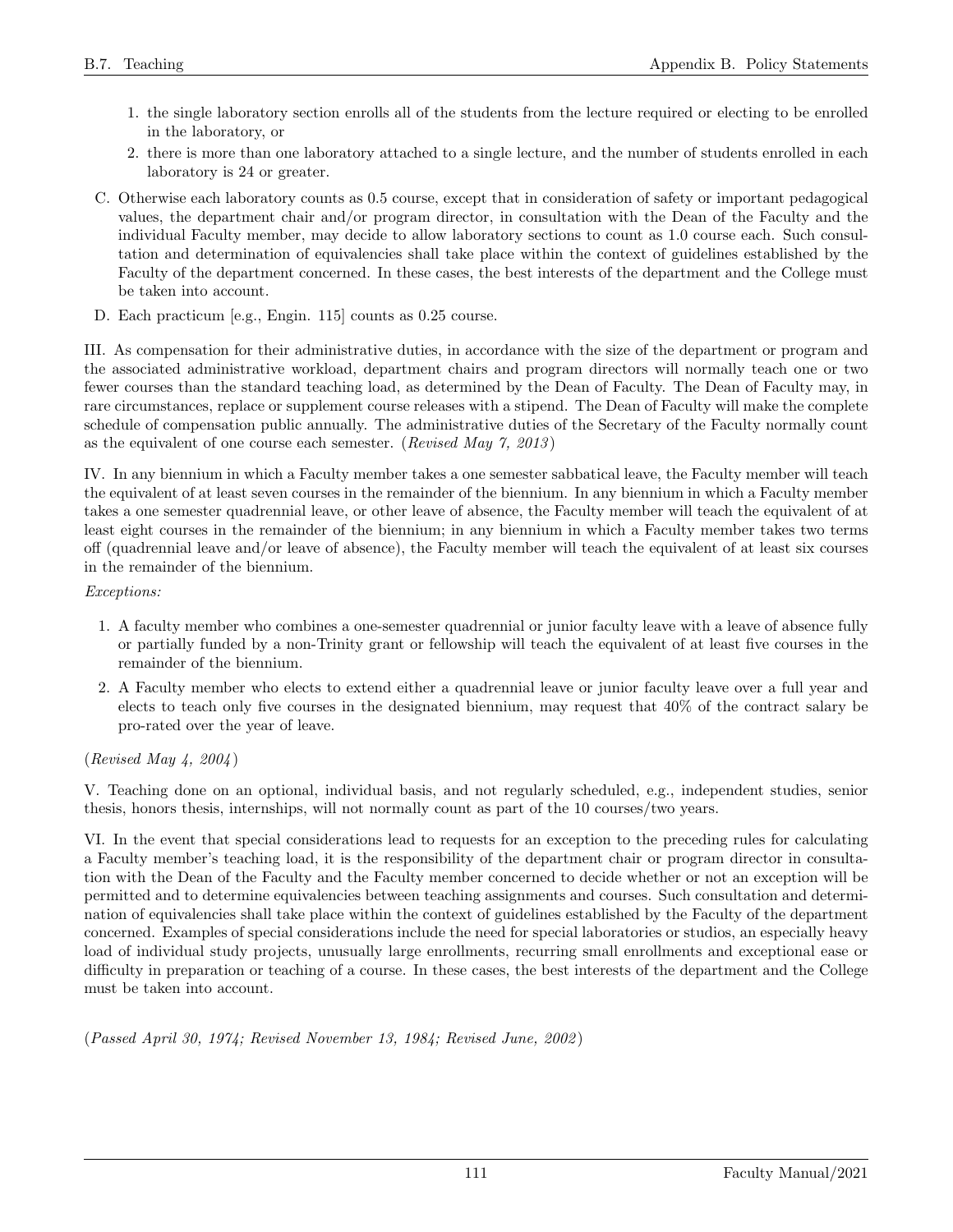1. the single laboratory section enrolls all of the students from the lecture required or electing to be enrolled in the laboratory, or
2. there is more than one laboratory attached to a single lecture, and the number of students enrolled in each laboratory is 24 or greater.

C. Otherwise each laboratory counts as 0.5 course, except that in consideration of safety or important pedagogical values, the department chair and/or program director, in consultation with the Dean of the Faculty and the individual Faculty member, may decide to allow laboratory sections to count as 1.0 course each. Such consultation and determination of equivalencies shall take place within the context of guidelines established by the Faculty of the department concerned. In these cases, the best interests of the department and the College must be taken into account.

D. Each practicum [e.g., Engin. 115] counts as 0.25 course.

III. As compensation for their administrative duties, in accordance with the size of the department or program and the associated administrative workload, department chairs and program directors will normally teach one or two fewer courses than the standard teaching load, as determined by the Dean of Faculty. The Dean of Faculty may, in rare circumstances, replace or supplement course releases with a stipend. The Dean of Faculty will make the complete schedule of compensation public annually. The administrative duties of the Secretary of the Faculty normally count as the equivalent of one course each semester. (*Revised May 7, 2013*)

IV. In any biennium in which a Faculty member takes a one semester sabbatical leave, the Faculty member will teach the equivalent of at least seven courses in the remainder of the biennium. In any biennium in which a Faculty member takes a one semester quadrennial leave, or other leave of absence, the Faculty member will teach the equivalent of at least eight courses in the remainder of the biennium; in any biennium in which a Faculty member takes two terms off (quadrennial leave and/or leave of absence), the Faculty member will teach the equivalent of at least six courses in the remainder of the biennium.

*Exceptions:*

1. A faculty member who combines a one-semester quadrennial or junior faculty leave with a leave of absence fully or partially funded by a non-Trinity grant or fellowship will teach the equivalent of at least five courses in the remainder of the biennium.
2. A Faculty member who elects to extend either a quadrennial leave or junior faculty leave over a full year and elects to teach only five courses in the designated biennium, may request that 40% of the contract salary be pro-rated over the year of leave.

(*Revised May 4, 2004*)

V. Teaching done on an optional, individual basis, and not regularly scheduled, e.g., independent studies, senior thesis, honors thesis, internships, will not normally count as part of the 10 courses/two years.

VI. In the event that special considerations lead to requests for an exception to the preceding rules for calculating a Faculty member's teaching load, it is the responsibility of the department chair or program director in consultation with the Dean of the Faculty and the Faculty member concerned to decide whether or not an exception will be permitted and to determine equivalencies between teaching assignments and courses. Such consultation and determination of equivalencies shall take place within the context of guidelines established by the Faculty of the department concerned. Examples of special considerations include the need for special laboratories or studios, an especially heavy load of individual study projects, unusually large enrollments, recurring small enrollments and exceptional ease or difficulty in preparation or teaching of a course. In these cases, the best interests of the department and the College must be taken into account.

(*Passed April 30, 1974; Revised November 13, 1984; Revised June, 2002*)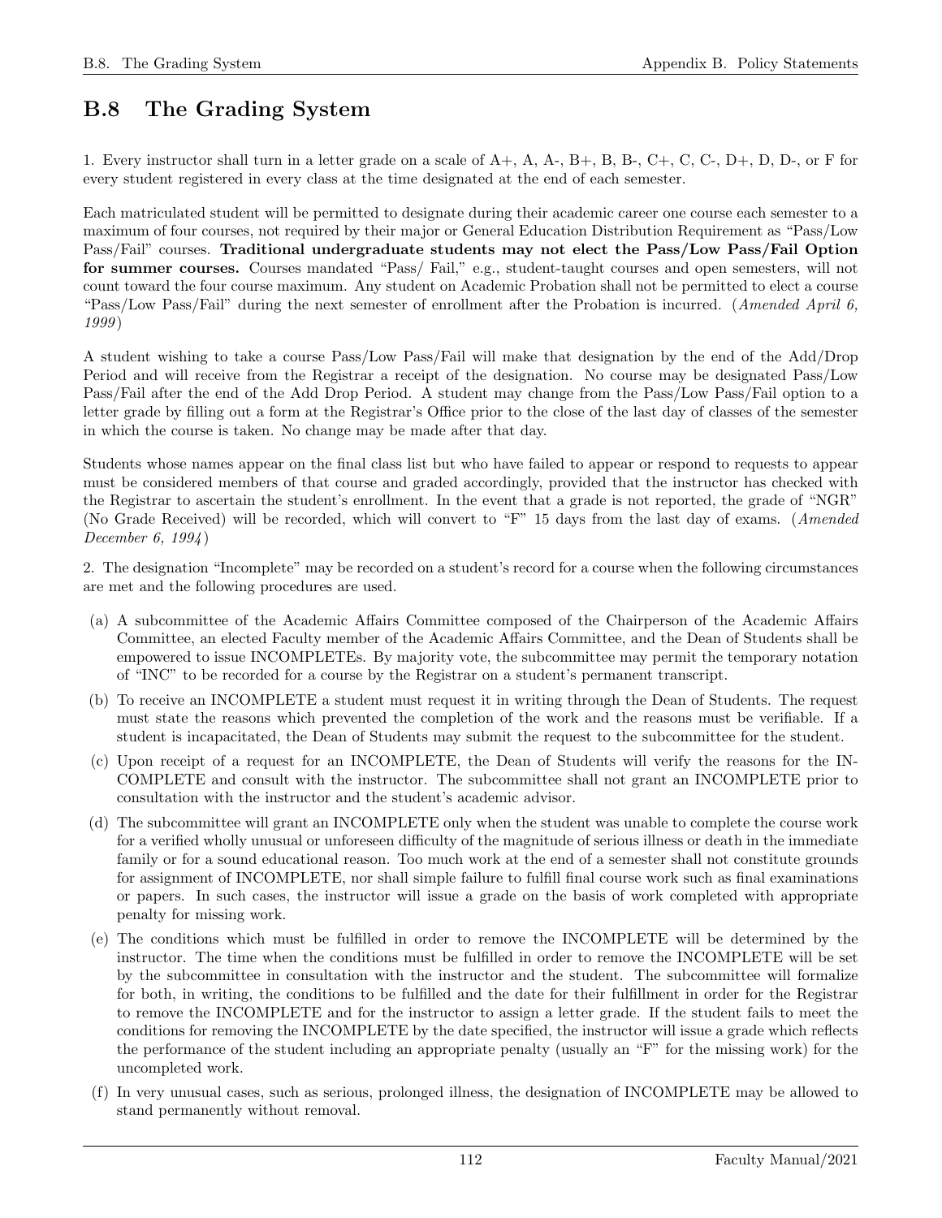## B.8 The Grading System

1. Every instructor shall turn in a letter grade on a scale of A+, A, A-, B+, B, B-, C+, C, C-, D+, D, D-, or F for every student registered in every class at the time designated at the end of each semester.

Each matriculated student will be permitted to designate during their academic career one course each semester to a maximum of four courses, not required by their major or General Education Distribution Requirement as "Pass/Low Pass/Fail" courses. **Traditional undergraduate students may not elect the Pass/Low Pass/Fail Option for summer courses.** Courses mandated "Pass/ Fail," e.g., student-taught courses and open semesters, will not count toward the four course maximum. Any student on Academic Probation shall not be permitted to elect a course "Pass/Low Pass/Fail" during the next semester of enrollment after the Probation is incurred. (*Amended April 6, 1999*)

A student wishing to take a course Pass/Low Pass/Fail will make that designation by the end of the Add/Drop Period and will receive from the Registrar a receipt of the designation. No course may be designated Pass/Low Pass/Fail after the end of the Add Drop Period. A student may change from the Pass/Low Pass/Fail option to a letter grade by filling out a form at the Registrar's Office prior to the close of the last day of classes of the semester in which the course is taken. No change may be made after that day.

Students whose names appear on the final class list but who have failed to appear or respond to requests to appear must be considered members of that course and graded accordingly, provided that the instructor has checked with the Registrar to ascertain the student's enrollment. In the event that a grade is not reported, the grade of "NGR" (No Grade Received) will be recorded, which will convert to "F" 15 days from the last day of exams. (*Amended December 6, 1994*)

2. The designation "Incomplete" may be recorded on a student's record for a course when the following circumstances are met and the following procedures are used.

(a) A subcommittee of the Academic Affairs Committee composed of the Chairperson of the Academic Affairs Committee, an elected Faculty member of the Academic Affairs Committee, and the Dean of Students shall be empowered to issue INCOMPLETEs. By majority vote, the subcommittee may permit the temporary notation of "INC" to be recorded for a course by the Registrar on a student's permanent transcript.

(b) To receive an INCOMPLETE a student must request it in writing through the Dean of Students. The request must state the reasons which prevented the completion of the work and the reasons must be verifiable. If a student is incapacitated, the Dean of Students may submit the request to the subcommittee for the student.

(c) Upon receipt of a request for an INCOMPLETE, the Dean of Students will verify the reasons for the INCOMPLETE and consult with the instructor. The subcommittee shall not grant an INCOMPLETE prior to consultation with the instructor and the student's academic advisor.

(d) The subcommittee will grant an INCOMPLETE only when the student was unable to complete the course work for a verified wholly unusual or unforeseen difficulty of the magnitude of serious illness or death in the immediate family or for a sound educational reason. Too much work at the end of a semester shall not constitute grounds for assignment of INCOMPLETE, nor shall simple failure to fulfill final course work such as final examinations or papers. In such cases, the instructor will issue a grade on the basis of work completed with appropriate penalty for missing work.

(e) The conditions which must be fulfilled in order to remove the INCOMPLETE will be determined by the instructor. The time when the conditions must be fulfilled in order to remove the INCOMPLETE will be set by the subcommittee in consultation with the instructor and the student. The subcommittee will formalize for both, in writing, the conditions to be fulfilled and the date for their fulfillment in order for the Registrar to remove the INCOMPLETE and for the instructor to assign a letter grade. If the student fails to meet the conditions for removing the INCOMPLETE by the date specified, the instructor will issue a grade which reflects the performance of the student including an appropriate penalty (usually an "F" for the missing work) for the uncompleted work.

(f) In very unusual cases, such as serious, prolonged illness, the designation of INCOMPLETE may be allowed to stand permanently without removal.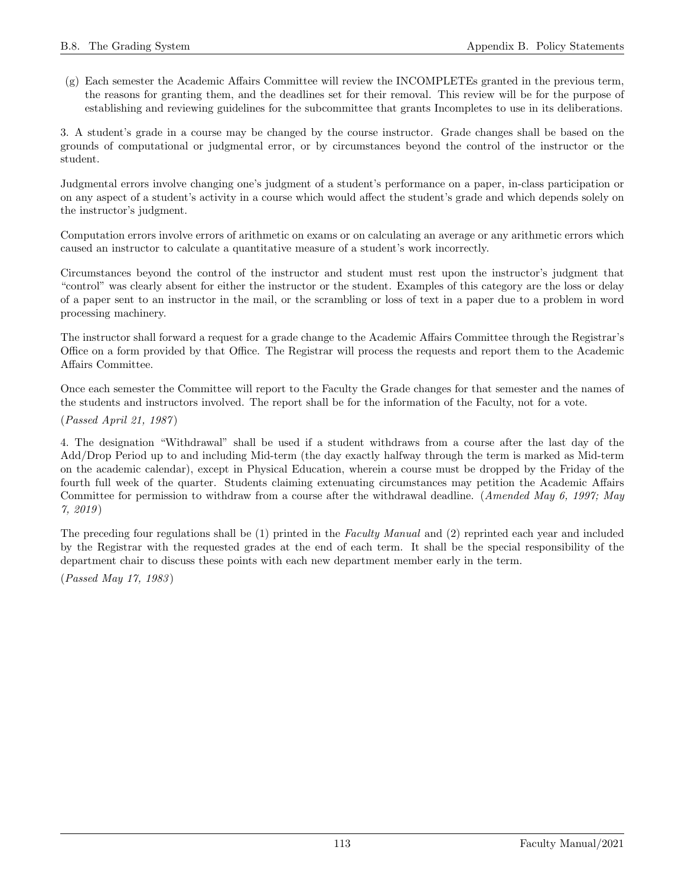(g) Each semester the Academic Affairs Committee will review the INCOMPLETEs granted in the previous term, the reasons for granting them, and the deadlines set for their removal. This review will be for the purpose of establishing and reviewing guidelines for the subcommittee that grants Incompletes to use in its deliberations.

3. A student's grade in a course may be changed by the course instructor. Grade changes shall be based on the grounds of computational or judgmental error, or by circumstances beyond the control of the instructor or the student.

Judgmental errors involve changing one's judgment of a student's performance on a paper, in-class participation or on any aspect of a student's activity in a course which would affect the student's grade and which depends solely on the instructor's judgment.

Computation errors involve errors of arithmetic on exams or on calculating an average or any arithmetic errors which caused an instructor to calculate a quantitative measure of a student's work incorrectly.

Circumstances beyond the control of the instructor and student must rest upon the instructor's judgment that "control" was clearly absent for either the instructor or the student. Examples of this category are the loss or delay of a paper sent to an instructor in the mail, or the scrambling or loss of text in a paper due to a problem in word processing machinery.

The instructor shall forward a request for a grade change to the Academic Affairs Committee through the Registrar's Office on a form provided by that Office. The Registrar will process the requests and report them to the Academic Affairs Committee.

Once each semester the Committee will report to the Faculty the Grade changes for that semester and the names of the students and instructors involved. The report shall be for the information of the Faculty, not for a vote.

(*Passed April 21, 1987*)

4. The designation "Withdrawal" shall be used if a student withdraws from a course after the last day of the Add/Drop Period up to and including Mid-term (the day exactly halfway through the term is marked as Mid-term on the academic calendar), except in Physical Education, wherein a course must be dropped by the Friday of the fourth full week of the quarter. Students claiming extenuating circumstances may petition the Academic Affairs Committee for permission to withdraw from a course after the withdrawal deadline. (*Amended May 6, 1997; May 7, 2019*)

The preceding four regulations shall be (1) printed in the *Faculty Manual* and (2) reprinted each year and included by the Registrar with the requested grades at the end of each term. It shall be the special responsibility of the department chair to discuss these points with each new department member early in the term.

(*Passed May 17, 1983*)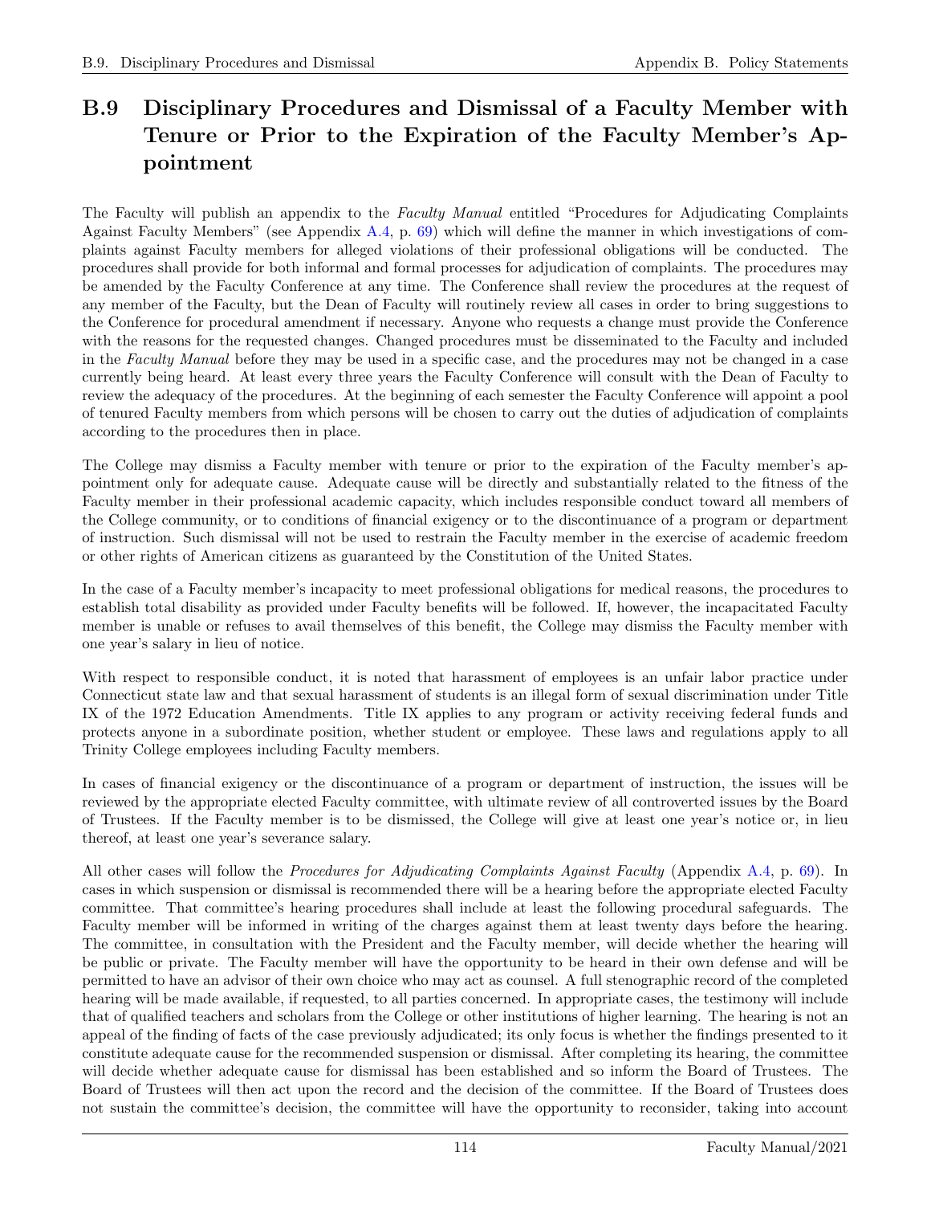## B.9 Disciplinary Procedures and Dismissal of a Faculty Member with Tenure or Prior to the Expiration of the Faculty Member's Appointment

The Faculty will publish an appendix to the *Faculty Manual* entitled "Procedures for Adjudicating Complaints Against Faculty Members" (see Appendix A.4, p. 69) which will define the manner in which investigations of complaints against Faculty members for alleged violations of their professional obligations will be conducted. The procedures shall provide for both informal and formal processes for adjudication of complaints. The procedures may be amended by the Faculty Conference at any time. The Conference shall review the procedures at the request of any member of the Faculty, but the Dean of Faculty will routinely review all cases in order to bring suggestions to the Conference for procedural amendment if necessary. Anyone who requests a change must provide the Conference with the reasons for the requested changes. Changed procedures must be disseminated to the Faculty and included in the *Faculty Manual* before they may be used in a specific case, and the procedures may not be changed in a case currently being heard. At least every three years the Faculty Conference will consult with the Dean of Faculty to review the adequacy of the procedures. At the beginning of each semester the Faculty Conference will appoint a pool of tenured Faculty members from which persons will be chosen to carry out the duties of adjudication of complaints according to the procedures then in place.

The College may dismiss a Faculty member with tenure or prior to the expiration of the Faculty member's appointment only for adequate cause. Adequate cause will be directly and substantially related to the fitness of the Faculty member in their professional academic capacity, which includes responsible conduct toward all members of the College community, or to conditions of financial exigency or to the discontinuance of a program or department of instruction. Such dismissal will not be used to restrain the Faculty member in the exercise of academic freedom or other rights of American citizens as guaranteed by the Constitution of the United States.

In the case of a Faculty member's incapacity to meet professional obligations for medical reasons, the procedures to establish total disability as provided under Faculty benefits will be followed. If, however, the incapacitated Faculty member is unable or refuses to avail themselves of this benefit, the College may dismiss the Faculty member with one year's salary in lieu of notice.

With respect to responsible conduct, it is noted that harassment of employees is an unfair labor practice under Connecticut state law and that sexual harassment of students is an illegal form of sexual discrimination under Title IX of the 1972 Education Amendments. Title IX applies to any program or activity receiving federal funds and protects anyone in a subordinate position, whether student or employee. These laws and regulations apply to all Trinity College employees including Faculty members.

In cases of financial exigency or the discontinuance of a program or department of instruction, the issues will be reviewed by the appropriate elected Faculty committee, with ultimate review of all controverted issues by the Board of Trustees. If the Faculty member is to be dismissed, the College will give at least one year's notice or, in lieu thereof, at least one year's severance salary.

All other cases will follow the *Procedures for Adjudicating Complaints Against Faculty* (Appendix A.4, p. 69). In cases in which suspension or dismissal is recommended there will be a hearing before the appropriate elected Faculty committee. That committee's hearing procedures shall include at least the following procedural safeguards. The Faculty member will be informed in writing of the charges against them at least twenty days before the hearing. The committee, in consultation with the President and the Faculty member, will decide whether the hearing will be public or private. The Faculty member will have the opportunity to be heard in their own defense and will be permitted to have an advisor of their own choice who may act as counsel. A full stenographic record of the completed hearing will be made available, if requested, to all parties concerned. In appropriate cases, the testimony will include that of qualified teachers and scholars from the College or other institutions of higher learning. The hearing is not an appeal of the finding of facts of the case previously adjudicated; its only focus is whether the findings presented to it constitute adequate cause for the recommended suspension or dismissal. After completing its hearing, the committee will decide whether adequate cause for dismissal has been established and so inform the Board of Trustees. The Board of Trustees will then act upon the record and the decision of the committee. If the Board of Trustees does not sustain the committee's decision, the committee will have the opportunity to reconsider, taking into account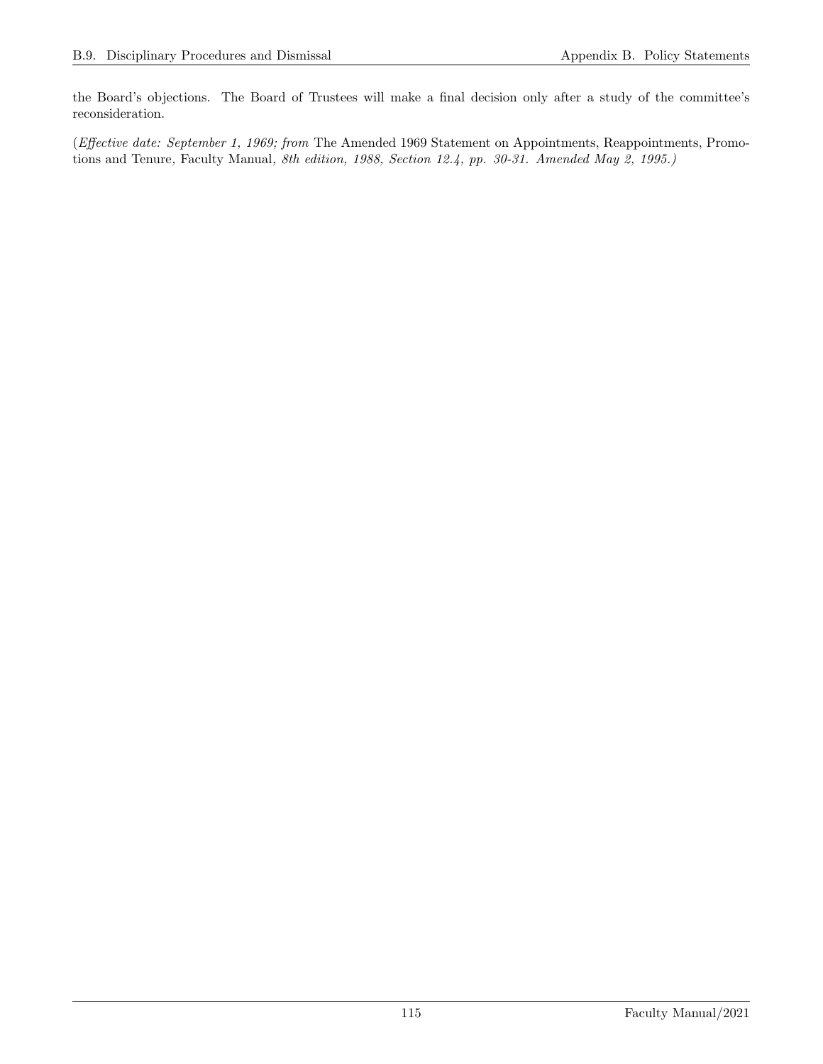the Board's objections. The Board of Trustees will make a final decision only after a study of the committee's reconsideration.

(*Effective date: September 1, 1969; from* The Amended 1969 Statement on Appointments, Reappointments, Promotions and Tenure*,* Faculty Manual*, 8th edition, 1988, Section 12.4, pp. 30-31. Amended May 2, 1995.)*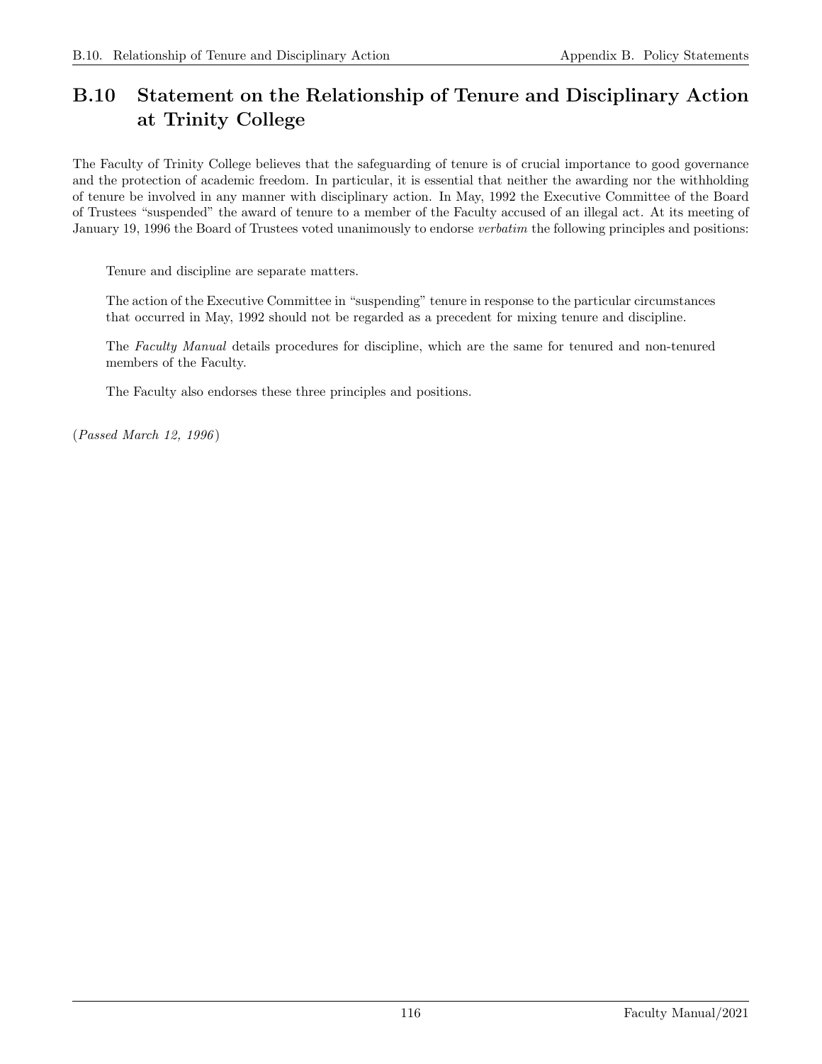## B.10 Statement on the Relationship of Tenure and Disciplinary Action at Trinity College

The Faculty of Trinity College believes that the safeguarding of tenure is of crucial importance to good governance and the protection of academic freedom. In particular, it is essential that neither the awarding nor the withholding of tenure be involved in any manner with disciplinary action. In May, 1992 the Executive Committee of the Board of Trustees "suspended" the award of tenure to a member of the Faculty accused of an illegal act. At its meeting of January 19, 1996 the Board of Trustees voted unanimously to endorse *verbatim* the following principles and positions:

> Tenure and discipline are separate matters.
>
> The action of the Executive Committee in "suspending" tenure in response to the particular circumstances that occurred in May, 1992 should not be regarded as a precedent for mixing tenure and discipline.
>
> The *Faculty Manual* details procedures for discipline, which are the same for tenured and non-tenured members of the Faculty.
>
> The Faculty also endorses these three principles and positions.

(*Passed March 12, 1996*)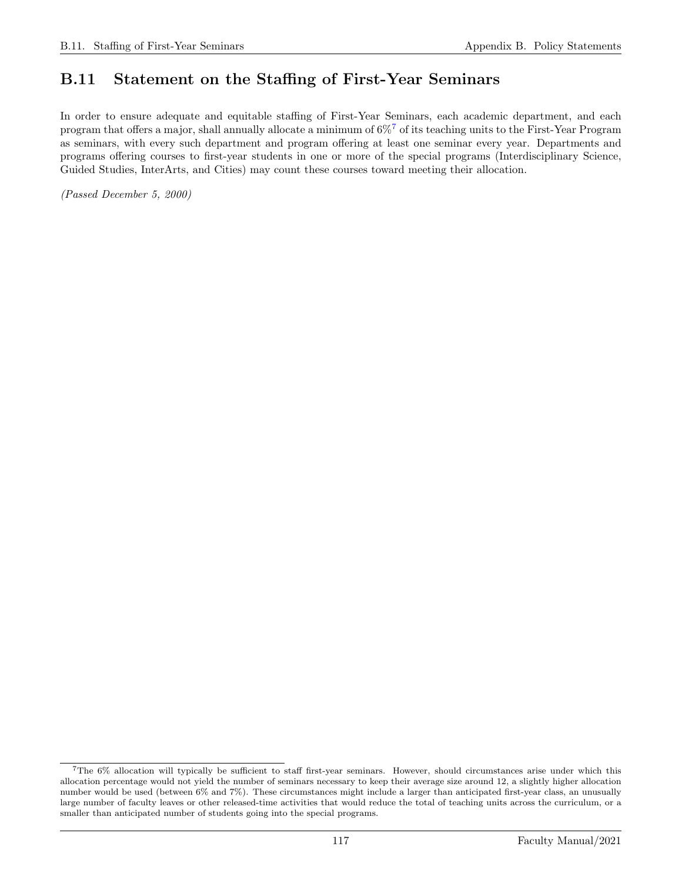## B.11 Statement on the Staffing of First-Year Seminars

In order to ensure adequate and equitable staffing of First-Year Seminars, each academic department, and each program that offers a major, shall annually allocate a minimum of 6%[7] of its teaching units to the First-Year Program as seminars, with every such department and program offering at least one seminar every year. Departments and programs offering courses to first-year students in one or more of the special programs (Interdisciplinary Science, Guided Studies, InterArts, and Cities) may count these courses toward meeting their allocation.

*(Passed December 5, 2000)*

---

[7] The 6% allocation will typically be sufficient to staff first-year seminars. However, should circumstances arise under which this allocation percentage would not yield the number of seminars necessary to keep their average size around 12, a slightly higher allocation number would be used (between 6% and 7%). These circumstances might include a larger than anticipated first-year class, an unusually large number of faculty leaves or other released-time activities that would reduce the total of teaching units across the curriculum, or a smaller than anticipated number of students going into the special programs.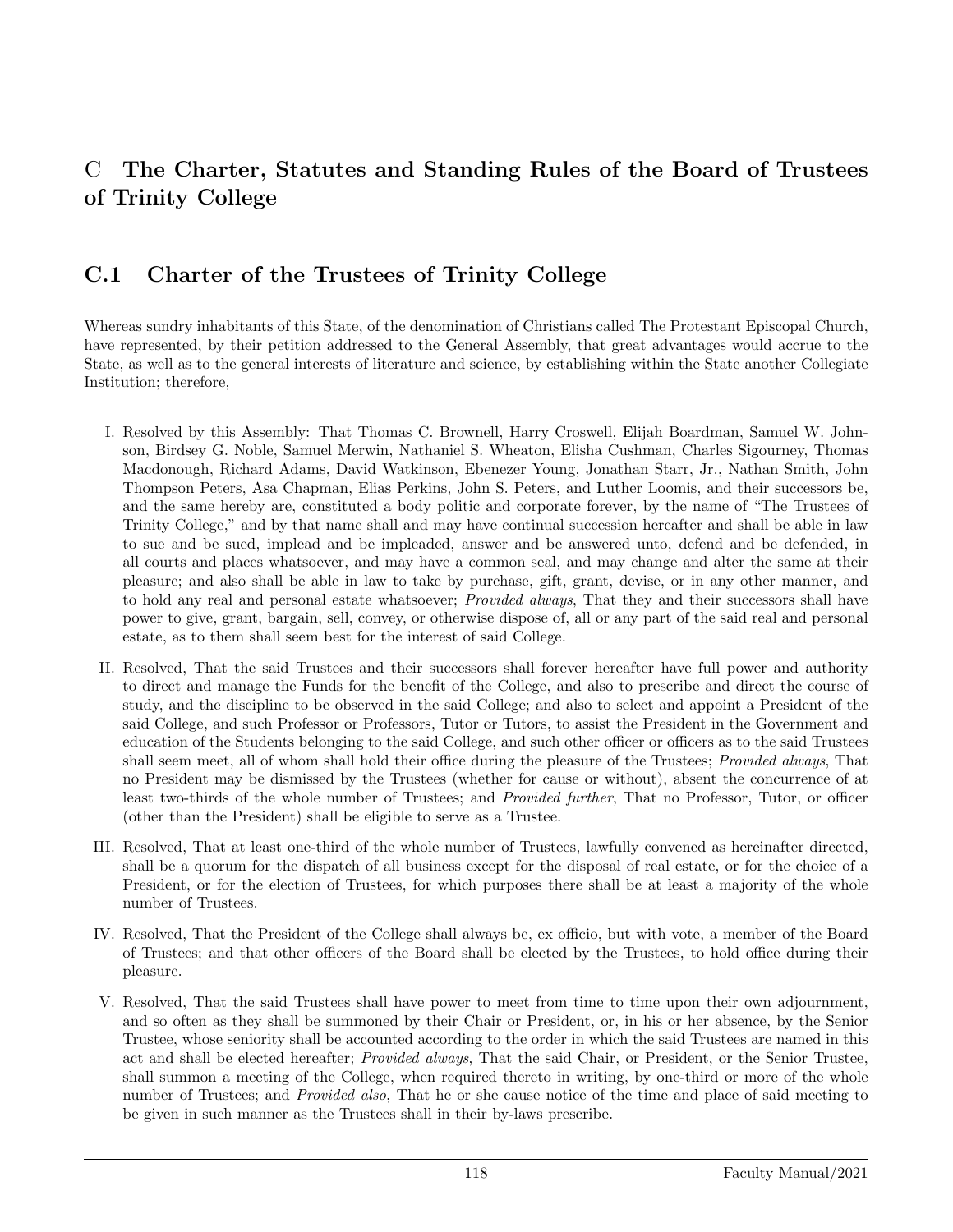# C The Charter, Statutes and Standing Rules of the Board of Trustees of Trinity College

## C.1 Charter of the Trustees of Trinity College

Whereas sundry inhabitants of this State, of the denomination of Christians called The Protestant Episcopal Church, have represented, by their petition addressed to the General Assembly, that great advantages would accrue to the State, as well as to the general interests of literature and science, by establishing within the State another Collegiate Institution; therefore,

I. Resolved by this Assembly: That Thomas C. Brownell, Harry Croswell, Elijah Boardman, Samuel W. Johnson, Birdsey G. Noble, Samuel Merwin, Nathaniel S. Wheaton, Elisha Cushman, Charles Sigourney, Thomas Macdonough, Richard Adams, David Watkinson, Ebenezer Young, Jonathan Starr, Jr., Nathan Smith, John Thompson Peters, Asa Chapman, Elias Perkins, John S. Peters, and Luther Loomis, and their successors be, and the same hereby are, constituted a body politic and corporate forever, by the name of "The Trustees of Trinity College," and by that name shall and may have continual succession hereafter and shall be able in law to sue and be sued, implead and be impleaded, answer and be answered unto, defend and be defended, in all courts and places whatsoever, and may have a common seal, and may change and alter the same at their pleasure; and also shall be able in law to take by purchase, gift, grant, devise, or in any other manner, and to hold any real and personal estate whatsoever; *Provided always*, That they and their successors shall have power to give, grant, bargain, sell, convey, or otherwise dispose of, all or any part of the said real and personal estate, as to them shall seem best for the interest of said College.

II. Resolved, That the said Trustees and their successors shall forever hereafter have full power and authority to direct and manage the Funds for the benefit of the College, and also to prescribe and direct the course of study, and the discipline to be observed in the said College; and also to select and appoint a President of the said College, and such Professor or Professors, Tutor or Tutors, to assist the President in the Government and education of the Students belonging to the said College, and such other officer or officers as to the said Trustees shall seem meet, all of whom shall hold their office during the pleasure of the Trustees; *Provided always*, That no President may be dismissed by the Trustees (whether for cause or without), absent the concurrence of at least two-thirds of the whole number of Trustees; and *Provided further*, That no Professor, Tutor, or officer (other than the President) shall be eligible to serve as a Trustee.

III. Resolved, That at least one-third of the whole number of Trustees, lawfully convened as hereinafter directed, shall be a quorum for the dispatch of all business except for the disposal of real estate, or for the choice of a President, or for the election of Trustees, for which purposes there shall be at least a majority of the whole number of Trustees.

IV. Resolved, That the President of the College shall always be, ex officio, but with vote, a member of the Board of Trustees; and that other officers of the Board shall be elected by the Trustees, to hold office during their pleasure.

V. Resolved, That the said Trustees shall have power to meet from time to time upon their own adjournment, and so often as they shall be summoned by their Chair or President, or, in his or her absence, by the Senior Trustee, whose seniority shall be accounted according to the order in which the said Trustees are named in this act and shall be elected hereafter; *Provided always*, That the said Chair, or President, or the Senior Trustee, shall summon a meeting of the College, when required thereto in writing, by one-third or more of the whole number of Trustees; and *Provided also*, That he or she cause notice of the time and place of said meeting to be given in such manner as the Trustees shall in their by-laws prescribe.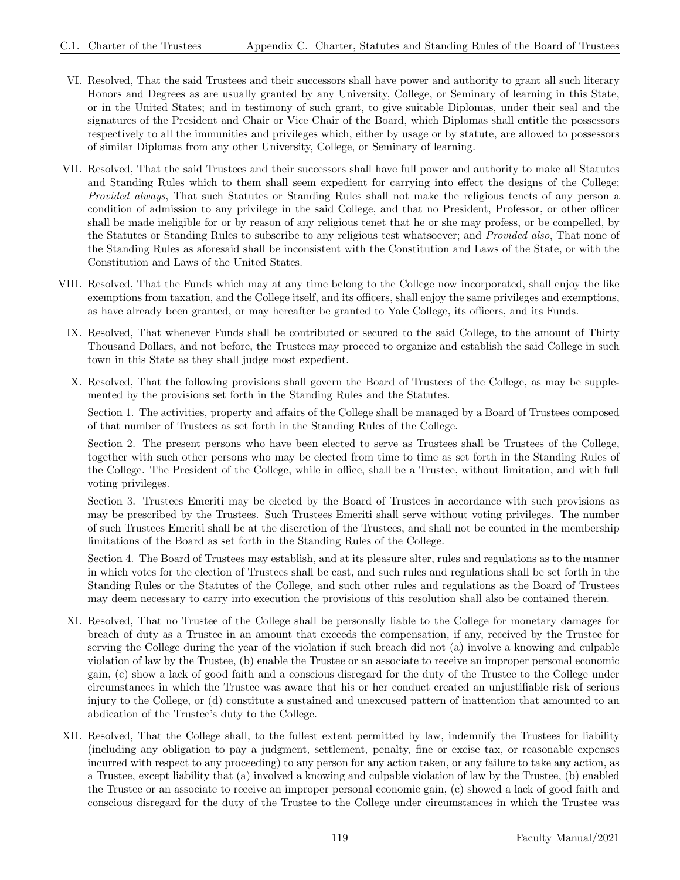VI. Resolved, That the said Trustees and their successors shall have power and authority to grant all such literary Honors and Degrees as are usually granted by any University, College, or Seminary of learning in this State, or in the United States; and in testimony of such grant, to give suitable Diplomas, under their seal and the signatures of the President and Chair or Vice Chair of the Board, which Diplomas shall entitle the possessors respectively to all the immunities and privileges which, either by usage or by statute, are allowed to possessors of similar Diplomas from any other University, College, or Seminary of learning.

VII. Resolved, That the said Trustees and their successors shall have full power and authority to make all Statutes and Standing Rules which to them shall seem expedient for carrying into effect the designs of the College; *Provided always*, That such Statutes or Standing Rules shall not make the religious tenets of any person a condition of admission to any privilege in the said College, and that no President, Professor, or other officer shall be made ineligible for or by reason of any religious tenet that he or she may profess, or be compelled, by the Statutes or Standing Rules to subscribe to any religious test whatsoever; and *Provided also*, That none of the Standing Rules as aforesaid shall be inconsistent with the Constitution and Laws of the State, or with the Constitution and Laws of the United States.

VIII. Resolved, That the Funds which may at any time belong to the College now incorporated, shall enjoy the like exemptions from taxation, and the College itself, and its officers, shall enjoy the same privileges and exemptions, as have already been granted, or may hereafter be granted to Yale College, its officers, and its Funds.

IX. Resolved, That whenever Funds shall be contributed or secured to the said College, to the amount of Thirty Thousand Dollars, and not before, the Trustees may proceed to organize and establish the said College in such town in this State as they shall judge most expedient.

X. Resolved, That the following provisions shall govern the Board of Trustees of the College, as may be supplemented by the provisions set forth in the Standing Rules and the Statutes.

Section 1. The activities, property and affairs of the College shall be managed by a Board of Trustees composed of that number of Trustees as set forth in the Standing Rules of the College.

Section 2. The present persons who have been elected to serve as Trustees shall be Trustees of the College, together with such other persons who may be elected from time to time as set forth in the Standing Rules of the College. The President of the College, while in office, shall be a Trustee, without limitation, and with full voting privileges.

Section 3. Trustees Emeriti may be elected by the Board of Trustees in accordance with such provisions as may be prescribed by the Trustees. Such Trustees Emeriti shall serve without voting privileges. The number of such Trustees Emeriti shall be at the discretion of the Trustees, and shall not be counted in the membership limitations of the Board as set forth in the Standing Rules of the College.

Section 4. The Board of Trustees may establish, and at its pleasure alter, rules and regulations as to the manner in which votes for the election of Trustees shall be cast, and such rules and regulations shall be set forth in the Standing Rules or the Statutes of the College, and such other rules and regulations as the Board of Trustees may deem necessary to carry into execution the provisions of this resolution shall also be contained therein.

XI. Resolved, That no Trustee of the College shall be personally liable to the College for monetary damages for breach of duty as a Trustee in an amount that exceeds the compensation, if any, received by the Trustee for serving the College during the year of the violation if such breach did not (a) involve a knowing and culpable violation of law by the Trustee, (b) enable the Trustee or an associate to receive an improper personal economic gain, (c) show a lack of good faith and a conscious disregard for the duty of the Trustee to the College under circumstances in which the Trustee was aware that his or her conduct created an unjustifiable risk of serious injury to the College, or (d) constitute a sustained and unexcused pattern of inattention that amounted to an abdication of the Trustee's duty to the College.

XII. Resolved, That the College shall, to the fullest extent permitted by law, indemnify the Trustees for liability (including any obligation to pay a judgment, settlement, penalty, fine or excise tax, or reasonable expenses incurred with respect to any proceeding) to any person for any action taken, or any failure to take any action, as a Trustee, except liability that (a) involved a knowing and culpable violation of law by the Trustee, (b) enabled the Trustee or an associate to receive an improper personal economic gain, (c) showed a lack of good faith and conscious disregard for the duty of the Trustee to the College under circumstances in which the Trustee was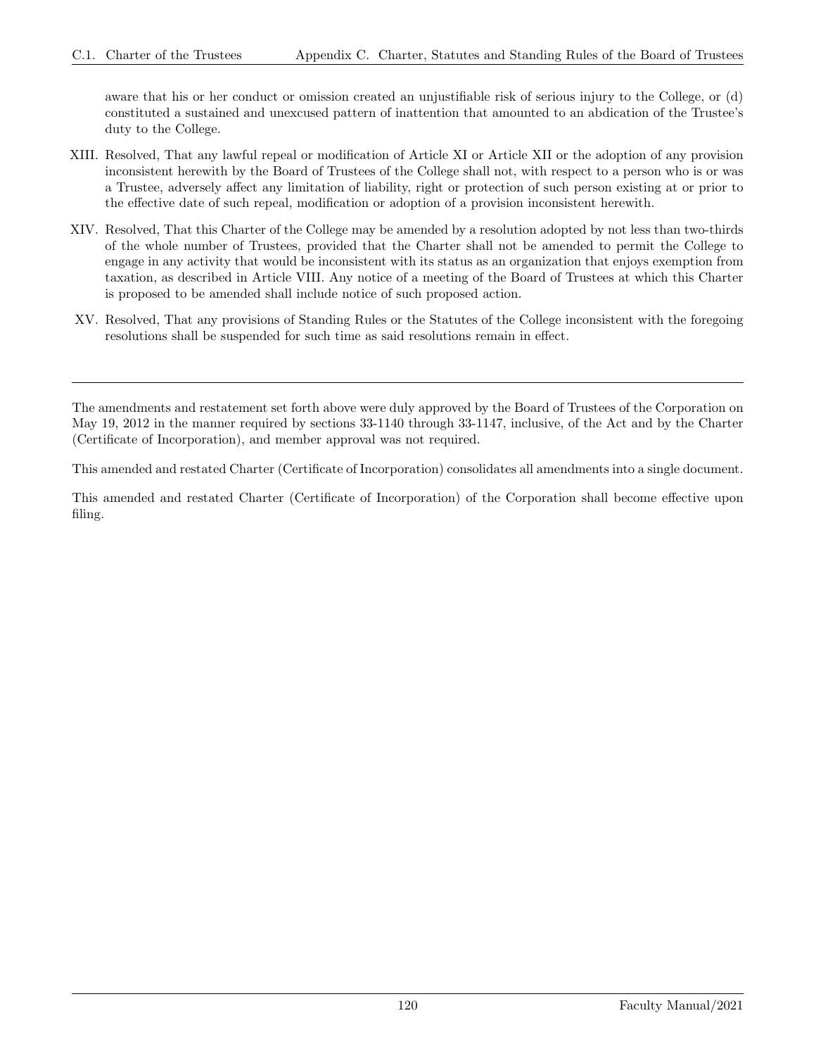aware that his or her conduct or omission created an unjustifiable risk of serious injury to the College, or (d) constituted a sustained and unexcused pattern of inattention that amounted to an abdication of the Trustee's duty to the College.

XIII. Resolved, That any lawful repeal or modification of Article XI or Article XII or the adoption of any provision inconsistent herewith by the Board of Trustees of the College shall not, with respect to a person who is or was a Trustee, adversely affect any limitation of liability, right or protection of such person existing at or prior to the effective date of such repeal, modification or adoption of a provision inconsistent herewith.

XIV. Resolved, That this Charter of the College may be amended by a resolution adopted by not less than two-thirds of the whole number of Trustees, provided that the Charter shall not be amended to permit the College to engage in any activity that would be inconsistent with its status as an organization that enjoys exemption from taxation, as described in Article VIII. Any notice of a meeting of the Board of Trustees at which this Charter is proposed to be amended shall include notice of such proposed action.

XV. Resolved, That any provisions of Standing Rules or the Statutes of the College inconsistent with the foregoing resolutions shall be suspended for such time as said resolutions remain in effect.

---

The amendments and restatement set forth above were duly approved by the Board of Trustees of the Corporation on May 19, 2012 in the manner required by sections 33-1140 through 33-1147, inclusive, of the Act and by the Charter (Certificate of Incorporation), and member approval was not required.

This amended and restated Charter (Certificate of Incorporation) consolidates all amendments into a single document.

This amended and restated Charter (Certificate of Incorporation) of the Corporation shall become effective upon filing.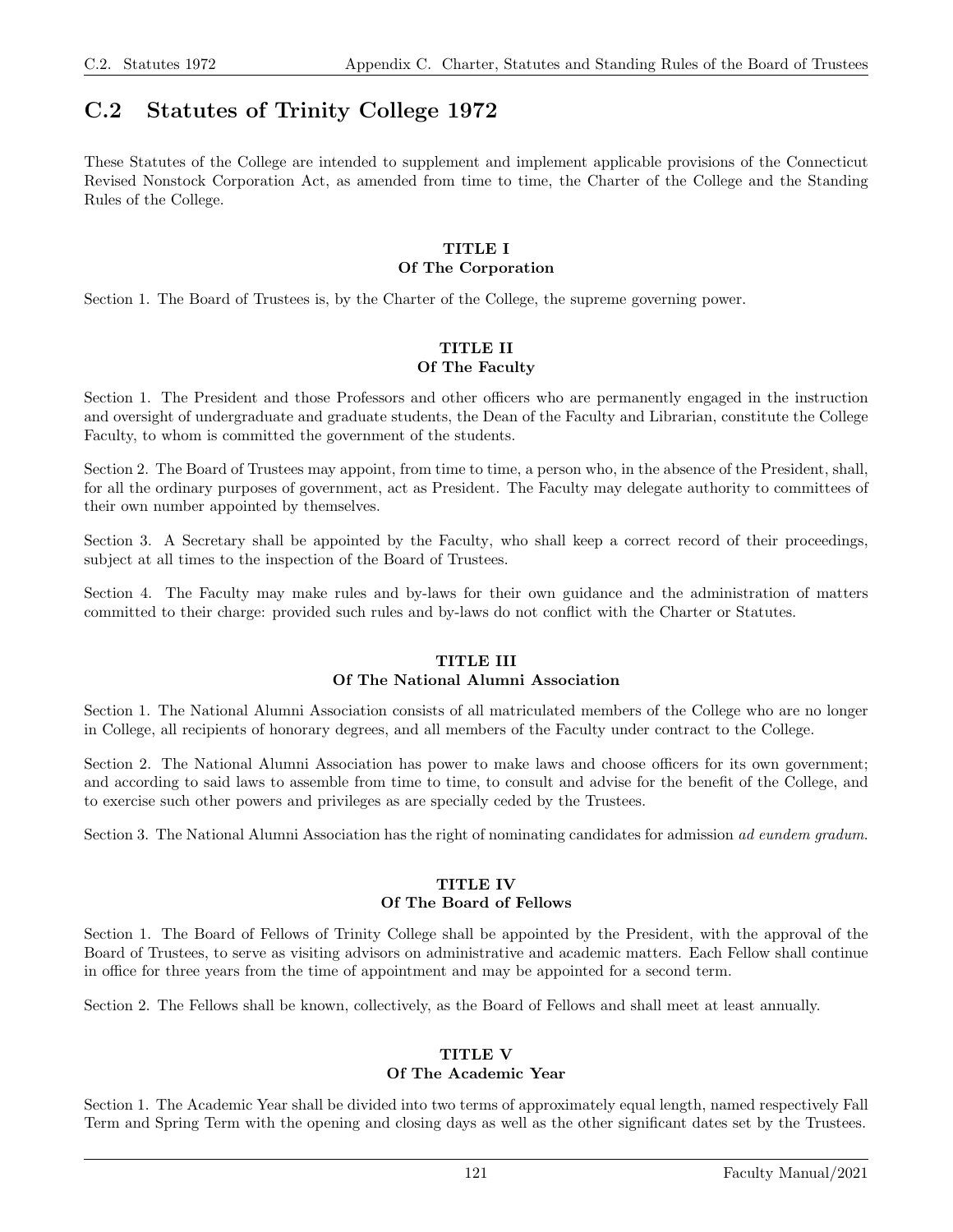## C.2 Statutes of Trinity College 1972

These Statutes of the College are intended to supplement and implement applicable provisions of the Connecticut Revised Nonstock Corporation Act, as amended from time to time, the Charter of the College and the Standing Rules of the College.

### TITLE I
### Of The Corporation

Section 1. The Board of Trustees is, by the Charter of the College, the supreme governing power.

### TITLE II
### Of The Faculty

Section 1. The President and those Professors and other officers who are permanently engaged in the instruction and oversight of undergraduate and graduate students, the Dean of the Faculty and Librarian, constitute the College Faculty, to whom is committed the government of the students.

Section 2. The Board of Trustees may appoint, from time to time, a person who, in the absence of the President, shall, for all the ordinary purposes of government, act as President. The Faculty may delegate authority to committees of their own number appointed by themselves.

Section 3. A Secretary shall be appointed by the Faculty, who shall keep a correct record of their proceedings, subject at all times to the inspection of the Board of Trustees.

Section 4. The Faculty may make rules and by-laws for their own guidance and the administration of matters committed to their charge: provided such rules and by-laws do not conflict with the Charter or Statutes.

### TITLE III
### Of The National Alumni Association

Section 1. The National Alumni Association consists of all matriculated members of the College who are no longer in College, all recipients of honorary degrees, and all members of the Faculty under contract to the College.

Section 2. The National Alumni Association has power to make laws and choose officers for its own government; and according to said laws to assemble from time to time, to consult and advise for the benefit of the College, and to exercise such other powers and privileges as are specially ceded by the Trustees.

Section 3. The National Alumni Association has the right of nominating candidates for admission *ad eundem gradum*.

### TITLE IV
### Of The Board of Fellows

Section 1. The Board of Fellows of Trinity College shall be appointed by the President, with the approval of the Board of Trustees, to serve as visiting advisors on administrative and academic matters. Each Fellow shall continue in office for three years from the time of appointment and may be appointed for a second term.

Section 2. The Fellows shall be known, collectively, as the Board of Fellows and shall meet at least annually.

### TITLE V
### Of The Academic Year

Section 1. The Academic Year shall be divided into two terms of approximately equal length, named respectively Fall Term and Spring Term with the opening and closing days as well as the other significant dates set by the Trustees.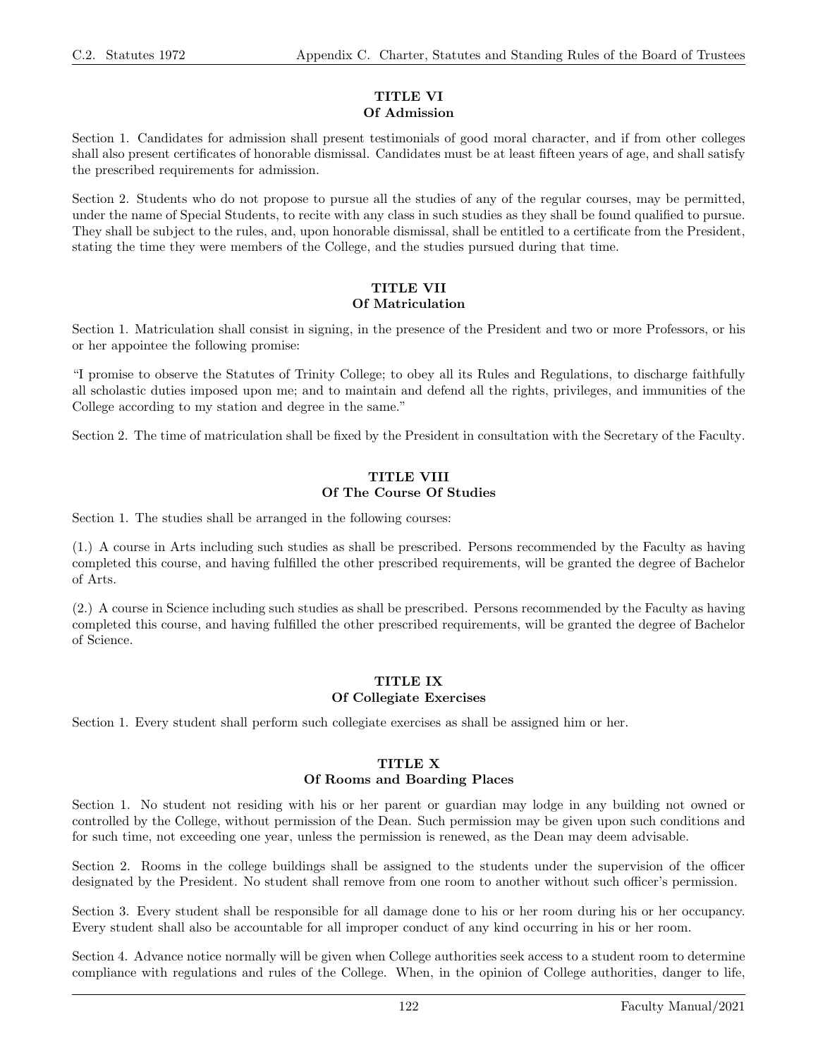## TITLE VI
### Of Admission

Section 1. Candidates for admission shall present testimonials of good moral character, and if from other colleges shall also present certificates of honorable dismissal. Candidates must be at least fifteen years of age, and shall satisfy the prescribed requirements for admission.

Section 2. Students who do not propose to pursue all the studies of any of the regular courses, may be permitted, under the name of Special Students, to recite with any class in such studies as they shall be found qualified to pursue. They shall be subject to the rules, and, upon honorable dismissal, shall be entitled to a certificate from the President, stating the time they were members of the College, and the studies pursued during that time.

## TITLE VII
### Of Matriculation

Section 1. Matriculation shall consist in signing, in the presence of the President and two or more Professors, or his or her appointee the following promise:

"I promise to observe the Statutes of Trinity College; to obey all its Rules and Regulations, to discharge faithfully all scholastic duties imposed upon me; and to maintain and defend all the rights, privileges, and immunities of the College according to my station and degree in the same."

Section 2. The time of matriculation shall be fixed by the President in consultation with the Secretary of the Faculty.

## TITLE VIII
### Of The Course Of Studies

Section 1. The studies shall be arranged in the following courses:

(1.) A course in Arts including such studies as shall be prescribed. Persons recommended by the Faculty as having completed this course, and having fulfilled the other prescribed requirements, will be granted the degree of Bachelor of Arts.

(2.) A course in Science including such studies as shall be prescribed. Persons recommended by the Faculty as having completed this course, and having fulfilled the other prescribed requirements, will be granted the degree of Bachelor of Science.

## TITLE IX
### Of Collegiate Exercises

Section 1. Every student shall perform such collegiate exercises as shall be assigned him or her.

## TITLE X
### Of Rooms and Boarding Places

Section 1. No student not residing with his or her parent or guardian may lodge in any building not owned or controlled by the College, without permission of the Dean. Such permission may be given upon such conditions and for such time, not exceeding one year, unless the permission is renewed, as the Dean may deem advisable.

Section 2. Rooms in the college buildings shall be assigned to the students under the supervision of the officer designated by the President. No student shall remove from one room to another without such officer's permission.

Section 3. Every student shall be responsible for all damage done to his or her room during his or her occupancy. Every student shall also be accountable for all improper conduct of any kind occurring in his or her room.

Section 4. Advance notice normally will be given when College authorities seek access to a student room to determine compliance with regulations and rules of the College. When, in the opinion of College authorities, danger to life,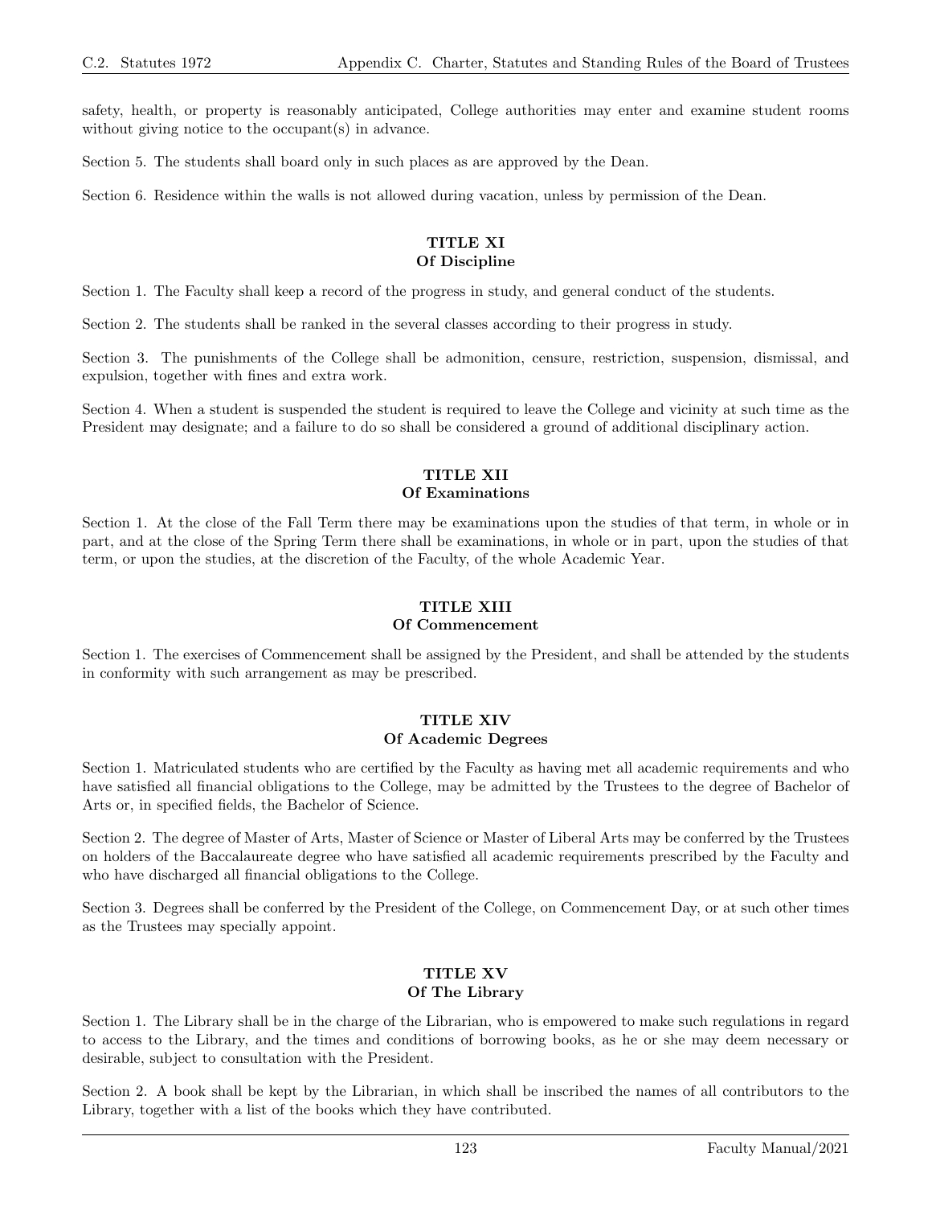safety, health, or property is reasonably anticipated, College authorities may enter and examine student rooms without giving notice to the occupant(s) in advance.

Section 5. The students shall board only in such places as are approved by the Dean.

Section 6. Residence within the walls is not allowed during vacation, unless by permission of the Dean.

## TITLE XI
## Of Discipline

Section 1. The Faculty shall keep a record of the progress in study, and general conduct of the students.

Section 2. The students shall be ranked in the several classes according to their progress in study.

Section 3. The punishments of the College shall be admonition, censure, restriction, suspension, dismissal, and expulsion, together with fines and extra work.

Section 4. When a student is suspended the student is required to leave the College and vicinity at such time as the President may designate; and a failure to do so shall be considered a ground of additional disciplinary action.

## TITLE XII
## Of Examinations

Section 1. At the close of the Fall Term there may be examinations upon the studies of that term, in whole or in part, and at the close of the Spring Term there shall be examinations, in whole or in part, upon the studies of that term, or upon the studies, at the discretion of the Faculty, of the whole Academic Year.

## TITLE XIII
## Of Commencement

Section 1. The exercises of Commencement shall be assigned by the President, and shall be attended by the students in conformity with such arrangement as may be prescribed.

## TITLE XIV
## Of Academic Degrees

Section 1. Matriculated students who are certified by the Faculty as having met all academic requirements and who have satisfied all financial obligations to the College, may be admitted by the Trustees to the degree of Bachelor of Arts or, in specified fields, the Bachelor of Science.

Section 2. The degree of Master of Arts, Master of Science or Master of Liberal Arts may be conferred by the Trustees on holders of the Baccalaureate degree who have satisfied all academic requirements prescribed by the Faculty and who have discharged all financial obligations to the College.

Section 3. Degrees shall be conferred by the President of the College, on Commencement Day, or at such other times as the Trustees may specially appoint.

## TITLE XV
## Of The Library

Section 1. The Library shall be in the charge of the Librarian, who is empowered to make such regulations in regard to access to the Library, and the times and conditions of borrowing books, as he or she may deem necessary or desirable, subject to consultation with the President.

Section 2. A book shall be kept by the Librarian, in which shall be inscribed the names of all contributors to the Library, together with a list of the books which they have contributed.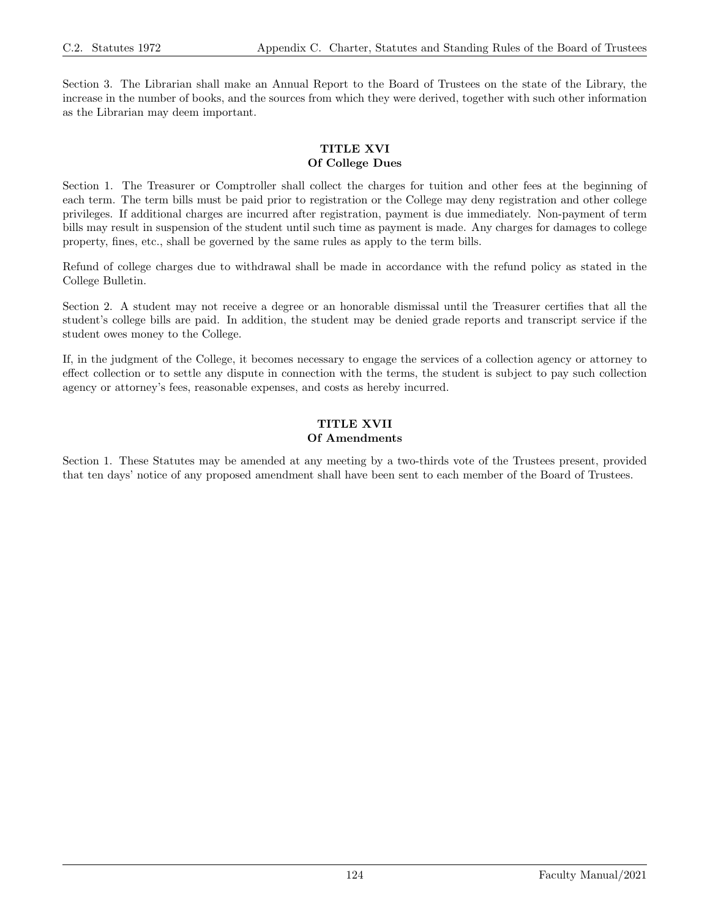Section 3. The Librarian shall make an Annual Report to the Board of Trustees on the state of the Library, the increase in the number of books, and the sources from which they were derived, together with such other information as the Librarian may deem important.

## TITLE XVI
## Of College Dues

Section 1. The Treasurer or Comptroller shall collect the charges for tuition and other fees at the beginning of each term. The term bills must be paid prior to registration or the College may deny registration and other college privileges. If additional charges are incurred after registration, payment is due immediately. Non-payment of term bills may result in suspension of the student until such time as payment is made. Any charges for damages to college property, fines, etc., shall be governed by the same rules as apply to the term bills.

Refund of college charges due to withdrawal shall be made in accordance with the refund policy as stated in the College Bulletin.

Section 2. A student may not receive a degree or an honorable dismissal until the Treasurer certifies that all the student's college bills are paid. In addition, the student may be denied grade reports and transcript service if the student owes money to the College.

If, in the judgment of the College, it becomes necessary to engage the services of a collection agency or attorney to effect collection or to settle any dispute in connection with the terms, the student is subject to pay such collection agency or attorney's fees, reasonable expenses, and costs as hereby incurred.

## TITLE XVII
## Of Amendments

Section 1. These Statutes may be amended at any meeting by a two-thirds vote of the Trustees present, provided that ten days' notice of any proposed amendment shall have been sent to each member of the Board of Trustees.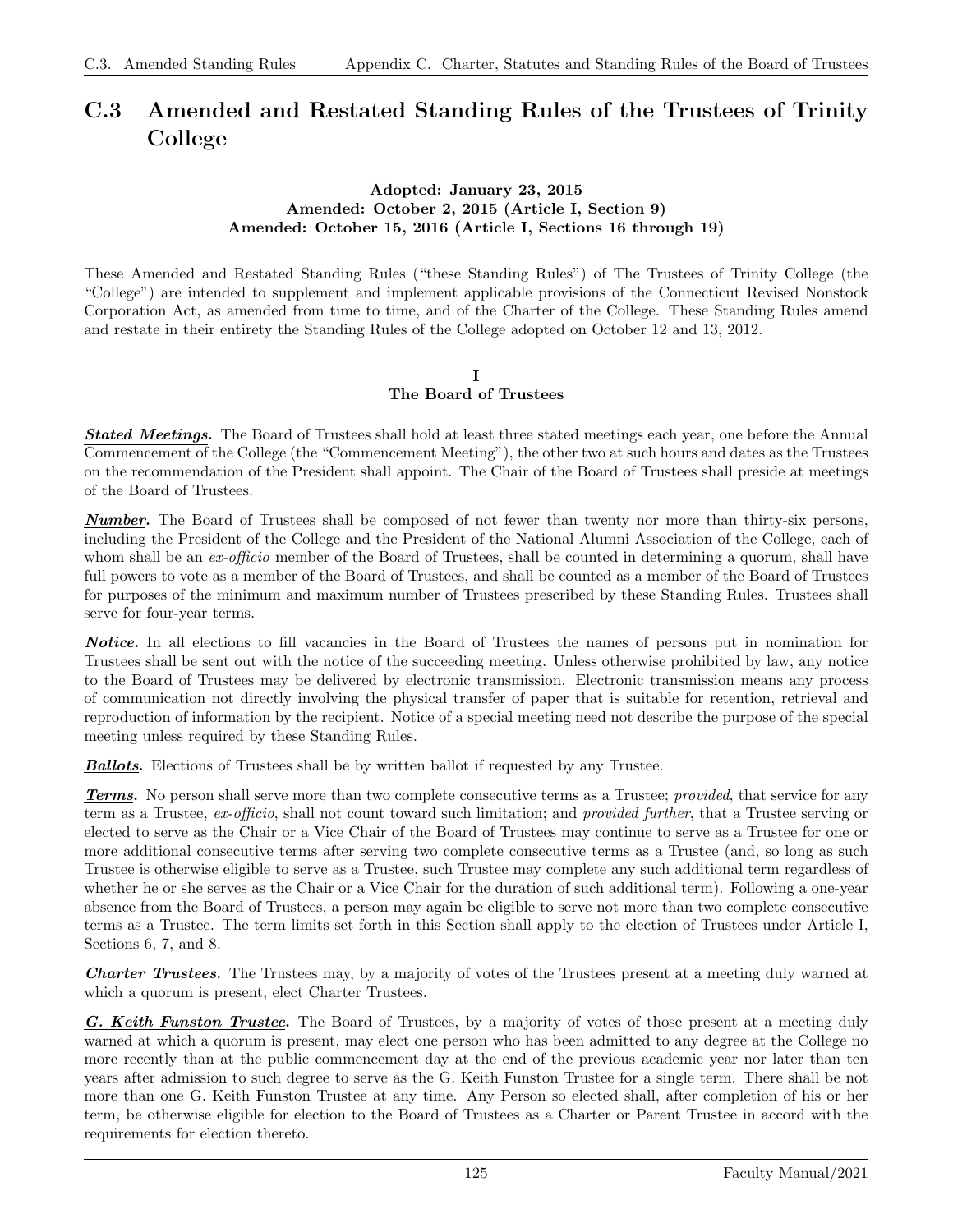## C.3 Amended and Restated Standing Rules of the Trustees of Trinity College

**Adopted: January 23, 2015**
**Amended: October 2, 2015 (Article I, Section 9)**
**Amended: October 15, 2016 (Article I, Sections 16 through 19)**

These Amended and Restated Standing Rules ("these Standing Rules") of The Trustees of Trinity College (the "College") are intended to supplement and implement applicable provisions of the Connecticut Revised Nonstock Corporation Act, as amended from time to time, and of the Charter of the College. These Standing Rules amend and restate in their entirety the Standing Rules of the College adopted on October 12 and 13, 2012.

### I
### The Board of Trustees

***Stated Meetings.*** The Board of Trustees shall hold at least three stated meetings each year, one before the Annual Commencement of the College (the "Commencement Meeting"), the other two at such hours and dates as the Trustees on the recommendation of the President shall appoint. The Chair of the Board of Trustees shall preside at meetings of the Board of Trustees.

***Number.*** The Board of Trustees shall be composed of not fewer than twenty nor more than thirty-six persons, including the President of the College and the President of the National Alumni Association of the College, each of whom shall be an *ex-officio* member of the Board of Trustees, shall be counted in determining a quorum, shall have full powers to vote as a member of the Board of Trustees, and shall be counted as a member of the Board of Trustees for purposes of the minimum and maximum number of Trustees prescribed by these Standing Rules. Trustees shall serve for four-year terms.

***Notice.*** In all elections to fill vacancies in the Board of Trustees the names of persons put in nomination for Trustees shall be sent out with the notice of the succeeding meeting. Unless otherwise prohibited by law, any notice to the Board of Trustees may be delivered by electronic transmission. Electronic transmission means any process of communication not directly involving the physical transfer of paper that is suitable for retention, retrieval and reproduction of information by the recipient. Notice of a special meeting need not describe the purpose of the special meeting unless required by these Standing Rules.

***Ballots.*** Elections of Trustees shall be by written ballot if requested by any Trustee.

***Terms.*** No person shall serve more than two complete consecutive terms as a Trustee; *provided*, that service for any term as a Trustee, *ex-officio*, shall not count toward such limitation; and *provided further*, that a Trustee serving or elected to serve as the Chair or a Vice Chair of the Board of Trustees may continue to serve as a Trustee for one or more additional consecutive terms after serving two complete consecutive terms as a Trustee (and, so long as such Trustee is otherwise eligible to serve as a Trustee, such Trustee may complete any such additional term regardless of whether he or she serves as the Chair or a Vice Chair for the duration of such additional term). Following a one-year absence from the Board of Trustees, a person may again be eligible to serve not more than two complete consecutive terms as a Trustee. The term limits set forth in this Section shall apply to the election of Trustees under Article I, Sections 6, 7, and 8.

***Charter Trustees.*** The Trustees may, by a majority of votes of the Trustees present at a meeting duly warned at which a quorum is present, elect Charter Trustees.

***G. Keith Funston Trustee.*** The Board of Trustees, by a majority of votes of those present at a meeting duly warned at which a quorum is present, may elect one person who has been admitted to any degree at the College no more recently than at the public commencement day at the end of the previous academic year nor later than ten years after admission to such degree to serve as the G. Keith Funston Trustee for a single term. There shall be not more than one G. Keith Funston Trustee at any time. Any Person so elected shall, after completion of his or her term, be otherwise eligible for election to the Board of Trustees as a Charter or Parent Trustee in accord with the requirements for election thereto.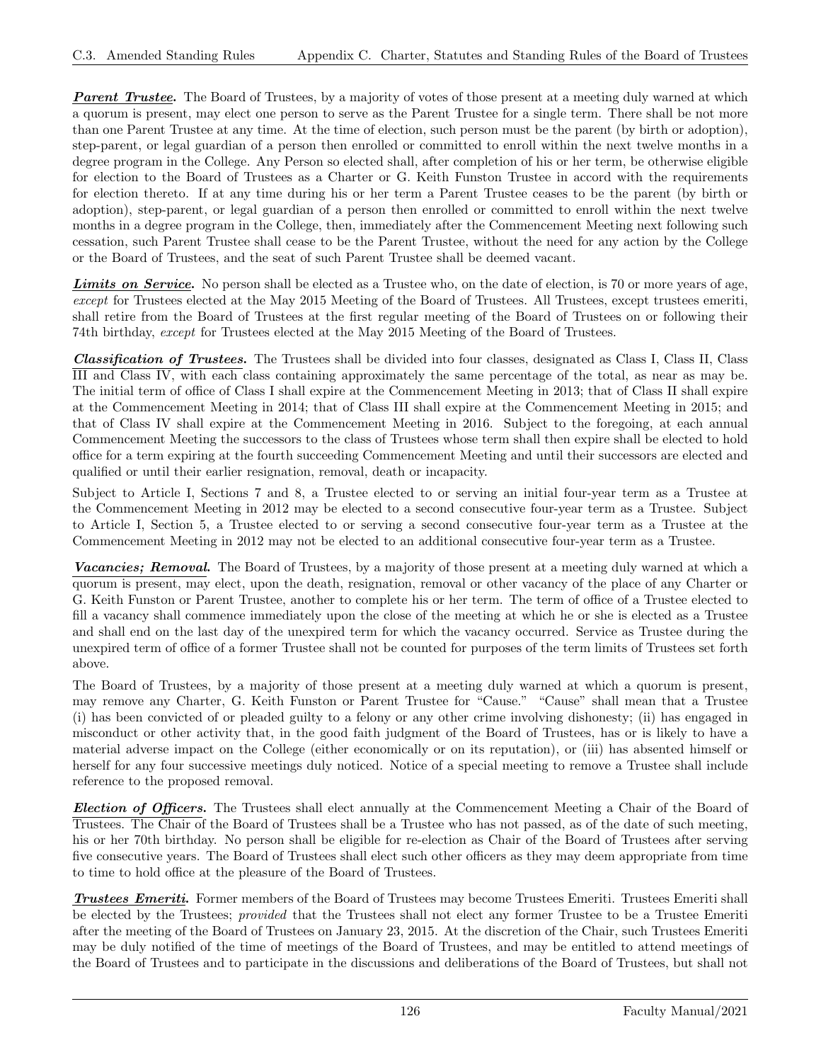***Parent Trustee.*** The Board of Trustees, by a majority of votes of those present at a meeting duly warned at which a quorum is present, may elect one person to serve as the Parent Trustee for a single term. There shall be not more than one Parent Trustee at any time. At the time of election, such person must be the parent (by birth or adoption), step-parent, or legal guardian of a person then enrolled or committed to enroll within the next twelve months in a degree program in the College. Any Person so elected shall, after completion of his or her term, be otherwise eligible for election to the Board of Trustees as a Charter or G. Keith Funston Trustee in accord with the requirements for election thereto. If at any time during his or her term a Parent Trustee ceases to be the parent (by birth or adoption), step-parent, or legal guardian of a person then enrolled or committed to enroll within the next twelve months in a degree program in the College, then, immediately after the Commencement Meeting next following such cessation, such Parent Trustee shall cease to be the Parent Trustee, without the need for any action by the College or the Board of Trustees, and the seat of such Parent Trustee shall be deemed vacant.

***Limits on Service.*** No person shall be elected as a Trustee who, on the date of election, is 70 or more years of age, *except* for Trustees elected at the May 2015 Meeting of the Board of Trustees. All Trustees, except trustees emeriti, shall retire from the Board of Trustees at the first regular meeting of the Board of Trustees on or following their 74th birthday, *except* for Trustees elected at the May 2015 Meeting of the Board of Trustees.

***Classification of Trustees.*** The Trustees shall be divided into four classes, designated as Class I, Class II, Class III and Class IV, with each class containing approximately the same percentage of the total, as near as may be. The initial term of office of Class I shall expire at the Commencement Meeting in 2013; that of Class II shall expire at the Commencement Meeting in 2014; that of Class III shall expire at the Commencement Meeting in 2015; and that of Class IV shall expire at the Commencement Meeting in 2016. Subject to the foregoing, at each annual Commencement Meeting the successors to the class of Trustees whose term shall then expire shall be elected to hold office for a term expiring at the fourth succeeding Commencement Meeting and until their successors are elected and qualified or until their earlier resignation, removal, death or incapacity.

Subject to Article I, Sections 7 and 8, a Trustee elected to or serving an initial four-year term as a Trustee at the Commencement Meeting in 2012 may be elected to a second consecutive four-year term as a Trustee. Subject to Article I, Section 5, a Trustee elected to or serving a second consecutive four-year term as a Trustee at the Commencement Meeting in 2012 may not be elected to an additional consecutive four-year term as a Trustee.

***Vacancies; Removal.*** The Board of Trustees, by a majority of those present at a meeting duly warned at which a quorum is present, may elect, upon the death, resignation, removal or other vacancy of the place of any Charter or G. Keith Funston or Parent Trustee, another to complete his or her term. The term of office of a Trustee elected to fill a vacancy shall commence immediately upon the close of the meeting at which he or she is elected as a Trustee and shall end on the last day of the unexpired term for which the vacancy occurred. Service as Trustee during the unexpired term of office of a former Trustee shall not be counted for purposes of the term limits of Trustees set forth above.

The Board of Trustees, by a majority of those present at a meeting duly warned at which a quorum is present, may remove any Charter, G. Keith Funston or Parent Trustee for "Cause." "Cause" shall mean that a Trustee (i) has been convicted of or pleaded guilty to a felony or any other crime involving dishonesty; (ii) has engaged in misconduct or other activity that, in the good faith judgment of the Board of Trustees, has or is likely to have a material adverse impact on the College (either economically or on its reputation), or (iii) has absented himself or herself for any four successive meetings duly noticed. Notice of a special meeting to remove a Trustee shall include reference to the proposed removal.

***Election of Officers.*** The Trustees shall elect annually at the Commencement Meeting a Chair of the Board of Trustees. The Chair of the Board of Trustees shall be a Trustee who has not passed, as of the date of such meeting, his or her 70th birthday. No person shall be eligible for re-election as Chair of the Board of Trustees after serving five consecutive years. The Board of Trustees shall elect such other officers as they may deem appropriate from time to time to hold office at the pleasure of the Board of Trustees.

***Trustees Emeriti.*** Former members of the Board of Trustees may become Trustees Emeriti. Trustees Emeriti shall be elected by the Trustees; *provided* that the Trustees shall not elect any former Trustee to be a Trustee Emeriti after the meeting of the Board of Trustees on January 23, 2015. At the discretion of the Chair, such Trustees Emeriti may be duly notified of the time of meetings of the Board of Trustees, and may be entitled to attend meetings of the Board of Trustees and to participate in the discussions and deliberations of the Board of Trustees, but shall not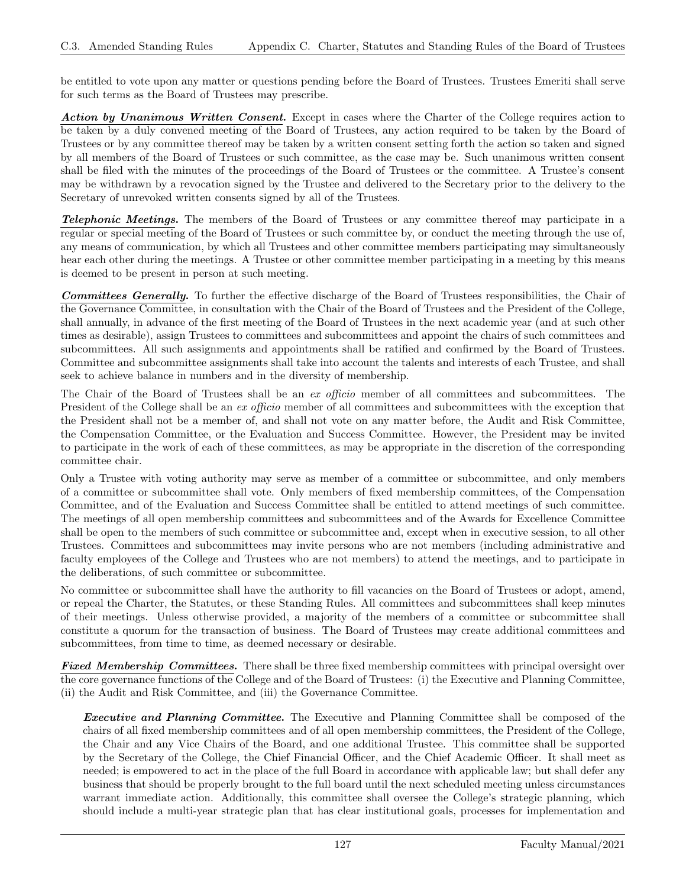be entitled to vote upon any matter or questions pending before the Board of Trustees. Trustees Emeriti shall serve for such terms as the Board of Trustees may prescribe.

***Action by Unanimous Written Consent.*** Except in cases where the Charter of the College requires action to be taken by a duly convened meeting of the Board of Trustees, any action required to be taken by the Board of Trustees or by any committee thereof may be taken by a written consent setting forth the action so taken and signed by all members of the Board of Trustees or such committee, as the case may be. Such unanimous written consent shall be filed with the minutes of the proceedings of the Board of Trustees or the committee. A Trustee's consent may be withdrawn by a revocation signed by the Trustee and delivered to the Secretary prior to the delivery to the Secretary of unrevoked written consents signed by all of the Trustees.

***Telephonic Meetings.*** The members of the Board of Trustees or any committee thereof may participate in a regular or special meeting of the Board of Trustees or such committee by, or conduct the meeting through the use of, any means of communication, by which all Trustees and other committee members participating may simultaneously hear each other during the meetings. A Trustee or other committee member participating in a meeting by this means is deemed to be present in person at such meeting.

***Committees Generally.*** To further the effective discharge of the Board of Trustees responsibilities, the Chair of the Governance Committee, in consultation with the Chair of the Board of Trustees and the President of the College, shall annually, in advance of the first meeting of the Board of Trustees in the next academic year (and at such other times as desirable), assign Trustees to committees and subcommittees and appoint the chairs of such committees and subcommittees. All such assignments and appointments shall be ratified and confirmed by the Board of Trustees. Committee and subcommittee assignments shall take into account the talents and interests of each Trustee, and shall seek to achieve balance in numbers and in the diversity of membership.

The Chair of the Board of Trustees shall be an *ex officio* member of all committees and subcommittees. The President of the College shall be an *ex officio* member of all committees and subcommittees with the exception that the President shall not be a member of, and shall not vote on any matter before, the Audit and Risk Committee, the Compensation Committee, or the Evaluation and Success Committee. However, the President may be invited to participate in the work of each of these committees, as may be appropriate in the discretion of the corresponding committee chair.

Only a Trustee with voting authority may serve as member of a committee or subcommittee, and only members of a committee or subcommittee shall vote. Only members of fixed membership committees, of the Compensation Committee, and of the Evaluation and Success Committee shall be entitled to attend meetings of such committee. The meetings of all open membership committees and subcommittees and of the Awards for Excellence Committee shall be open to the members of such committee or subcommittee and, except when in executive session, to all other Trustees. Committees and subcommittees may invite persons who are not members (including administrative and faculty employees of the College and Trustees who are not members) to attend the meetings, and to participate in the deliberations, of such committee or subcommittee.

No committee or subcommittee shall have the authority to fill vacancies on the Board of Trustees or adopt, amend, or repeal the Charter, the Statutes, or these Standing Rules. All committees and subcommittees shall keep minutes of their meetings. Unless otherwise provided, a majority of the members of a committee or subcommittee shall constitute a quorum for the transaction of business. The Board of Trustees may create additional committees and subcommittees, from time to time, as deemed necessary or desirable.

***Fixed Membership Committees.*** There shall be three fixed membership committees with principal oversight over the core governance functions of the College and of the Board of Trustees: (i) the Executive and Planning Committee, (ii) the Audit and Risk Committee, and (iii) the Governance Committee.

***Executive and Planning Committee.*** The Executive and Planning Committee shall be composed of the chairs of all fixed membership committees and of all open membership committees, the President of the College, the Chair and any Vice Chairs of the Board, and one additional Trustee. This committee shall be supported by the Secretary of the College, the Chief Financial Officer, and the Chief Academic Officer. It shall meet as needed; is empowered to act in the place of the full Board in accordance with applicable law; but shall defer any business that should be properly brought to the full board until the next scheduled meeting unless circumstances warrant immediate action. Additionally, this committee shall oversee the College's strategic planning, which should include a multi-year strategic plan that has clear institutional goals, processes for implementation and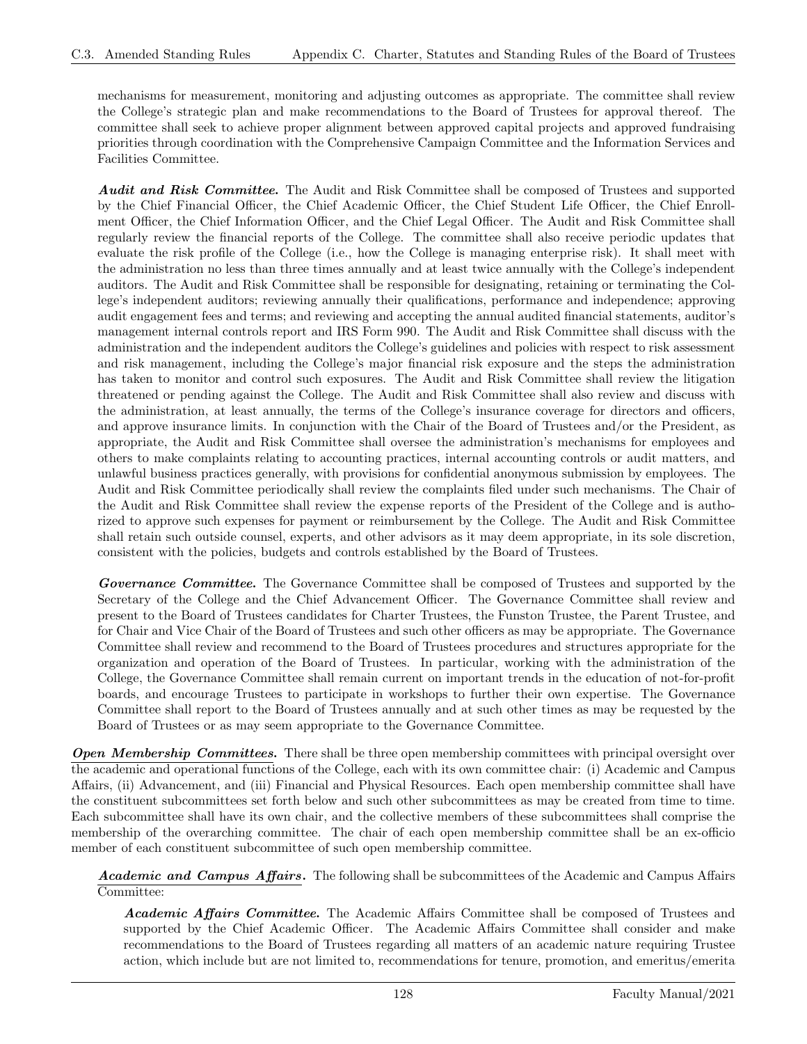mechanisms for measurement, monitoring and adjusting outcomes as appropriate. The committee shall review the College's strategic plan and make recommendations to the Board of Trustees for approval thereof. The committee shall seek to achieve proper alignment between approved capital projects and approved fundraising priorities through coordination with the Comprehensive Campaign Committee and the Information Services and Facilities Committee.

***Audit and Risk Committee.*** The Audit and Risk Committee shall be composed of Trustees and supported by the Chief Financial Officer, the Chief Academic Officer, the Chief Student Life Officer, the Chief Enrollment Officer, the Chief Information Officer, and the Chief Legal Officer. The Audit and Risk Committee shall regularly review the financial reports of the College. The committee shall also receive periodic updates that evaluate the risk profile of the College (i.e., how the College is managing enterprise risk). It shall meet with the administration no less than three times annually and at least twice annually with the College's independent auditors. The Audit and Risk Committee shall be responsible for designating, retaining or terminating the College's independent auditors; reviewing annually their qualifications, performance and independence; approving audit engagement fees and terms; and reviewing and accepting the annual audited financial statements, auditor's management internal controls report and IRS Form 990. The Audit and Risk Committee shall discuss with the administration and the independent auditors the College's guidelines and policies with respect to risk assessment and risk management, including the College's major financial risk exposure and the steps the administration has taken to monitor and control such exposures. The Audit and Risk Committee shall review the litigation threatened or pending against the College. The Audit and Risk Committee shall also review and discuss with the administration, at least annually, the terms of the College's insurance coverage for directors and officers, and approve insurance limits. In conjunction with the Chair of the Board of Trustees and/or the President, as appropriate, the Audit and Risk Committee shall oversee the administration's mechanisms for employees and others to make complaints relating to accounting practices, internal accounting controls or audit matters, and unlawful business practices generally, with provisions for confidential anonymous submission by employees. The Audit and Risk Committee periodically shall review the complaints filed under such mechanisms. The Chair of the Audit and Risk Committee shall review the expense reports of the President of the College and is authorized to approve such expenses for payment or reimbursement by the College. The Audit and Risk Committee shall retain such outside counsel, experts, and other advisors as it may deem appropriate, in its sole discretion, consistent with the policies, budgets and controls established by the Board of Trustees.

***Governance Committee.*** The Governance Committee shall be composed of Trustees and supported by the Secretary of the College and the Chief Advancement Officer. The Governance Committee shall review and present to the Board of Trustees candidates for Charter Trustees, the Funston Trustee, the Parent Trustee, and for Chair and Vice Chair of the Board of Trustees and such other officers as may be appropriate. The Governance Committee shall review and recommend to the Board of Trustees procedures and structures appropriate for the organization and operation of the Board of Trustees. In particular, working with the administration of the College, the Governance Committee shall remain current on important trends in the education of not-for-profit boards, and encourage Trustees to participate in workshops to further their own expertise. The Governance Committee shall report to the Board of Trustees annually and at such other times as may be requested by the Board of Trustees or as may seem appropriate to the Governance Committee.

***Open Membership Committees.*** There shall be three open membership committees with principal oversight over the academic and operational functions of the College, each with its own committee chair: (i) Academic and Campus Affairs, (ii) Advancement, and (iii) Financial and Physical Resources. Each open membership committee shall have the constituent subcommittees set forth below and such other subcommittees as may be created from time to time. Each subcommittee shall have its own chair, and the collective members of these subcommittees shall comprise the membership of the overarching committee. The chair of each open membership committee shall be an ex-officio member of each constituent subcommittee of such open membership committee.

***Academic and Campus Affairs.*** The following shall be subcommittees of the Academic and Campus Affairs Committee:

***Academic Affairs Committee.*** The Academic Affairs Committee shall be composed of Trustees and supported by the Chief Academic Officer. The Academic Affairs Committee shall consider and make recommendations to the Board of Trustees regarding all matters of an academic nature requiring Trustee action, which include but are not limited to, recommendations for tenure, promotion, and emeritus/emerita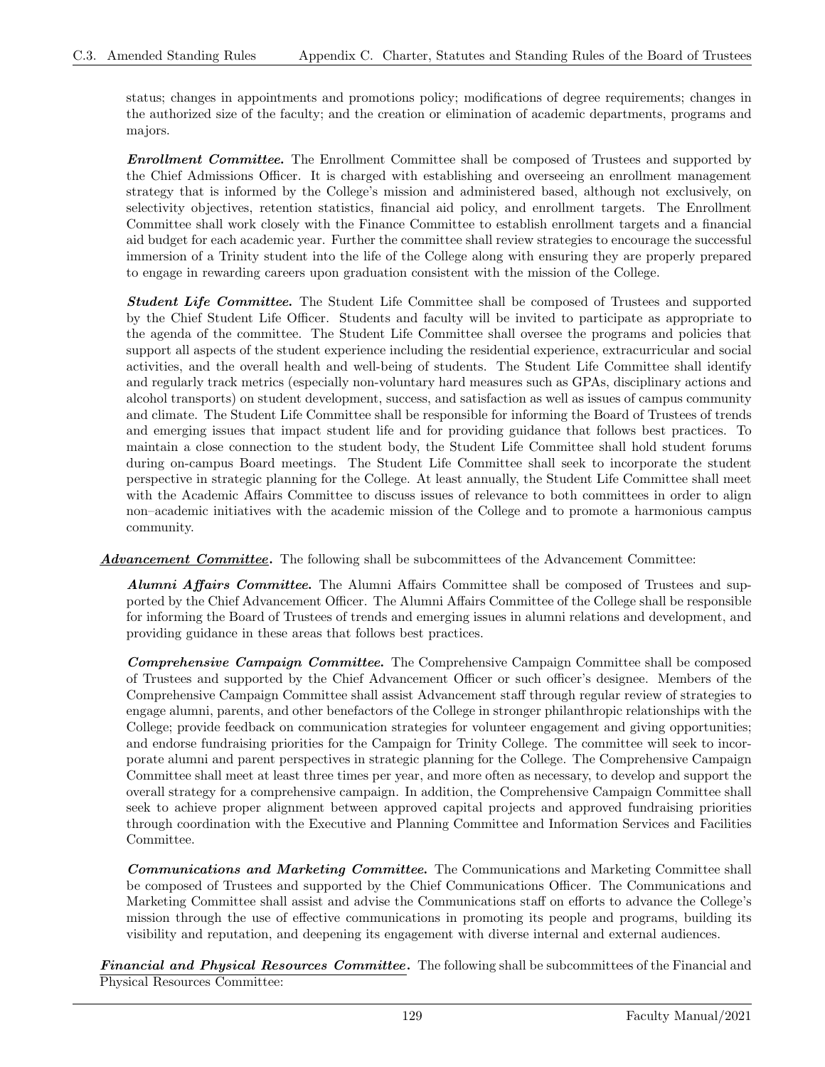status; changes in appointments and promotions policy; modifications of degree requirements; changes in the authorized size of the faculty; and the creation or elimination of academic departments, programs and majors.

***Enrollment Committee.*** The Enrollment Committee shall be composed of Trustees and supported by the Chief Admissions Officer. It is charged with establishing and overseeing an enrollment management strategy that is informed by the College's mission and administered based, although not exclusively, on selectivity objectives, retention statistics, financial aid policy, and enrollment targets. The Enrollment Committee shall work closely with the Finance Committee to establish enrollment targets and a financial aid budget for each academic year. Further the committee shall review strategies to encourage the successful immersion of a Trinity student into the life of the College along with ensuring they are properly prepared to engage in rewarding careers upon graduation consistent with the mission of the College.

***Student Life Committee.*** The Student Life Committee shall be composed of Trustees and supported by the Chief Student Life Officer. Students and faculty will be invited to participate as appropriate to the agenda of the committee. The Student Life Committee shall oversee the programs and policies that support all aspects of the student experience including the residential experience, extracurricular and social activities, and the overall health and well-being of students. The Student Life Committee shall identify and regularly track metrics (especially non-voluntary hard measures such as GPAs, disciplinary actions and alcohol transports) on student development, success, and satisfaction as well as issues of campus community and climate. The Student Life Committee shall be responsible for informing the Board of Trustees of trends and emerging issues that impact student life and for providing guidance that follows best practices. To maintain a close connection to the student body, the Student Life Committee shall hold student forums during on-campus Board meetings. The Student Life Committee shall seek to incorporate the student perspective in strategic planning for the College. At least annually, the Student Life Committee shall meet with the Academic Affairs Committee to discuss issues of relevance to both committees in order to align non–academic initiatives with the academic mission of the College and to promote a harmonious campus community.

***Advancement Committee*.** The following shall be subcommittees of the Advancement Committee:

***Alumni Affairs Committee.*** The Alumni Affairs Committee shall be composed of Trustees and supported by the Chief Advancement Officer. The Alumni Affairs Committee of the College shall be responsible for informing the Board of Trustees of trends and emerging issues in alumni relations and development, and providing guidance in these areas that follows best practices.

***Comprehensive Campaign Committee.*** The Comprehensive Campaign Committee shall be composed of Trustees and supported by the Chief Advancement Officer or such officer's designee. Members of the Comprehensive Campaign Committee shall assist Advancement staff through regular review of strategies to engage alumni, parents, and other benefactors of the College in stronger philanthropic relationships with the College; provide feedback on communication strategies for volunteer engagement and giving opportunities; and endorse fundraising priorities for the Campaign for Trinity College. The committee will seek to incorporate alumni and parent perspectives in strategic planning for the College. The Comprehensive Campaign Committee shall meet at least three times per year, and more often as necessary, to develop and support the overall strategy for a comprehensive campaign. In addition, the Comprehensive Campaign Committee shall seek to achieve proper alignment between approved capital projects and approved fundraising priorities through coordination with the Executive and Planning Committee and Information Services and Facilities Committee.

***Communications and Marketing Committee.*** The Communications and Marketing Committee shall be composed of Trustees and supported by the Chief Communications Officer. The Communications and Marketing Committee shall assist and advise the Communications staff on efforts to advance the College's mission through the use of effective communications in promoting its people and programs, building its visibility and reputation, and deepening its engagement with diverse internal and external audiences.

***Financial and Physical Resources Committee*.** The following shall be subcommittees of the Financial and Physical Resources Committee: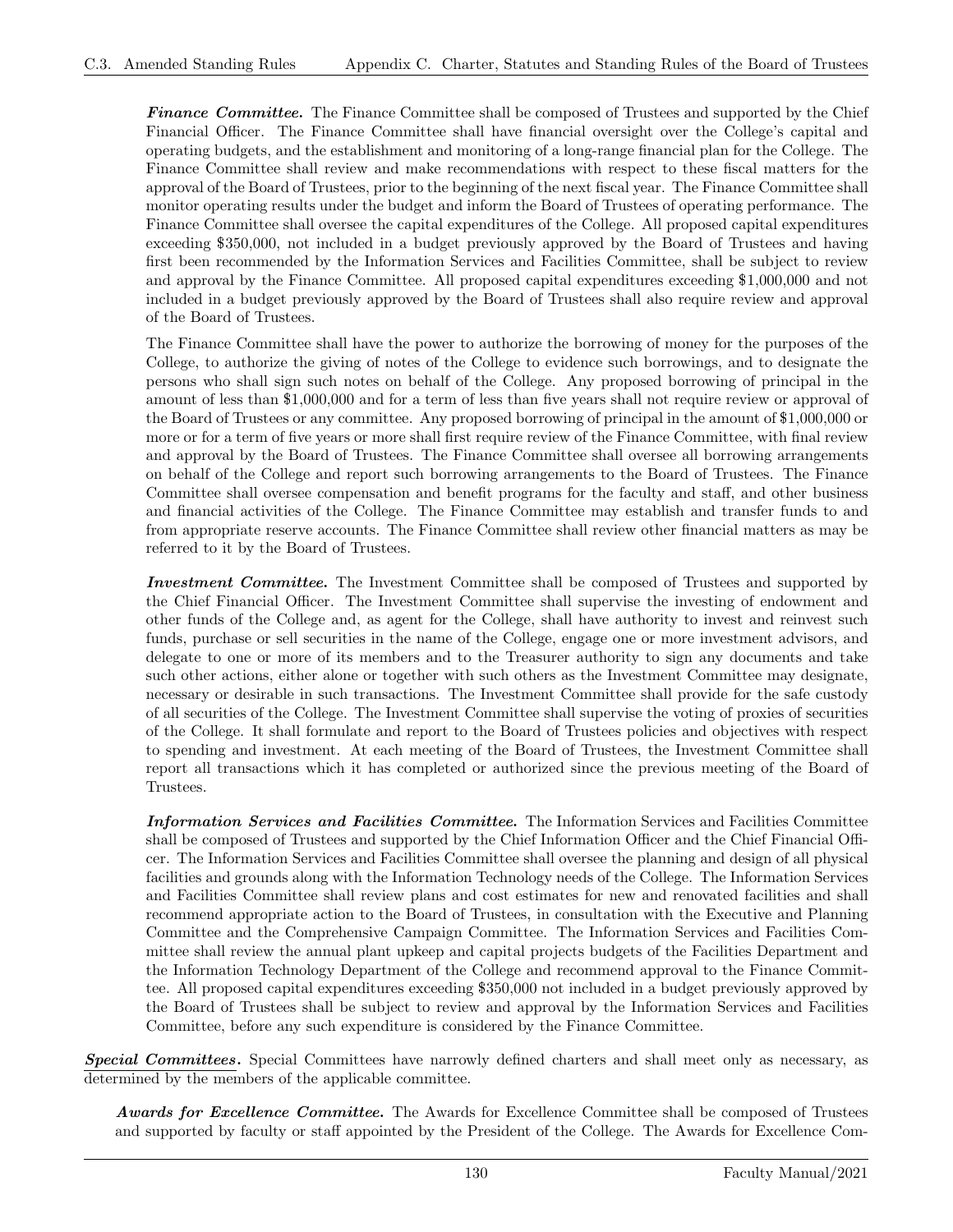***Finance Committee.*** The Finance Committee shall be composed of Trustees and supported by the Chief Financial Officer. The Finance Committee shall have financial oversight over the College's capital and operating budgets, and the establishment and monitoring of a long-range financial plan for the College. The Finance Committee shall review and make recommendations with respect to these fiscal matters for the approval of the Board of Trustees, prior to the beginning of the next fiscal year. The Finance Committee shall monitor operating results under the budget and inform the Board of Trustees of operating performance. The Finance Committee shall oversee the capital expenditures of the College. All proposed capital expenditures exceeding $350,000, not included in a budget previously approved by the Board of Trustees and having first been recommended by the Information Services and Facilities Committee, shall be subject to review and approval by the Finance Committee. All proposed capital expenditures exceeding $1,000,000 and not included in a budget previously approved by the Board of Trustees shall also require review and approval of the Board of Trustees.

The Finance Committee shall have the power to authorize the borrowing of money for the purposes of the College, to authorize the giving of notes of the College to evidence such borrowings, and to designate the persons who shall sign such notes on behalf of the College. Any proposed borrowing of principal in the amount of less than $1,000,000 and for a term of less than five years shall not require review or approval of the Board of Trustees or any committee. Any proposed borrowing of principal in the amount of $1,000,000 or more or for a term of five years or more shall first require review of the Finance Committee, with final review and approval by the Board of Trustees. The Finance Committee shall oversee all borrowing arrangements on behalf of the College and report such borrowing arrangements to the Board of Trustees. The Finance Committee shall oversee compensation and benefit programs for the faculty and staff, and other business and financial activities of the College. The Finance Committee may establish and transfer funds to and from appropriate reserve accounts. The Finance Committee shall review other financial matters as may be referred to it by the Board of Trustees.

***Investment Committee.*** The Investment Committee shall be composed of Trustees and supported by the Chief Financial Officer. The Investment Committee shall supervise the investing of endowment and other funds of the College and, as agent for the College, shall have authority to invest and reinvest such funds, purchase or sell securities in the name of the College, engage one or more investment advisors, and delegate to one or more of its members and to the Treasurer authority to sign any documents and take such other actions, either alone or together with such others as the Investment Committee may designate, necessary or desirable in such transactions. The Investment Committee shall provide for the safe custody of all securities of the College. The Investment Committee shall supervise the voting of proxies of securities of the College. It shall formulate and report to the Board of Trustees policies and objectives with respect to spending and investment. At each meeting of the Board of Trustees, the Investment Committee shall report all transactions which it has completed or authorized since the previous meeting of the Board of Trustees.

***Information Services and Facilities Committee.*** The Information Services and Facilities Committee shall be composed of Trustees and supported by the Chief Information Officer and the Chief Financial Officer. The Information Services and Facilities Committee shall oversee the planning and design of all physical facilities and grounds along with the Information Technology needs of the College. The Information Services and Facilities Committee shall review plans and cost estimates for new and renovated facilities and shall recommend appropriate action to the Board of Trustees, in consultation with the Executive and Planning Committee and the Comprehensive Campaign Committee. The Information Services and Facilities Committee shall review the annual plant upkeep and capital projects budgets of the Facilities Department and the Information Technology Department of the College and recommend approval to the Finance Committee. All proposed capital expenditures exceeding $350,000 not included in a budget previously approved by the Board of Trustees shall be subject to review and approval by the Information Services and Facilities Committee, before any such expenditure is considered by the Finance Committee.

***Special Committees.*** Special Committees have narrowly defined charters and shall meet only as necessary, as determined by the members of the applicable committee.

***Awards for Excellence Committee.*** The Awards for Excellence Committee shall be composed of Trustees and supported by faculty or staff appointed by the President of the College. The Awards for Excellence Com-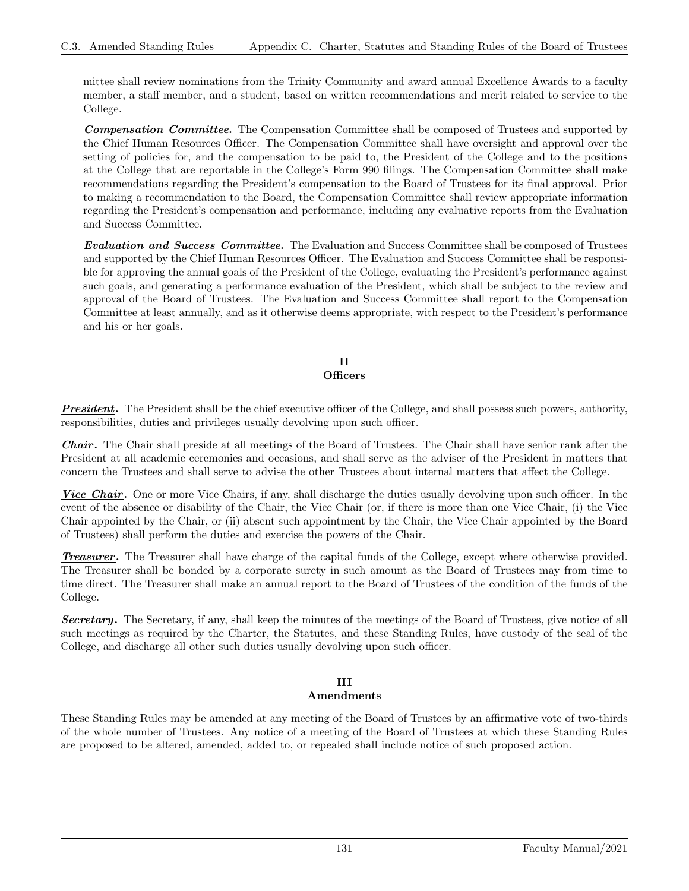mittee shall review nominations from the Trinity Community and award annual Excellence Awards to a faculty member, a staff member, and a student, based on written recommendations and merit related to service to the College.

***Compensation Committee.*** The Compensation Committee shall be composed of Trustees and supported by the Chief Human Resources Officer. The Compensation Committee shall have oversight and approval over the setting of policies for, and the compensation to be paid to, the President of the College and to the positions at the College that are reportable in the College's Form 990 filings. The Compensation Committee shall make recommendations regarding the President's compensation to the Board of Trustees for its final approval. Prior to making a recommendation to the Board, the Compensation Committee shall review appropriate information regarding the President's compensation and performance, including any evaluative reports from the Evaluation and Success Committee.

***Evaluation and Success Committee.*** The Evaluation and Success Committee shall be composed of Trustees and supported by the Chief Human Resources Officer. The Evaluation and Success Committee shall be responsible for approving the annual goals of the President of the College, evaluating the President's performance against such goals, and generating a performance evaluation of the President, which shall be subject to the review and approval of the Board of Trustees. The Evaluation and Success Committee shall report to the Compensation Committee at least annually, and as it otherwise deems appropriate, with respect to the President's performance and his or her goals.

## II
## Officers

***President.*** The President shall be the chief executive officer of the College, and shall possess such powers, authority, responsibilities, duties and privileges usually devolving upon such officer.

***Chair.*** The Chair shall preside at all meetings of the Board of Trustees. The Chair shall have senior rank after the President at all academic ceremonies and occasions, and shall serve as the adviser of the President in matters that concern the Trustees and shall serve to advise the other Trustees about internal matters that affect the College.

***Vice Chair.*** One or more Vice Chairs, if any, shall discharge the duties usually devolving upon such officer. In the event of the absence or disability of the Chair, the Vice Chair (or, if there is more than one Vice Chair, (i) the Vice Chair appointed by the Chair, or (ii) absent such appointment by the Chair, the Vice Chair appointed by the Board of Trustees) shall perform the duties and exercise the powers of the Chair.

***Treasurer.*** The Treasurer shall have charge of the capital funds of the College, except where otherwise provided. The Treasurer shall be bonded by a corporate surety in such amount as the Board of Trustees may from time to time direct. The Treasurer shall make an annual report to the Board of Trustees of the condition of the funds of the College.

***Secretary.*** The Secretary, if any, shall keep the minutes of the meetings of the Board of Trustees, give notice of all such meetings as required by the Charter, the Statutes, and these Standing Rules, have custody of the seal of the College, and discharge all other such duties usually devolving upon such officer.

## III
## Amendments

These Standing Rules may be amended at any meeting of the Board of Trustees by an affirmative vote of two-thirds of the whole number of Trustees. Any notice of a meeting of the Board of Trustees at which these Standing Rules are proposed to be altered, amended, added to, or repealed shall include notice of such proposed action.